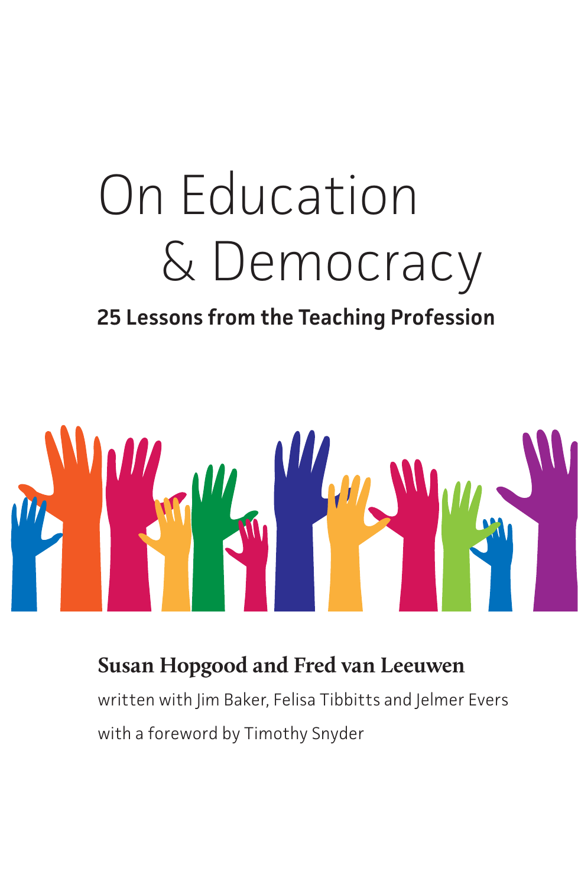# On Education & Democracy

## 25 Lessons from the Teaching Profession

**Susan Hopgood and Fred van Leeuwen**

written with Jim Baker, Felisa Tibbitts and Jelmer Evers

with a foreword by Timothy Snyder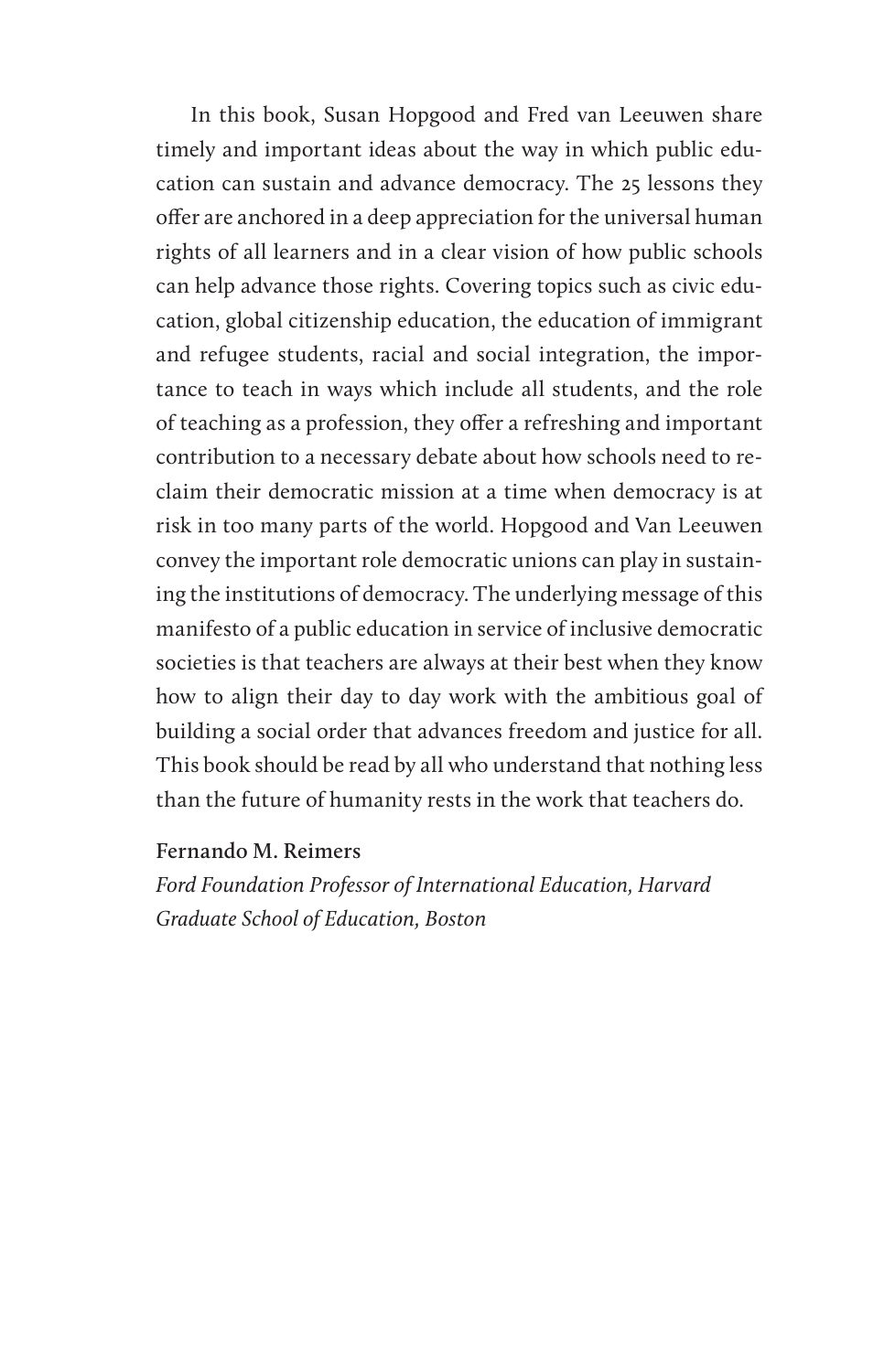In this book, Susan Hopgood and Fred van Leeuwen share timely and important ideas about the way in which public education can sustain and advance democracy. The 25 lessons they offer are anchored in a deep appreciation for the universal human rights of all learners and in a clear vision of how public schools can help advance those rights. Covering topics such as civic education, global citizenship education, the education of immigrant and refugee students, racial and social integration, the importance to teach in ways which include all students, and the role of teaching as a profession, they offer a refreshing and important contribution to a necessary debate about how schools need to reclaim their democratic mission at a time when democracy is at risk in too many parts of the world. Hopgood and Van Leeuwen convey the important role democratic unions can play in sustaining the institutions of democracy. The underlying message of this manifesto of a public education in service of inclusive democratic societies is that teachers are always at their best when they know how to align their day to day work with the ambitious goal of building a social order that advances freedom and justice for all. This book should be read by all who understand that nothing less than the future of humanity rests in the work that teachers do.

Fernando M. Reimers

*Ford Foundation Professor of International Education, Harvard Graduate School of Education, Boston*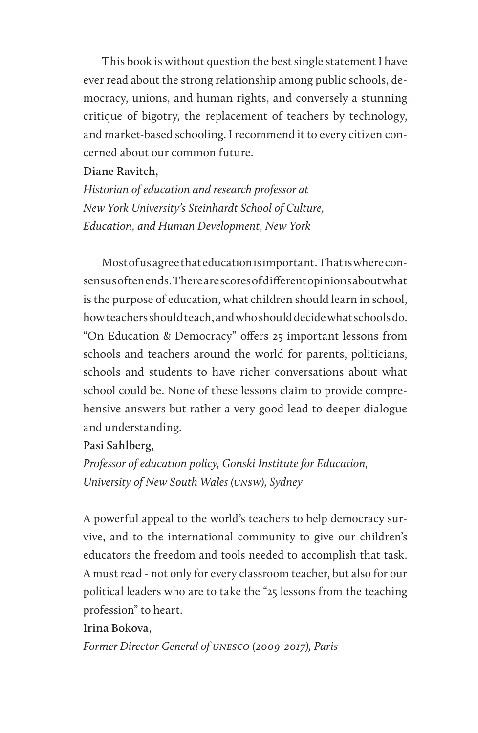This book is without question the best single statement I have ever read about the strong relationship among public schools, democracy, unions, and human rights, and conversely a stunning critique of bigotry, the replacement of teachers by technology, and market-based schooling. I recommend it to every citizen concerned about our common future.

**Diane Ravitch,**
*Historian of education and research professor at New York University's Steinhardt School of Culture, Education, and Human Development, New York*

Most of us agree that education is important. That is where consensus often ends. There are scores of different opinions about what is the purpose of education, what children should learn in school, how teachers should teach, and who should decide what schools do. "On Education & Democracy" offers 25 important lessons from schools and teachers around the world for parents, politicians, schools and students to have richer conversations about what school could be. None of these lessons claim to provide comprehensive answers but rather a very good lead to deeper dialogue and understanding.

**Pasi Sahlberg**,
*Professor of education policy, Gonski Institute for Education, University of New South Wales (UNSW), Sydney*

A powerful appeal to the world's teachers to help democracy survive, and to the international community to give our children's educators the freedom and tools needed to accomplish that task. A must read - not only for every classroom teacher, but also for our political leaders who are to take the "25 lessons from the teaching profession" to heart.

**Irina Bokova**,
*Former Director General of UNESCO (2009-2017), Paris*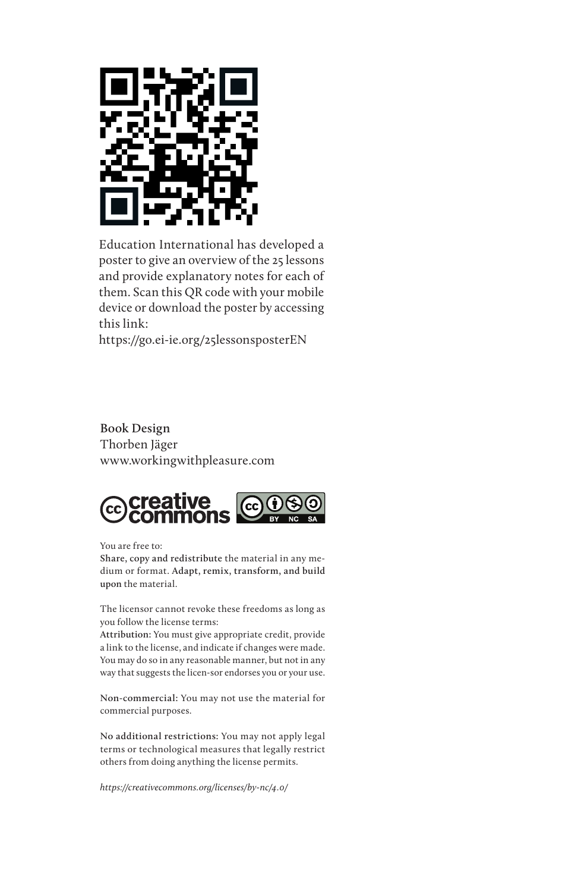Education International has developed a poster to give an overview of the 25 lessons and provide explanatory notes for each of them. Scan this QR code with your mobile device or download the poster by accessing this link:
https://go.ei-ie.org/25lessonsposterEN

**Book Design**
Thorben Jäger
www.workingwithpleasure.com

You are free to:
**Share, copy and redistribute** the material in any medium or format. **Adapt, remix, transform, and build upon** the material.

The licensor cannot revoke these freedoms as long as you follow the license terms:
**Attribution:** You must give appropriate credit, provide a link to the license, and indicate if changes were made. You may do so in any reasonable manner, but not in any way that suggests the licen-sor endorses you or your use.

**Non-commercial:** You may not use the material for commercial purposes.

**No additional restrictions:** You may not apply legal terms or technological measures that legally restrict others from doing anything the license permits.

*https://creativecommons.org/licenses/by-nc/4.0/*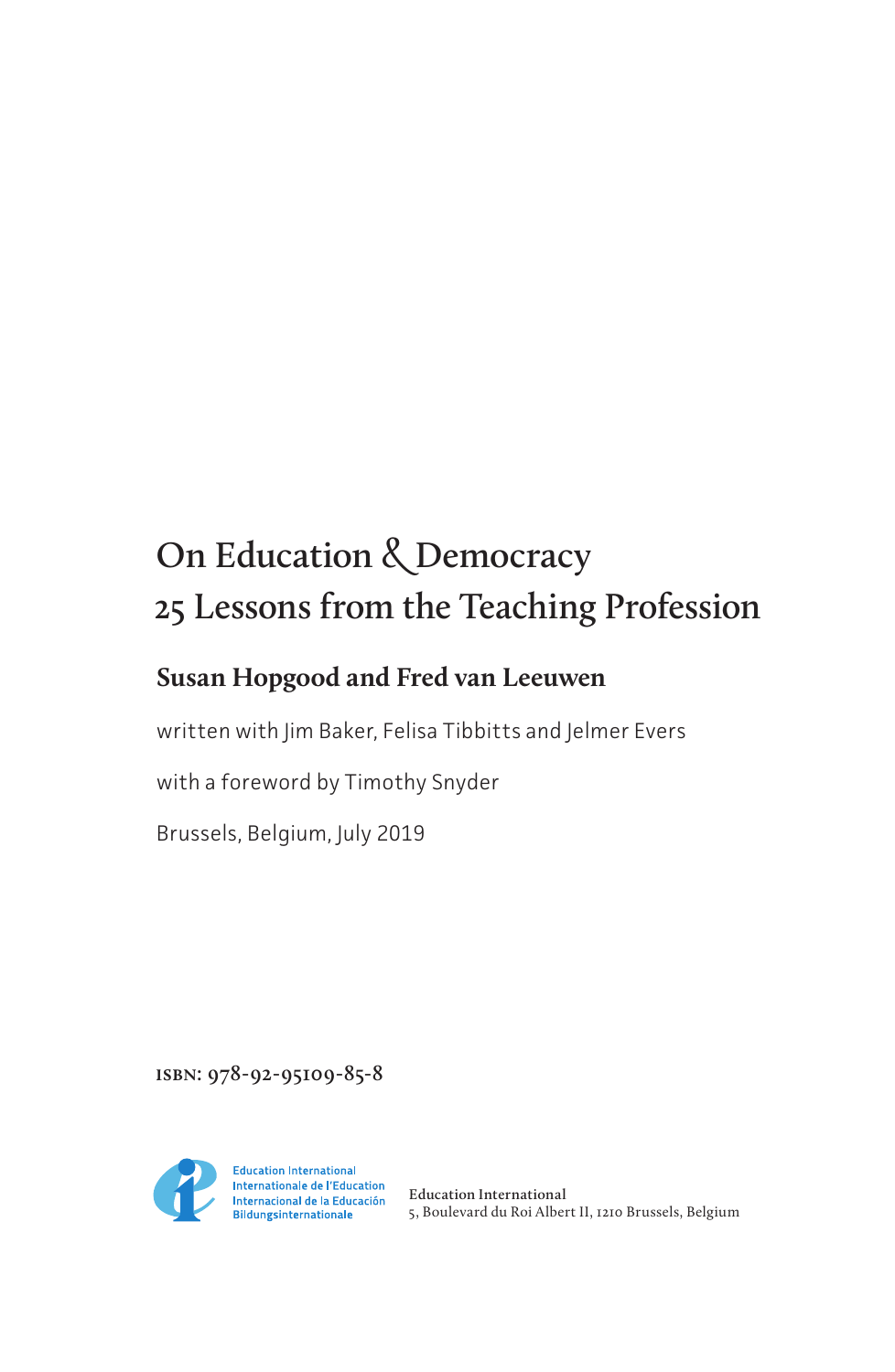# On Education & Democracy
## 25 Lessons from the Teaching Profession

**Susan Hopgood and Fred van Leeuwen**

written with Jim Baker, Felisa Tibbitts and Jelmer Evers

with a foreword by Timothy Snyder

Brussels, Belgium, July 2019

ISBN: 978-92-95109-85-8

Education International
Internationale de l'Education
Internacional de la Educación
Bildungsinternationale

Education International
5, Boulevard du Roi Albert II, 1210 Brussels, Belgium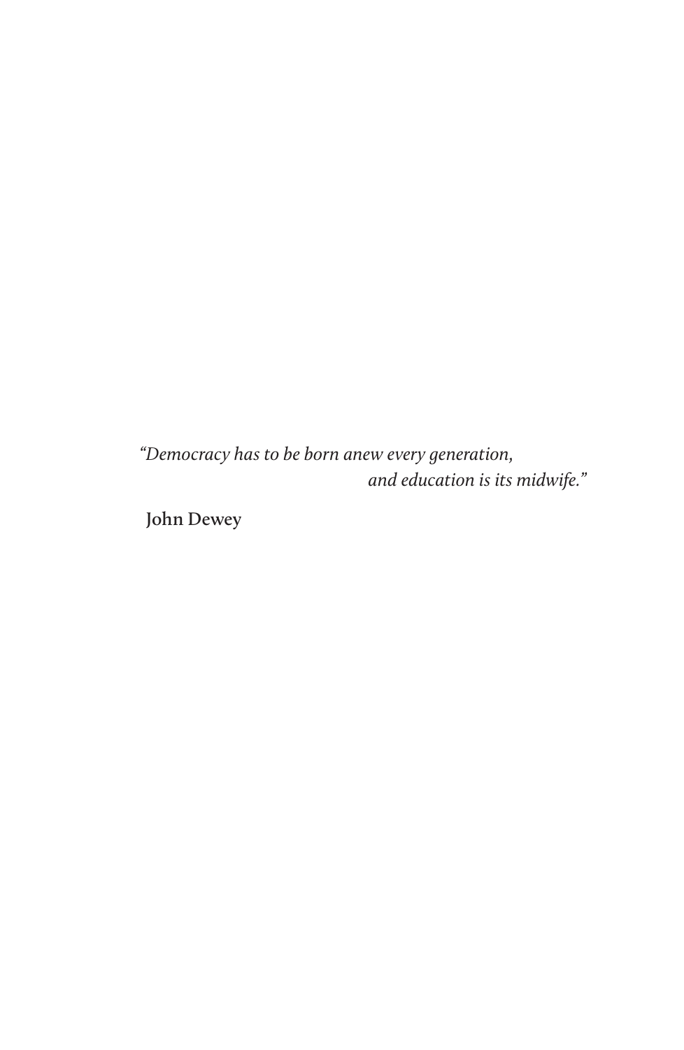*“Democracy has to be born anew every generation,*
*and education is its midwife.”*

John Dewey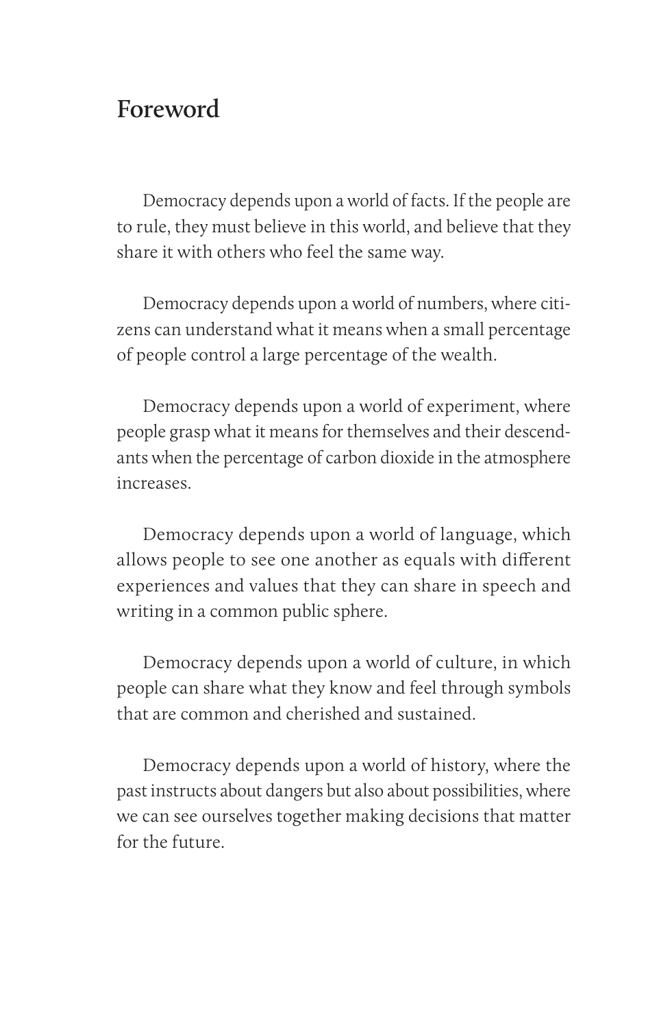# Foreword

Democracy depends upon a world of facts. If the people are to rule, they must believe in this world, and believe that they share it with others who feel the same way.

Democracy depends upon a world of numbers, where citizens can understand what it means when a small percentage of people control a large percentage of the wealth.

Democracy depends upon a world of experiment, where people grasp what it means for themselves and their descendants when the percentage of carbon dioxide in the atmosphere increases.

Democracy depends upon a world of language, which allows people to see one another as equals with different experiences and values that they can share in speech and writing in a common public sphere.

Democracy depends upon a world of culture, in which people can share what they know and feel through symbols that are common and cherished and sustained.

Democracy depends upon a world of history, where the past instructs about dangers but also about possibilities, where we can see ourselves together making decisions that matter for the future.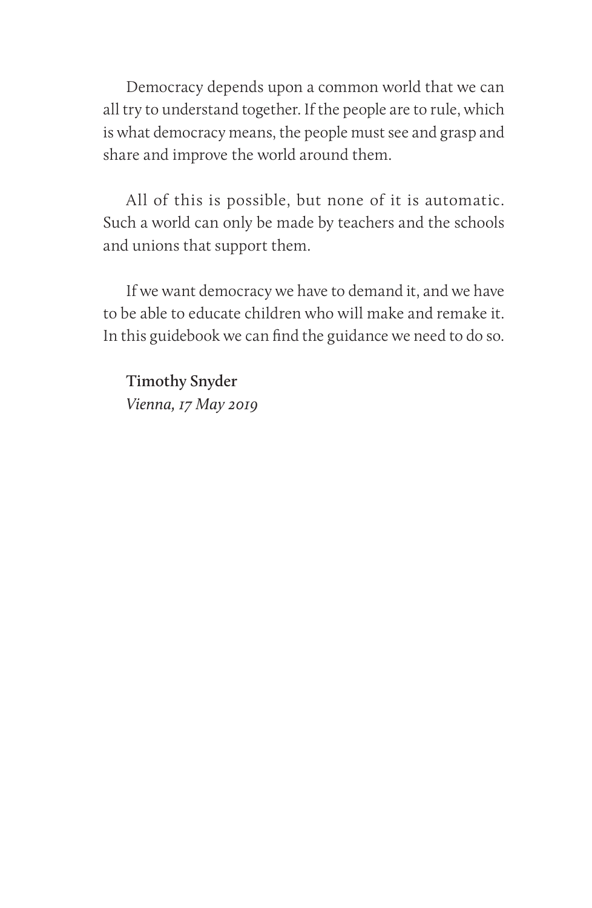Democracy depends upon a common world that we can all try to understand together. If the people are to rule, which is what democracy means, the people must see and grasp and share and improve the world around them.

All of this is possible, but none of it is automatic. Such a world can only be made by teachers and the schools and unions that support them.

If we want democracy we have to demand it, and we have to be able to educate children who will make and remake it. In this guidebook we can find the guidance we need to do so.

**Timothy Snyder**  
*Vienna, 17 May 2019*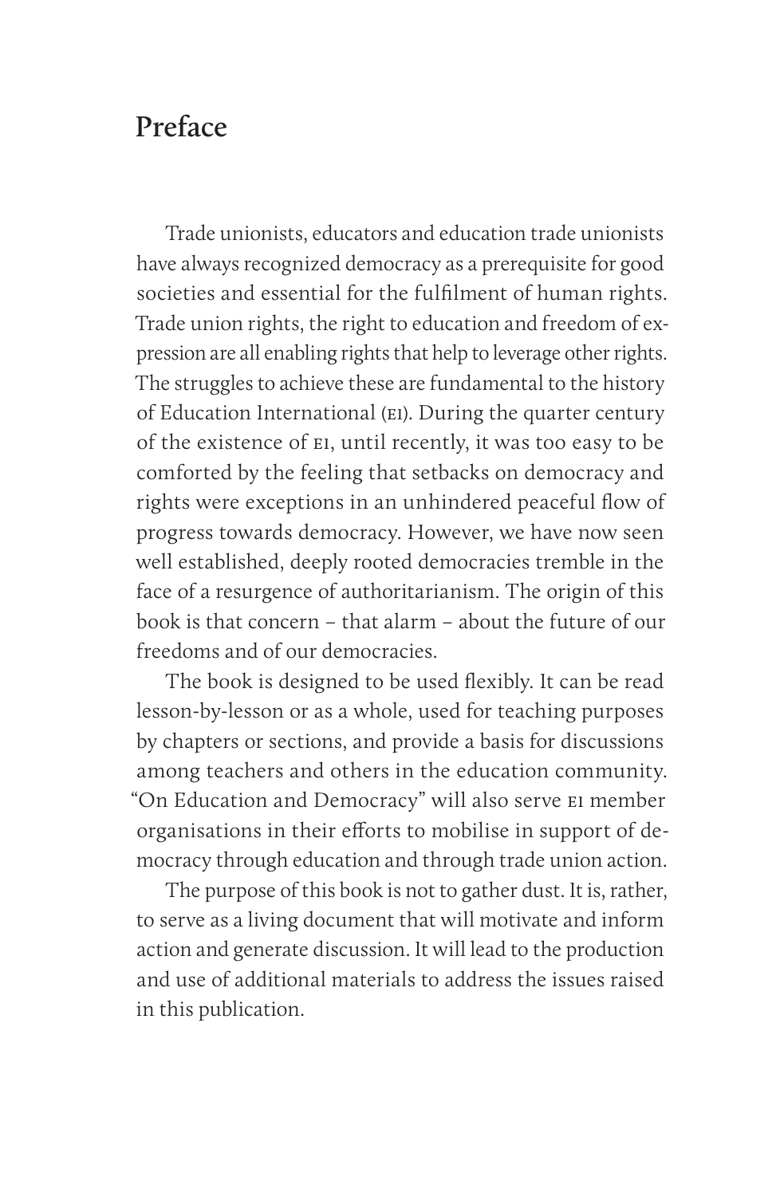## Preface

Trade unionists, educators and education trade unionists have always recognized democracy as a prerequisite for good societies and essential for the fulfilment of human rights. Trade union rights, the right to education and freedom of expression are all enabling rights that help to leverage other rights. The struggles to achieve these are fundamental to the history of Education International (EI). During the quarter century of the existence of EI, until recently, it was too easy to be comforted by the feeling that setbacks on democracy and rights were exceptions in an unhindered peaceful flow of progress towards democracy. However, we have now seen well established, deeply rooted democracies tremble in the face of a resurgence of authoritarianism. The origin of this book is that concern – that alarm – about the future of our freedoms and of our democracies.

The book is designed to be used flexibly. It can be read lesson-by-lesson or as a whole, used for teaching purposes by chapters or sections, and provide a basis for discussions among teachers and others in the education community. "On Education and Democracy" will also serve EI member organisations in their efforts to mobilise in support of democracy through education and through trade union action.

The purpose of this book is not to gather dust. It is, rather, to serve as a living document that will motivate and inform action and generate discussion. It will lead to the production and use of additional materials to address the issues raised in this publication.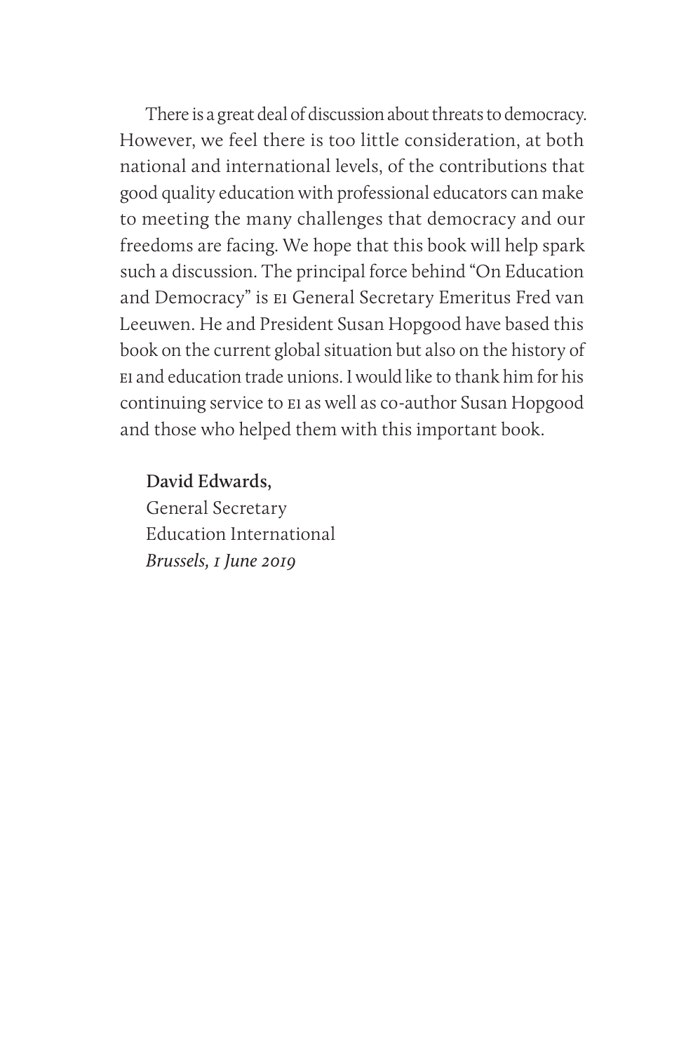There is a great deal of discussion about threats to democracy. However, we feel there is too little consideration, at both national and international levels, of the contributions that good quality education with professional educators can make to meeting the many challenges that democracy and our freedoms are facing. We hope that this book will help spark such a discussion. The principal force behind "On Education and Democracy" is EI General Secretary Emeritus Fred van Leeuwen. He and President Susan Hopgood have based this book on the current global situation but also on the history of EI and education trade unions. I would like to thank him for his continuing service to EI as well as co-author Susan Hopgood and those who helped them with this important book.

**David Edwards,**
General Secretary
Education International
*Brussels, 1 June 2019*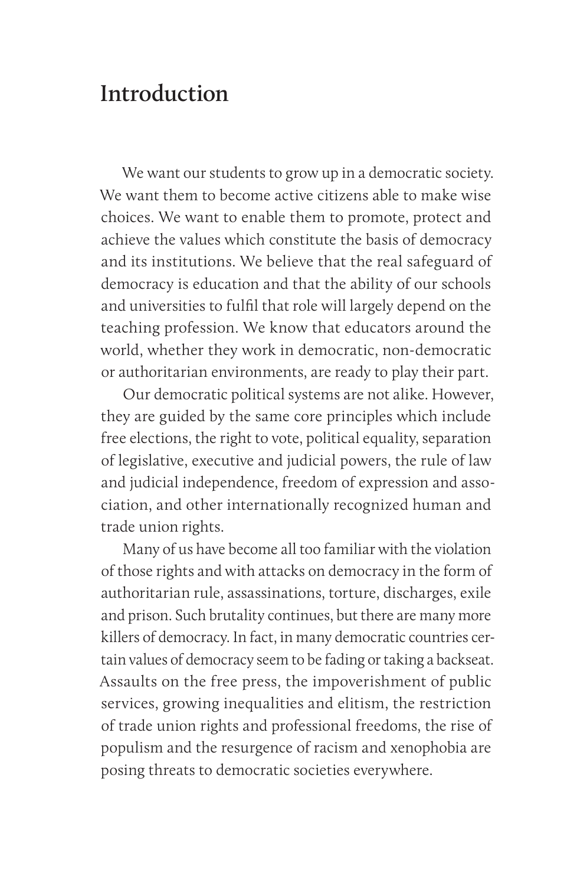# Introduction

We want our students to grow up in a democratic society. We want them to become active citizens able to make wise choices. We want to enable them to promote, protect and achieve the values which constitute the basis of democracy and its institutions. We believe that the real safeguard of democracy is education and that the ability of our schools and universities to fulfil that role will largely depend on the teaching profession. We know that educators around the world, whether they work in democratic, non-democratic or authoritarian environments, are ready to play their part.

Our democratic political systems are not alike. However, they are guided by the same core principles which include free elections, the right to vote, political equality, separation of legislative, executive and judicial powers, the rule of law and judicial independence, freedom of expression and association, and other internationally recognized human and trade union rights.

Many of us have become all too familiar with the violation of those rights and with attacks on democracy in the form of authoritarian rule, assassinations, torture, discharges, exile and prison. Such brutality continues, but there are many more killers of democracy. In fact, in many democratic countries certain values of democracy seem to be fading or taking a backseat. Assaults on the free press, the impoverishment of public services, growing inequalities and elitism, the restriction of trade union rights and professional freedoms, the rise of populism and the resurgence of racism and xenophobia are posing threats to democratic societies everywhere.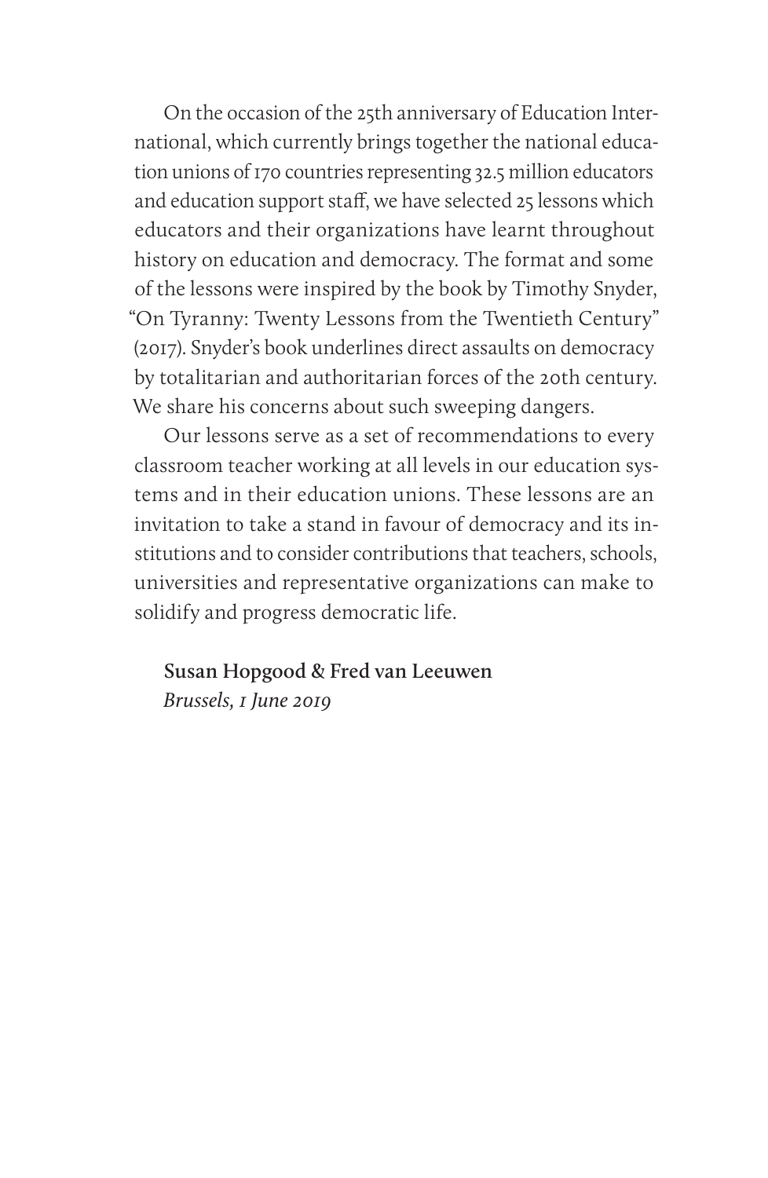On the occasion of the 25th anniversary of Education International, which currently brings together the national education unions of 170 countries representing 32.5 million educators and education support staff, we have selected 25 lessons which educators and their organizations have learnt throughout history on education and democracy. The format and some of the lessons were inspired by the book by Timothy Snyder, "On Tyranny: Twenty Lessons from the Twentieth Century" (2017). Snyder's book underlines direct assaults on democracy by totalitarian and authoritarian forces of the 20th century. We share his concerns about such sweeping dangers.

Our lessons serve as a set of recommendations to every classroom teacher working at all levels in our education systems and in their education unions. These lessons are an invitation to take a stand in favour of democracy and its institutions and to consider contributions that teachers, schools, universities and representative organizations can make to solidify and progress democratic life.

**Susan Hopgood & Fred van Leeuwen**
*Brussels, 1 June 2019*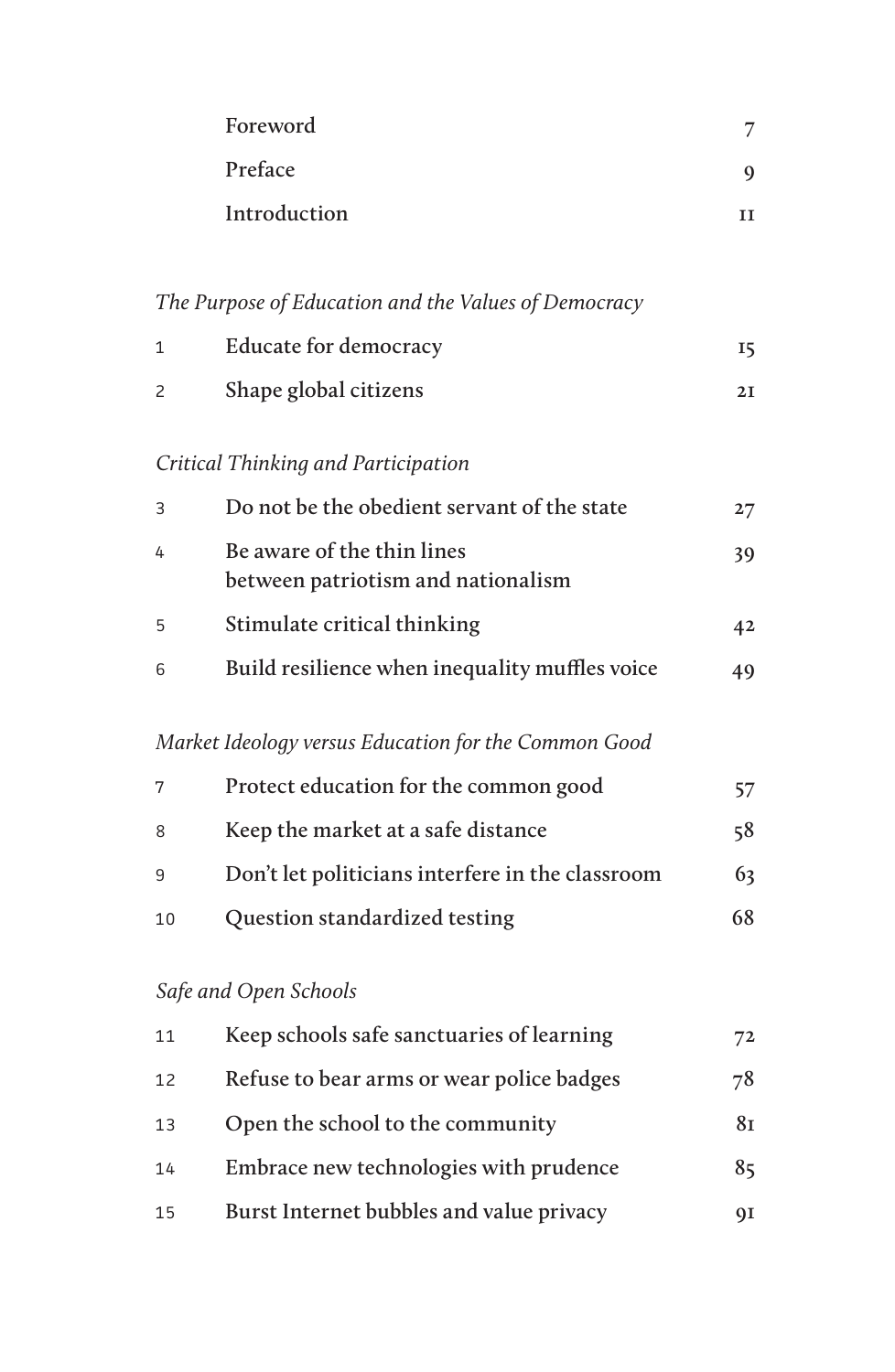| | | |
|---|---|---|
| | Foreword | 7 |
| | Preface | 9 |
| | Introduction | 11 |

*The Purpose of Education and the Values of Democracy*

| | | |
|---|---|---|
| 1 | Educate for democracy | 15 |
| 2 | Shape global citizens | 21 |

*Critical Thinking and Participation*

| | | |
|---|---|---|
| 3 | Do not be the obedient servant of the state | 27 |
| 4 | Be aware of the thin lines between patriotism and nationalism | 39 |
| 5 | Stimulate critical thinking | 42 |
| 6 | Build resilience when inequality muffles voice | 49 |

*Market Ideology versus Education for the Common Good*

| | | |
|---|---|---|
| 7 | Protect education for the common good | 57 |
| 8 | Keep the market at a safe distance | 58 |
| 9 | Don't let politicians interfere in the classroom | 63 |
| 10 | Question standardized testing | 68 |

*Safe and Open Schools*

| | | |
|---|---|---|
| 11 | Keep schools safe sanctuaries of learning | 72 |
| 12 | Refuse to bear arms or wear police badges | 78 |
| 13 | Open the school to the community | 81 |
| 14 | Embrace new technologies with prudence | 85 |
| 15 | Burst Internet bubbles and value privacy | 91 |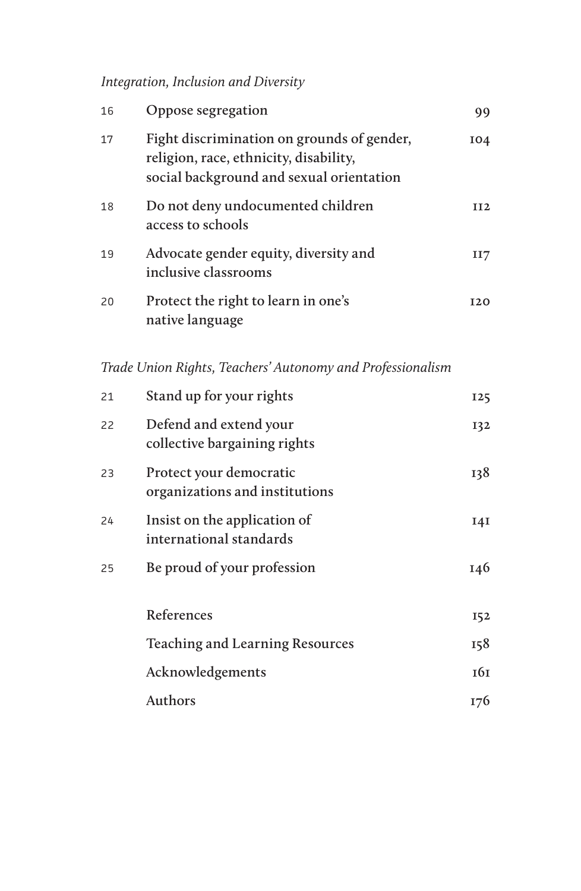*Integration, Inclusion and Diversity*

| | | |
|---|---|---|
| 16 | Oppose segregation | 99 |
| 17 | Fight discrimination on grounds of gender, religion, race, ethnicity, disability, social background and sexual orientation | 104 |
| 18 | Do not deny undocumented children access to schools | 112 |
| 19 | Advocate gender equity, diversity and inclusive classrooms | 117 |
| 20 | Protect the right to learn in one's native language | 120 |

*Trade Union Rights, Teachers' Autonomy and Professionalism*

| | | |
|---|---|---|
| 21 | Stand up for your rights | 125 |
| 22 | Defend and extend your collective bargaining rights | 132 |
| 23 | Protect your democratic organizations and institutions | 138 |
| 24 | Insist on the application of international standards | 141 |
| 25 | Be proud of your profession | 146 |
| | References | 152 |
| | Teaching and Learning Resources | 158 |
| | Acknowledgements | 161 |
| | Authors | 176 |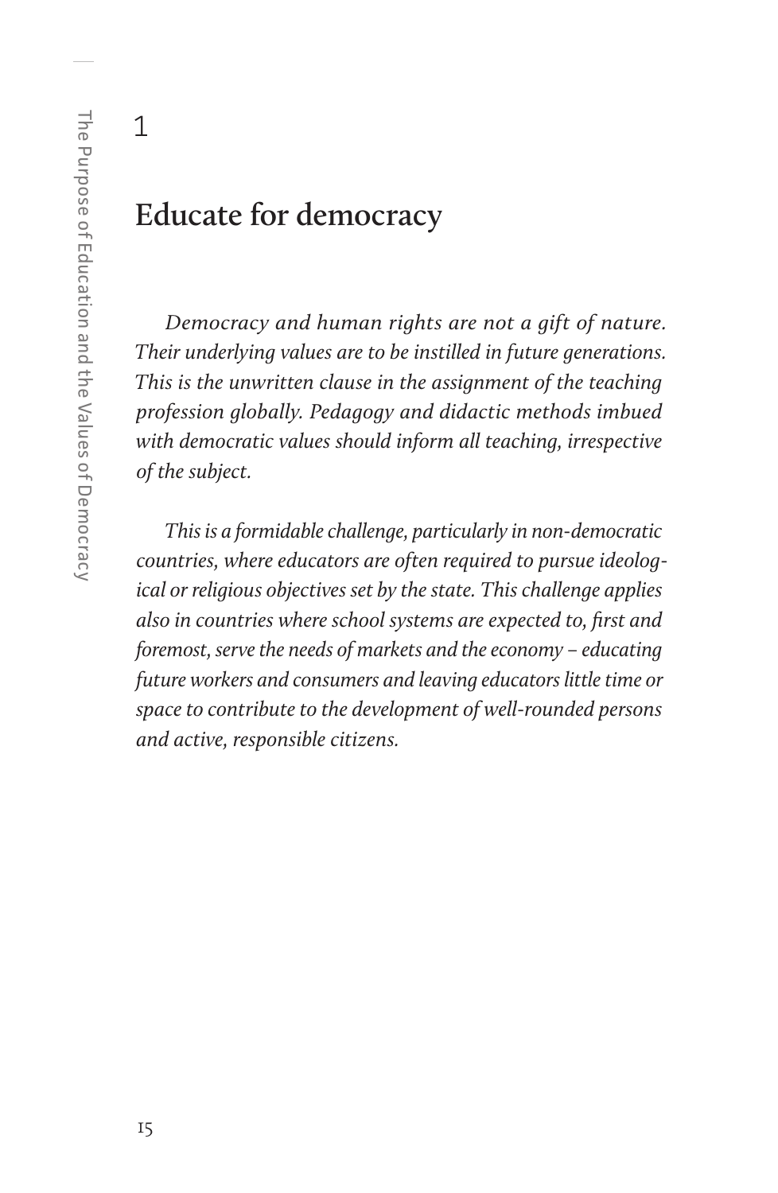1

# Educate for democracy

*Democracy and human rights are not a gift of nature. Their underlying values are to be instilled in future generations. This is the unwritten clause in the assignment of the teaching profession globally. Pedagogy and didactic methods imbued with democratic values should inform all teaching, irrespective of the subject.*

*This is a formidable challenge, particularly in non-democratic countries, where educators are often required to pursue ideological or religious objectives set by the state. This challenge applies also in countries where school systems are expected to, first and foremost, serve the needs of markets and the economy – educating future workers and consumers and leaving educators little time or space to contribute to the development of well-rounded persons and active, responsible citizens.*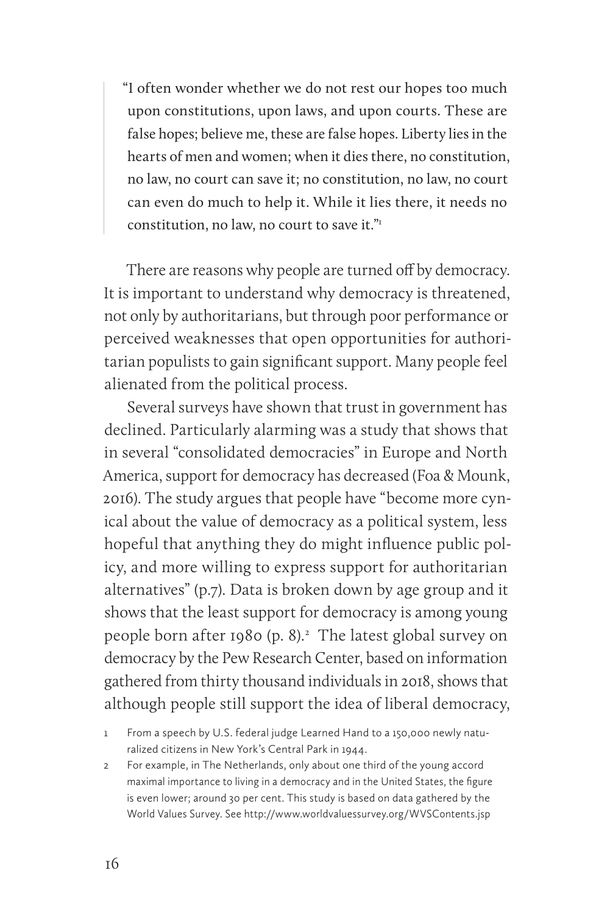> "I often wonder whether we do not rest our hopes too much upon constitutions, upon laws, and upon courts. These are false hopes; believe me, these are false hopes. Liberty lies in the hearts of men and women; when it dies there, no constitution, no law, no court can save it; no constitution, no law, no court can even do much to help it. While it lies there, it needs no constitution, no law, no court to save it."[1]

There are reasons why people are turned off by democracy. It is important to understand why democracy is threatened, not only by authoritarians, but through poor performance or perceived weaknesses that open opportunities for authoritarian populists to gain significant support. Many people feel alienated from the political process.

Several surveys have shown that trust in government has declined. Particularly alarming was a study that shows that in several "consolidated democracies" in Europe and North America, support for democracy has decreased (Foa & Mounk, 2016). The study argues that people have "become more cynical about the value of democracy as a political system, less hopeful that anything they do might influence public policy, and more willing to express support for authoritarian alternatives" (p.7). Data is broken down by age group and it shows that the least support for democracy is among young people born after 1980 (p. 8).[2] The latest global survey on democracy by the Pew Research Center, based on information gathered from thirty thousand individuals in 2018, shows that although people still support the idea of liberal democracy,

1 From a speech by U.S. federal judge Learned Hand to a 150,000 newly naturalized citizens in New York's Central Park in 1944.

2 For example, in The Netherlands, only about one third of the young accord maximal importance to living in a democracy and in the United States, the figure is even lower; around 30 per cent. This study is based on data gathered by the World Values Survey. See http://www.worldvaluessurvey.org/WVSContents.jsp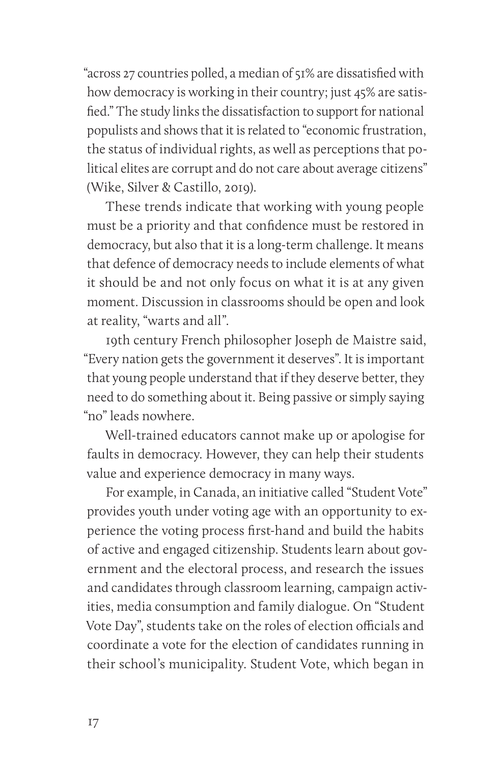"across 27 countries polled, a median of 51% are dissatisfied with how democracy is working in their country; just 45% are satisfied." The study links the dissatisfaction to support for national populists and shows that it is related to "economic frustration, the status of individual rights, as well as perceptions that political elites are corrupt and do not care about average citizens" (Wike, Silver & Castillo, 2019).

These trends indicate that working with young people must be a priority and that confidence must be restored in democracy, but also that it is a long-term challenge. It means that defence of democracy needs to include elements of what it should be and not only focus on what it is at any given moment. Discussion in classrooms should be open and look at reality, "warts and all".

19th century French philosopher Joseph de Maistre said, "Every nation gets the government it deserves". It is important that young people understand that if they deserve better, they need to do something about it. Being passive or simply saying "no" leads nowhere.

Well-trained educators cannot make up or apologise for faults in democracy. However, they can help their students value and experience democracy in many ways.

For example, in Canada, an initiative called "Student Vote" provides youth under voting age with an opportunity to experience the voting process first-hand and build the habits of active and engaged citizenship. Students learn about government and the electoral process, and research the issues and candidates through classroom learning, campaign activities, media consumption and family dialogue. On "Student Vote Day", students take on the roles of election officials and coordinate a vote for the election of candidates running in their school's municipality. Student Vote, which began in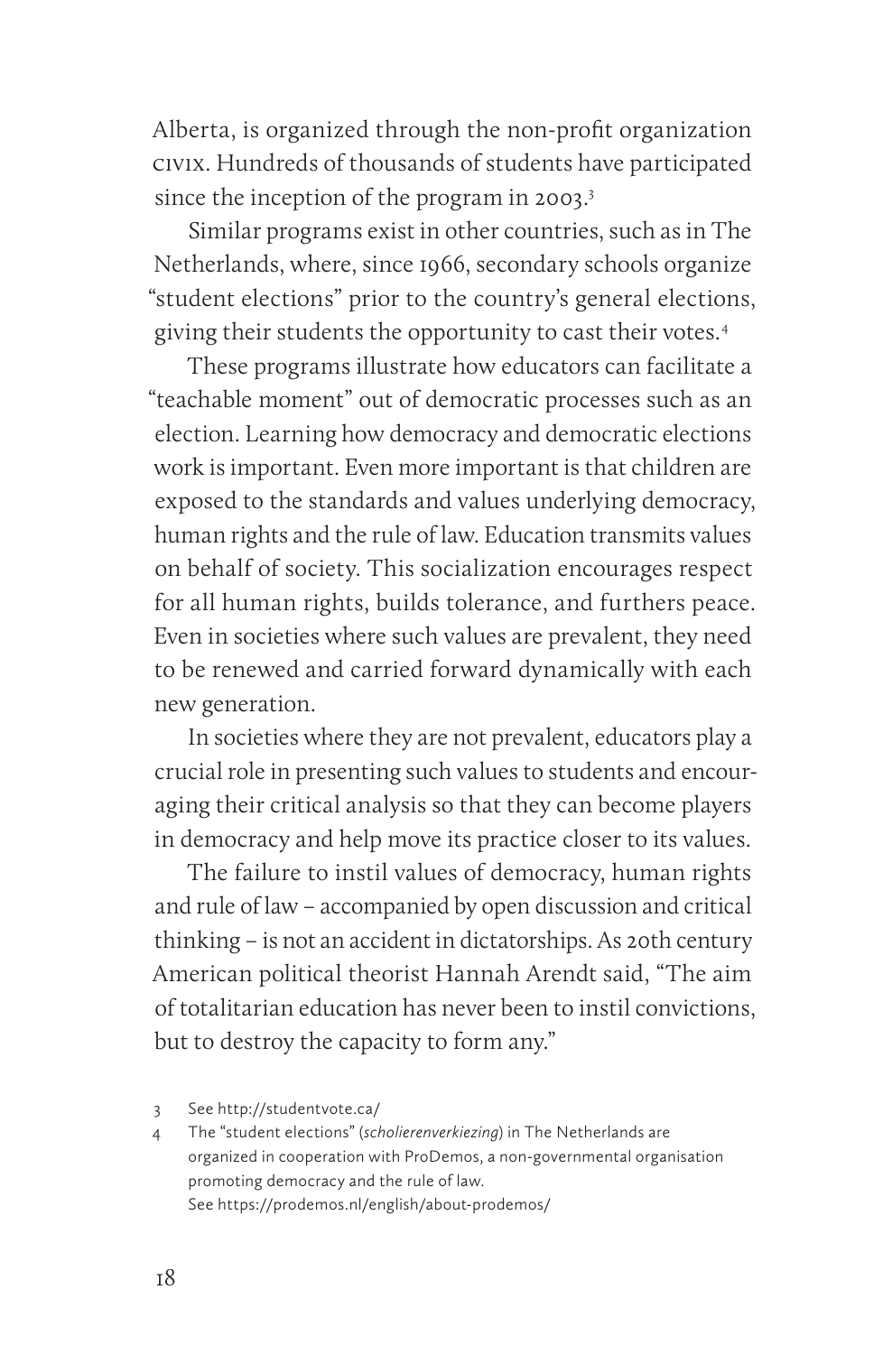Alberta, is organized through the non-profit organization CIVIX. Hundreds of thousands of students have participated since the inception of the program in 2003.[3]

Similar programs exist in other countries, such as in The Netherlands, where, since 1966, secondary schools organize "student elections" prior to the country's general elections, giving their students the opportunity to cast their votes.[4]

These programs illustrate how educators can facilitate a "teachable moment" out of democratic processes such as an election. Learning how democracy and democratic elections work is important. Even more important is that children are exposed to the standards and values underlying democracy, human rights and the rule of law. Education transmits values on behalf of society. This socialization encourages respect for all human rights, builds tolerance, and furthers peace. Even in societies where such values are prevalent, they need to be renewed and carried forward dynamically with each new generation.

In societies where they are not prevalent, educators play a crucial role in presenting such values to students and encouraging their critical analysis so that they can become players in democracy and help move its practice closer to its values.

The failure to instil values of democracy, human rights and rule of law – accompanied by open discussion and critical thinking – is not an accident in dictatorships. As 20th century American political theorist Hannah Arendt said, "The aim of totalitarian education has never been to instil convictions, but to destroy the capacity to form any."

3 See http://studentvote.ca/

4 The "student elections" (*scholierenverkiezing*) in The Netherlands are organized in cooperation with ProDemos, a non-governmental organisation promoting democracy and the rule of law. See https://prodemos.nl/english/about-prodemos/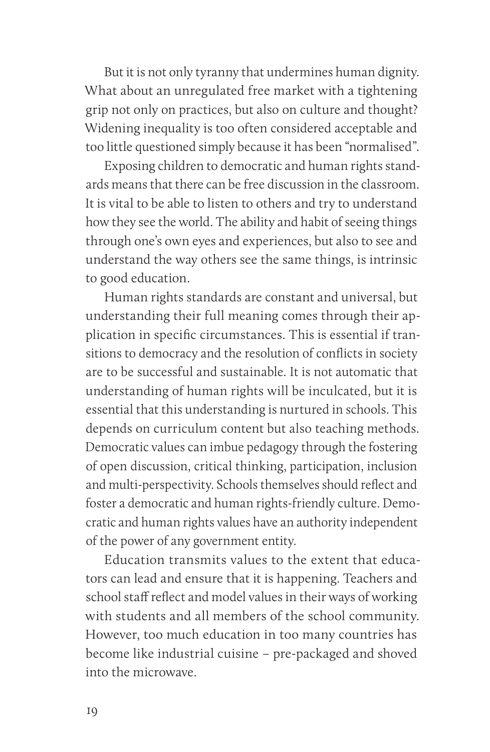But it is not only tyranny that undermines human dignity. What about an unregulated free market with a tightening grip not only on practices, but also on culture and thought? Widening inequality is too often considered acceptable and too little questioned simply because it has been "normalised".

Exposing children to democratic and human rights standards means that there can be free discussion in the classroom. It is vital to be able to listen to others and try to understand how they see the world. The ability and habit of seeing things through one's own eyes and experiences, but also to see and understand the way others see the same things, is intrinsic to good education.

Human rights standards are constant and universal, but understanding their full meaning comes through their application in specific circumstances. This is essential if transitions to democracy and the resolution of conflicts in society are to be successful and sustainable. It is not automatic that understanding of human rights will be inculcated, but it is essential that this understanding is nurtured in schools. This depends on curriculum content but also teaching methods. Democratic values can imbue pedagogy through the fostering of open discussion, critical thinking, participation, inclusion and multi-perspectivity. Schools themselves should reflect and foster a democratic and human rights-friendly culture. Democratic and human rights values have an authority independent of the power of any government entity.

Education transmits values to the extent that educators can lead and ensure that it is happening. Teachers and school staff reflect and model values in their ways of working with students and all members of the school community. However, too much education in too many countries has become like industrial cuisine – pre-packaged and shoved into the microwave.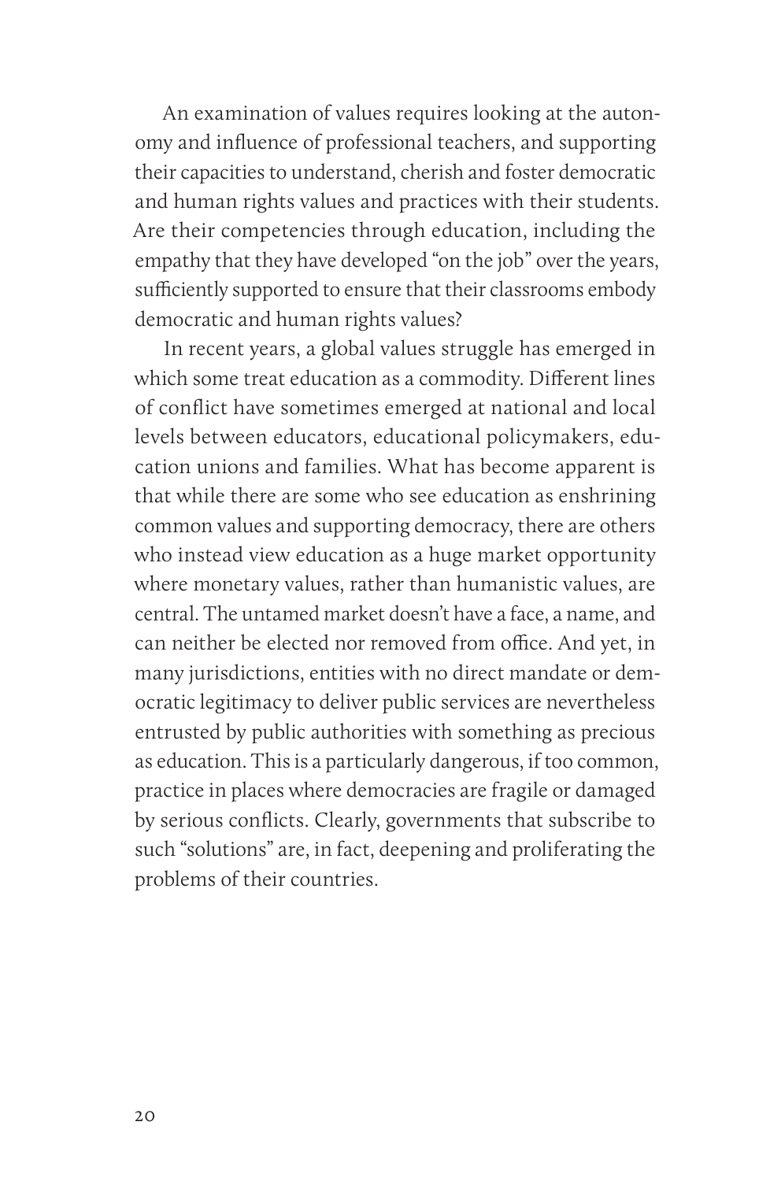An examination of values requires looking at the autonomy and influence of professional teachers, and supporting their capacities to understand, cherish and foster democratic and human rights values and practices with their students. Are their competencies through education, including the empathy that they have developed "on the job" over the years, sufficiently supported to ensure that their classrooms embody democratic and human rights values?

In recent years, a global values struggle has emerged in which some treat education as a commodity. Different lines of conflict have sometimes emerged at national and local levels between educators, educational policymakers, education unions and families. What has become apparent is that while there are some who see education as enshrining common values and supporting democracy, there are others who instead view education as a huge market opportunity where monetary values, rather than humanistic values, are central. The untamed market doesn't have a face, a name, and can neither be elected nor removed from office. And yet, in many jurisdictions, entities with no direct mandate or democratic legitimacy to deliver public services are nevertheless entrusted by public authorities with something as precious as education. This is a particularly dangerous, if too common, practice in places where democracies are fragile or damaged by serious conflicts. Clearly, governments that subscribe to such "solutions" are, in fact, deepening and proliferating the problems of their countries.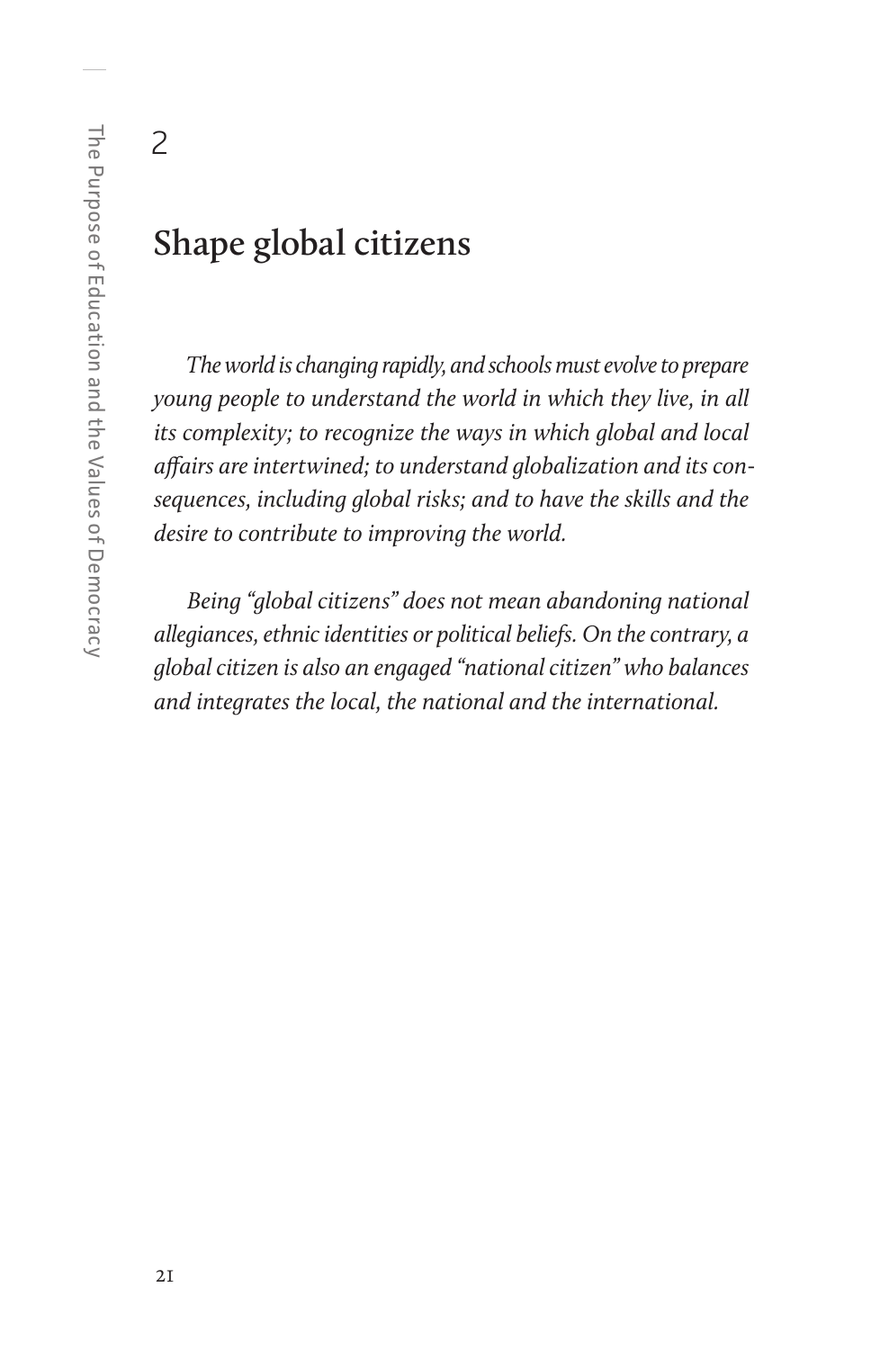2

# Shape global citizens

*The world is changing rapidly, and schools must evolve to prepare young people to understand the world in which they live, in all its complexity; to recognize the ways in which global and local affairs are intertwined; to understand globalization and its consequences, including global risks; and to have the skills and the desire to contribute to improving the world.*

*Being "global citizens" does not mean abandoning national allegiances, ethnic identities or political beliefs. On the contrary, a global citizen is also an engaged "national citizen" who balances and integrates the local, the national and the international.*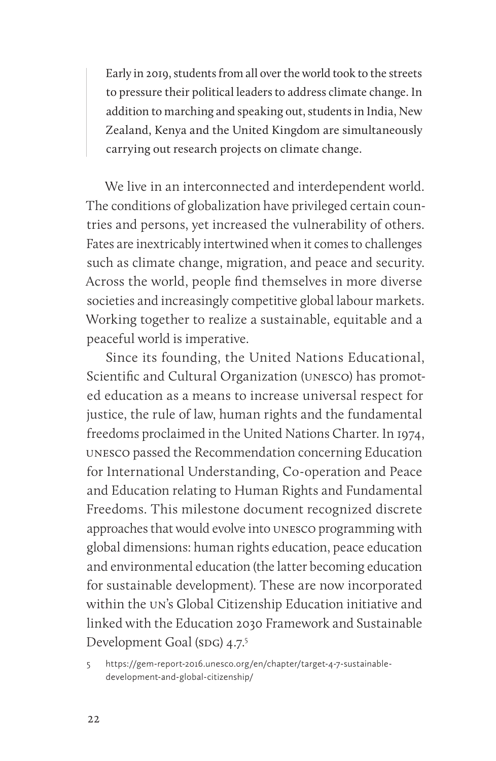> Early in 2019, students from all over the world took to the streets to pressure their political leaders to address climate change. In addition to marching and speaking out, students in India, New Zealand, Kenya and the United Kingdom are simultaneously carrying out research projects on climate change.

We live in an interconnected and interdependent world. The conditions of globalization have privileged certain countries and persons, yet increased the vulnerability of others. Fates are inextricably intertwined when it comes to challenges such as climate change, migration, and peace and security. Across the world, people find themselves in more diverse societies and increasingly competitive global labour markets. Working together to realize a sustainable, equitable and a peaceful world is imperative.

Since its founding, the United Nations Educational, Scientific and Cultural Organization (UNESCO) has promoted education as a means to increase universal respect for justice, the rule of law, human rights and the fundamental freedoms proclaimed in the United Nations Charter. In 1974, UNESCO passed the Recommendation concerning Education for International Understanding, Co-operation and Peace and Education relating to Human Rights and Fundamental Freedoms. This milestone document recognized discrete approaches that would evolve into UNESCO programming with global dimensions: human rights education, peace education and environmental education (the latter becoming education for sustainable development). These are now incorporated within the UN's Global Citizenship Education initiative and linked with the Education 2030 Framework and Sustainable Development Goal (SDG) 4.7.[5]

5 https://gem-report-2016.unesco.org/en/chapter/target-4-7-sustainable-development-and-global-citizenship/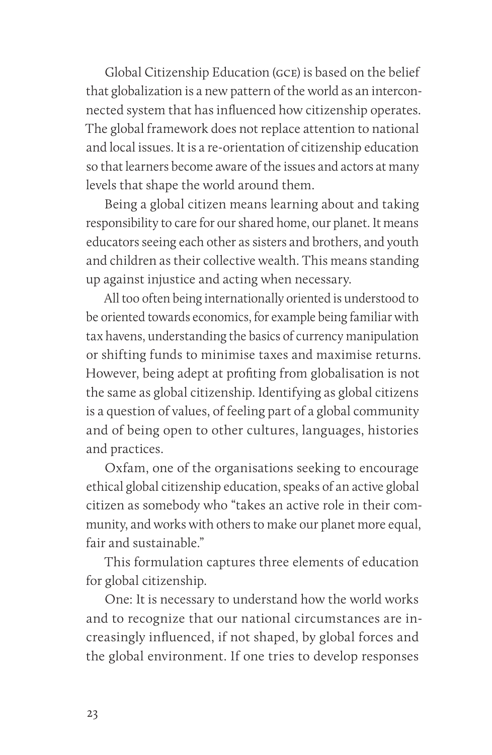Global Citizenship Education (GCE) is based on the belief that globalization is a new pattern of the world as an interconnected system that has influenced how citizenship operates. The global framework does not replace attention to national and local issues. It is a re-orientation of citizenship education so that learners become aware of the issues and actors at many levels that shape the world around them.

Being a global citizen means learning about and taking responsibility to care for our shared home, our planet. It means educators seeing each other as sisters and brothers, and youth and children as their collective wealth. This means standing up against injustice and acting when necessary.

All too often being internationally oriented is understood to be oriented towards economics, for example being familiar with tax havens, understanding the basics of currency manipulation or shifting funds to minimise taxes and maximise returns. However, being adept at profiting from globalisation is not the same as global citizenship. Identifying as global citizens is a question of values, of feeling part of a global community and of being open to other cultures, languages, histories and practices.

Oxfam, one of the organisations seeking to encourage ethical global citizenship education, speaks of an active global citizen as somebody who "takes an active role in their community, and works with others to make our planet more equal, fair and sustainable."

This formulation captures three elements of education for global citizenship.

One: It is necessary to understand how the world works and to recognize that our national circumstances are increasingly influenced, if not shaped, by global forces and the global environment. If one tries to develop responses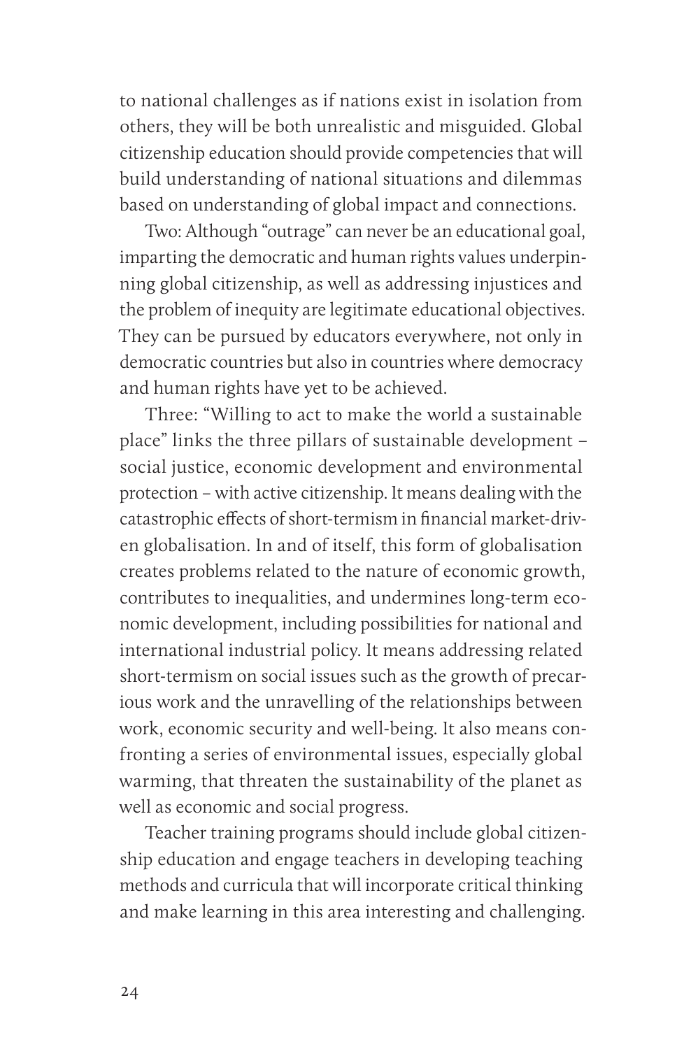to national challenges as if nations exist in isolation from others, they will be both unrealistic and misguided. Global citizenship education should provide competencies that will build understanding of national situations and dilemmas based on understanding of global impact and connections.

Two: Although "outrage" can never be an educational goal, imparting the democratic and human rights values underpinning global citizenship, as well as addressing injustices and the problem of inequity are legitimate educational objectives. They can be pursued by educators everywhere, not only in democratic countries but also in countries where democracy and human rights have yet to be achieved.

Three: "Willing to act to make the world a sustainable place" links the three pillars of sustainable development – social justice, economic development and environmental protection – with active citizenship. It means dealing with the catastrophic effects of short-termism in financial market-driven globalisation. In and of itself, this form of globalisation creates problems related to the nature of economic growth, contributes to inequalities, and undermines long-term economic development, including possibilities for national and international industrial policy. It means addressing related short-termism on social issues such as the growth of precarious work and the unravelling of the relationships between work, economic security and well-being. It also means confronting a series of environmental issues, especially global warming, that threaten the sustainability of the planet as well as economic and social progress.

Teacher training programs should include global citizenship education and engage teachers in developing teaching methods and curricula that will incorporate critical thinking and make learning in this area interesting and challenging.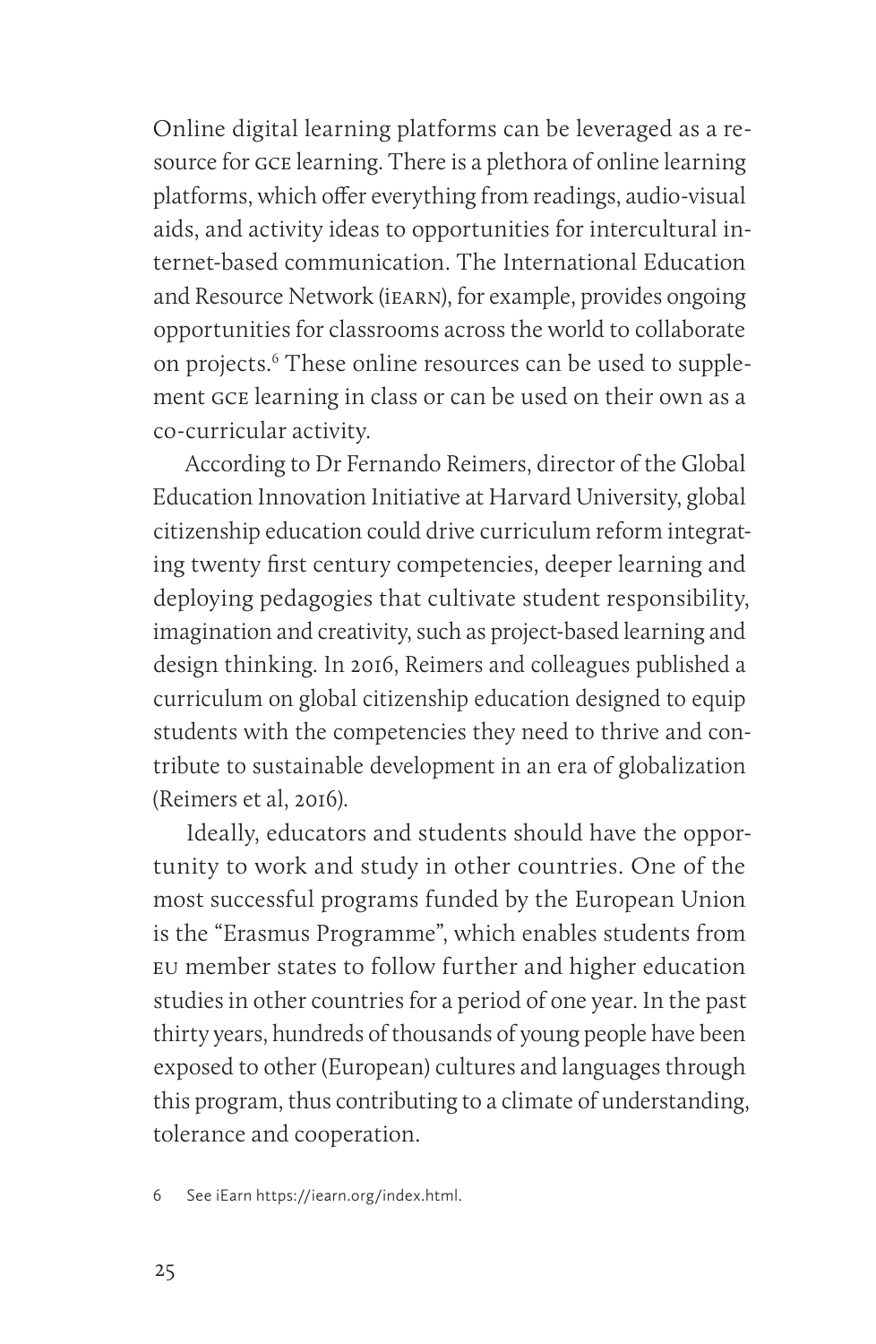Online digital learning platforms can be leveraged as a resource for GCE learning. There is a plethora of online learning platforms, which offer everything from readings, audio-visual aids, and activity ideas to opportunities for intercultural internet-based communication. The International Education and Resource Network (iEARN), for example, provides ongoing opportunities for classrooms across the world to collaborate on projects.[6] These online resources can be used to supplement GCE learning in class or can be used on their own as a co-curricular activity.

According to Dr Fernando Reimers, director of the Global Education Innovation Initiative at Harvard University, global citizenship education could drive curriculum reform integrating twenty first century competencies, deeper learning and deploying pedagogies that cultivate student responsibility, imagination and creativity, such as project-based learning and design thinking. In 2016, Reimers and colleagues published a curriculum on global citizenship education designed to equip students with the competencies they need to thrive and contribute to sustainable development in an era of globalization (Reimers et al, 2016).

Ideally, educators and students should have the opportunity to work and study in other countries. One of the most successful programs funded by the European Union is the "Erasmus Programme", which enables students from EU member states to follow further and higher education studies in other countries for a period of one year. In the past thirty years, hundreds of thousands of young people have been exposed to other (European) cultures and languages through this program, thus contributing to a climate of understanding, tolerance and cooperation.

6 See iEarn https://iearn.org/index.html.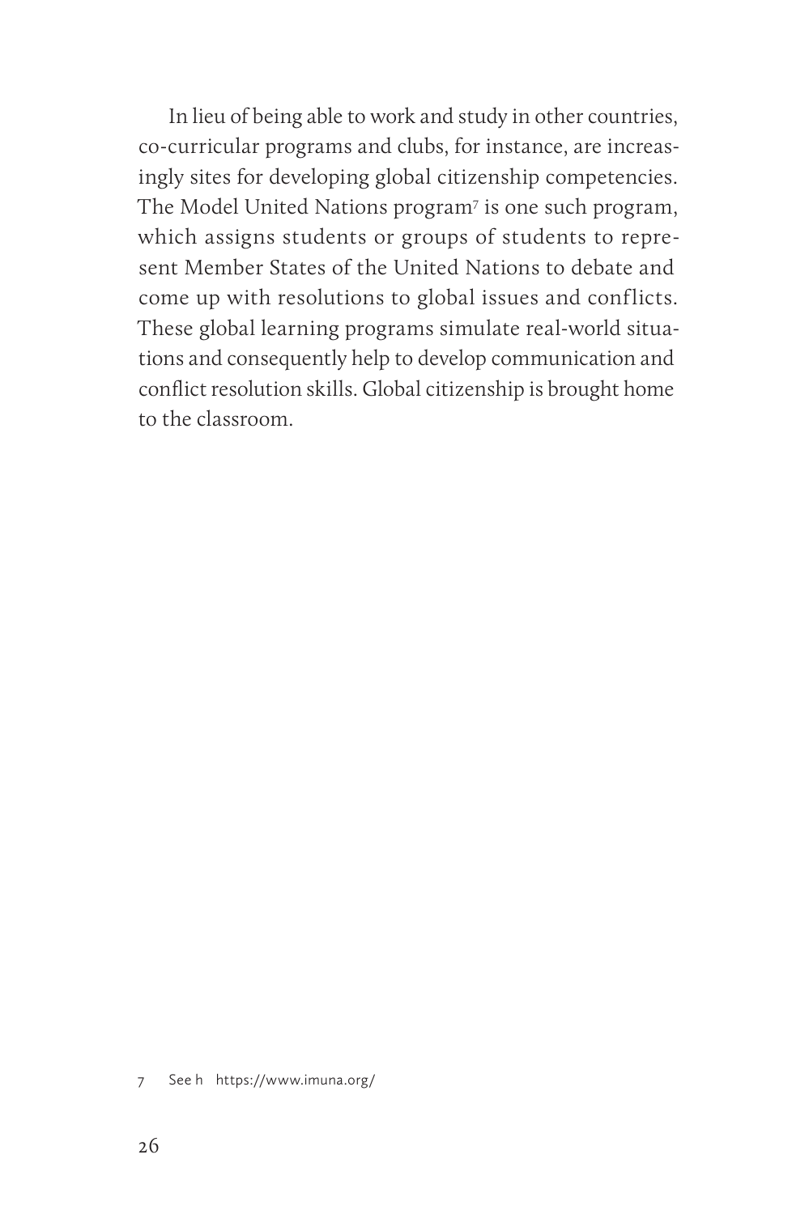In lieu of being able to work and study in other countries, co-curricular programs and clubs, for instance, are increasingly sites for developing global citizenship competencies. The Model United Nations program[7] is one such program, which assigns students or groups of students to represent Member States of the United Nations to debate and come up with resolutions to global issues and conflicts. These global learning programs simulate real-world situations and consequently help to develop communication and conflict resolution skills. Global citizenship is brought home to the classroom.

7 See h https://www.imuna.org/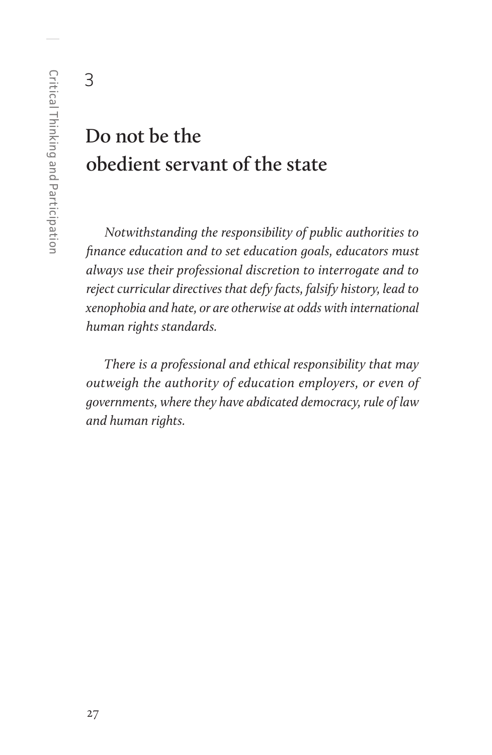3

## Do not be the obedient servant of the state

*Notwithstanding the responsibility of public authorities to finance education and to set education goals, educators must always use their professional discretion to interrogate and to reject curricular directives that defy facts, falsify history, lead to xenophobia and hate, or are otherwise at odds with international human rights standards.*

*There is a professional and ethical responsibility that may outweigh the authority of education employers, or even of governments, where they have abdicated democracy, rule of law and human rights.*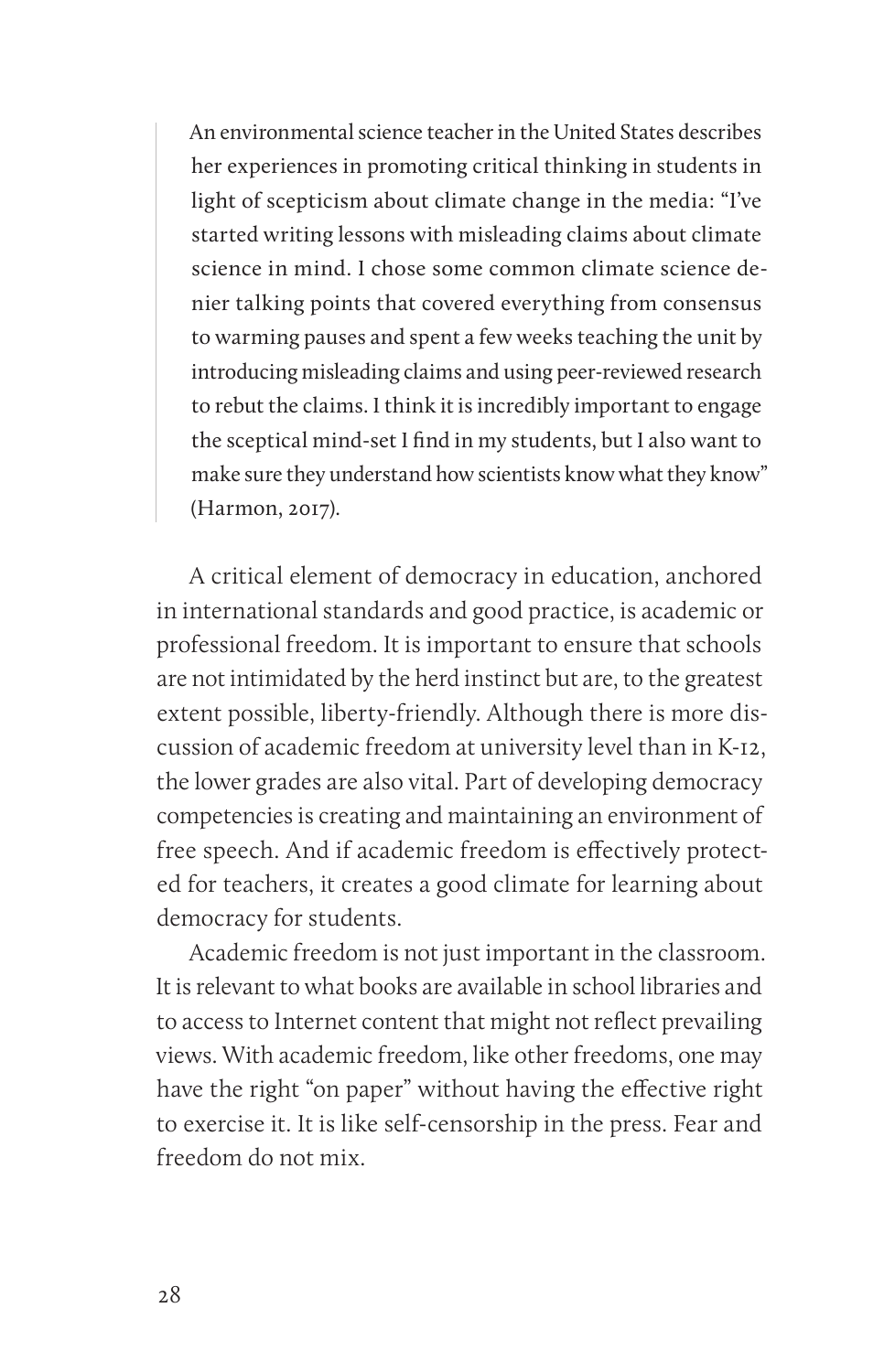> An environmental science teacher in the United States describes her experiences in promoting critical thinking in students in light of scepticism about climate change in the media: "I've started writing lessons with misleading claims about climate science in mind. I chose some common climate science denier talking points that covered everything from consensus to warming pauses and spent a few weeks teaching the unit by introducing misleading claims and using peer-reviewed research to rebut the claims. I think it is incredibly important to engage the sceptical mind-set I find in my students, but I also want to make sure they understand how scientists know what they know" (Harmon, 2017).

A critical element of democracy in education, anchored in international standards and good practice, is academic or professional freedom. It is important to ensure that schools are not intimidated by the herd instinct but are, to the greatest extent possible, liberty-friendly. Although there is more discussion of academic freedom at university level than in K-12, the lower grades are also vital. Part of developing democracy competencies is creating and maintaining an environment of free speech. And if academic freedom is effectively protected for teachers, it creates a good climate for learning about democracy for students.

Academic freedom is not just important in the classroom. It is relevant to what books are available in school libraries and to access to Internet content that might not reflect prevailing views. With academic freedom, like other freedoms, one may have the right "on paper" without having the effective right to exercise it. It is like self-censorship in the press. Fear and freedom do not mix.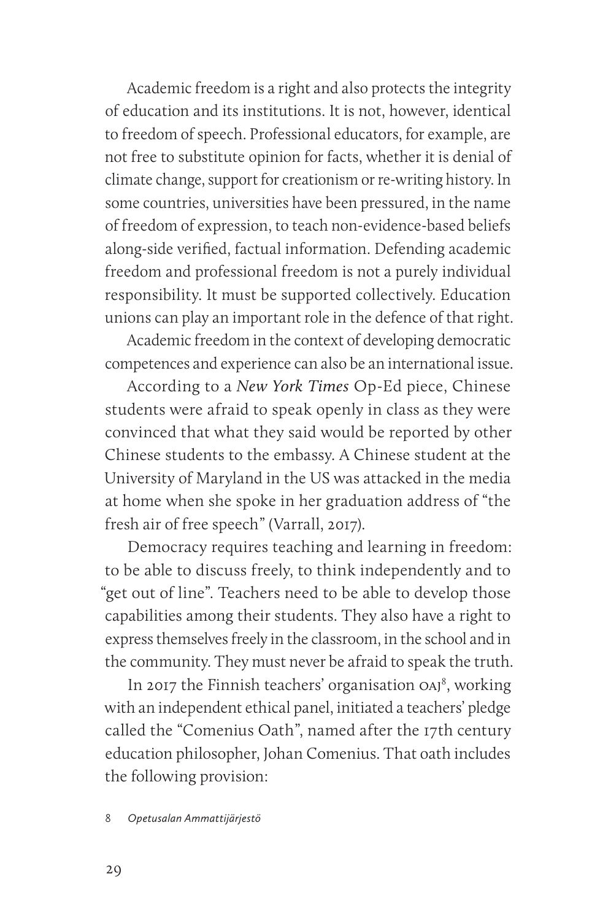Academic freedom is a right and also protects the integrity of education and its institutions. It is not, however, identical to freedom of speech. Professional educators, for example, are not free to substitute opinion for facts, whether it is denial of climate change, support for creationism or re-writing history. In some countries, universities have been pressured, in the name of freedom of expression, to teach non-evidence-based beliefs along-side verified, factual information. Defending academic freedom and professional freedom is not a purely individual responsibility. It must be supported collectively. Education unions can play an important role in the defence of that right.

Academic freedom in the context of developing democratic competences and experience can also be an international issue.

According to a *New York Times* Op-Ed piece, Chinese students were afraid to speak openly in class as they were convinced that what they said would be reported by other Chinese students to the embassy. A Chinese student at the University of Maryland in the US was attacked in the media at home when she spoke in her graduation address of "the fresh air of free speech" (Varrall, 2017).

Democracy requires teaching and learning in freedom: to be able to discuss freely, to think independently and to "get out of line". Teachers need to be able to develop those capabilities among their students. They also have a right to express themselves freely in the classroom, in the school and in the community. They must never be afraid to speak the truth.

In 2017 the Finnish teachers' organisation OAJ[8], working with an independent ethical panel, initiated a teachers' pledge called the "Comenius Oath", named after the 17th century education philosopher, Johan Comenius. That oath includes the following provision:

8 *Opetusalan Ammattijärjestö*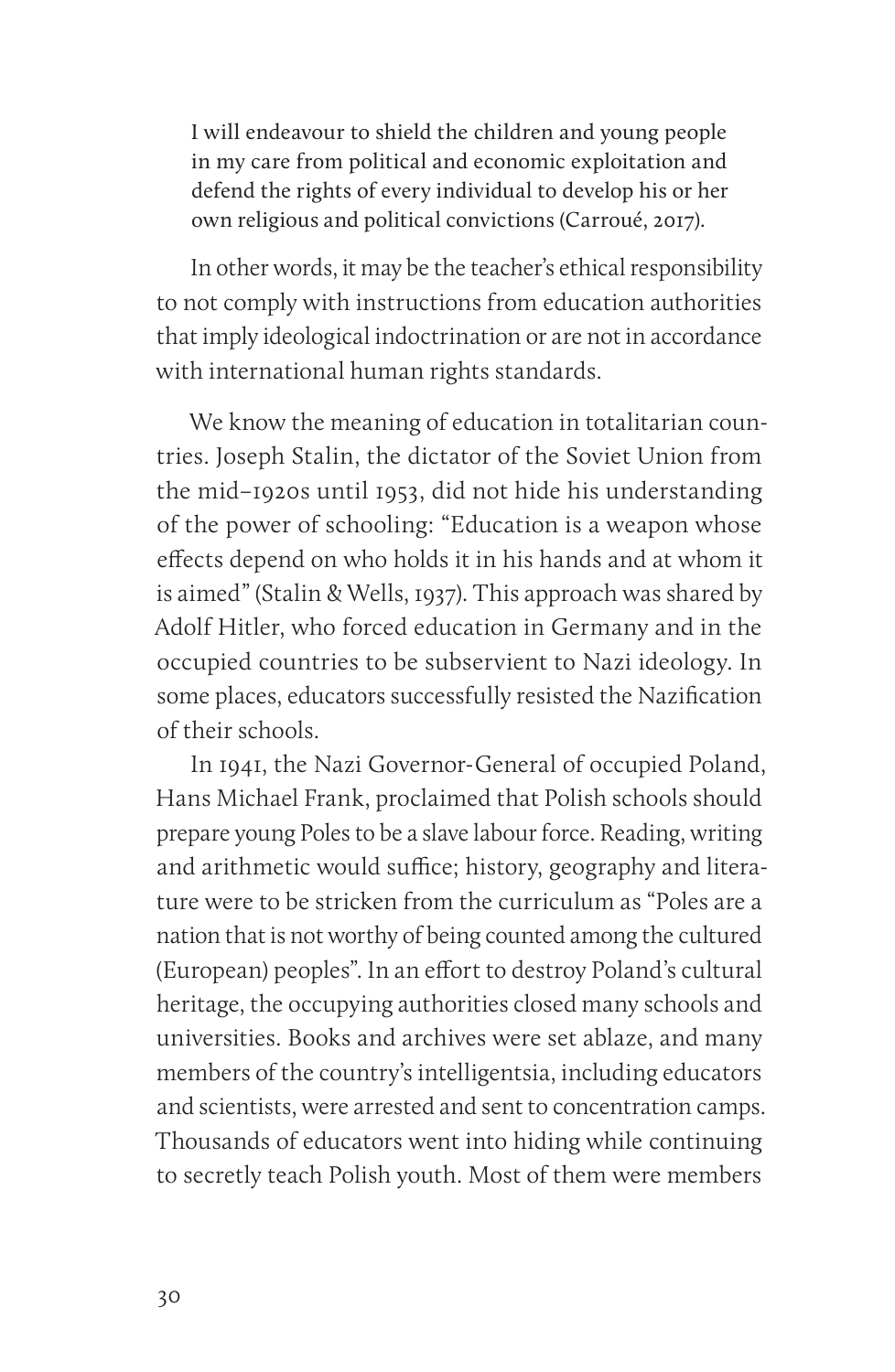> I will endeavour to shield the children and young people in my care from political and economic exploitation and defend the rights of every individual to develop his or her own religious and political convictions (Carroué, 2017).

In other words, it may be the teacher's ethical responsibility to not comply with instructions from education authorities that imply ideological indoctrination or are not in accordance with international human rights standards.

We know the meaning of education in totalitarian countries. Joseph Stalin, the dictator of the Soviet Union from the mid–1920s until 1953, did not hide his understanding of the power of schooling: "Education is a weapon whose effects depend on who holds it in his hands and at whom it is aimed" (Stalin & Wells, 1937). This approach was shared by Adolf Hitler, who forced education in Germany and in the occupied countries to be subservient to Nazi ideology. In some places, educators successfully resisted the Nazification of their schools.

In 1941, the Nazi Governor-General of occupied Poland, Hans Michael Frank, proclaimed that Polish schools should prepare young Poles to be a slave labour force. Reading, writing and arithmetic would suffice; history, geography and literature were to be stricken from the curriculum as "Poles are a nation that is not worthy of being counted among the cultured (European) peoples". In an effort to destroy Poland's cultural heritage, the occupying authorities closed many schools and universities. Books and archives were set ablaze, and many members of the country's intelligentsia, including educators and scientists, were arrested and sent to concentration camps. Thousands of educators went into hiding while continuing to secretly teach Polish youth. Most of them were members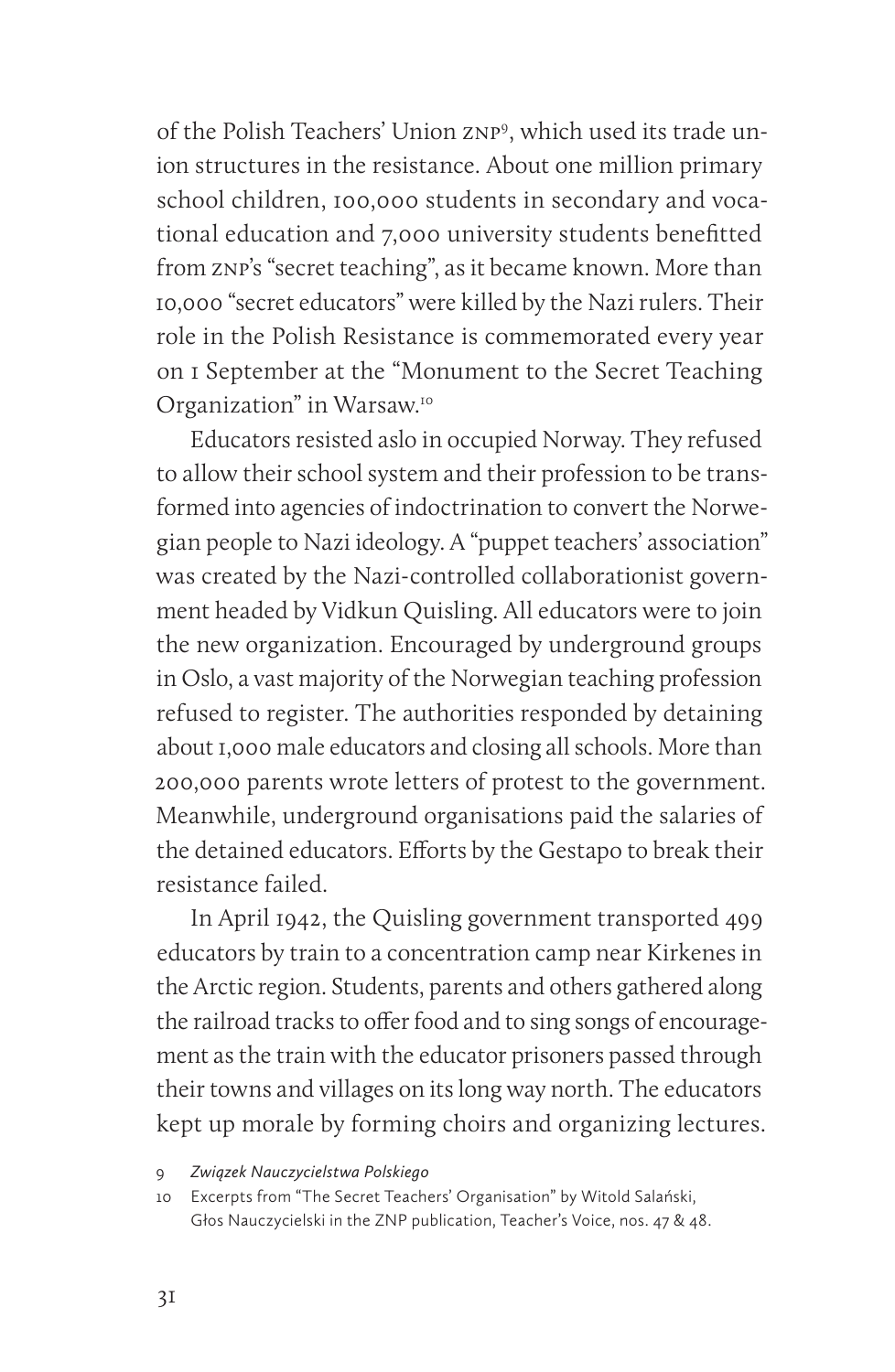of the Polish Teachers' Union ZNP[9], which used its trade union structures in the resistance. About one million primary school children, 100,000 students in secondary and vocational education and 7,000 university students benefitted from ZNP's "secret teaching", as it became known. More than 10,000 "secret educators" were killed by the Nazi rulers. Their role in the Polish Resistance is commemorated every year on 1 September at the "Monument to the Secret Teaching Organization" in Warsaw.[10]

Educators resisted aslo in occupied Norway. They refused to allow their school system and their profession to be transformed into agencies of indoctrination to convert the Norwegian people to Nazi ideology. A "puppet teachers' association" was created by the Nazi-controlled collaborationist government headed by Vidkun Quisling. All educators were to join the new organization. Encouraged by underground groups in Oslo, a vast majority of the Norwegian teaching profession refused to register. The authorities responded by detaining about 1,000 male educators and closing all schools. More than 200,000 parents wrote letters of protest to the government. Meanwhile, underground organisations paid the salaries of the detained educators. Efforts by the Gestapo to break their resistance failed.

In April 1942, the Quisling government transported 499 educators by train to a concentration camp near Kirkenes in the Arctic region. Students, parents and others gathered along the railroad tracks to offer food and to sing songs of encouragement as the train with the educator prisoners passed through their towns and villages on its long way north. The educators kept up morale by forming choirs and organizing lectures.

9 *Związek Nauczycielstwa Polskiego*

10 Excerpts from "The Secret Teachers' Organisation" by Witold Salański, Głos Nauczycielski in the ZNP publication, Teacher's Voice, nos. 47 & 48.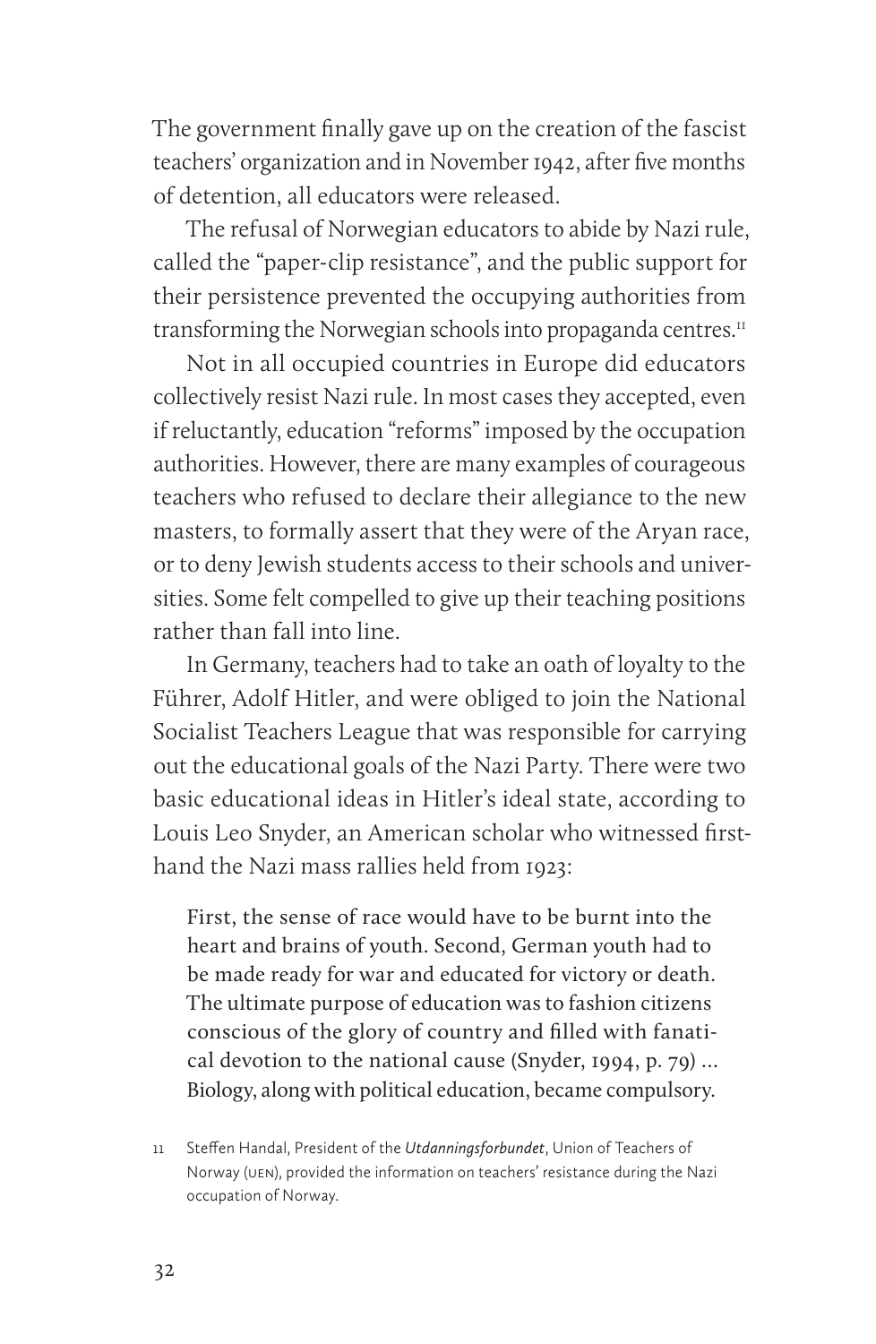The government finally gave up on the creation of the fascist teachers' organization and in November 1942, after five months of detention, all educators were released.

The refusal of Norwegian educators to abide by Nazi rule, called the "paper-clip resistance", and the public support for their persistence prevented the occupying authorities from transforming the Norwegian schools into propaganda centres.[11]

Not in all occupied countries in Europe did educators collectively resist Nazi rule. In most cases they accepted, even if reluctantly, education "reforms" imposed by the occupation authorities. However, there are many examples of courageous teachers who refused to declare their allegiance to the new masters, to formally assert that they were of the Aryan race, or to deny Jewish students access to their schools and universities. Some felt compelled to give up their teaching positions rather than fall into line.

In Germany, teachers had to take an oath of loyalty to the Führer, Adolf Hitler, and were obliged to join the National Socialist Teachers League that was responsible for carrying out the educational goals of the Nazi Party. There were two basic educational ideas in Hitler's ideal state, according to Louis Leo Snyder, an American scholar who witnessed first-hand the Nazi mass rallies held from 1923:

> First, the sense of race would have to be burnt into the heart and brains of youth. Second, German youth had to be made ready for war and educated for victory or death. The ultimate purpose of education was to fashion citizens conscious of the glory of country and filled with fanatical devotion to the national cause (Snyder, 1994, p. 79) ... Biology, along with political education, became compulsory.

11 Steffen Handal, President of the *Utdanningsforbundet*, Union of Teachers of Norway (UEN), provided the information on teachers' resistance during the Nazi occupation of Norway.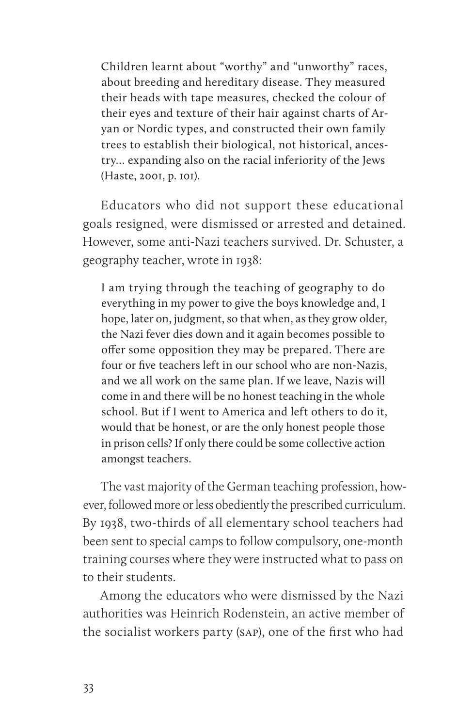> Children learnt about "worthy" and "unworthy" races, about breeding and hereditary disease. They measured their heads with tape measures, checked the colour of their eyes and texture of their hair against charts of Aryan or Nordic types, and constructed their own family trees to establish their biological, not historical, ancestry... expanding also on the racial inferiority of the Jews (Haste, 2001, p. 101).

Educators who did not support these educational goals resigned, were dismissed or arrested and detained. However, some anti-Nazi teachers survived. Dr. Schuster, a geography teacher, wrote in 1938:

> I am trying through the teaching of geography to do everything in my power to give the boys knowledge and, I hope, later on, judgment, so that when, as they grow older, the Nazi fever dies down and it again becomes possible to offer some opposition they may be prepared. There are four or five teachers left in our school who are non-Nazis, and we all work on the same plan. If we leave, Nazis will come in and there will be no honest teaching in the whole school. But if I went to America and left others to do it, would that be honest, or are the only honest people those in prison cells? If only there could be some collective action amongst teachers.

The vast majority of the German teaching profession, however, followed more or less obediently the prescribed curriculum. By 1938, two-thirds of all elementary school teachers had been sent to special camps to follow compulsory, one-month training courses where they were instructed what to pass on to their students.

Among the educators who were dismissed by the Nazi authorities was Heinrich Rodenstein, an active member of the socialist workers party (SAP), one of the first who had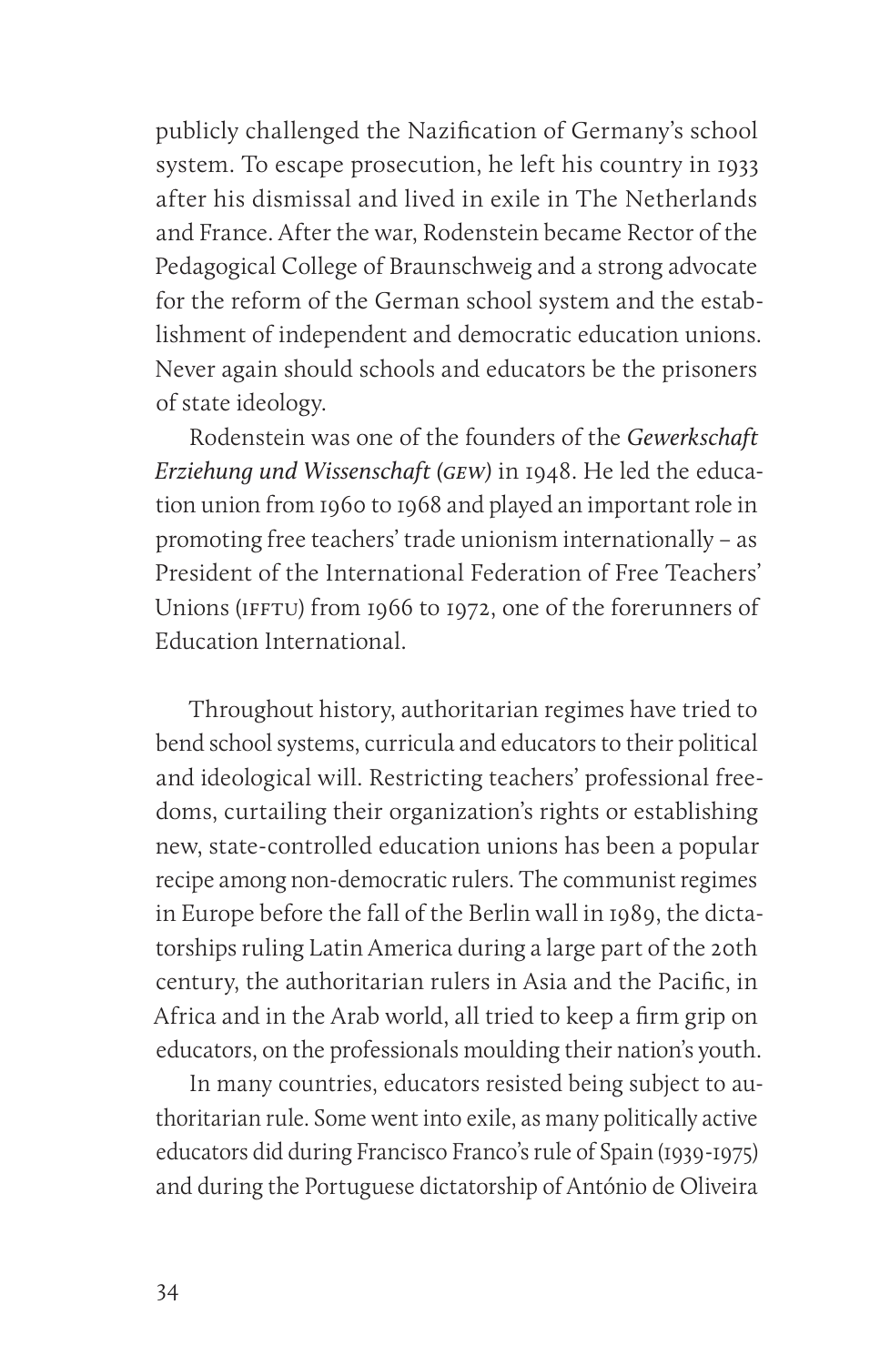publicly challenged the Nazification of Germany's school system. To escape prosecution, he left his country in 1933 after his dismissal and lived in exile in The Netherlands and France. After the war, Rodenstein became Rector of the Pedagogical College of Braunschweig and a strong advocate for the reform of the German school system and the establishment of independent and democratic education unions. Never again should schools and educators be the prisoners of state ideology.

Rodenstein was one of the founders of the *Gewerkschaft Erziehung und Wissenschaft (GEW)* in 1948. He led the education union from 1960 to 1968 and played an important role in promoting free teachers' trade unionism internationally – as President of the International Federation of Free Teachers' Unions (IFFTU) from 1966 to 1972, one of the forerunners of Education International.

Throughout history, authoritarian regimes have tried to bend school systems, curricula and educators to their political and ideological will. Restricting teachers' professional freedoms, curtailing their organization's rights or establishing new, state-controlled education unions has been a popular recipe among non-democratic rulers. The communist regimes in Europe before the fall of the Berlin wall in 1989, the dictatorships ruling Latin America during a large part of the 20th century, the authoritarian rulers in Asia and the Pacific, in Africa and in the Arab world, all tried to keep a firm grip on educators, on the professionals moulding their nation's youth.

In many countries, educators resisted being subject to authoritarian rule. Some went into exile, as many politically active educators did during Francisco Franco's rule of Spain (1939-1975) and during the Portuguese dictatorship of António de Oliveira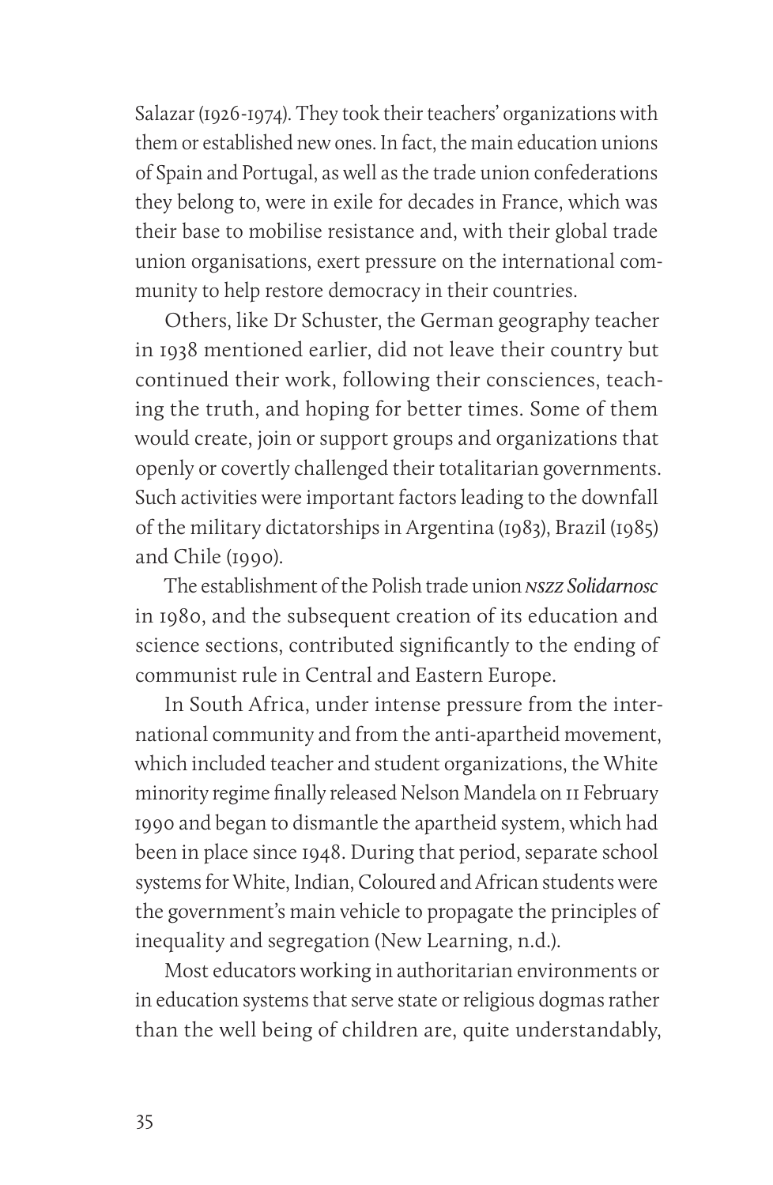Salazar (1926-1974). They took their teachers' organizations with them or established new ones. In fact, the main education unions of Spain and Portugal, as well as the trade union confederations they belong to, were in exile for decades in France, which was their base to mobilise resistance and, with their global trade union organisations, exert pressure on the international community to help restore democracy in their countries.

Others, like Dr Schuster, the German geography teacher in 1938 mentioned earlier, did not leave their country but continued their work, following their consciences, teaching the truth, and hoping for better times. Some of them would create, join or support groups and organizations that openly or covertly challenged their totalitarian governments. Such activities were important factors leading to the downfall of the military dictatorships in Argentina (1983), Brazil (1985) and Chile (1990).

The establishment of the Polish trade union *NSZZ Solidarnosc* in 1980, and the subsequent creation of its education and science sections, contributed significantly to the ending of communist rule in Central and Eastern Europe.

In South Africa, under intense pressure from the international community and from the anti-apartheid movement, which included teacher and student organizations, the White minority regime finally released Nelson Mandela on 11 February 1990 and began to dismantle the apartheid system, which had been in place since 1948. During that period, separate school systems for White, Indian, Coloured and African students were the government's main vehicle to propagate the principles of inequality and segregation (New Learning, n.d.).

Most educators working in authoritarian environments or in education systems that serve state or religious dogmas rather than the well being of children are, quite understandably,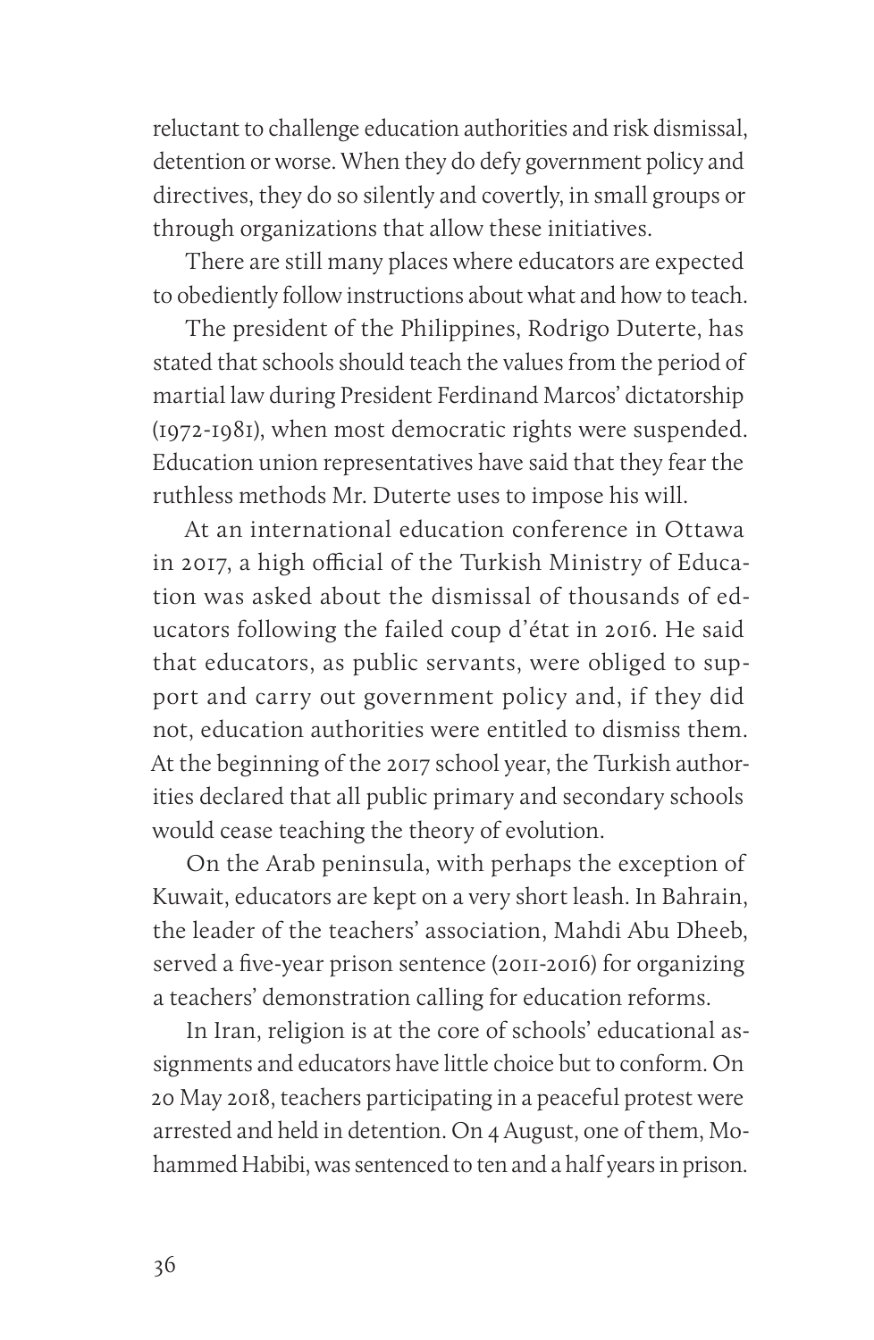reluctant to challenge education authorities and risk dismissal, detention or worse. When they do defy government policy and directives, they do so silently and covertly, in small groups or through organizations that allow these initiatives.

There are still many places where educators are expected to obediently follow instructions about what and how to teach.

The president of the Philippines, Rodrigo Duterte, has stated that schools should teach the values from the period of martial law during President Ferdinand Marcos' dictatorship (1972-1981), when most democratic rights were suspended. Education union representatives have said that they fear the ruthless methods Mr. Duterte uses to impose his will.

At an international education conference in Ottawa in 2017, a high official of the Turkish Ministry of Education was asked about the dismissal of thousands of educators following the failed coup d'état in 2016. He said that educators, as public servants, were obliged to support and carry out government policy and, if they did not, education authorities were entitled to dismiss them. At the beginning of the 2017 school year, the Turkish authorities declared that all public primary and secondary schools would cease teaching the theory of evolution.

On the Arab peninsula, with perhaps the exception of Kuwait, educators are kept on a very short leash. In Bahrain, the leader of the teachers' association, Mahdi Abu Dheeb, served a five-year prison sentence (2011-2016) for organizing a teachers' demonstration calling for education reforms.

In Iran, religion is at the core of schools' educational assignments and educators have little choice but to conform. On 20 May 2018, teachers participating in a peaceful protest were arrested and held in detention. On 4 August, one of them, Mohammed Habibi, was sentenced to ten and a half years in prison.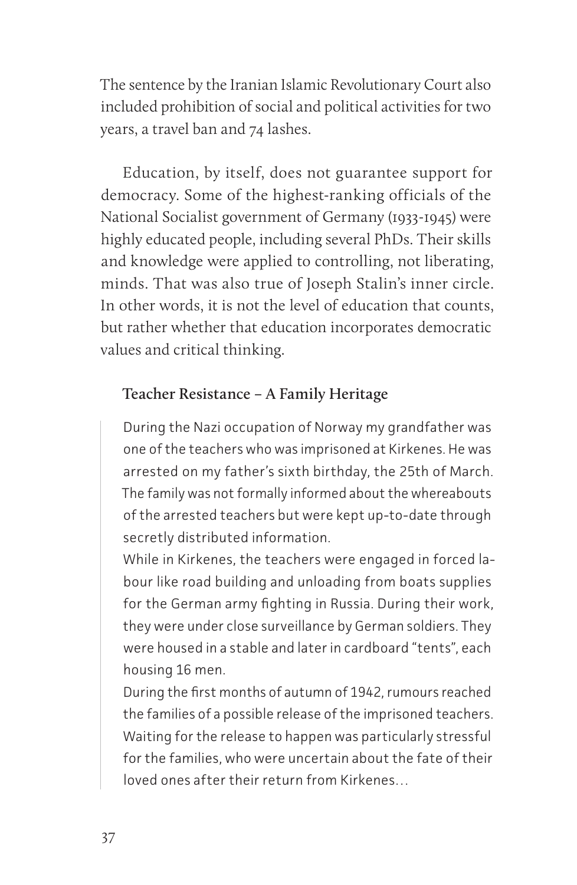The sentence by the Iranian Islamic Revolutionary Court also included prohibition of social and political activities for two years, a travel ban and 74 lashes.

Education, by itself, does not guarantee support for democracy. Some of the highest-ranking officials of the National Socialist government of Germany (1933-1945) were highly educated people, including several PhDs. Their skills and knowledge were applied to controlling, not liberating, minds. That was also true of Joseph Stalin's inner circle. In other words, it is not the level of education that counts, but rather whether that education incorporates democratic values and critical thinking.

### Teacher Resistance – A Family Heritage

> During the Nazi occupation of Norway my grandfather was one of the teachers who was imprisoned at Kirkenes. He was arrested on my father's sixth birthday, the 25th of March. The family was not formally informed about the whereabouts of the arrested teachers but were kept up-to-date through secretly distributed information.
>
> While in Kirkenes, the teachers were engaged in forced labour like road building and unloading from boats supplies for the German army fighting in Russia. During their work, they were under close surveillance by German soldiers. They were housed in a stable and later in cardboard "tents", each housing 16 men.
>
> During the first months of autumn of 1942, rumours reached the families of a possible release of the imprisoned teachers. Waiting for the release to happen was particularly stressful for the families, who were uncertain about the fate of their loved ones after their return from Kirkenes…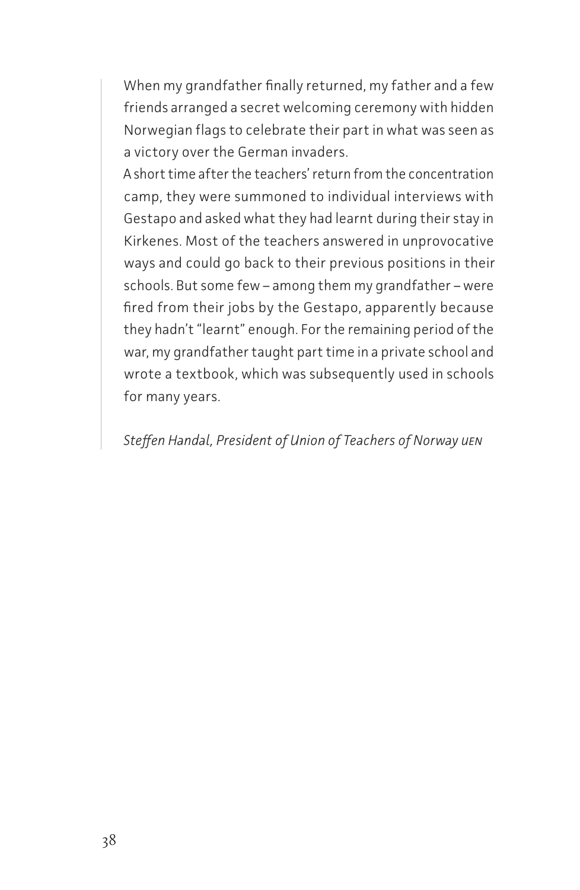When my grandfather finally returned, my father and a few friends arranged a secret welcoming ceremony with hidden Norwegian flags to celebrate their part in what was seen as a victory over the German invaders.

A short time after the teachers' return from the concentration camp, they were summoned to individual interviews with Gestapo and asked what they had learnt during their stay in Kirkenes. Most of the teachers answered in unprovocative ways and could go back to their previous positions in their schools. But some few – among them my grandfather – were fired from their jobs by the Gestapo, apparently because they hadn't "learnt" enough. For the remaining period of the war, my grandfather taught part time in a private school and wrote a textbook, which was subsequently used in schools for many years.

*Steffen Handal, President of Union of Teachers of Norway UEN*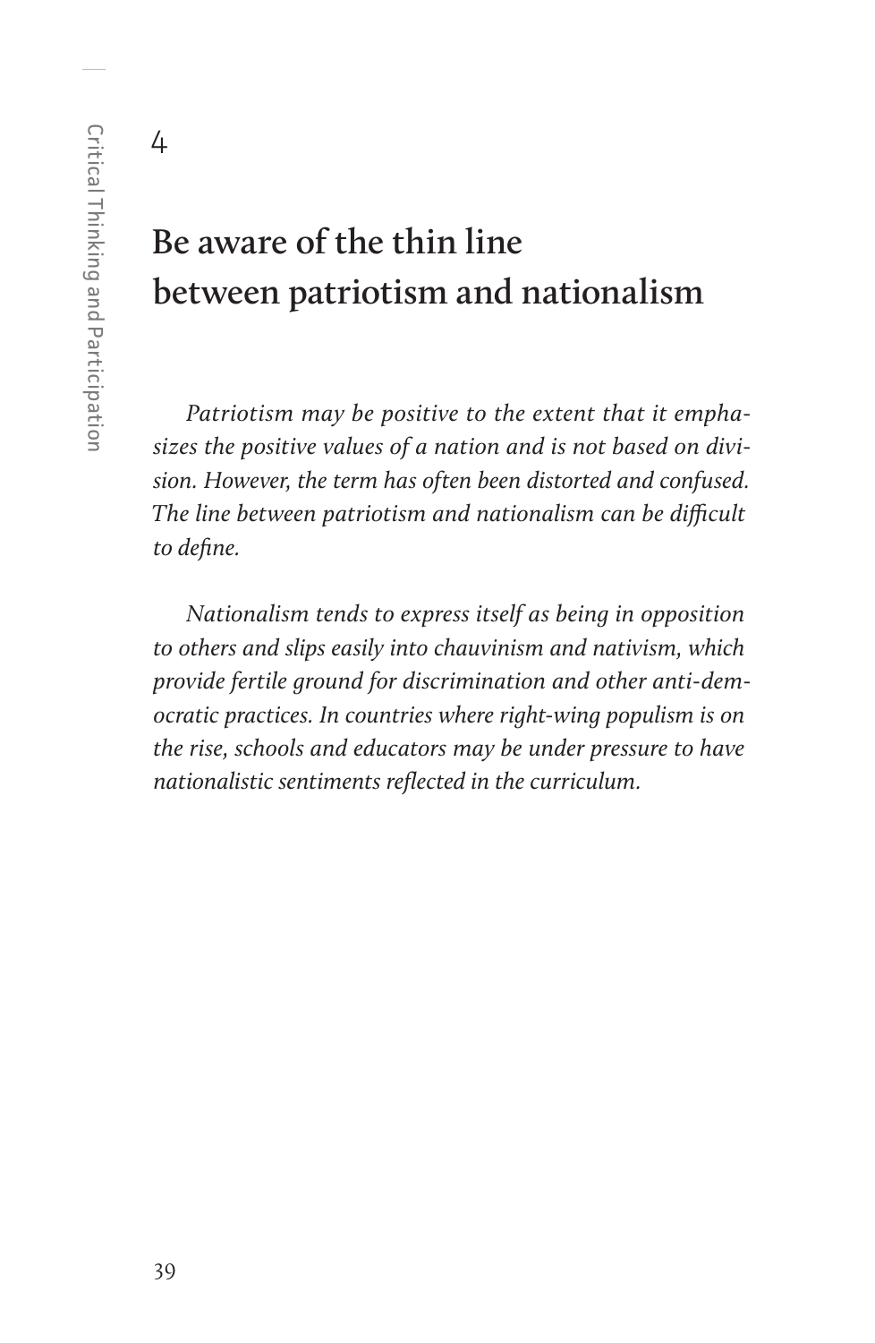4

# Be aware of the thin line between patriotism and nationalism

*Patriotism may be positive to the extent that it emphasizes the positive values of a nation and is not based on division. However, the term has often been distorted and confused. The line between patriotism and nationalism can be difficult to define.*

*Nationalism tends to express itself as being in opposition to others and slips easily into chauvinism and nativism, which provide fertile ground for discrimination and other anti-democratic practices. In countries where right-wing populism is on the rise, schools and educators may be under pressure to have nationalistic sentiments reflected in the curriculum.*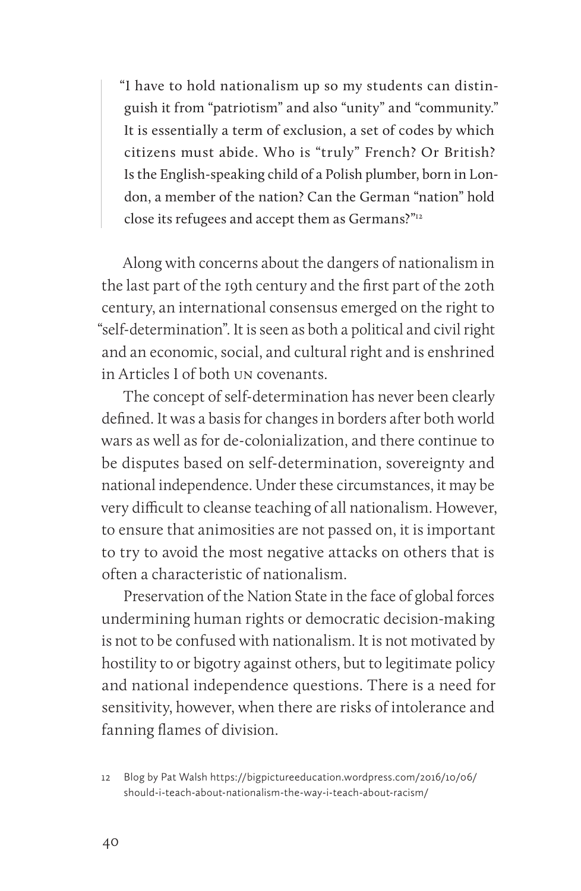> "I have to hold nationalism up so my students can distinguish it from "patriotism" and also "unity" and "community." It is essentially a term of exclusion, a set of codes by which citizens must abide. Who is "truly" French? Or British? Is the English-speaking child of a Polish plumber, born in London, a member of the nation? Can the German "nation" hold close its refugees and accept them as Germans?"[12]

Along with concerns about the dangers of nationalism in the last part of the 19th century and the first part of the 20th century, an international consensus emerged on the right to "self-determination". It is seen as both a political and civil right and an economic, social, and cultural right and is enshrined in Articles I of both UN covenants.

The concept of self-determination has never been clearly defined. It was a basis for changes in borders after both world wars as well as for de-colonialization, and there continue to be disputes based on self-determination, sovereignty and national independence. Under these circumstances, it may be very difficult to cleanse teaching of all nationalism. However, to ensure that animosities are not passed on, it is important to try to avoid the most negative attacks on others that is often a characteristic of nationalism.

Preservation of the Nation State in the face of global forces undermining human rights or democratic decision-making is not to be confused with nationalism. It is not motivated by hostility to or bigotry against others, but to legitimate policy and national independence questions. There is a need for sensitivity, however, when there are risks of intolerance and fanning flames of division.

12 Blog by Pat Walsh https://bigpictureeducation.wordpress.com/2016/10/06/should-i-teach-about-nationalism-the-way-i-teach-about-racism/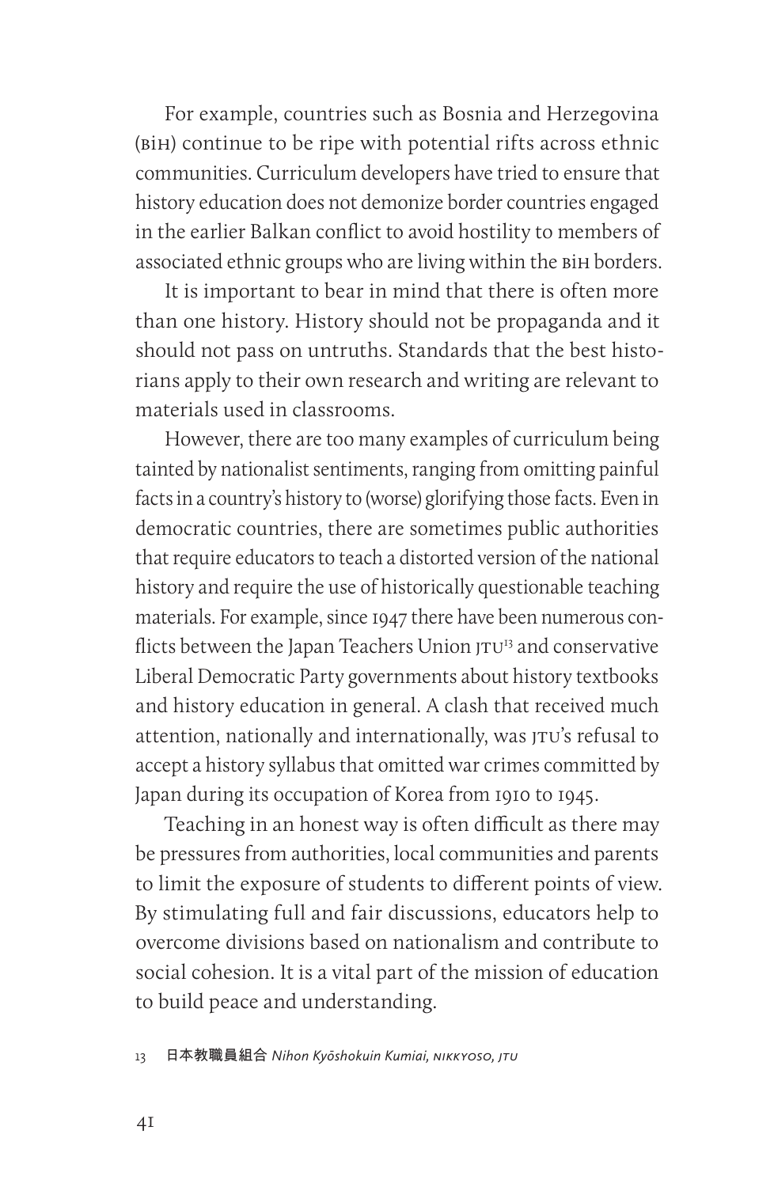For example, countries such as Bosnia and Herzegovina (BiH) continue to be ripe with potential rifts across ethnic communities. Curriculum developers have tried to ensure that history education does not demonize border countries engaged in the earlier Balkan conflict to avoid hostility to members of associated ethnic groups who are living within the BiH borders.

It is important to bear in mind that there is often more than one history. History should not be propaganda and it should not pass on untruths. Standards that the best historians apply to their own research and writing are relevant to materials used in classrooms.

However, there are too many examples of curriculum being tainted by nationalist sentiments, ranging from omitting painful facts in a country's history to (worse) glorifying those facts. Even in democratic countries, there are sometimes public authorities that require educators to teach a distorted version of the national history and require the use of historically questionable teaching materials. For example, since 1947 there have been numerous conflicts between the Japan Teachers Union JTU[13] and conservative Liberal Democratic Party governments about history textbooks and history education in general. A clash that received much attention, nationally and internationally, was JTU's refusal to accept a history syllabus that omitted war crimes committed by Japan during its occupation of Korea from 1910 to 1945.

Teaching in an honest way is often difficult as there may be pressures from authorities, local communities and parents to limit the exposure of students to different points of view. By stimulating full and fair discussions, educators help to overcome divisions based on nationalism and contribute to social cohesion. It is a vital part of the mission of education to build peace and understanding.

13 日本教職員組合 *Nihon Kyōshokuin Kumiai, NIKKYOSO, JTU*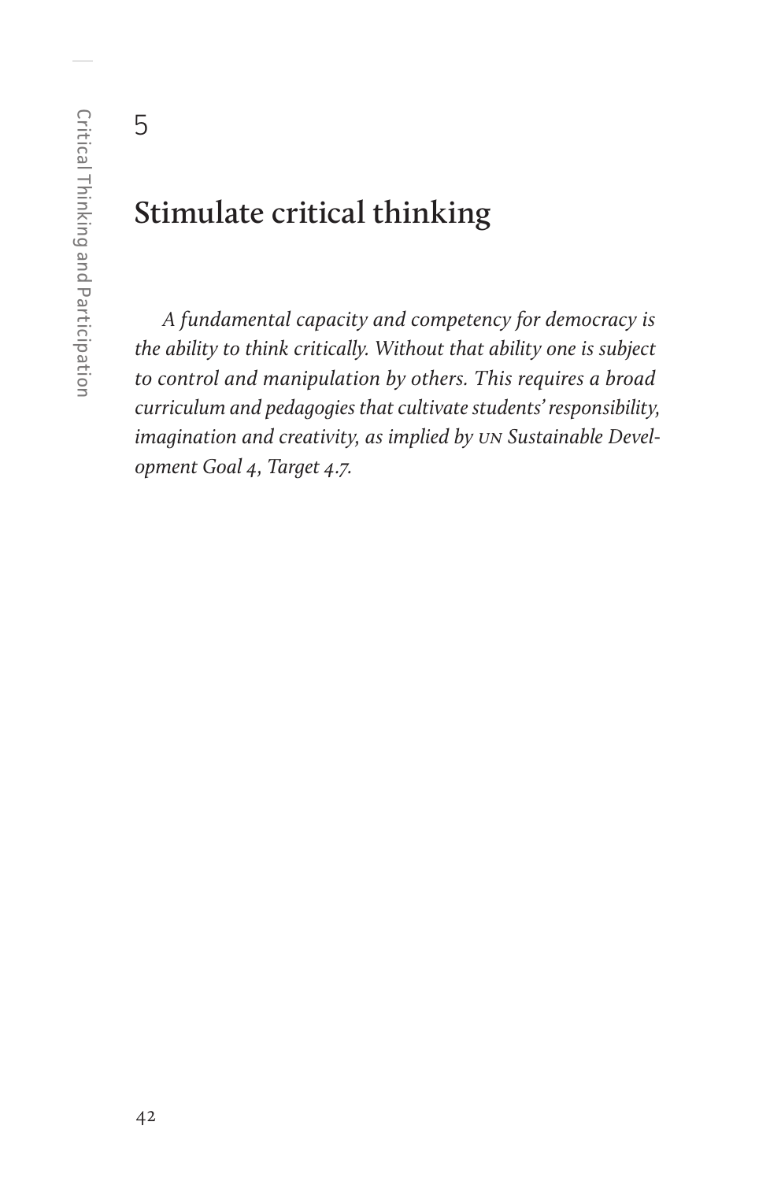5

## Stimulate critical thinking

*A fundamental capacity and competency for democracy is the ability to think critically. Without that ability one is subject to control and manipulation by others. This requires a broad curriculum and pedagogies that cultivate students' responsibility, imagination and creativity, as implied by UN Sustainable Development Goal 4, Target 4.7.*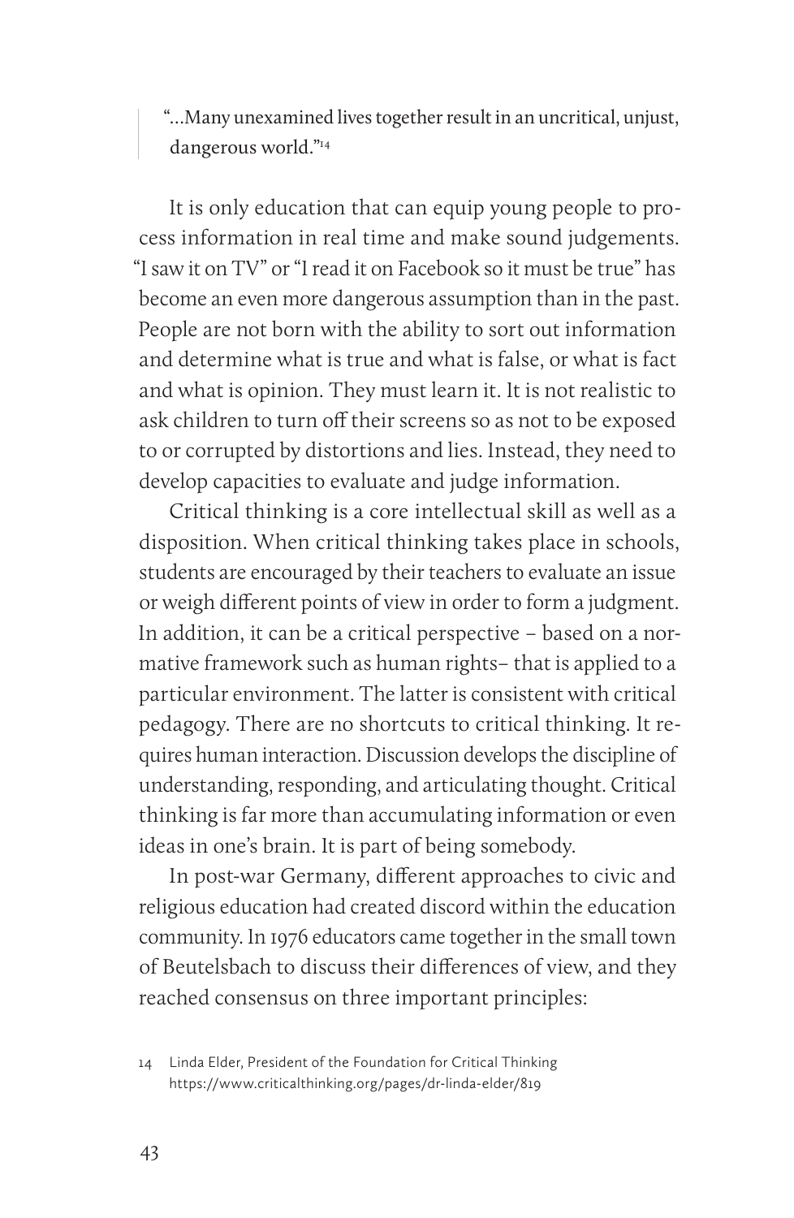> "…Many unexamined lives together result in an uncritical, unjust, dangerous world."[14]

It is only education that can equip young people to process information in real time and make sound judgements. "I saw it on TV" or "I read it on Facebook so it must be true" has become an even more dangerous assumption than in the past. People are not born with the ability to sort out information and determine what is true and what is false, or what is fact and what is opinion. They must learn it. It is not realistic to ask children to turn off their screens so as not to be exposed to or corrupted by distortions and lies. Instead, they need to develop capacities to evaluate and judge information.

Critical thinking is a core intellectual skill as well as a disposition. When critical thinking takes place in schools, students are encouraged by their teachers to evaluate an issue or weigh different points of view in order to form a judgment. In addition, it can be a critical perspective – based on a normative framework such as human rights– that is applied to a particular environment. The latter is consistent with critical pedagogy. There are no shortcuts to critical thinking. It requires human interaction. Discussion develops the discipline of understanding, responding, and articulating thought. Critical thinking is far more than accumulating information or even ideas in one's brain. It is part of being somebody.

In post-war Germany, different approaches to civic and religious education had created discord within the education community. In 1976 educators came together in the small town of Beutelsbach to discuss their differences of view, and they reached consensus on three important principles:

14 Linda Elder, President of the Foundation for Critical Thinking https://www.criticalthinking.org/pages/dr-linda-elder/819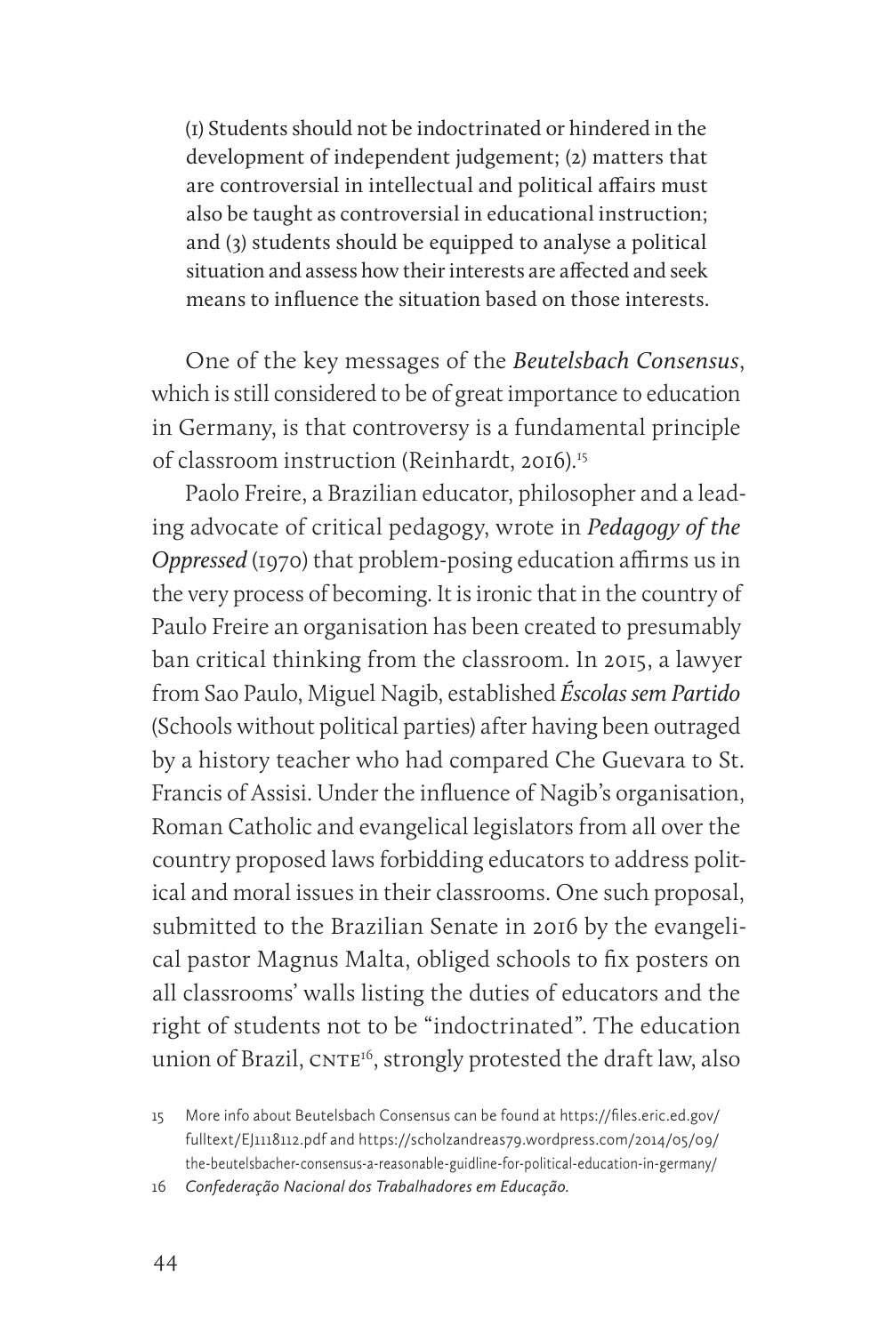(1) Students should not be indoctrinated or hindered in the development of independent judgement; (2) matters that are controversial in intellectual and political affairs must also be taught as controversial in educational instruction; and (3) students should be equipped to analyse a political situation and assess how their interests are affected and seek means to influence the situation based on those interests.

One of the key messages of the *Beutelsbach Consensus*, which is still considered to be of great importance to education in Germany, is that controversy is a fundamental principle of classroom instruction (Reinhardt, 2016).[15]

Paolo Freire, a Brazilian educator, philosopher and a leading advocate of critical pedagogy, wrote in *Pedagogy of the Oppressed* (1970) that problem-posing education affirms us in the very process of becoming. It is ironic that in the country of Paulo Freire an organisation has been created to presumably ban critical thinking from the classroom. In 2015, a lawyer from Sao Paulo, Miguel Nagib, established *Éscolas sem Partido* (Schools without political parties) after having been outraged by a history teacher who had compared Che Guevara to St. Francis of Assisi. Under the influence of Nagib's organisation, Roman Catholic and evangelical legislators from all over the country proposed laws forbidding educators to address political and moral issues in their classrooms. One such proposal, submitted to the Brazilian Senate in 2016 by the evangelical pastor Magnus Malta, obliged schools to fix posters on all classrooms' walls listing the duties of educators and the right of students not to be "indoctrinated". The education union of Brazil, CNTE[16], strongly protested the draft law, also

15 More info about Beutelsbach Consensus can be found at https://files.eric.ed.gov/fulltext/EJ1118112.pdf and https://scholzandreas79.wordpress.com/2014/05/09/the-beutelsbacher-consensus-a-reasonable-guidline-for-political-education-in-germany/

16 *Confederação Nacional dos Trabalhadores em Educação.*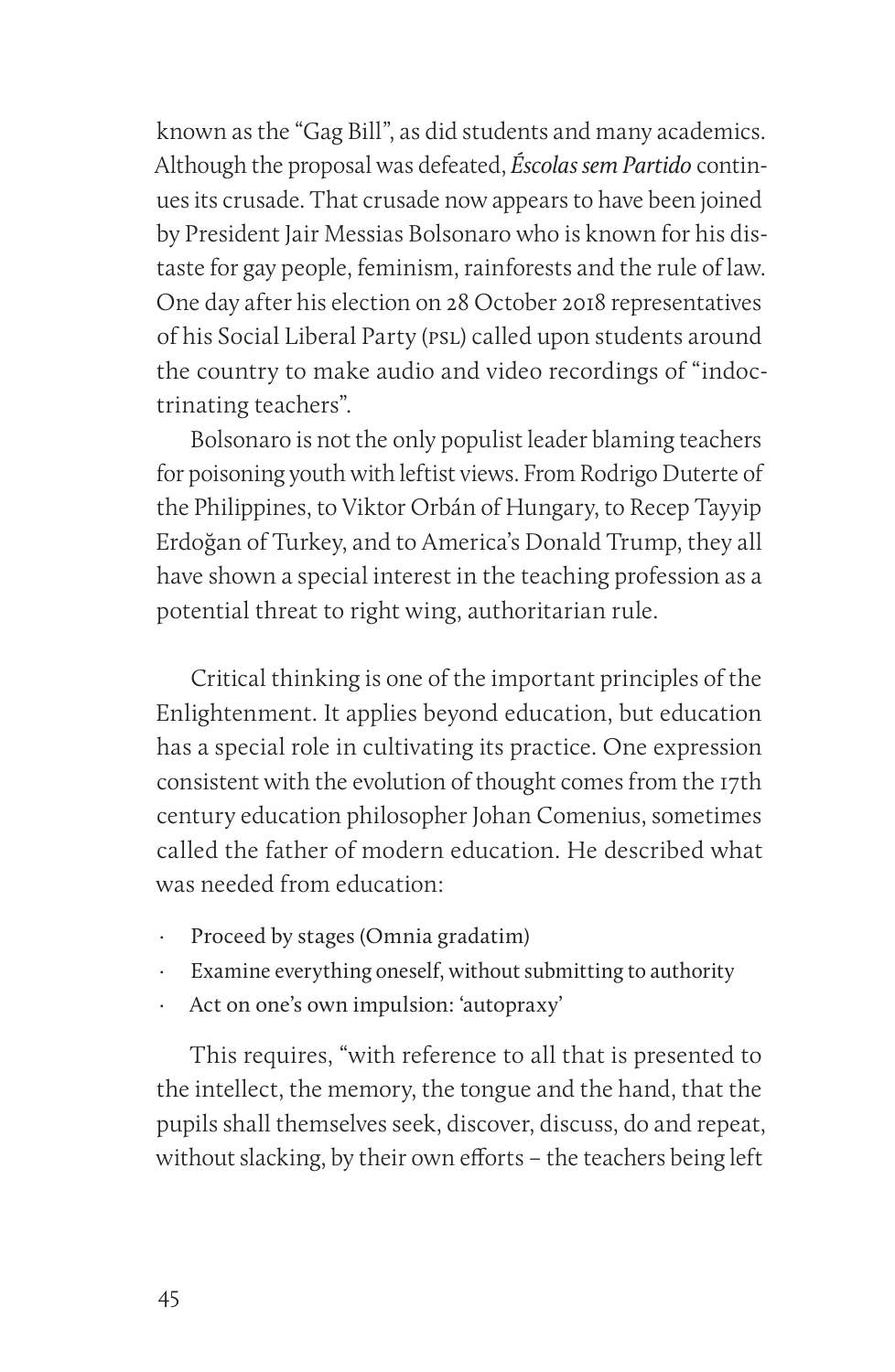known as the "Gag Bill", as did students and many academics. Although the proposal was defeated, *Éscolas sem Partido* continues its crusade. That crusade now appears to have been joined by President Jair Messias Bolsonaro who is known for his distaste for gay people, feminism, rainforests and the rule of law. One day after his election on 28 October 2018 representatives of his Social Liberal Party (PSL) called upon students around the country to make audio and video recordings of "indoctrinating teachers".

Bolsonaro is not the only populist leader blaming teachers for poisoning youth with leftist views. From Rodrigo Duterte of the Philippines, to Viktor Orbán of Hungary, to Recep Tayyip Erdoğan of Turkey, and to America's Donald Trump, they all have shown a special interest in the teaching profession as a potential threat to right wing, authoritarian rule.

Critical thinking is one of the important principles of the Enlightenment. It applies beyond education, but education has a special role in cultivating its practice. One expression consistent with the evolution of thought comes from the 17th century education philosopher Johan Comenius, sometimes called the father of modern education. He described what was needed from education:

- Proceed by stages (Omnia gradatim)
- Examine everything oneself, without submitting to authority
- Act on one's own impulsion: 'autopraxy'

This requires, "with reference to all that is presented to the intellect, the memory, the tongue and the hand, that the pupils shall themselves seek, discover, discuss, do and repeat, without slacking, by their own efforts – the teachers being left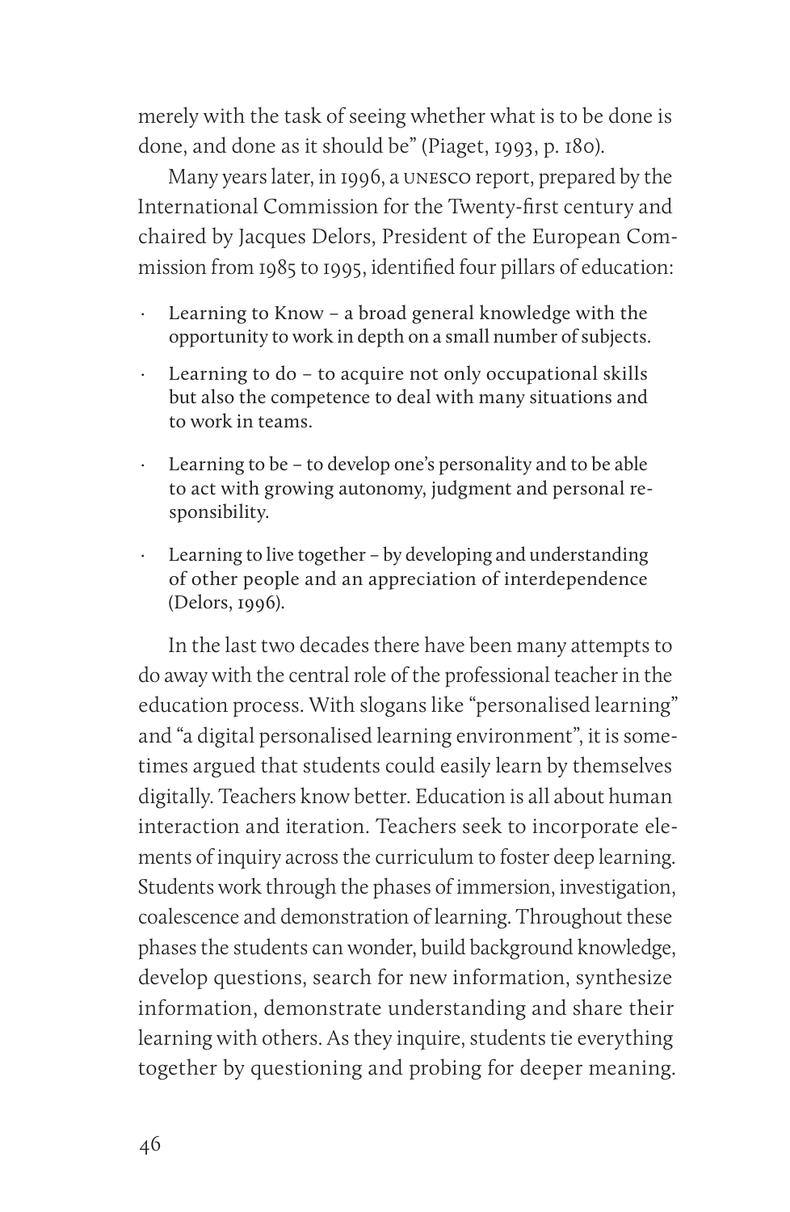merely with the task of seeing whether what is to be done is done, and done as it should be" (Piaget, 1993, p. 180).

Many years later, in 1996, a UNESCO report, prepared by the International Commission for the Twenty-first century and chaired by Jacques Delors, President of the European Commission from 1985 to 1995, identified four pillars of education:

- Learning to Know – a broad general knowledge with the opportunity to work in depth on a small number of subjects.
- Learning to do – to acquire not only occupational skills but also the competence to deal with many situations and to work in teams.
- Learning to be – to develop one's personality and to be able to act with growing autonomy, judgment and personal responsibility.
- Learning to live together – by developing and understanding of other people and an appreciation of interdependence (Delors, 1996).

In the last two decades there have been many attempts to do away with the central role of the professional teacher in the education process. With slogans like "personalised learning" and "a digital personalised learning environment", it is sometimes argued that students could easily learn by themselves digitally. Teachers know better. Education is all about human interaction and iteration. Teachers seek to incorporate elements of inquiry across the curriculum to foster deep learning. Students work through the phases of immersion, investigation, coalescence and demonstration of learning. Throughout these phases the students can wonder, build background knowledge, develop questions, search for new information, synthesize information, demonstrate understanding and share their learning with others. As they inquire, students tie everything together by questioning and probing for deeper meaning.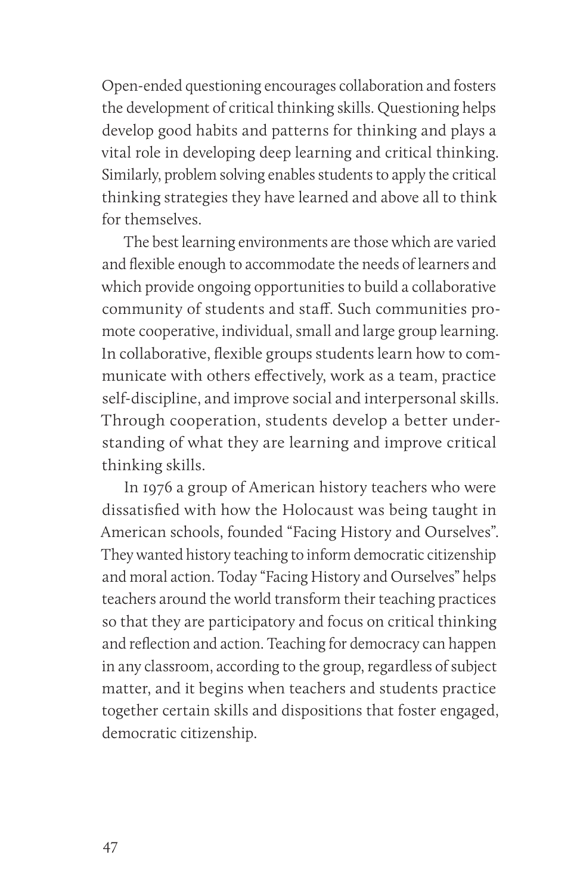Open-ended questioning encourages collaboration and fosters the development of critical thinking skills. Questioning helps develop good habits and patterns for thinking and plays a vital role in developing deep learning and critical thinking. Similarly, problem solving enables students to apply the critical thinking strategies they have learned and above all to think for themselves.

The best learning environments are those which are varied and flexible enough to accommodate the needs of learners and which provide ongoing opportunities to build a collaborative community of students and staff. Such communities promote cooperative, individual, small and large group learning. In collaborative, flexible groups students learn how to communicate with others effectively, work as a team, practice self-discipline, and improve social and interpersonal skills. Through cooperation, students develop a better understanding of what they are learning and improve critical thinking skills.

In 1976 a group of American history teachers who were dissatisfied with how the Holocaust was being taught in American schools, founded "Facing History and Ourselves". They wanted history teaching to inform democratic citizenship and moral action. Today "Facing History and Ourselves" helps teachers around the world transform their teaching practices so that they are participatory and focus on critical thinking and reflection and action. Teaching for democracy can happen in any classroom, according to the group, regardless of subject matter, and it begins when teachers and students practice together certain skills and dispositions that foster engaged, democratic citizenship.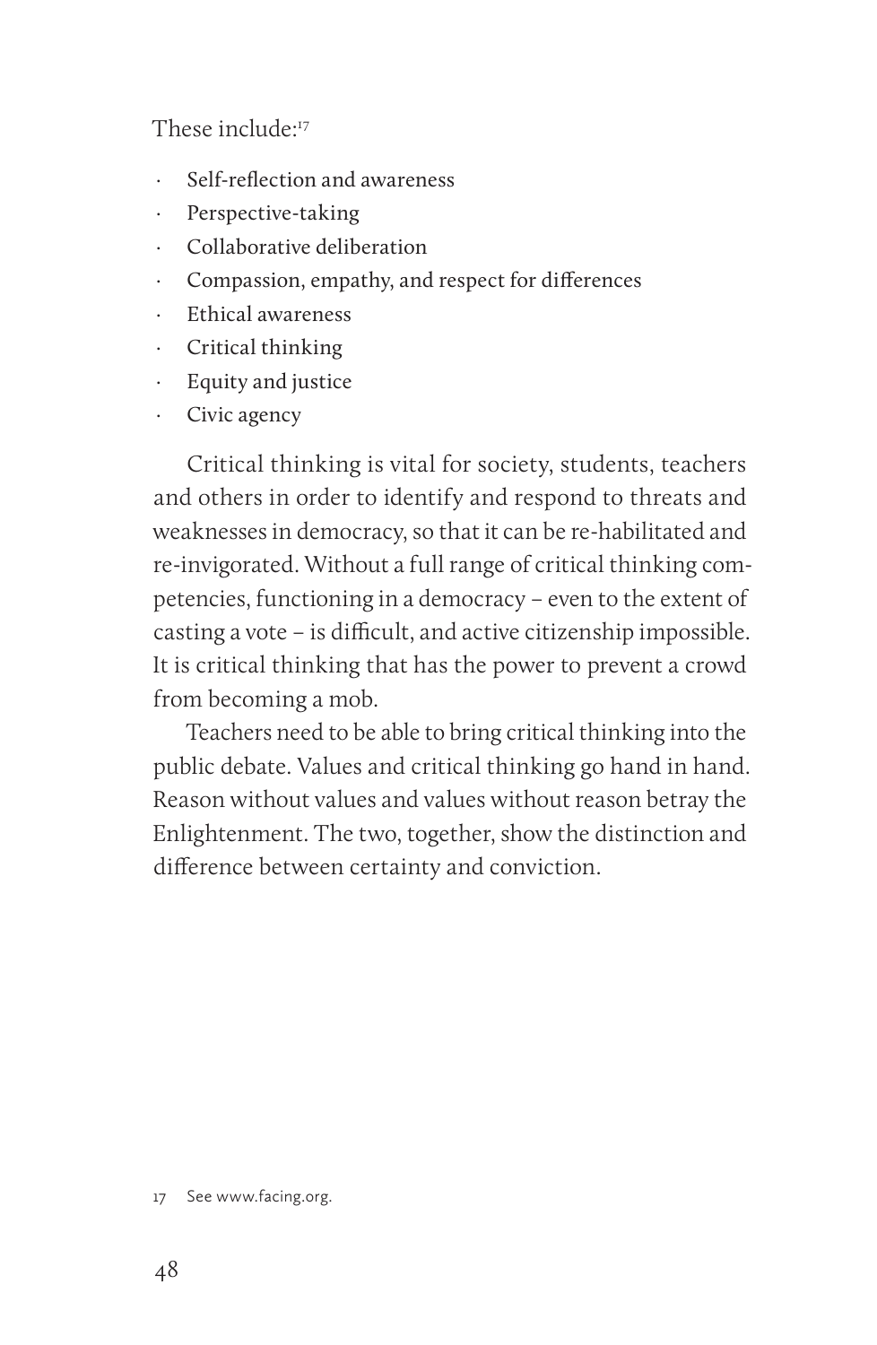These include:[17]

- Self-reflection and awareness
- Perspective-taking
- Collaborative deliberation
- Compassion, empathy, and respect for differences
- Ethical awareness
- Critical thinking
- Equity and justice
- Civic agency

Critical thinking is vital for society, students, teachers and others in order to identify and respond to threats and weaknesses in democracy, so that it can be re-habilitated and re-invigorated. Without a full range of critical thinking competencies, functioning in a democracy – even to the extent of casting a vote – is difficult, and active citizenship impossible. It is critical thinking that has the power to prevent a crowd from becoming a mob.

Teachers need to be able to bring critical thinking into the public debate. Values and critical thinking go hand in hand. Reason without values and values without reason betray the Enlightenment. The two, together, show the distinction and difference between certainty and conviction.

17 See www.facing.org.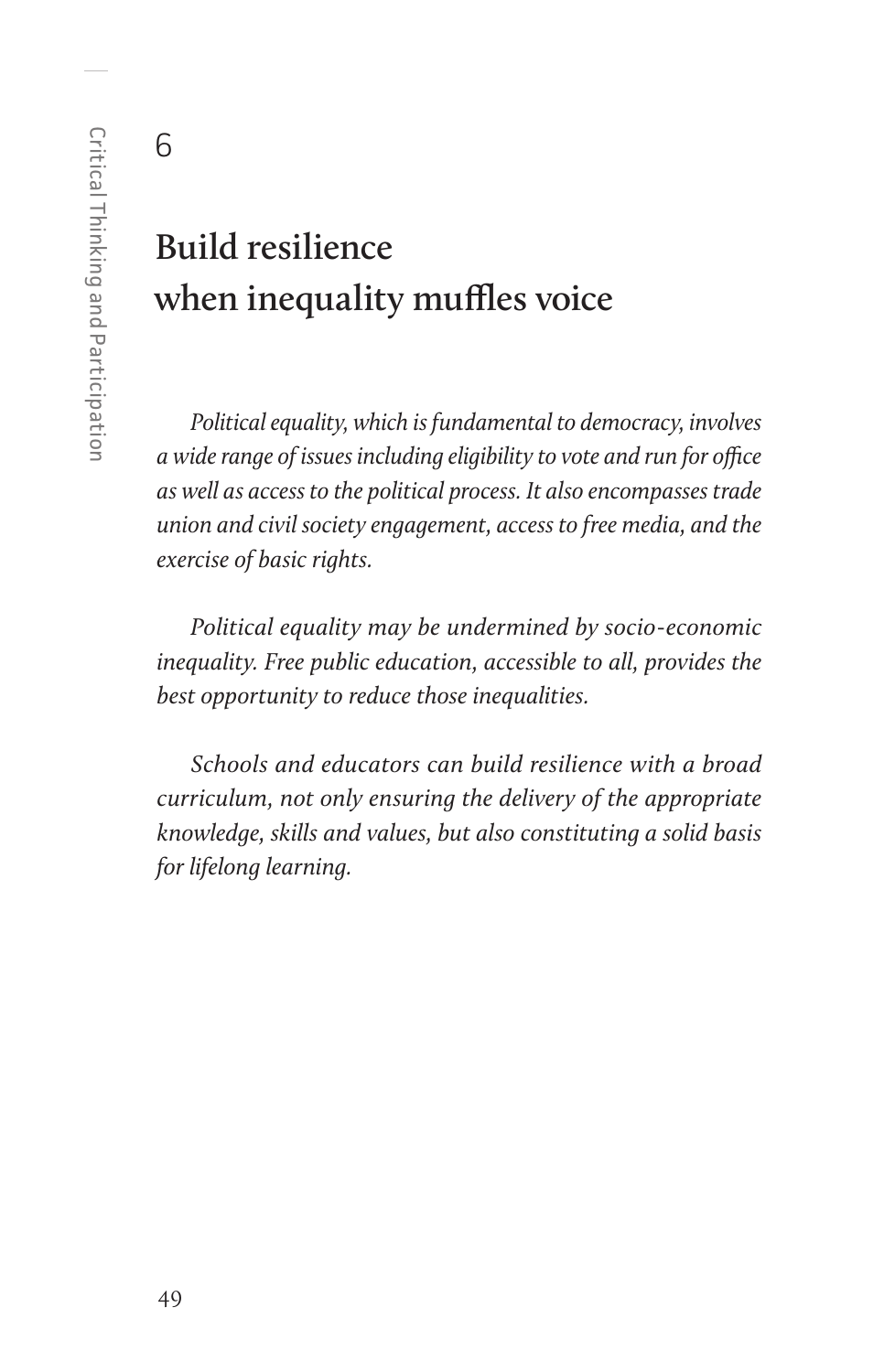6

# Build resilience when inequality muffles voice

*Political equality, which is fundamental to democracy, involves a wide range of issues including eligibility to vote and run for office as well as access to the political process. It also encompasses trade union and civil society engagement, access to free media, and the exercise of basic rights.*

*Political equality may be undermined by socio-economic inequality. Free public education, accessible to all, provides the best opportunity to reduce those inequalities.*

*Schools and educators can build resilience with a broad curriculum, not only ensuring the delivery of the appropriate knowledge, skills and values, but also constituting a solid basis for lifelong learning.*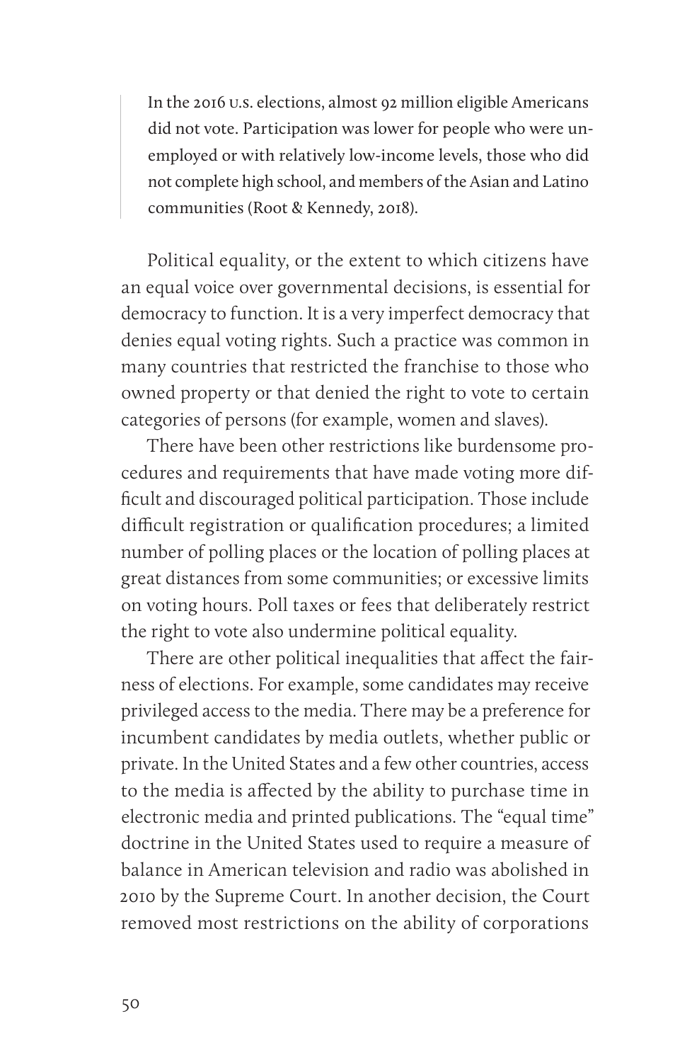> In the 2016 U.S. elections, almost 92 million eligible Americans did not vote. Participation was lower for people who were unemployed or with relatively low-income levels, those who did not complete high school, and members of the Asian and Latino communities (Root & Kennedy, 2018).

Political equality, or the extent to which citizens have an equal voice over governmental decisions, is essential for democracy to function. It is a very imperfect democracy that denies equal voting rights. Such a practice was common in many countries that restricted the franchise to those who owned property or that denied the right to vote to certain categories of persons (for example, women and slaves).

There have been other restrictions like burdensome procedures and requirements that have made voting more difficult and discouraged political participation. Those include difficult registration or qualification procedures; a limited number of polling places or the location of polling places at great distances from some communities; or excessive limits on voting hours. Poll taxes or fees that deliberately restrict the right to vote also undermine political equality.

There are other political inequalities that affect the fairness of elections. For example, some candidates may receive privileged access to the media. There may be a preference for incumbent candidates by media outlets, whether public or private. In the United States and a few other countries, access to the media is affected by the ability to purchase time in electronic media and printed publications. The "equal time" doctrine in the United States used to require a measure of balance in American television and radio was abolished in 2010 by the Supreme Court. In another decision, the Court removed most restrictions on the ability of corporations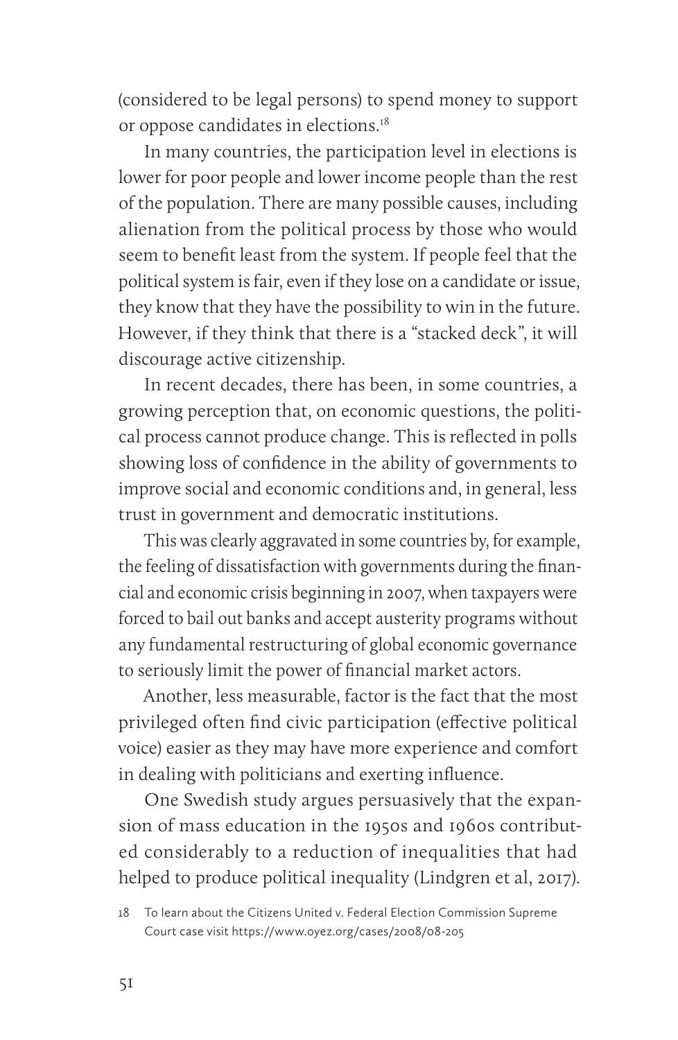(considered to be legal persons) to spend money to support or oppose candidates in elections.[18]

In many countries, the participation level in elections is lower for poor people and lower income people than the rest of the population. There are many possible causes, including alienation from the political process by those who would seem to benefit least from the system. If people feel that the political system is fair, even if they lose on a candidate or issue, they know that they have the possibility to win in the future. However, if they think that there is a "stacked deck", it will discourage active citizenship.

In recent decades, there has been, in some countries, a growing perception that, on economic questions, the political process cannot produce change. This is reflected in polls showing loss of confidence in the ability of governments to improve social and economic conditions and, in general, less trust in government and democratic institutions.

This was clearly aggravated in some countries by, for example, the feeling of dissatisfaction with governments during the financial and economic crisis beginning in 2007, when taxpayers were forced to bail out banks and accept austerity programs without any fundamental restructuring of global economic governance to seriously limit the power of financial market actors.

Another, less measurable, factor is the fact that the most privileged often find civic participation (effective political voice) easier as they may have more experience and comfort in dealing with politicians and exerting influence.

One Swedish study argues persuasively that the expansion of mass education in the 1950s and 1960s contributed considerably to a reduction of inequalities that had helped to produce political inequality (Lindgren et al, 2017).

18 To learn about the Citizens United v. Federal Election Commission Supreme Court case visit https://www.oyez.org/cases/2008/08-205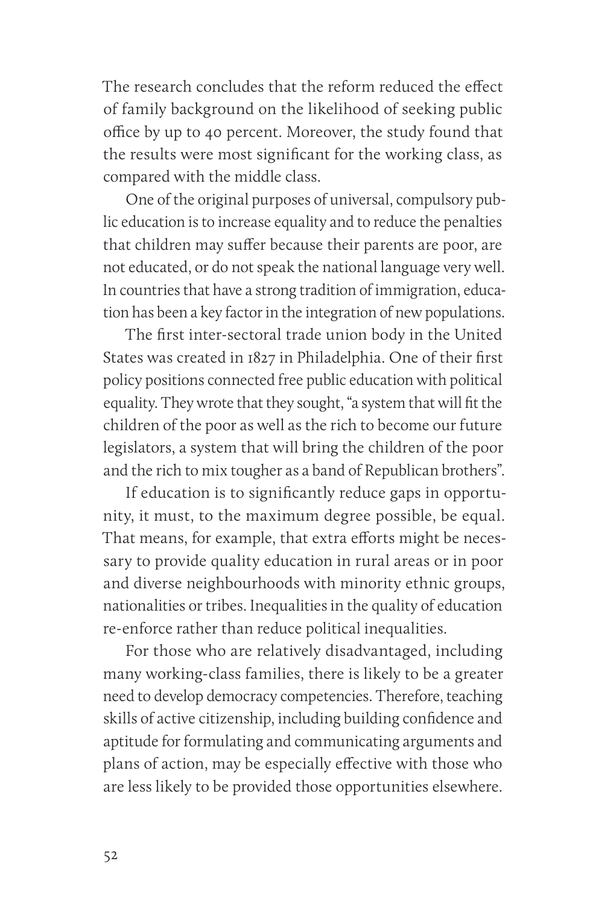The research concludes that the reform reduced the effect of family background on the likelihood of seeking public office by up to 40 percent. Moreover, the study found that the results were most significant for the working class, as compared with the middle class.

One of the original purposes of universal, compulsory public education is to increase equality and to reduce the penalties that children may suffer because their parents are poor, are not educated, or do not speak the national language very well. In countries that have a strong tradition of immigration, education has been a key factor in the integration of new populations.

The first inter-sectoral trade union body in the United States was created in 1827 in Philadelphia. One of their first policy positions connected free public education with political equality. They wrote that they sought, "a system that will fit the children of the poor as well as the rich to become our future legislators, a system that will bring the children of the poor and the rich to mix tougher as a band of Republican brothers".

If education is to significantly reduce gaps in opportunity, it must, to the maximum degree possible, be equal. That means, for example, that extra efforts might be necessary to provide quality education in rural areas or in poor and diverse neighbourhoods with minority ethnic groups, nationalities or tribes. Inequalities in the quality of education re-enforce rather than reduce political inequalities.

For those who are relatively disadvantaged, including many working-class families, there is likely to be a greater need to develop democracy competencies. Therefore, teaching skills of active citizenship, including building confidence and aptitude for formulating and communicating arguments and plans of action, may be especially effective with those who are less likely to be provided those opportunities elsewhere.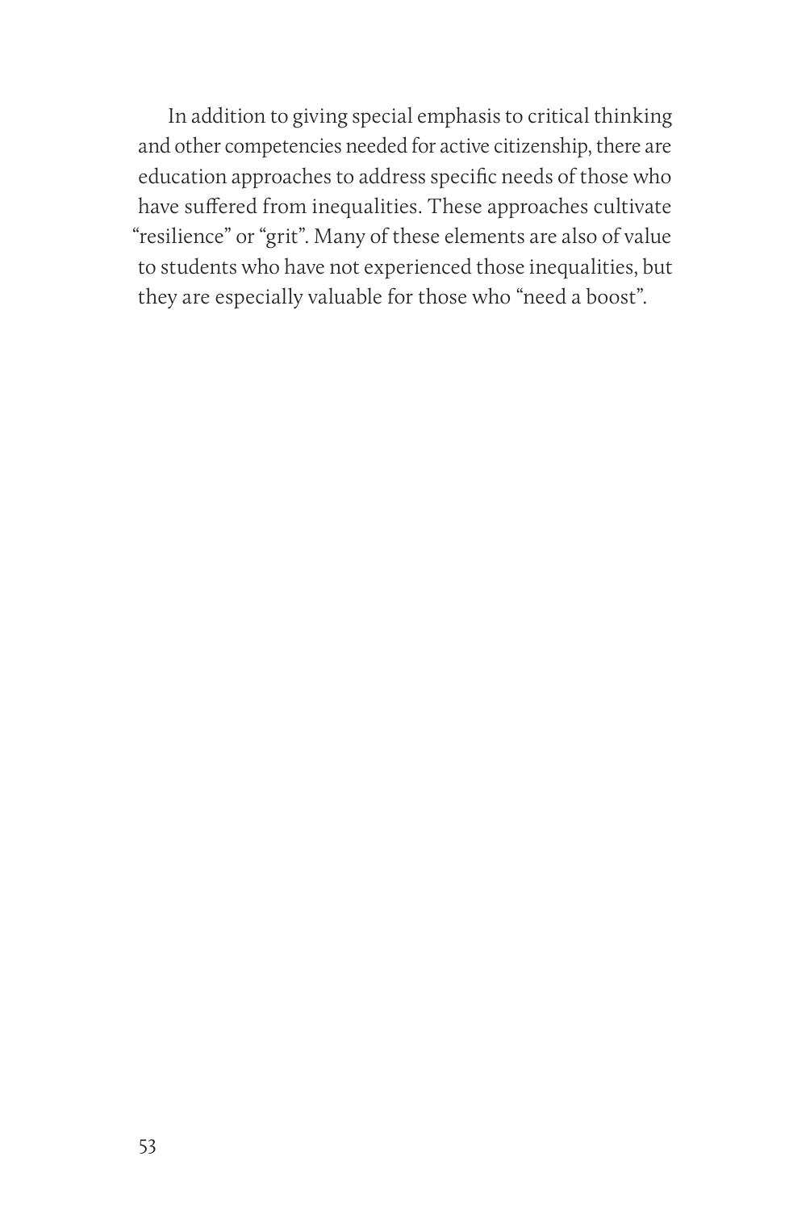In addition to giving special emphasis to critical thinking and other competencies needed for active citizenship, there are education approaches to address specific needs of those who have suffered from inequalities. These approaches cultivate "resilience" or "grit". Many of these elements are also of value to students who have not experienced those inequalities, but they are especially valuable for those who "need a boost".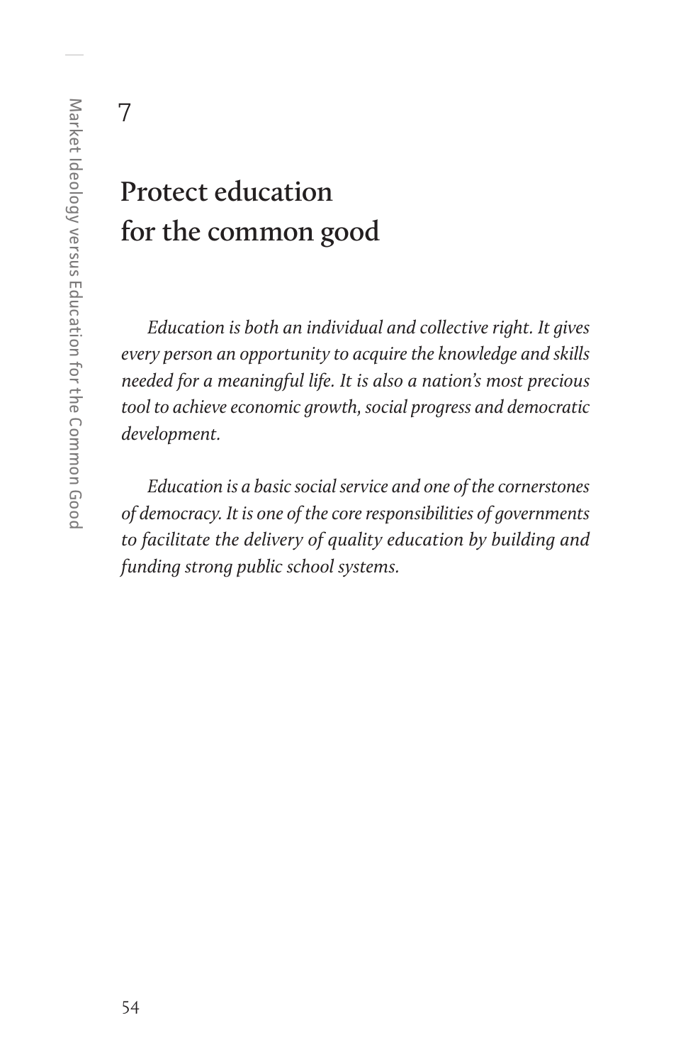# 7

# Protect education for the common good

*Education is both an individual and collective right. It gives every person an opportunity to acquire the knowledge and skills needed for a meaningful life. It is also a nation's most precious tool to achieve economic growth, social progress and democratic development.*

*Education is a basic social service and one of the cornerstones of democracy. It is one of the core responsibilities of governments to facilitate the delivery of quality education by building and funding strong public school systems.*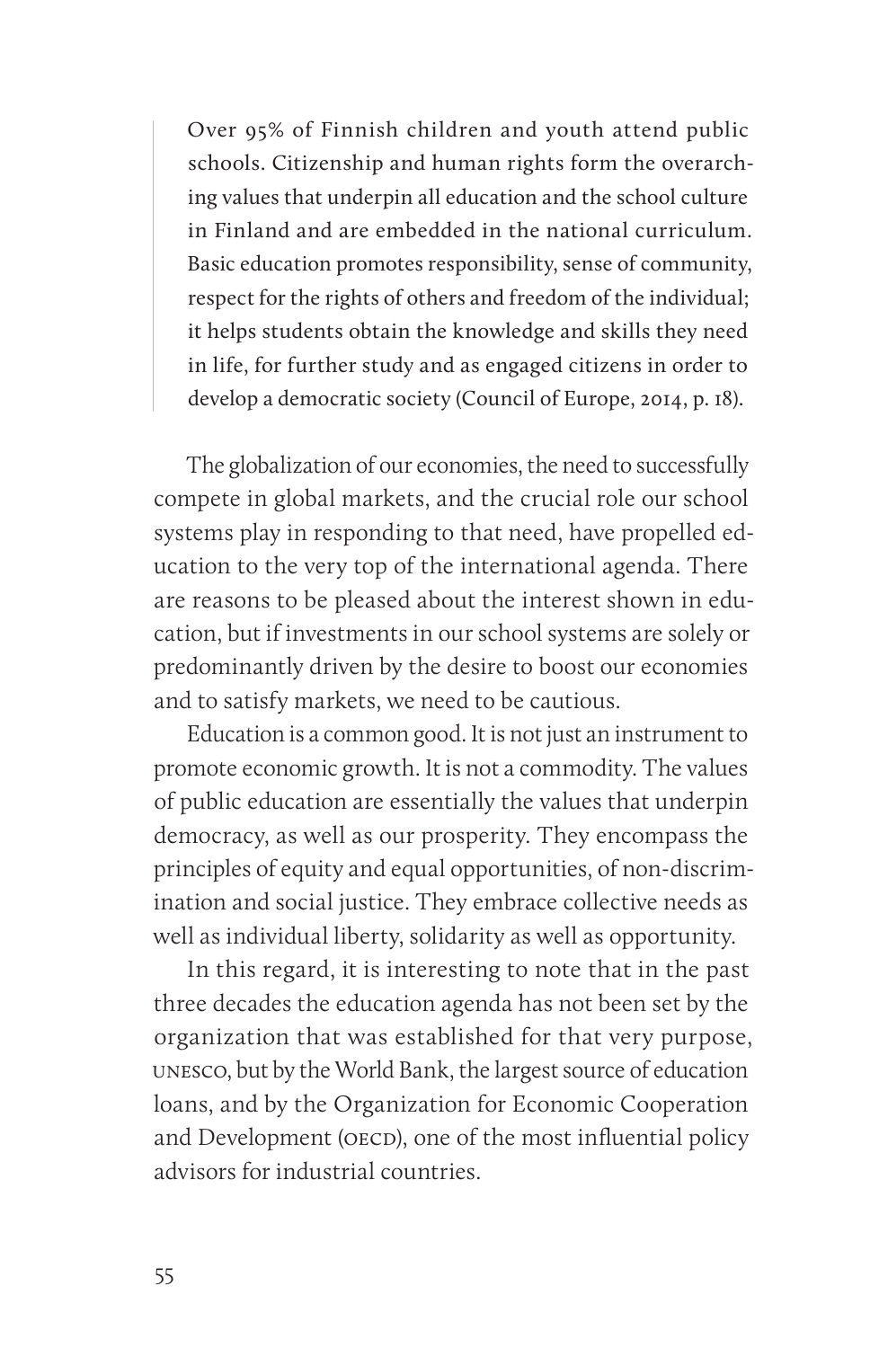> Over 95% of Finnish children and youth attend public schools. Citizenship and human rights form the overarching values that underpin all education and the school culture in Finland and are embedded in the national curriculum. Basic education promotes responsibility, sense of community, respect for the rights of others and freedom of the individual; it helps students obtain the knowledge and skills they need in life, for further study and as engaged citizens in order to develop a democratic society (Council of Europe, 2014, p. 18).

The globalization of our economies, the need to successfully compete in global markets, and the crucial role our school systems play in responding to that need, have propelled education to the very top of the international agenda. There are reasons to be pleased about the interest shown in education, but if investments in our school systems are solely or predominantly driven by the desire to boost our economies and to satisfy markets, we need to be cautious.

Education is a common good. It is not just an instrument to promote economic growth. It is not a commodity. The values of public education are essentially the values that underpin democracy, as well as our prosperity. They encompass the principles of equity and equal opportunities, of non-discrimination and social justice. They embrace collective needs as well as individual liberty, solidarity as well as opportunity.

In this regard, it is interesting to note that in the past three decades the education agenda has not been set by the organization that was established for that very purpose, UNESCO, but by the World Bank, the largest source of education loans, and by the Organization for Economic Cooperation and Development (OECD), one of the most influential policy advisors for industrial countries.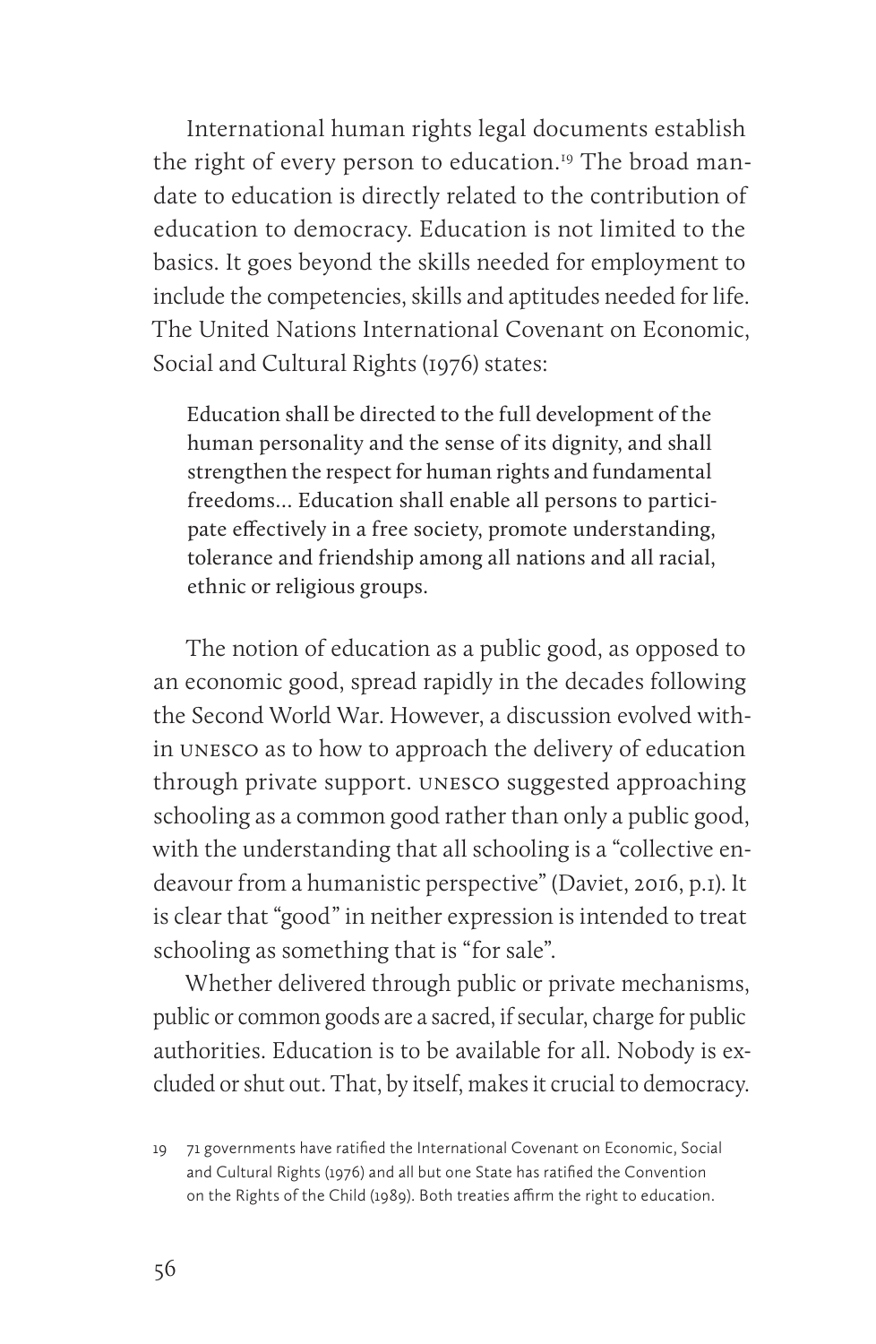International human rights legal documents establish the right of every person to education.[19] The broad mandate to education is directly related to the contribution of education to democracy. Education is not limited to the basics. It goes beyond the skills needed for employment to include the competencies, skills and aptitudes needed for life. The United Nations International Covenant on Economic, Social and Cultural Rights (1976) states:

> Education shall be directed to the full development of the human personality and the sense of its dignity, and shall strengthen the respect for human rights and fundamental freedoms... Education shall enable all persons to participate effectively in a free society, promote understanding, tolerance and friendship among all nations and all racial, ethnic or religious groups.

The notion of education as a public good, as opposed to an economic good, spread rapidly in the decades following the Second World War. However, a discussion evolved within UNESCO as to how to approach the delivery of education through private support. UNESCO suggested approaching schooling as a common good rather than only a public good, with the understanding that all schooling is a "collective endeavour from a humanistic perspective" (Daviet, 2016, p.1). It is clear that "good" in neither expression is intended to treat schooling as something that is "for sale".

Whether delivered through public or private mechanisms, public or common goods are a sacred, if secular, charge for public authorities. Education is to be available for all. Nobody is excluded or shut out. That, by itself, makes it crucial to democracy.

19 71 governments have ratified the International Covenant on Economic, Social and Cultural Rights (1976) and all but one State has ratified the Convention on the Rights of the Child (1989). Both treaties affirm the right to education.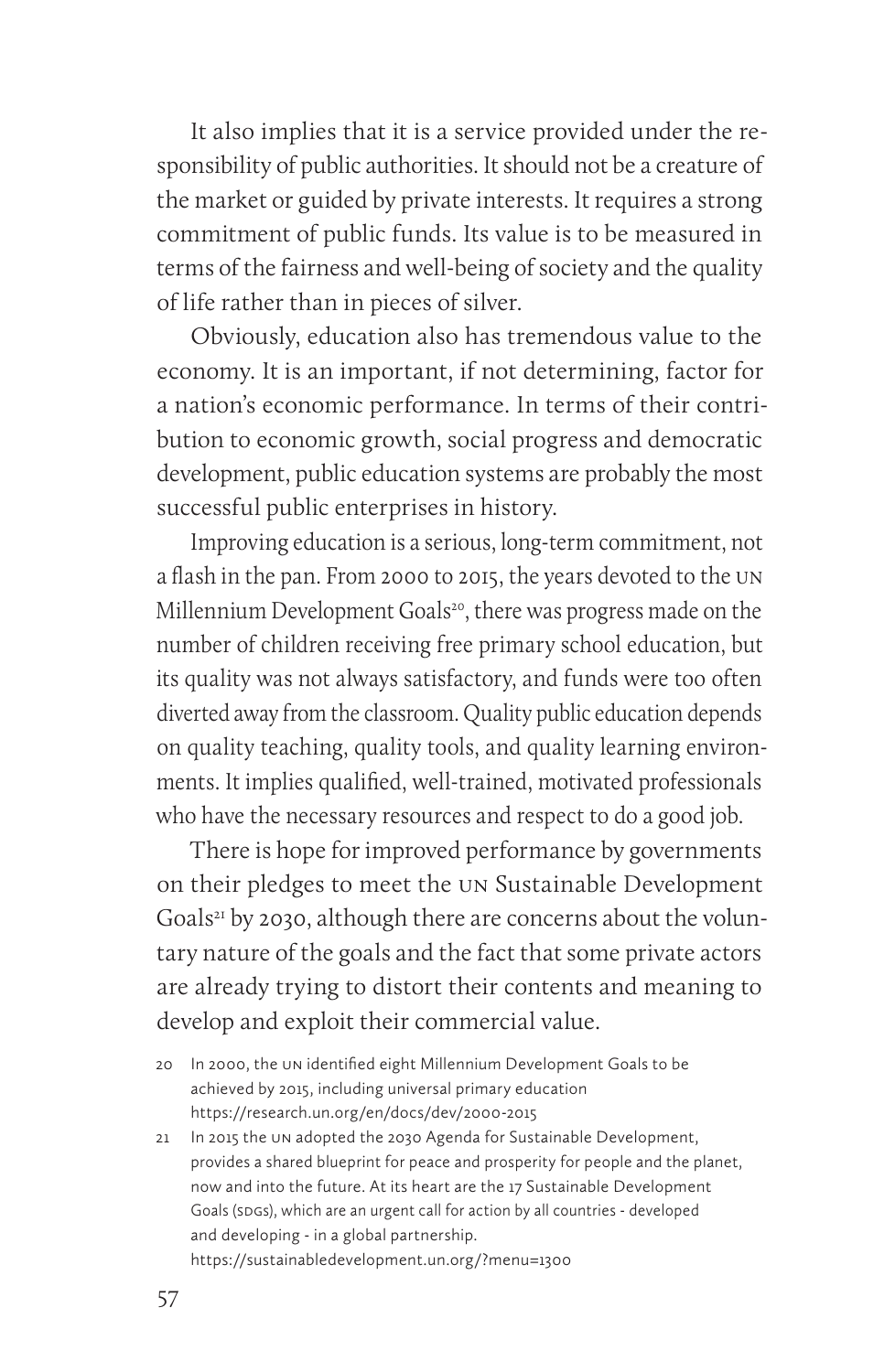It also implies that it is a service provided under the responsibility of public authorities. It should not be a creature of the market or guided by private interests. It requires a strong commitment of public funds. Its value is to be measured in terms of the fairness and well-being of society and the quality of life rather than in pieces of silver.

Obviously, education also has tremendous value to the economy. It is an important, if not determining, factor for a nation's economic performance. In terms of their contribution to economic growth, social progress and democratic development, public education systems are probably the most successful public enterprises in history.

Improving education is a serious, long-term commitment, not a flash in the pan. From 2000 to 2015, the years devoted to the UN Millennium Development Goals[20], there was progress made on the number of children receiving free primary school education, but its quality was not always satisfactory, and funds were too often diverted away from the classroom. Quality public education depends on quality teaching, quality tools, and quality learning environments. It implies qualified, well-trained, motivated professionals who have the necessary resources and respect to do a good job.

There is hope for improved performance by governments on their pledges to meet the UN Sustainable Development Goals[21] by 2030, although there are concerns about the voluntary nature of the goals and the fact that some private actors are already trying to distort their contents and meaning to develop and exploit their commercial value.

20 In 2000, the UN identified eight Millennium Development Goals to be achieved by 2015, including universal primary education https://research.un.org/en/docs/dev/2000-2015

21 In 2015 the UN adopted the 2030 Agenda for Sustainable Development, provides a shared blueprint for peace and prosperity for people and the planet, now and into the future. At its heart are the 17 Sustainable Development Goals (SDGs), which are an urgent call for action by all countries - developed and developing - in a global partnership. https://sustainabledevelopment.un.org/?menu=1300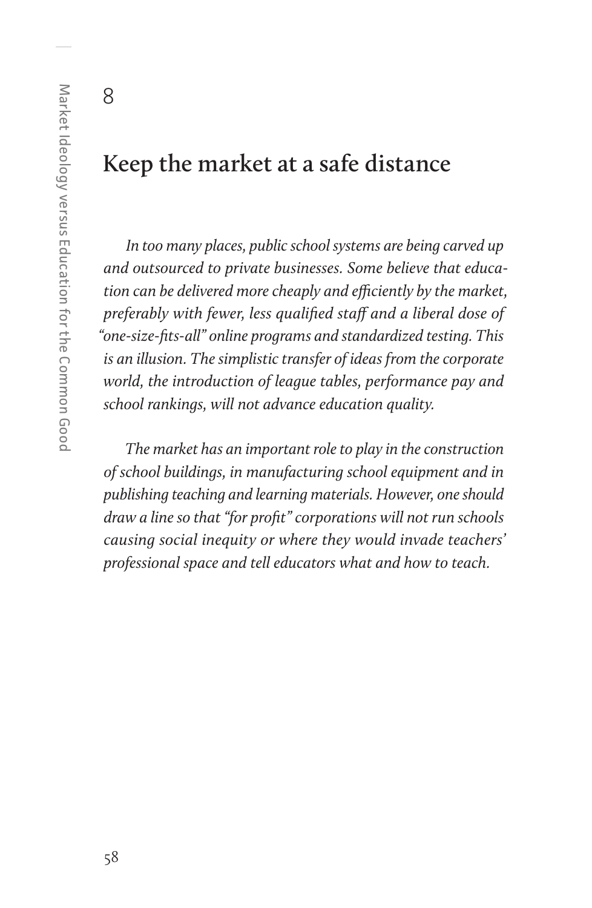# 8

## Keep the market at a safe distance

*In too many places, public school systems are being carved up and outsourced to private businesses. Some believe that education can be delivered more cheaply and efficiently by the market, preferably with fewer, less qualified staff and a liberal dose of "one-size-fits-all" online programs and standardized testing. This is an illusion. The simplistic transfer of ideas from the corporate world, the introduction of league tables, performance pay and school rankings, will not advance education quality.*

*The market has an important role to play in the construction of school buildings, in manufacturing school equipment and in publishing teaching and learning materials. However, one should draw a line so that "for profit" corporations will not run schools causing social inequity or where they would invade teachers' professional space and tell educators what and how to teach.*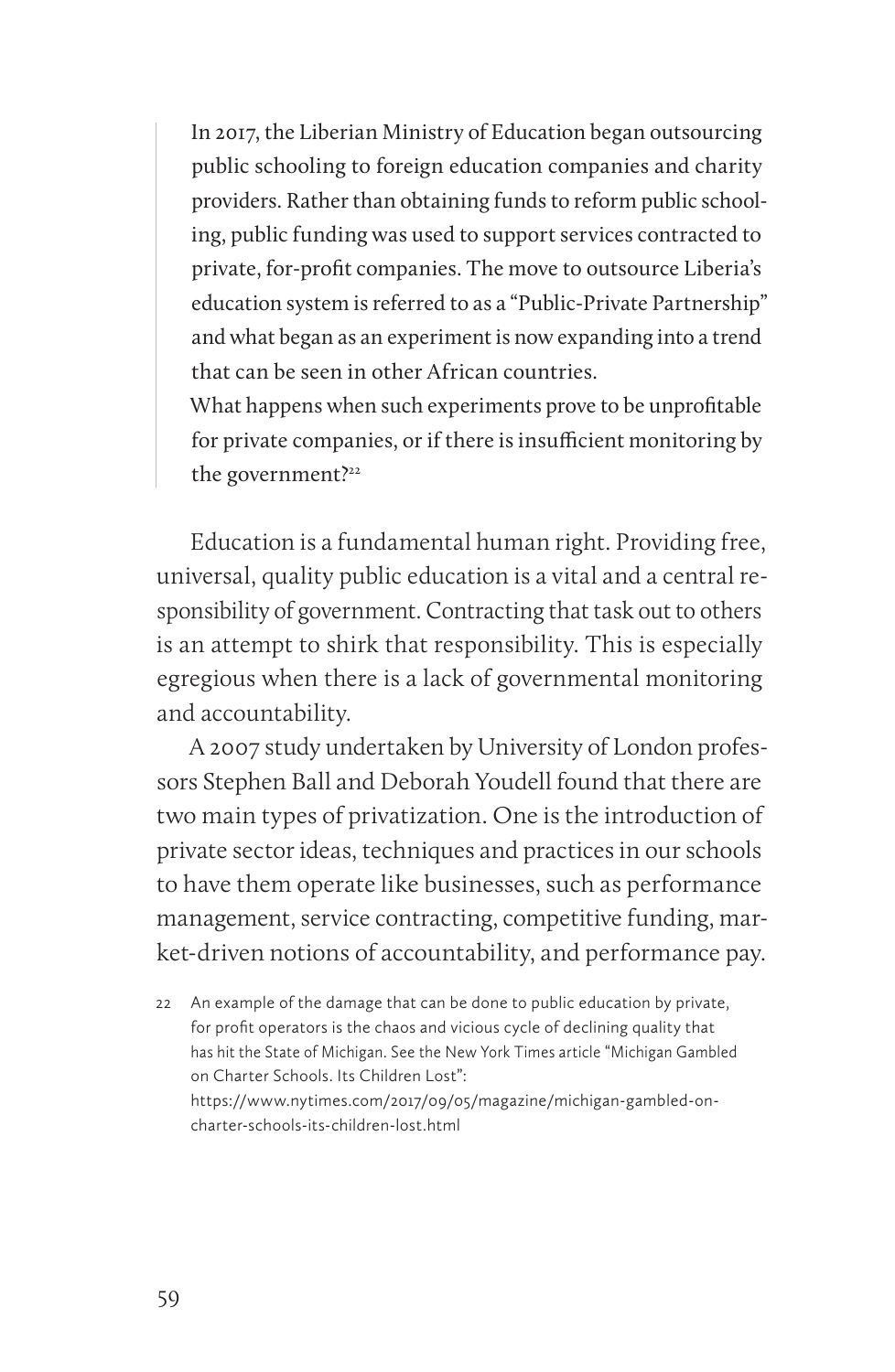> In 2017, the Liberian Ministry of Education began outsourcing public schooling to foreign education companies and charity providers. Rather than obtaining funds to reform public schooling, public funding was used to support services contracted to private, for-profit companies. The move to outsource Liberia's education system is referred to as a "Public-Private Partnership" and what began as an experiment is now expanding into a trend that can be seen in other African countries.
>
> What happens when such experiments prove to be unprofitable for private companies, or if there is insufficient monitoring by the government?[22]

Education is a fundamental human right. Providing free, universal, quality public education is a vital and a central responsibility of government. Contracting that task out to others is an attempt to shirk that responsibility. This is especially egregious when there is a lack of governmental monitoring and accountability.

A 2007 study undertaken by University of London professors Stephen Ball and Deborah Youdell found that there are two main types of privatization. One is the introduction of private sector ideas, techniques and practices in our schools to have them operate like businesses, such as performance management, service contracting, competitive funding, market-driven notions of accountability, and performance pay.

22 An example of the damage that can be done to public education by private, for profit operators is the chaos and vicious cycle of declining quality that has hit the State of Michigan. See the New York Times article "Michigan Gambled on Charter Schools. Its Children Lost": https://www.nytimes.com/2017/09/05/magazine/michigan-gambled-on-charter-schools-its-children-lost.html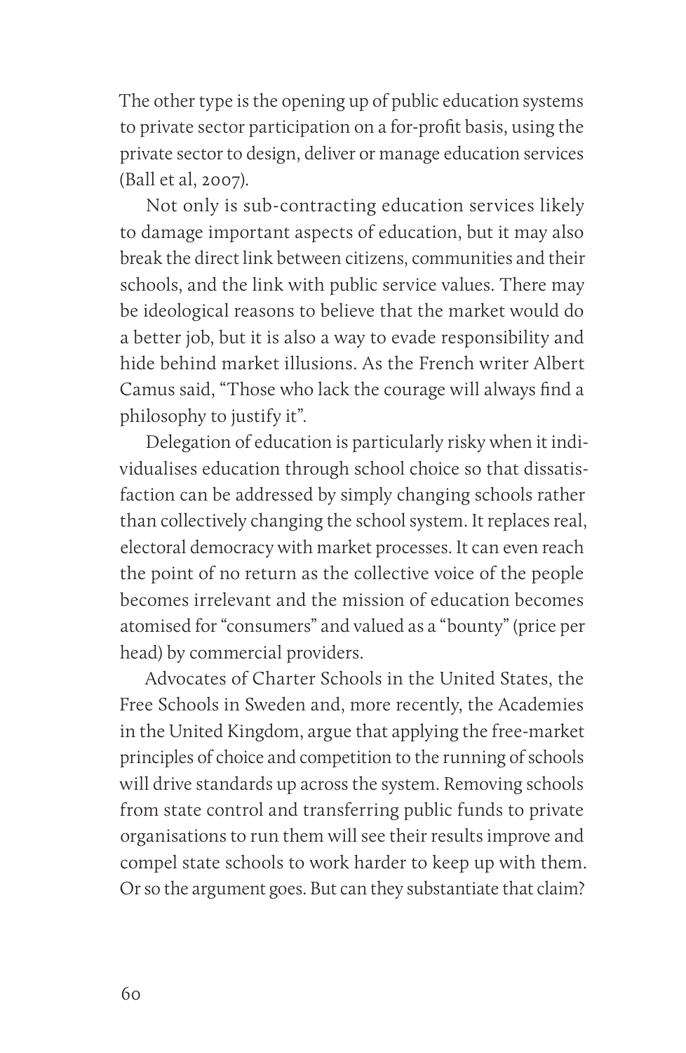The other type is the opening up of public education systems to private sector participation on a for-profit basis, using the private sector to design, deliver or manage education services (Ball et al, 2007).

Not only is sub-contracting education services likely to damage important aspects of education, but it may also break the direct link between citizens, communities and their schools, and the link with public service values. There may be ideological reasons to believe that the market would do a better job, but it is also a way to evade responsibility and hide behind market illusions. As the French writer Albert Camus said, "Those who lack the courage will always find a philosophy to justify it".

Delegation of education is particularly risky when it individualises education through school choice so that dissatisfaction can be addressed by simply changing schools rather than collectively changing the school system. It replaces real, electoral democracy with market processes. It can even reach the point of no return as the collective voice of the people becomes irrelevant and the mission of education becomes atomised for "consumers" and valued as a "bounty" (price per head) by commercial providers.

Advocates of Charter Schools in the United States, the Free Schools in Sweden and, more recently, the Academies in the United Kingdom, argue that applying the free-market principles of choice and competition to the running of schools will drive standards up across the system. Removing schools from state control and transferring public funds to private organisations to run them will see their results improve and compel state schools to work harder to keep up with them. Or so the argument goes. But can they substantiate that claim?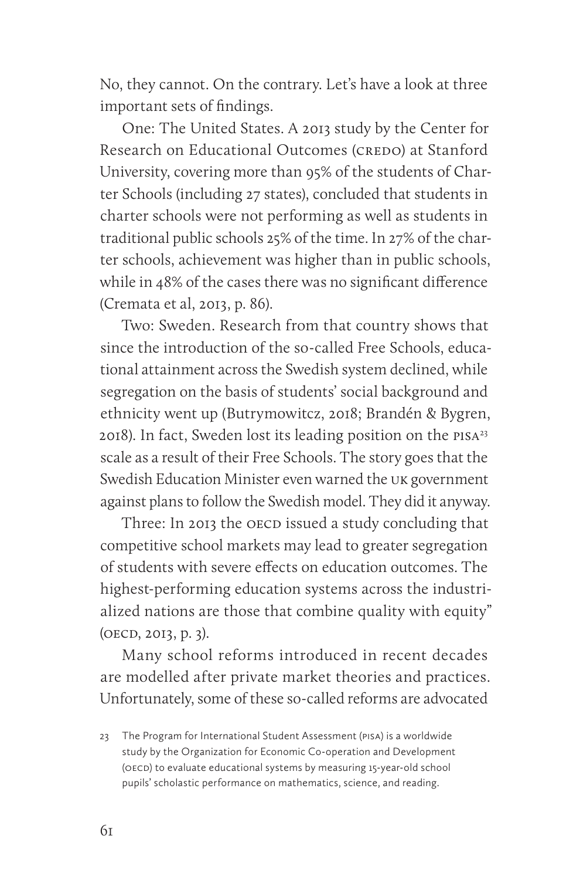No, they cannot. On the contrary. Let's have a look at three important sets of findings.

One: The United States. A 2013 study by the Center for Research on Educational Outcomes (CREDO) at Stanford University, covering more than 95% of the students of Charter Schools (including 27 states), concluded that students in charter schools were not performing as well as students in traditional public schools 25% of the time. In 27% of the charter schools, achievement was higher than in public schools, while in 48% of the cases there was no significant difference (Cremata et al, 2013, p. 86).

Two: Sweden. Research from that country shows that since the introduction of the so-called Free Schools, educational attainment across the Swedish system declined, while segregation on the basis of students' social background and ethnicity went up (Butrymowitcz, 2018; Brandén & Bygren, 2018). In fact, Sweden lost its leading position on the PISA[23] scale as a result of their Free Schools. The story goes that the Swedish Education Minister even warned the UK government against plans to follow the Swedish model. They did it anyway.

Three: In 2013 the OECD issued a study concluding that competitive school markets may lead to greater segregation of students with severe effects on education outcomes. The highest-performing education systems across the industrialized nations are those that combine quality with equity" (OECD, 2013, p. 3).

Many school reforms introduced in recent decades are modelled after private market theories and practices. Unfortunately, some of these so-called reforms are advocated

23 The Program for International Student Assessment (PISA) is a worldwide study by the Organization for Economic Co-operation and Development (OECD) to evaluate educational systems by measuring 15-year-old school pupils' scholastic performance on mathematics, science, and reading.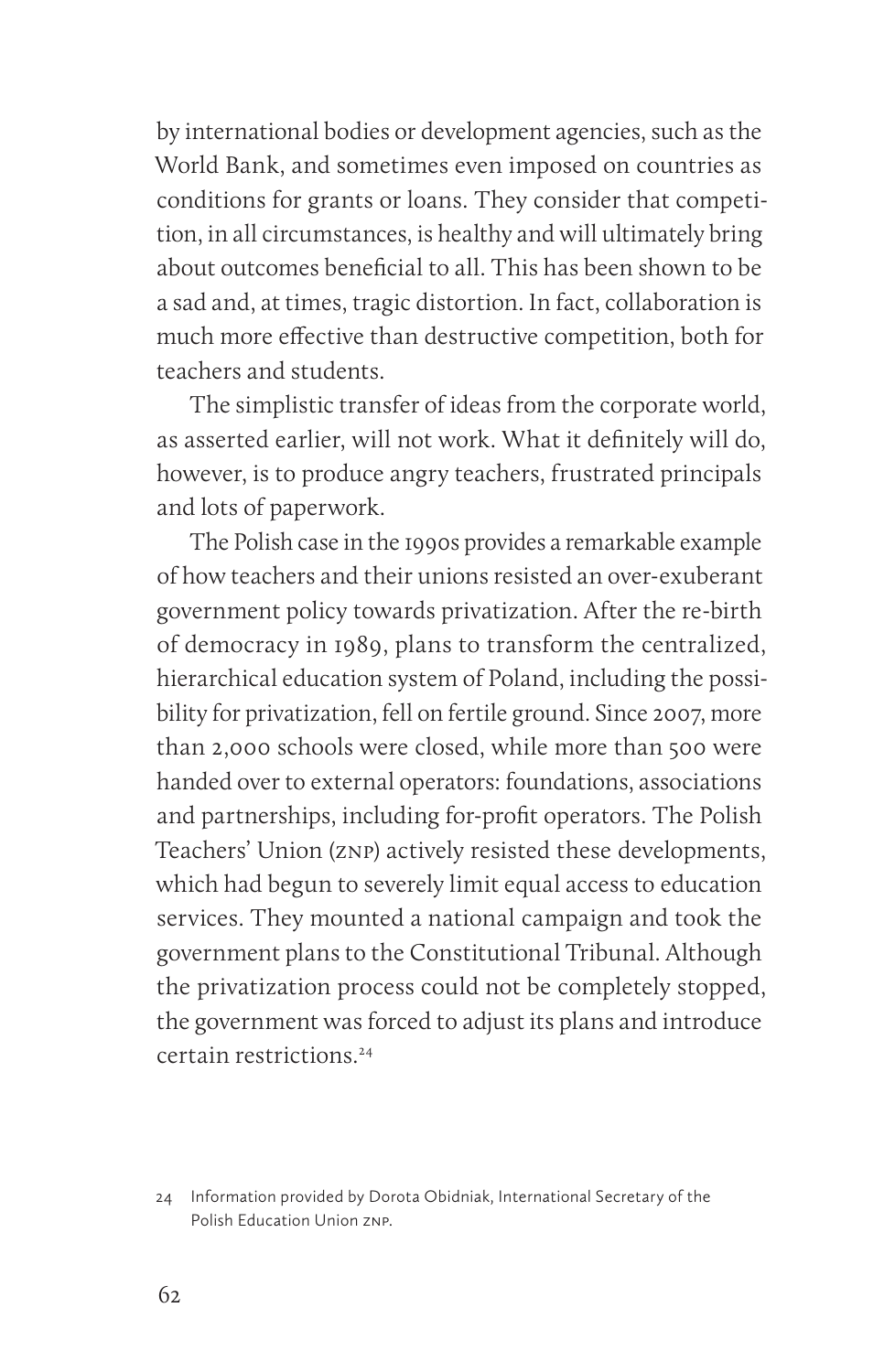by international bodies or development agencies, such as the World Bank, and sometimes even imposed on countries as conditions for grants or loans. They consider that competition, in all circumstances, is healthy and will ultimately bring about outcomes beneficial to all. This has been shown to be a sad and, at times, tragic distortion. In fact, collaboration is much more effective than destructive competition, both for teachers and students.

The simplistic transfer of ideas from the corporate world, as asserted earlier, will not work. What it definitely will do, however, is to produce angry teachers, frustrated principals and lots of paperwork.

The Polish case in the 1990s provides a remarkable example of how teachers and their unions resisted an over-exuberant government policy towards privatization. After the re-birth of democracy in 1989, plans to transform the centralized, hierarchical education system of Poland, including the possibility for privatization, fell on fertile ground. Since 2007, more than 2,000 schools were closed, while more than 500 were handed over to external operators: foundations, associations and partnerships, including for-profit operators. The Polish Teachers' Union (ZNP) actively resisted these developments, which had begun to severely limit equal access to education services. They mounted a national campaign and took the government plans to the Constitutional Tribunal. Although the privatization process could not be completely stopped, the government was forced to adjust its plans and introduce certain restrictions.[24]

24 Information provided by Dorota Obidniak, International Secretary of the Polish Education Union ZNP.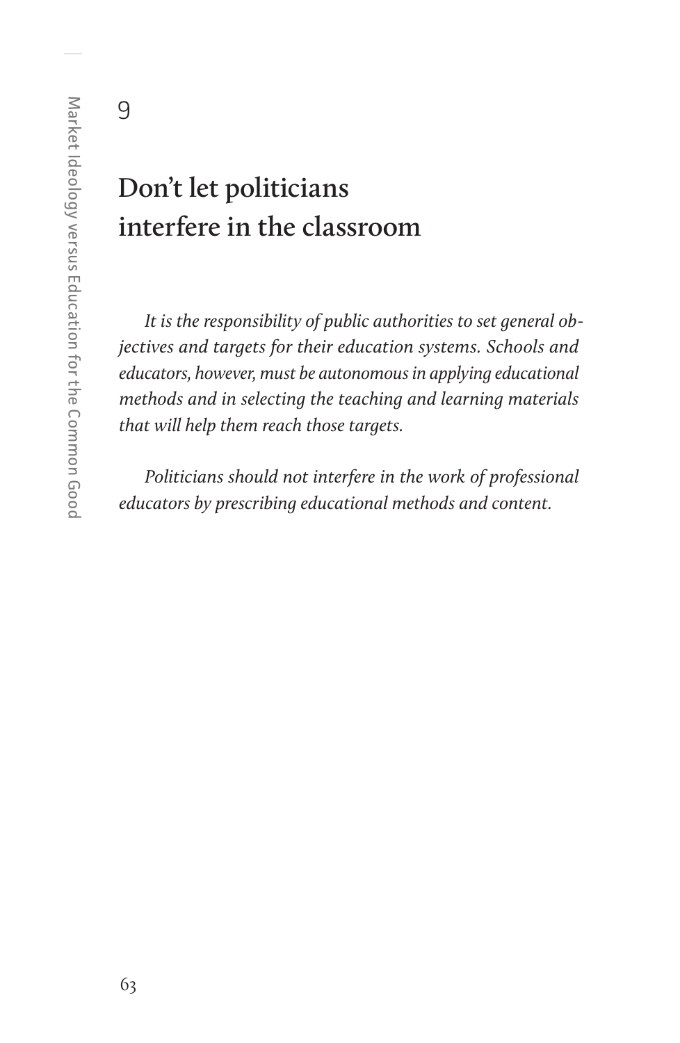9

# Don't let politicians interfere in the classroom

*It is the responsibility of public authorities to set general objectives and targets for their education systems. Schools and educators, however, must be autonomous in applying educational methods and in selecting the teaching and learning materials that will help them reach those targets.*

*Politicians should not interfere in the work of professional educators by prescribing educational methods and content.*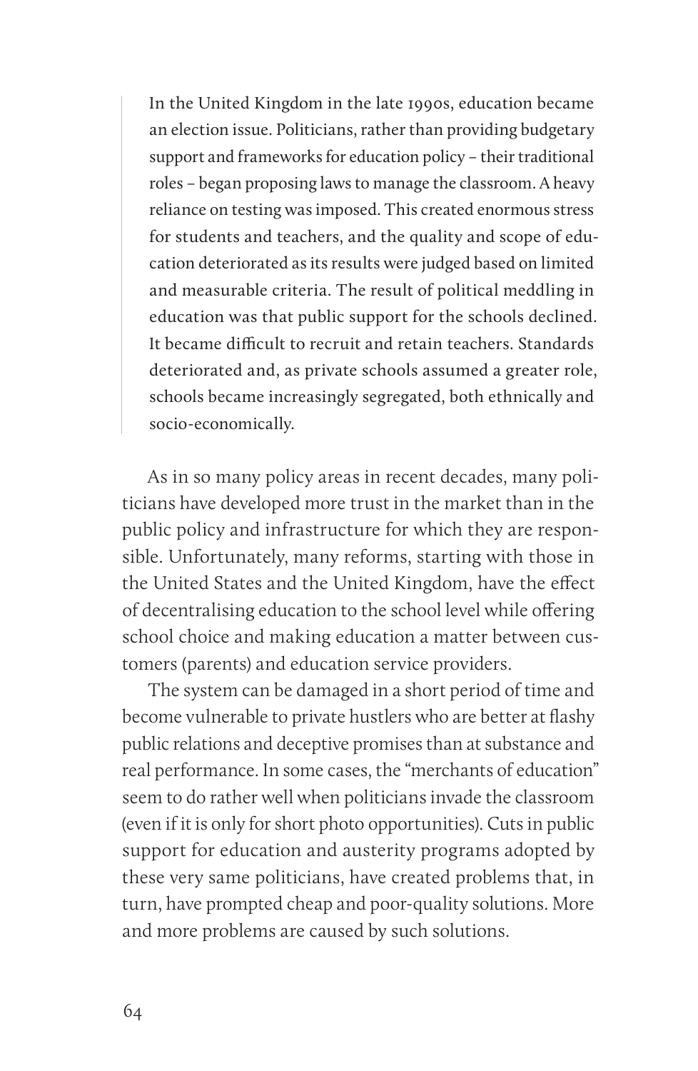> In the United Kingdom in the late 1990s, education became an election issue. Politicians, rather than providing budgetary support and frameworks for education policy – their traditional roles – began proposing laws to manage the classroom. A heavy reliance on testing was imposed. This created enormous stress for students and teachers, and the quality and scope of education deteriorated as its results were judged based on limited and measurable criteria. The result of political meddling in education was that public support for the schools declined. It became difficult to recruit and retain teachers. Standards deteriorated and, as private schools assumed a greater role, schools became increasingly segregated, both ethnically and socio-economically.

As in so many policy areas in recent decades, many politicians have developed more trust in the market than in the public policy and infrastructure for which they are responsible. Unfortunately, many reforms, starting with those in the United States and the United Kingdom, have the effect of decentralising education to the school level while offering school choice and making education a matter between customers (parents) and education service providers.

The system can be damaged in a short period of time and become vulnerable to private hustlers who are better at flashy public relations and deceptive promises than at substance and real performance. In some cases, the "merchants of education" seem to do rather well when politicians invade the classroom (even if it is only for short photo opportunities). Cuts in public support for education and austerity programs adopted by these very same politicians, have created problems that, in turn, have prompted cheap and poor-quality solutions. More and more problems are caused by such solutions.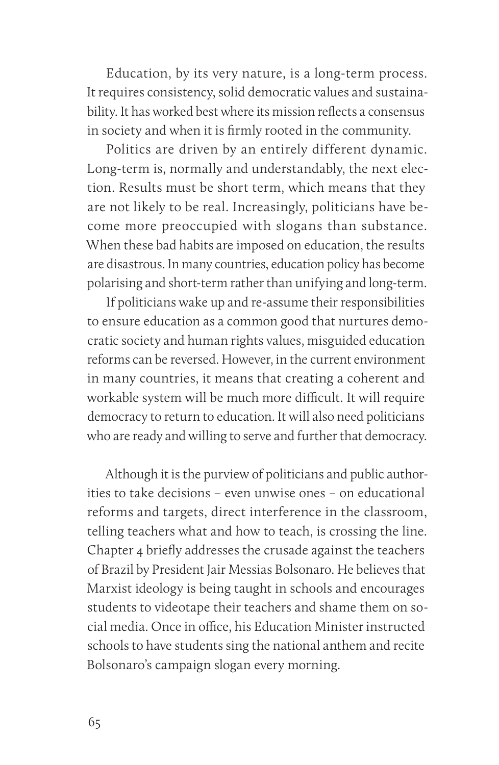Education, by its very nature, is a long-term process. It requires consistency, solid democratic values and sustainability. It has worked best where its mission reflects a consensus in society and when it is firmly rooted in the community.

Politics are driven by an entirely different dynamic. Long-term is, normally and understandably, the next election. Results must be short term, which means that they are not likely to be real. Increasingly, politicians have become more preoccupied with slogans than substance. When these bad habits are imposed on education, the results are disastrous. In many countries, education policy has become polarising and short-term rather than unifying and long-term.

If politicians wake up and re-assume their responsibilities to ensure education as a common good that nurtures democratic society and human rights values, misguided education reforms can be reversed. However, in the current environment in many countries, it means that creating a coherent and workable system will be much more difficult. It will require democracy to return to education. It will also need politicians who are ready and willing to serve and further that democracy.

Although it is the purview of politicians and public authorities to take decisions – even unwise ones – on educational reforms and targets, direct interference in the classroom, telling teachers what and how to teach, is crossing the line. Chapter 4 briefly addresses the crusade against the teachers of Brazil by President Jair Messias Bolsonaro. He believes that Marxist ideology is being taught in schools and encourages students to videotape their teachers and shame them on social media. Once in office, his Education Minister instructed schools to have students sing the national anthem and recite Bolsonaro's campaign slogan every morning.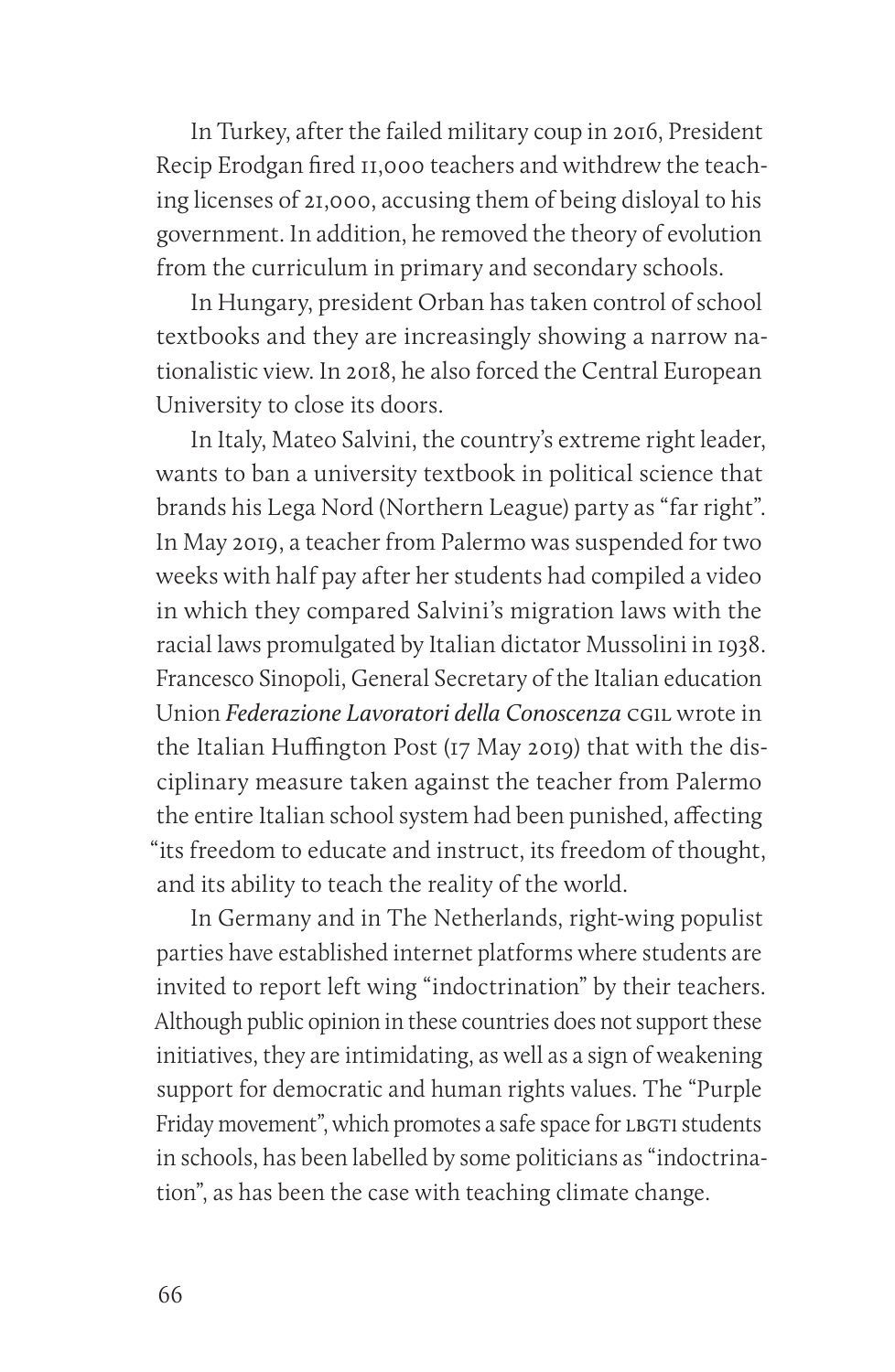In Turkey, after the failed military coup in 2016, President Recip Erodgan fired 11,000 teachers and withdrew the teaching licenses of 21,000, accusing them of being disloyal to his government. In addition, he removed the theory of evolution from the curriculum in primary and secondary schools.

In Hungary, president Orban has taken control of school textbooks and they are increasingly showing a narrow nationalistic view. In 2018, he also forced the Central European University to close its doors.

In Italy, Mateo Salvini, the country's extreme right leader, wants to ban a university textbook in political science that brands his Lega Nord (Northern League) party as "far right". In May 2019, a teacher from Palermo was suspended for two weeks with half pay after her students had compiled a video in which they compared Salvini's migration laws with the racial laws promulgated by Italian dictator Mussolini in 1938. Francesco Sinopoli, General Secretary of the Italian education Union *Federazione Lavoratori della Conoscenza* CGIL wrote in the Italian Huffington Post (17 May 2019) that with the disciplinary measure taken against the teacher from Palermo the entire Italian school system had been punished, affecting "its freedom to educate and instruct, its freedom of thought, and its ability to teach the reality of the world.

In Germany and in The Netherlands, right-wing populist parties have established internet platforms where students are invited to report left wing "indoctrination" by their teachers. Although public opinion in these countries does not support these initiatives, they are intimidating, as well as a sign of weakening support for democratic and human rights values. The "Purple Friday movement", which promotes a safe space for LBGTI students in schools, has been labelled by some politicians as "indoctrination", as has been the case with teaching climate change.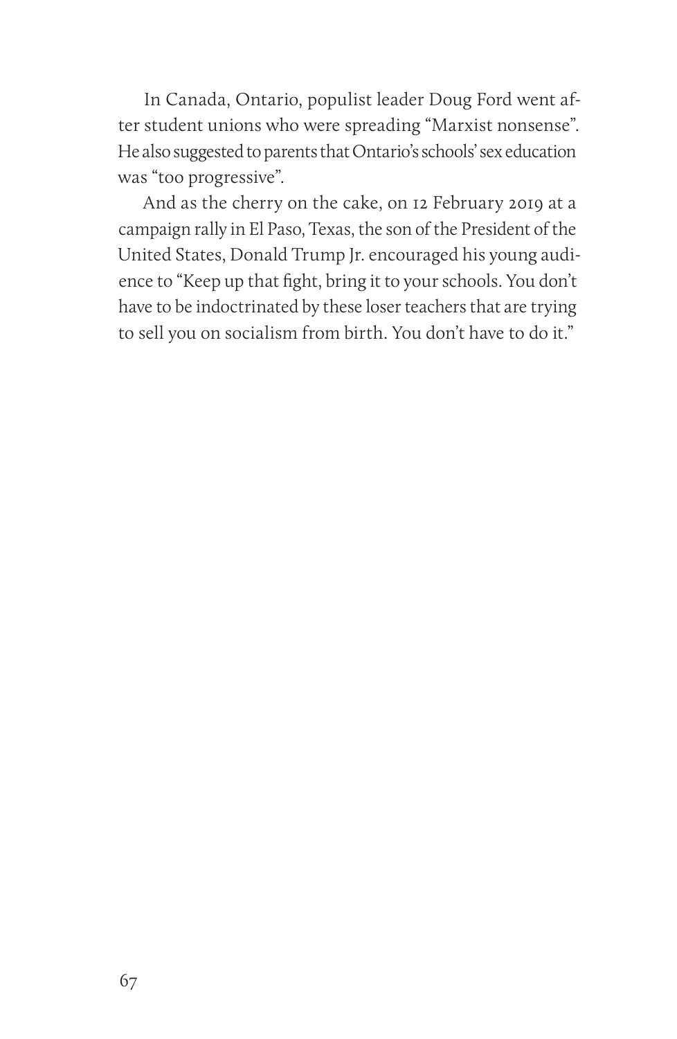In Canada, Ontario, populist leader Doug Ford went after student unions who were spreading "Marxist nonsense". He also suggested to parents that Ontario's schools' sex education was "too progressive".

And as the cherry on the cake, on 12 February 2019 at a campaign rally in El Paso, Texas, the son of the President of the United States, Donald Trump Jr. encouraged his young audience to "Keep up that fight, bring it to your schools. You don't have to be indoctrinated by these loser teachers that are trying to sell you on socialism from birth. You don't have to do it."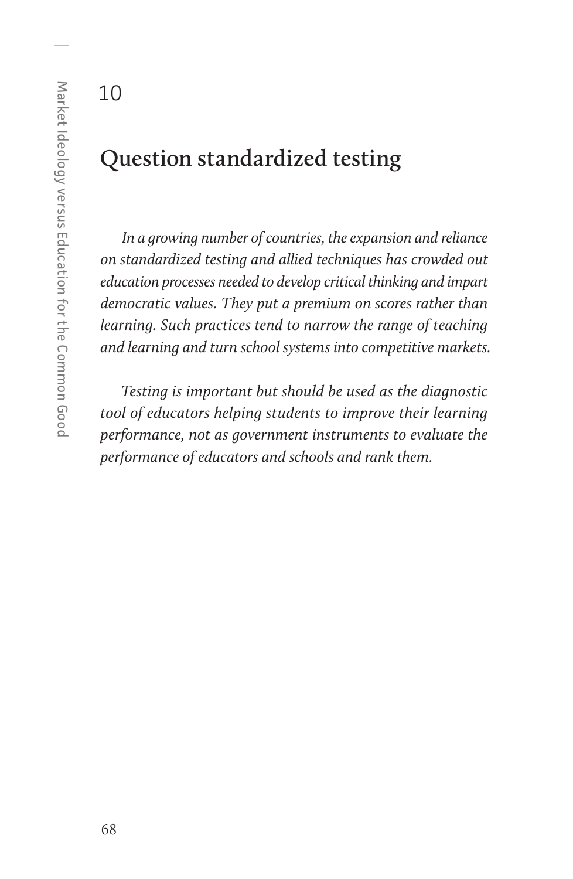10

## Question standardized testing

*In a growing number of countries, the expansion and reliance on standardized testing and allied techniques has crowded out education processes needed to develop critical thinking and impart democratic values. They put a premium on scores rather than learning. Such practices tend to narrow the range of teaching and learning and turn school systems into competitive markets.*

*Testing is important but should be used as the diagnostic tool of educators helping students to improve their learning performance, not as government instruments to evaluate the performance of educators and schools and rank them.*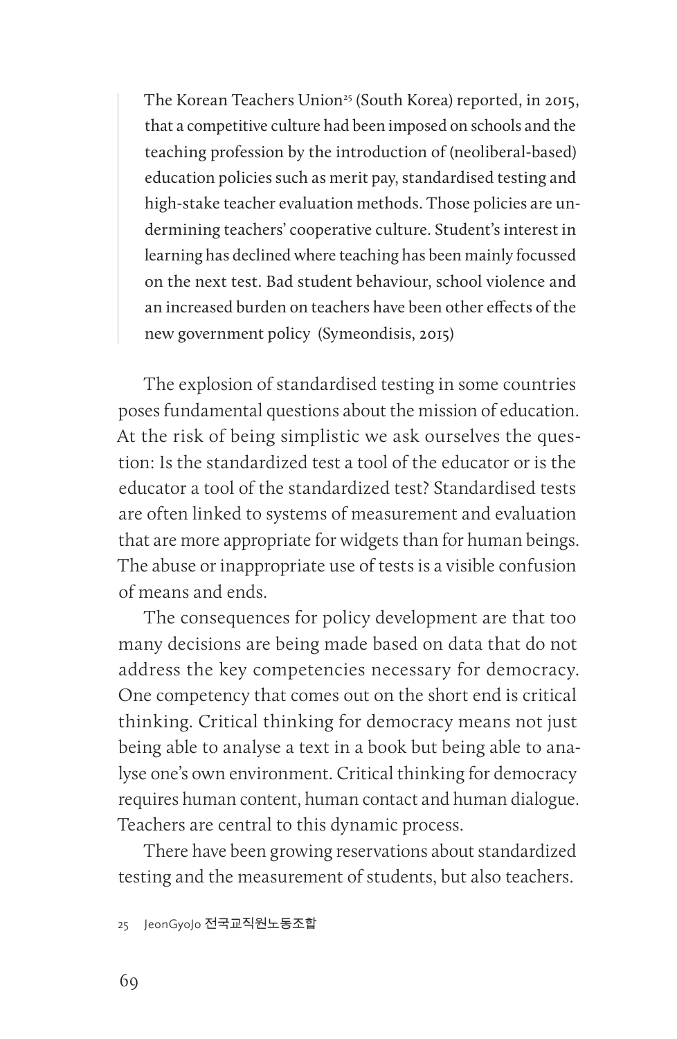> The Korean Teachers Union[25] (South Korea) reported, in 2015, that a competitive culture had been imposed on schools and the teaching profession by the introduction of (neoliberal-based) education policies such as merit pay, standardised testing and high-stake teacher evaluation methods. Those policies are undermining teachers' cooperative culture. Student's interest in learning has declined where teaching has been mainly focussed on the next test. Bad student behaviour, school violence and an increased burden on teachers have been other effects of the new government policy (Symeondisis, 2015)

The explosion of standardised testing in some countries poses fundamental questions about the mission of education. At the risk of being simplistic we ask ourselves the question: Is the standardized test a tool of the educator or is the educator a tool of the standardized test? Standardised tests are often linked to systems of measurement and evaluation that are more appropriate for widgets than for human beings. The abuse or inappropriate use of tests is a visible confusion of means and ends.

The consequences for policy development are that too many decisions are being made based on data that do not address the key competencies necessary for democracy. One competency that comes out on the short end is critical thinking. Critical thinking for democracy means not just being able to analyse a text in a book but being able to analyse one's own environment. Critical thinking for democracy requires human content, human contact and human dialogue. Teachers are central to this dynamic process.

There have been growing reservations about standardized testing and the measurement of students, but also teachers.

25 JeonGyoJo 전국교직원노동조합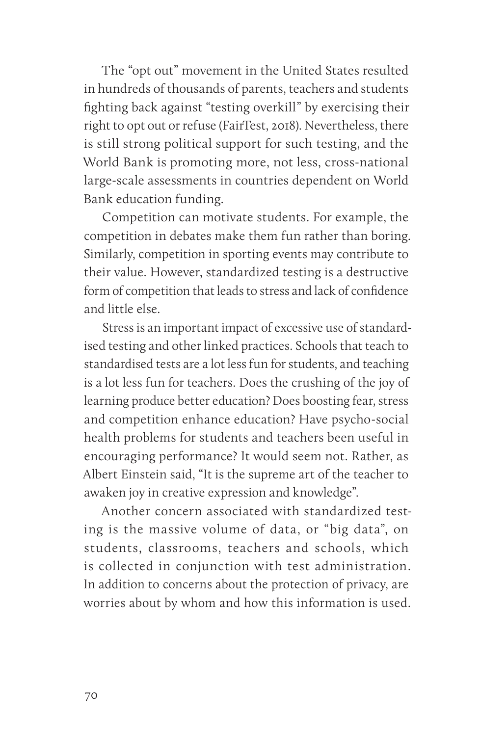The "opt out" movement in the United States resulted in hundreds of thousands of parents, teachers and students fighting back against "testing overkill" by exercising their right to opt out or refuse (FairTest, 2018). Nevertheless, there is still strong political support for such testing, and the World Bank is promoting more, not less, cross-national large-scale assessments in countries dependent on World Bank education funding.

Competition can motivate students. For example, the competition in debates make them fun rather than boring. Similarly, competition in sporting events may contribute to their value. However, standardized testing is a destructive form of competition that leads to stress and lack of confidence and little else.

Stress is an important impact of excessive use of standardised testing and other linked practices. Schools that teach to standardised tests are a lot less fun for students, and teaching is a lot less fun for teachers. Does the crushing of the joy of learning produce better education? Does boosting fear, stress and competition enhance education? Have psycho-social health problems for students and teachers been useful in encouraging performance? It would seem not. Rather, as Albert Einstein said, "It is the supreme art of the teacher to awaken joy in creative expression and knowledge".

Another concern associated with standardized testing is the massive volume of data, or "big data", on students, classrooms, teachers and schools, which is collected in conjunction with test administration. In addition to concerns about the protection of privacy, are worries about by whom and how this information is used.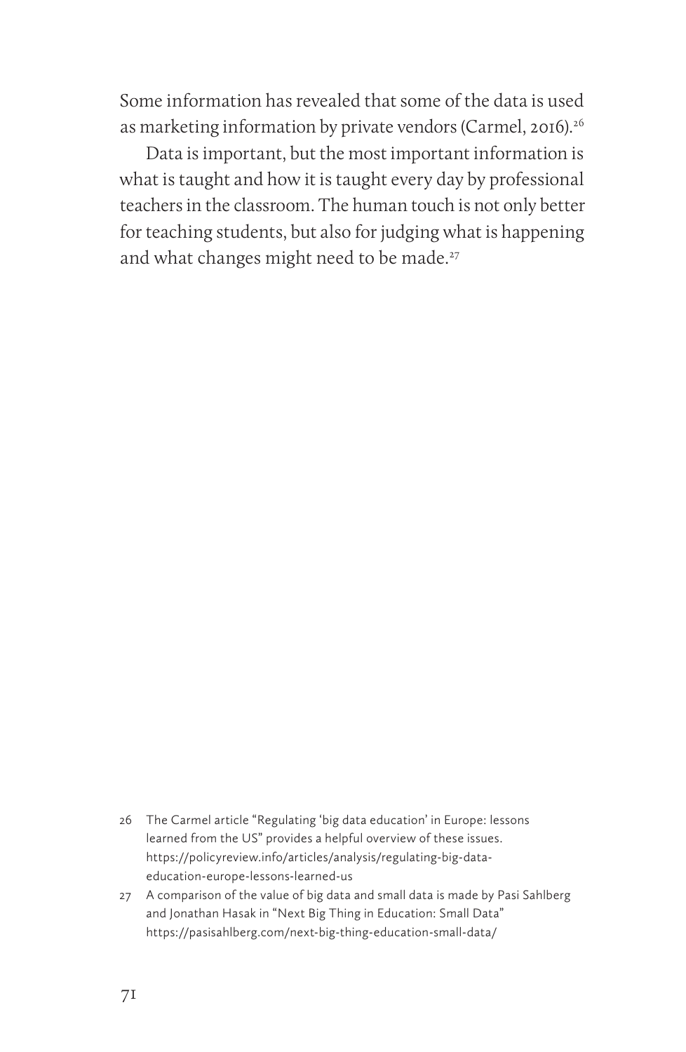Some information has revealed that some of the data is used as marketing information by private vendors (Carmel, 2016).[26]

Data is important, but the most important information is what is taught and how it is taught every day by professional teachers in the classroom. The human touch is not only better for teaching students, but also for judging what is happening and what changes might need to be made.[27]

26 The Carmel article "Regulating 'big data education' in Europe: lessons learned from the US" provides a helpful overview of these issues. https://policyreview.info/articles/analysis/regulating-big-data-education-europe-lessons-learned-us

27 A comparison of the value of big data and small data is made by Pasi Sahlberg and Jonathan Hasak in "Next Big Thing in Education: Small Data" https://pasisahlberg.com/next-big-thing-education-small-data/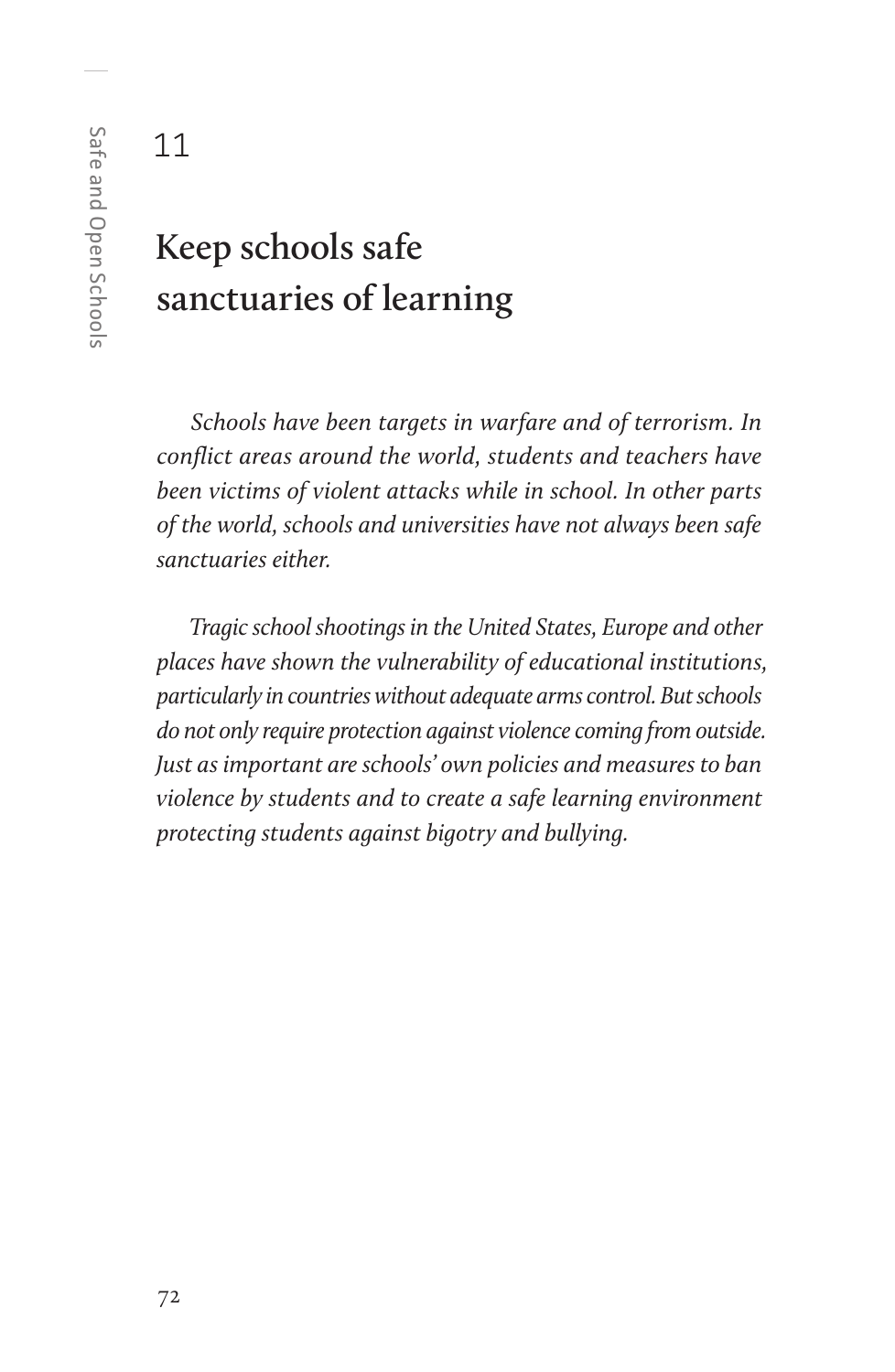11

# Keep schools safe sanctuaries of learning

*Schools have been targets in warfare and of terrorism. In conflict areas around the world, students and teachers have been victims of violent attacks while in school. In other parts of the world, schools and universities have not always been safe sanctuaries either.*

*Tragic school shootings in the United States, Europe and other places have shown the vulnerability of educational institutions, particularly in countries without adequate arms control. But schools do not only require protection against violence coming from outside. Just as important are schools' own policies and measures to ban violence by students and to create a safe learning environment protecting students against bigotry and bullying.*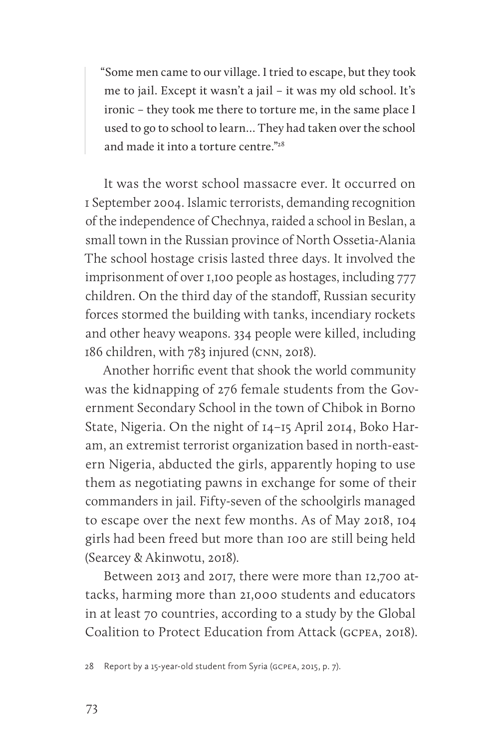> "Some men came to our village. I tried to escape, but they took me to jail. Except it wasn't a jail – it was my old school. It's ironic – they took me there to torture me, in the same place I used to go to school to learn... They had taken over the school and made it into a torture centre."[28]

It was the worst school massacre ever. It occurred on 1 September 2004. Islamic terrorists, demanding recognition of the independence of Chechnya, raided a school in Beslan, a small town in the Russian province of North Ossetia-Alania The school hostage crisis lasted three days. It involved the imprisonment of over 1,100 people as hostages, including 777 children. On the third day of the standoff, Russian security forces stormed the building with tanks, incendiary rockets and other heavy weapons. 334 people were killed, including 186 children, with 783 injured (CNN, 2018).

Another horrific event that shook the world community was the kidnapping of 276 female students from the Government Secondary School in the town of Chibok in Borno State, Nigeria. On the night of 14–15 April 2014, Boko Haram, an extremist terrorist organization based in north-eastern Nigeria, abducted the girls, apparently hoping to use them as negotiating pawns in exchange for some of their commanders in jail. Fifty-seven of the schoolgirls managed to escape over the next few months. As of May 2018, 104 girls had been freed but more than 100 are still being held (Searcey & Akinwotu, 2018).

Between 2013 and 2017, there were more than 12,700 attacks, harming more than 21,000 students and educators in at least 70 countries, according to a study by the Global Coalition to Protect Education from Attack (GCPEA, 2018).

28 Report by a 15-year-old student from Syria (GCPEA, 2015, p. 7).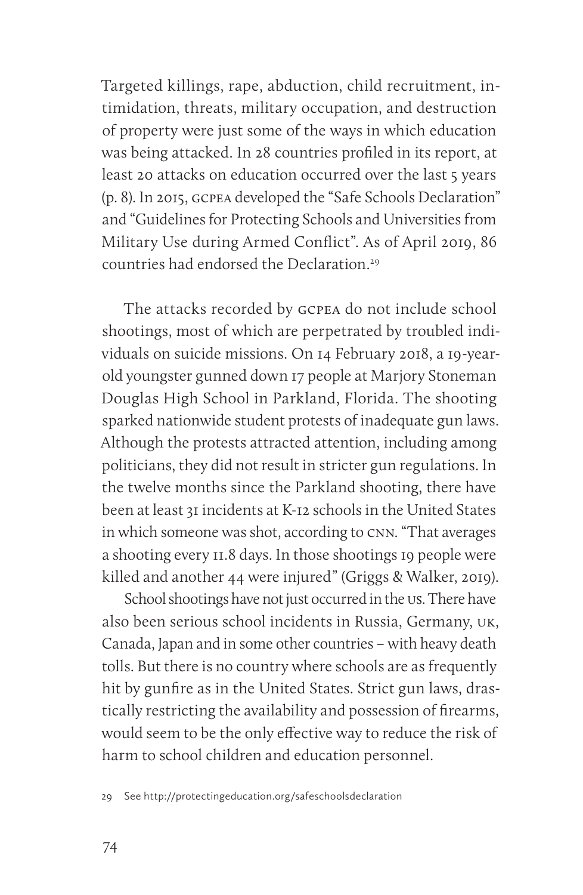Targeted killings, rape, abduction, child recruitment, intimidation, threats, military occupation, and destruction of property were just some of the ways in which education was being attacked. In 28 countries profiled in its report, at least 20 attacks on education occurred over the last 5 years (p. 8). In 2015, GCPEA developed the "Safe Schools Declaration" and "Guidelines for Protecting Schools and Universities from Military Use during Armed Conflict". As of April 2019, 86 countries had endorsed the Declaration.[29]

The attacks recorded by GCPEA do not include school shootings, most of which are perpetrated by troubled individuals on suicide missions. On 14 February 2018, a 19-year-old youngster gunned down 17 people at Marjory Stoneman Douglas High School in Parkland, Florida. The shooting sparked nationwide student protests of inadequate gun laws. Although the protests attracted attention, including among politicians, they did not result in stricter gun regulations. In the twelve months since the Parkland shooting, there have been at least 31 incidents at K-12 schools in the United States in which someone was shot, according to CNN. "That averages a shooting every 11.8 days. In those shootings 19 people were killed and another 44 were injured" (Griggs & Walker, 2019).

School shootings have not just occurred in the US. There have also been serious school incidents in Russia, Germany, UK, Canada, Japan and in some other countries – with heavy death tolls. But there is no country where schools are as frequently hit by gunfire as in the United States. Strict gun laws, drastically restricting the availability and possession of firearms, would seem to be the only effective way to reduce the risk of harm to school children and education personnel.

29 See http://protectingeducation.org/safeschoolsdeclaration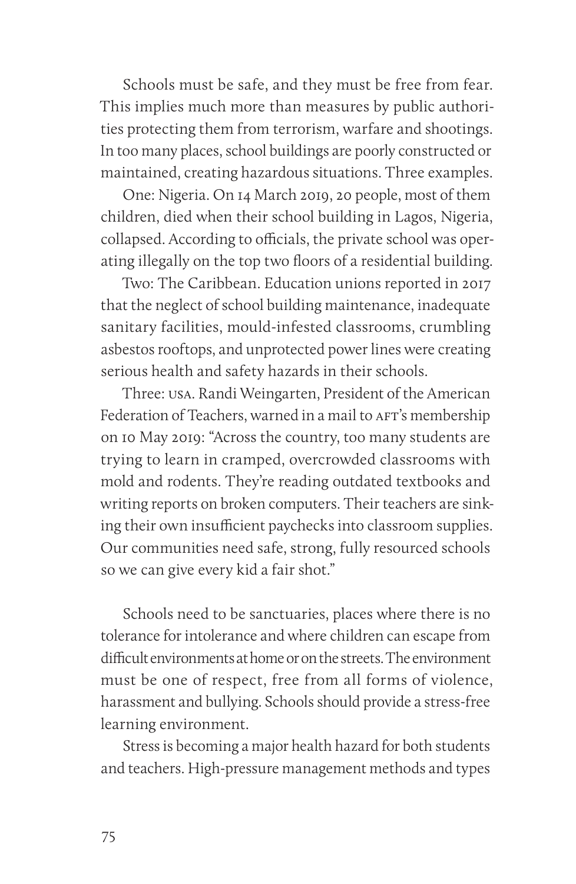Schools must be safe, and they must be free from fear. This implies much more than measures by public authorities protecting them from terrorism, warfare and shootings. In too many places, school buildings are poorly constructed or maintained, creating hazardous situations. Three examples.

One: Nigeria. On 14 March 2019, 20 people, most of them children, died when their school building in Lagos, Nigeria, collapsed. According to officials, the private school was operating illegally on the top two floors of a residential building.

Two: The Caribbean. Education unions reported in 2017 that the neglect of school building maintenance, inadequate sanitary facilities, mould-infested classrooms, crumbling asbestos rooftops, and unprotected power lines were creating serious health and safety hazards in their schools.

Three: USA. Randi Weingarten, President of the American Federation of Teachers, warned in a mail to AFT's membership on 10 May 2019: "Across the country, too many students are trying to learn in cramped, overcrowded classrooms with mold and rodents. They're reading outdated textbooks and writing reports on broken computers. Their teachers are sinking their own insufficient paychecks into classroom supplies. Our communities need safe, strong, fully resourced schools so we can give every kid a fair shot."

Schools need to be sanctuaries, places where there is no tolerance for intolerance and where children can escape from difficult environments at home or on the streets. The environment must be one of respect, free from all forms of violence, harassment and bullying. Schools should provide a stress-free learning environment.

Stress is becoming a major health hazard for both students and teachers. High-pressure management methods and types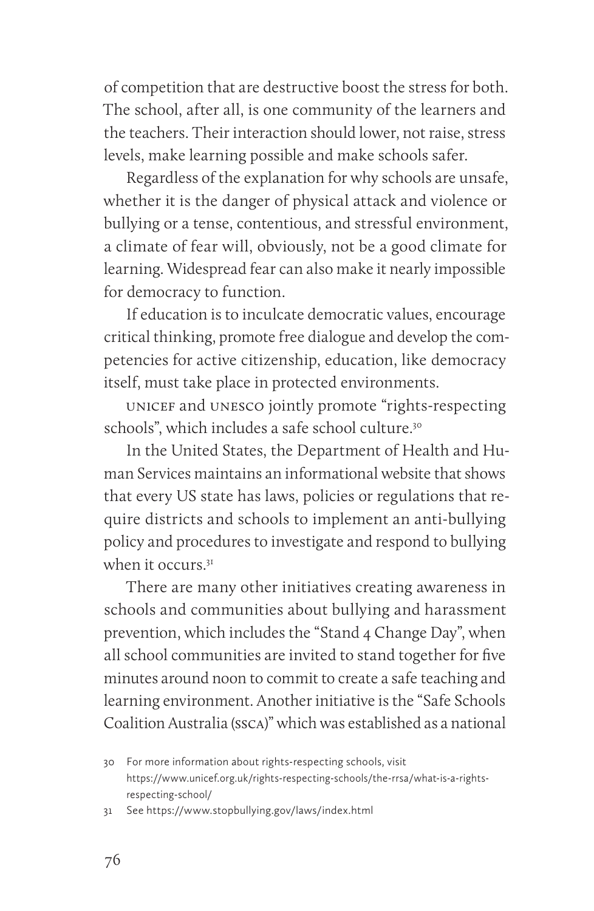of competition that are destructive boost the stress for both. The school, after all, is one community of the learners and the teachers. Their interaction should lower, not raise, stress levels, make learning possible and make schools safer.

Regardless of the explanation for why schools are unsafe, whether it is the danger of physical attack and violence or bullying or a tense, contentious, and stressful environment, a climate of fear will, obviously, not be a good climate for learning. Widespread fear can also make it nearly impossible for democracy to function.

If education is to inculcate democratic values, encourage critical thinking, promote free dialogue and develop the competencies for active citizenship, education, like democracy itself, must take place in protected environments.

UNICEF and UNESCO jointly promote "rights-respecting schools", which includes a safe school culture.[30]

In the United States, the Department of Health and Human Services maintains an informational website that shows that every US state has laws, policies or regulations that require districts and schools to implement an anti-bullying policy and procedures to investigate and respond to bullying when it occurs.[31]

There are many other initiatives creating awareness in schools and communities about bullying and harassment prevention, which includes the "Stand 4 Change Day", when all school communities are invited to stand together for five minutes around noon to commit to create a safe teaching and learning environment. Another initiative is the "Safe Schools Coalition Australia (SSCA)" which was established as a national

30 For more information about rights-respecting schools, visit https://www.unicef.org.uk/rights-respecting-schools/the-rrsa/what-is-a-rights-respecting-school/

31 See https://www.stopbullying.gov/laws/index.html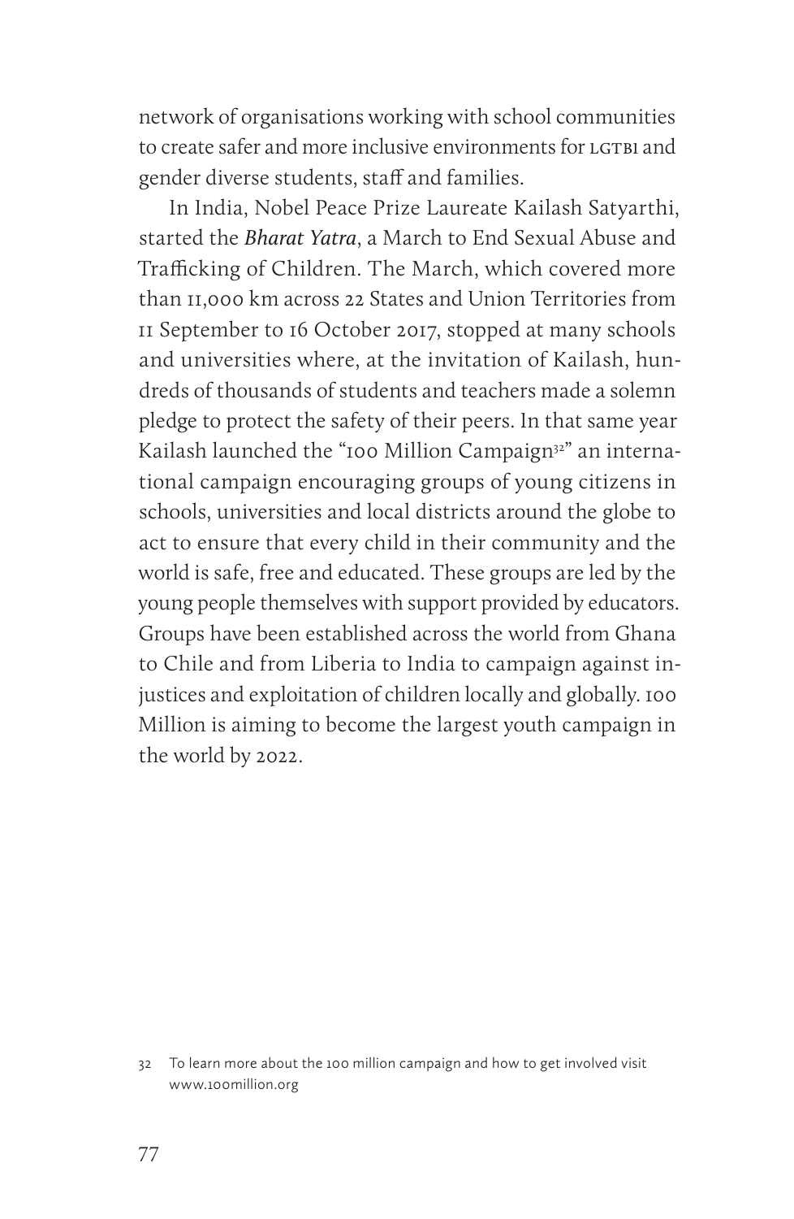network of organisations working with school communities to create safer and more inclusive environments for LGTBI and gender diverse students, staff and families.

In India, Nobel Peace Prize Laureate Kailash Satyarthi, started the *Bharat Yatra*, a March to End Sexual Abuse and Trafficking of Children. The March, which covered more than 11,000 km across 22 States and Union Territories from 11 September to 16 October 2017, stopped at many schools and universities where, at the invitation of Kailash, hundreds of thousands of students and teachers made a solemn pledge to protect the safety of their peers. In that same year Kailash launched the "100 Million Campaign[32]" an international campaign encouraging groups of young citizens in schools, universities and local districts around the globe to act to ensure that every child in their community and the world is safe, free and educated. These groups are led by the young people themselves with support provided by educators. Groups have been established across the world from Ghana to Chile and from Liberia to India to campaign against injustices and exploitation of children locally and globally. 100 Million is aiming to become the largest youth campaign in the world by 2022.

32 To learn more about the 100 million campaign and how to get involved visit www.100million.org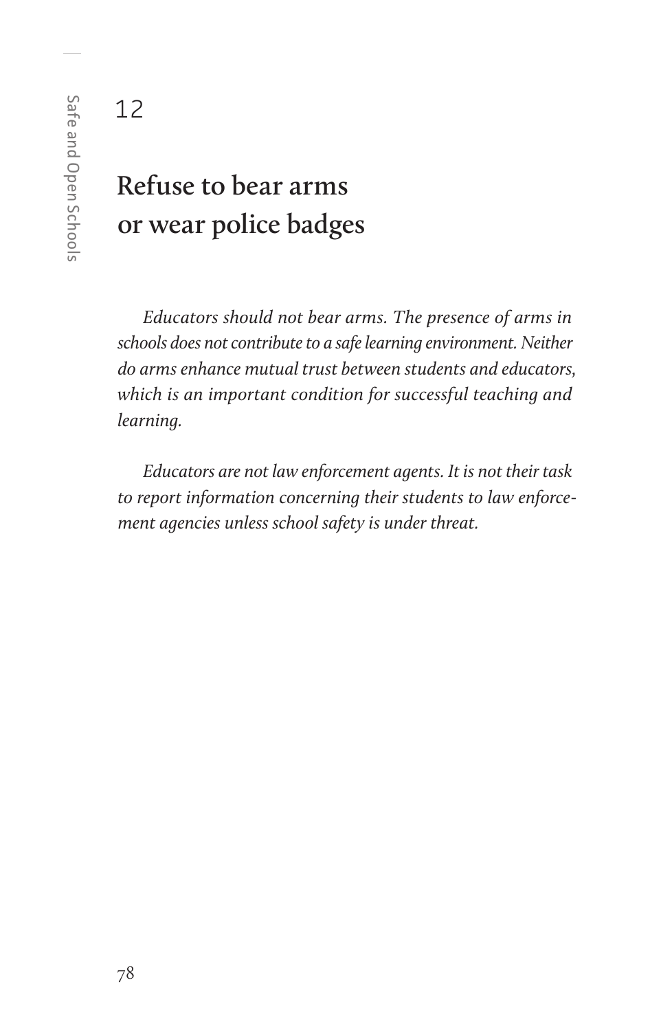12

## Refuse to bear arms or wear police badges

*Educators should not bear arms. The presence of arms in schools does not contribute to a safe learning environment. Neither do arms enhance mutual trust between students and educators, which is an important condition for successful teaching and learning.*

*Educators are not law enforcement agents. It is not their task to report information concerning their students to law enforcement agencies unless school safety is under threat.*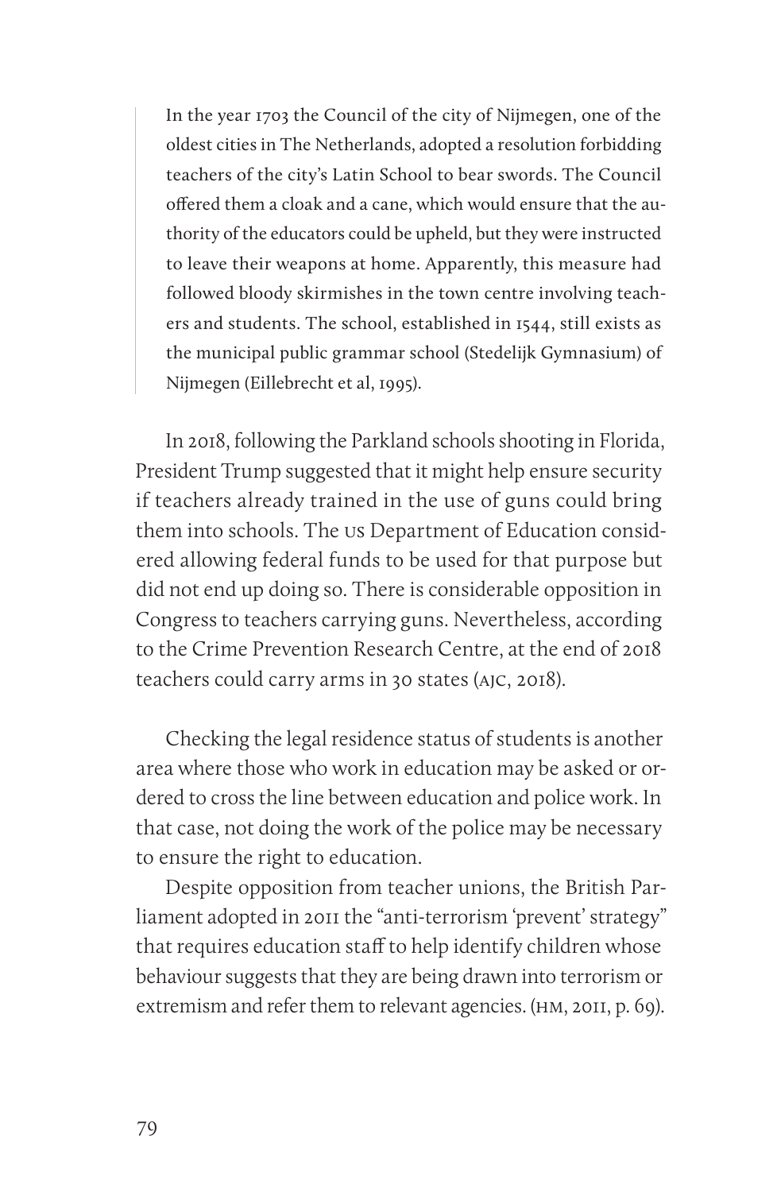> In the year 1703 the Council of the city of Nijmegen, one of the oldest cities in The Netherlands, adopted a resolution forbidding teachers of the city's Latin School to bear swords. The Council offered them a cloak and a cane, which would ensure that the authority of the educators could be upheld, but they were instructed to leave their weapons at home. Apparently, this measure had followed bloody skirmishes in the town centre involving teachers and students. The school, established in 1544, still exists as the municipal public grammar school (Stedelijk Gymnasium) of Nijmegen (Eillebrecht et al, 1995).

In 2018, following the Parkland schools shooting in Florida, President Trump suggested that it might help ensure security if teachers already trained in the use of guns could bring them into schools. The US Department of Education considered allowing federal funds to be used for that purpose but did not end up doing so. There is considerable opposition in Congress to teachers carrying guns. Nevertheless, according to the Crime Prevention Research Centre, at the end of 2018 teachers could carry arms in 30 states (AJC, 2018).

Checking the legal residence status of students is another area where those who work in education may be asked or ordered to cross the line between education and police work. In that case, not doing the work of the police may be necessary to ensure the right to education.

Despite opposition from teacher unions, the British Parliament adopted in 2011 the "anti-terrorism 'prevent' strategy" that requires education staff to help identify children whose behaviour suggests that they are being drawn into terrorism or extremism and refer them to relevant agencies. (HM, 2011, p. 69).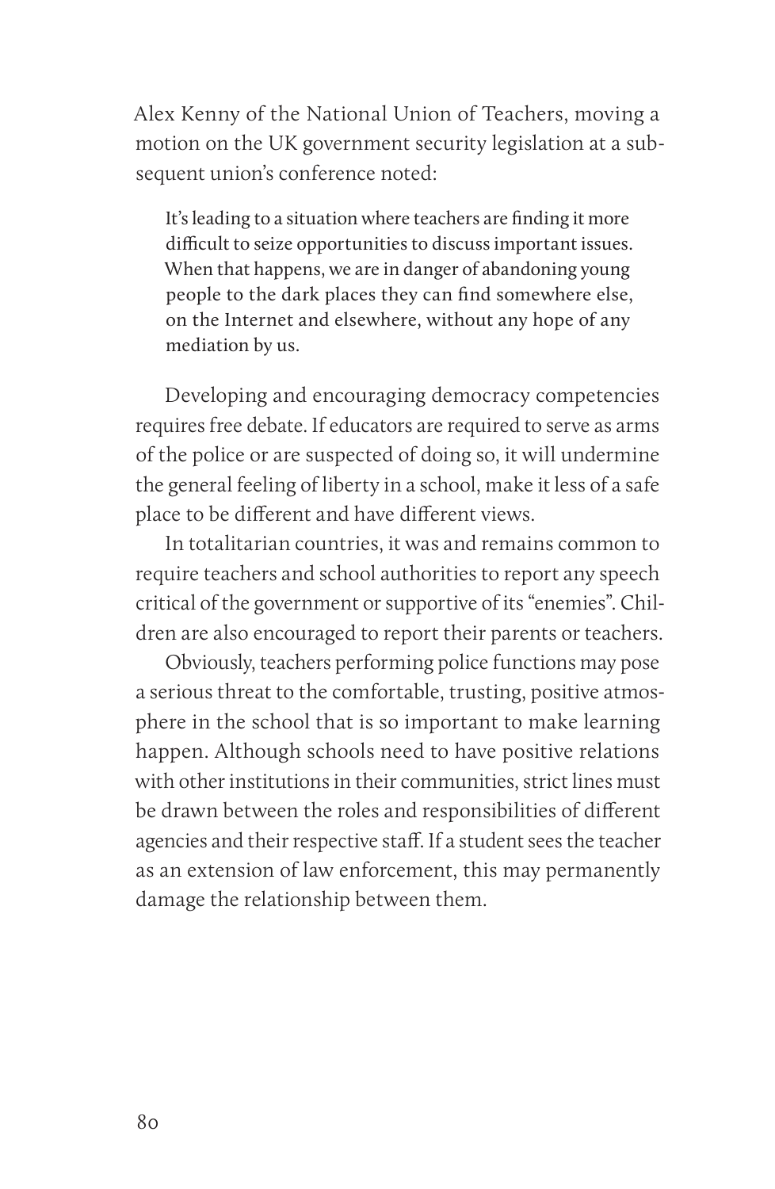Alex Kenny of the National Union of Teachers, moving a motion on the UK government security legislation at a subsequent union's conference noted:

> It's leading to a situation where teachers are finding it more difficult to seize opportunities to discuss important issues. When that happens, we are in danger of abandoning young people to the dark places they can find somewhere else, on the Internet and elsewhere, without any hope of any mediation by us.

Developing and encouraging democracy competencies requires free debate. If educators are required to serve as arms of the police or are suspected of doing so, it will undermine the general feeling of liberty in a school, make it less of a safe place to be different and have different views.

In totalitarian countries, it was and remains common to require teachers and school authorities to report any speech critical of the government or supportive of its "enemies". Children are also encouraged to report their parents or teachers.

Obviously, teachers performing police functions may pose a serious threat to the comfortable, trusting, positive atmosphere in the school that is so important to make learning happen. Although schools need to have positive relations with other institutions in their communities, strict lines must be drawn between the roles and responsibilities of different agencies and their respective staff. If a student sees the teacher as an extension of law enforcement, this may permanently damage the relationship between them.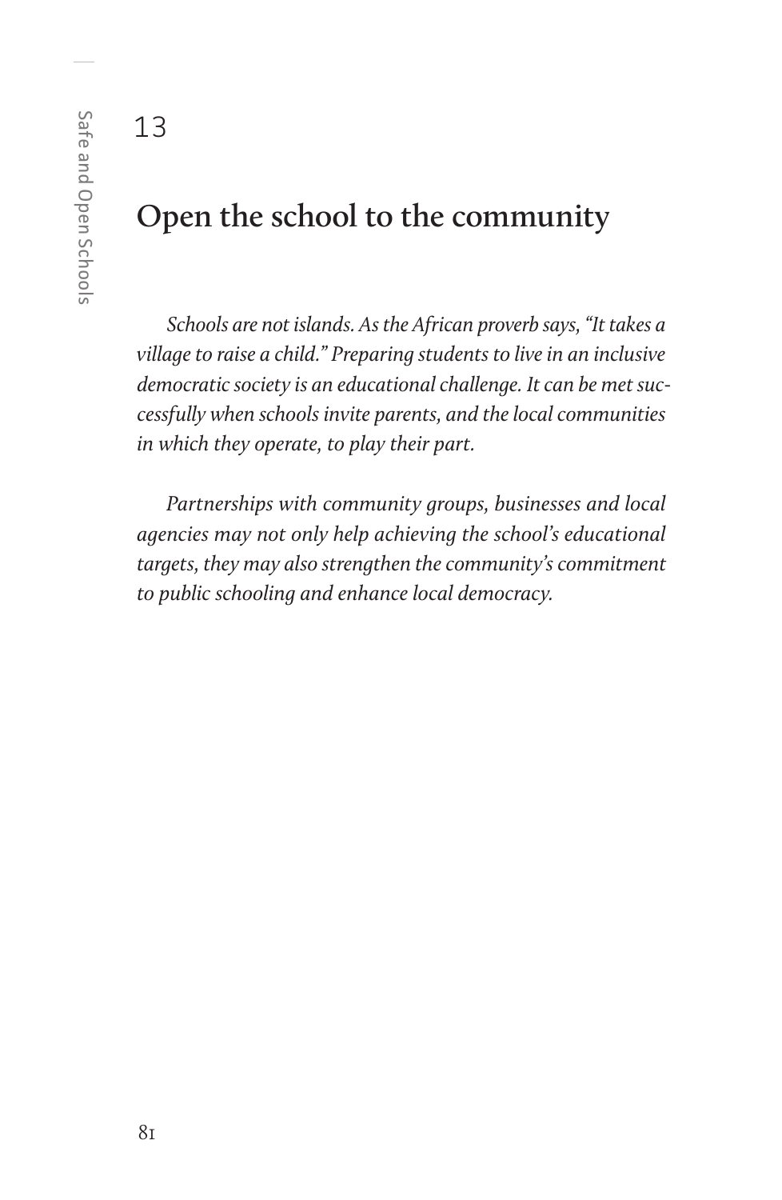13

# Open the school to the community

*Schools are not islands. As the African proverb says, "It takes a village to raise a child." Preparing students to live in an inclusive democratic society is an educational challenge. It can be met successfully when schools invite parents, and the local communities in which they operate, to play their part.*

*Partnerships with community groups, businesses and local agencies may not only help achieving the school's educational targets, they may also strengthen the community's commitment to public schooling and enhance local democracy.*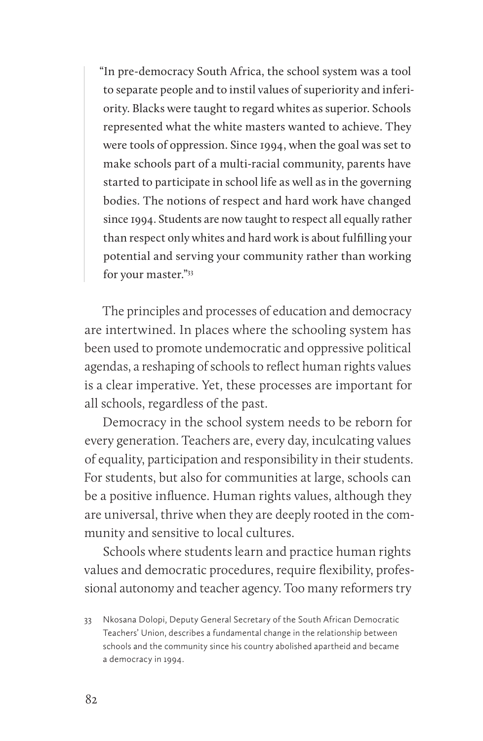> "In pre-democracy South Africa, the school system was a tool to separate people and to instil values of superiority and inferiority. Blacks were taught to regard whites as superior. Schools represented what the white masters wanted to achieve. They were tools of oppression. Since 1994, when the goal was set to make schools part of a multi-racial community, parents have started to participate in school life as well as in the governing bodies. The notions of respect and hard work have changed since 1994. Students are now taught to respect all equally rather than respect only whites and hard work is about fulfilling your potential and serving your community rather than working for your master."[33]

The principles and processes of education and democracy are intertwined. In places where the schooling system has been used to promote undemocratic and oppressive political agendas, a reshaping of schools to reflect human rights values is a clear imperative. Yet, these processes are important for all schools, regardless of the past.

Democracy in the school system needs to be reborn for every generation. Teachers are, every day, inculcating values of equality, participation and responsibility in their students. For students, but also for communities at large, schools can be a positive influence. Human rights values, although they are universal, thrive when they are deeply rooted in the community and sensitive to local cultures.

Schools where students learn and practice human rights values and democratic procedures, require flexibility, professional autonomy and teacher agency. Too many reformers try

33 Nkosana Dolopi, Deputy General Secretary of the South African Democratic Teachers' Union, describes a fundamental change in the relationship between schools and the community since his country abolished apartheid and became a democracy in 1994.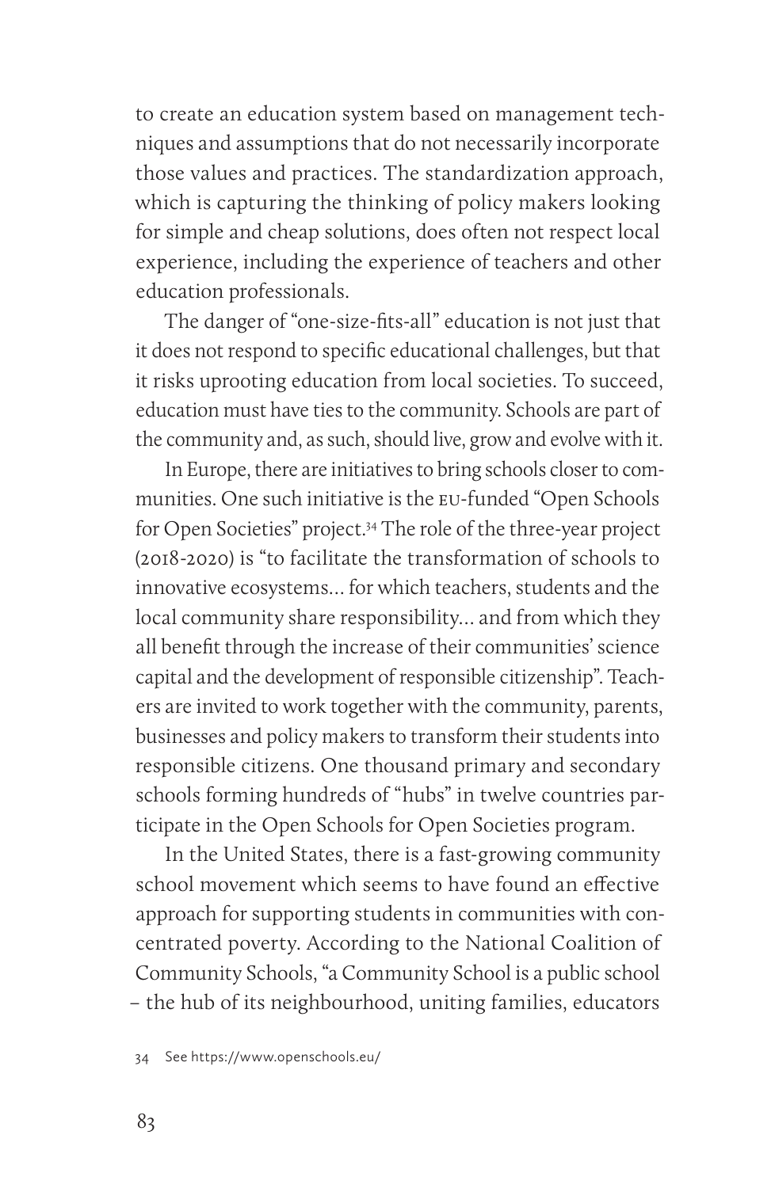to create an education system based on management techniques and assumptions that do not necessarily incorporate those values and practices. The standardization approach, which is capturing the thinking of policy makers looking for simple and cheap solutions, does often not respect local experience, including the experience of teachers and other education professionals.

The danger of "one-size-fits-all" education is not just that it does not respond to specific educational challenges, but that it risks uprooting education from local societies. To succeed, education must have ties to the community. Schools are part of the community and, as such, should live, grow and evolve with it.

In Europe, there are initiatives to bring schools closer to communities. One such initiative is the EU-funded "Open Schools for Open Societies" project.[34] The role of the three-year project (2018-2020) is "to facilitate the transformation of schools to innovative ecosystems... for which teachers, students and the local community share responsibility... and from which they all benefit through the increase of their communities' science capital and the development of responsible citizenship". Teachers are invited to work together with the community, parents, businesses and policy makers to transform their students into responsible citizens. One thousand primary and secondary schools forming hundreds of "hubs" in twelve countries participate in the Open Schools for Open Societies program.

In the United States, there is a fast-growing community school movement which seems to have found an effective approach for supporting students in communities with concentrated poverty. According to the National Coalition of Community Schools, "a Community School is a public school – the hub of its neighbourhood, uniting families, educators

34 See https://www.openschools.eu/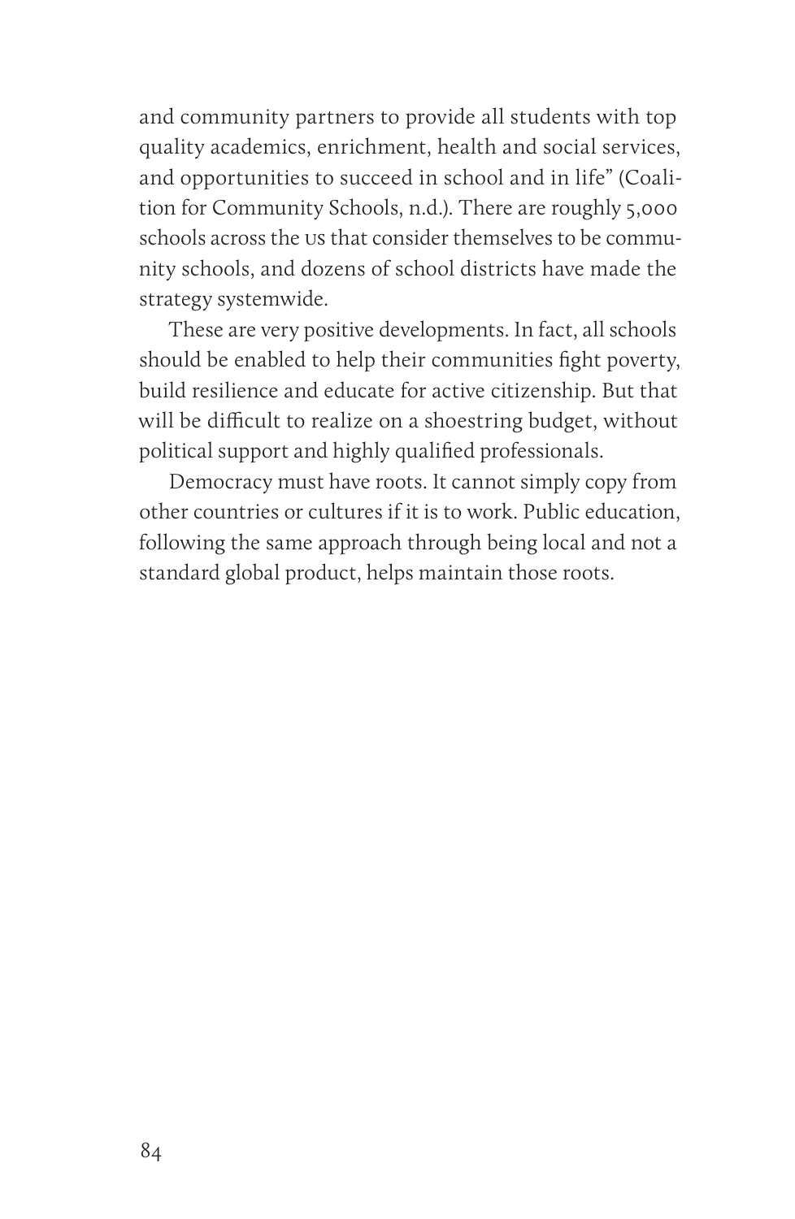and community partners to provide all students with top quality academics, enrichment, health and social services, and opportunities to succeed in school and in life" (Coalition for Community Schools, n.d.). There are roughly 5,000 schools across the US that consider themselves to be community schools, and dozens of school districts have made the strategy systemwide.

These are very positive developments. In fact, all schools should be enabled to help their communities fight poverty, build resilience and educate for active citizenship. But that will be difficult to realize on a shoestring budget, without political support and highly qualified professionals.

Democracy must have roots. It cannot simply copy from other countries or cultures if it is to work. Public education, following the same approach through being local and not a standard global product, helps maintain those roots.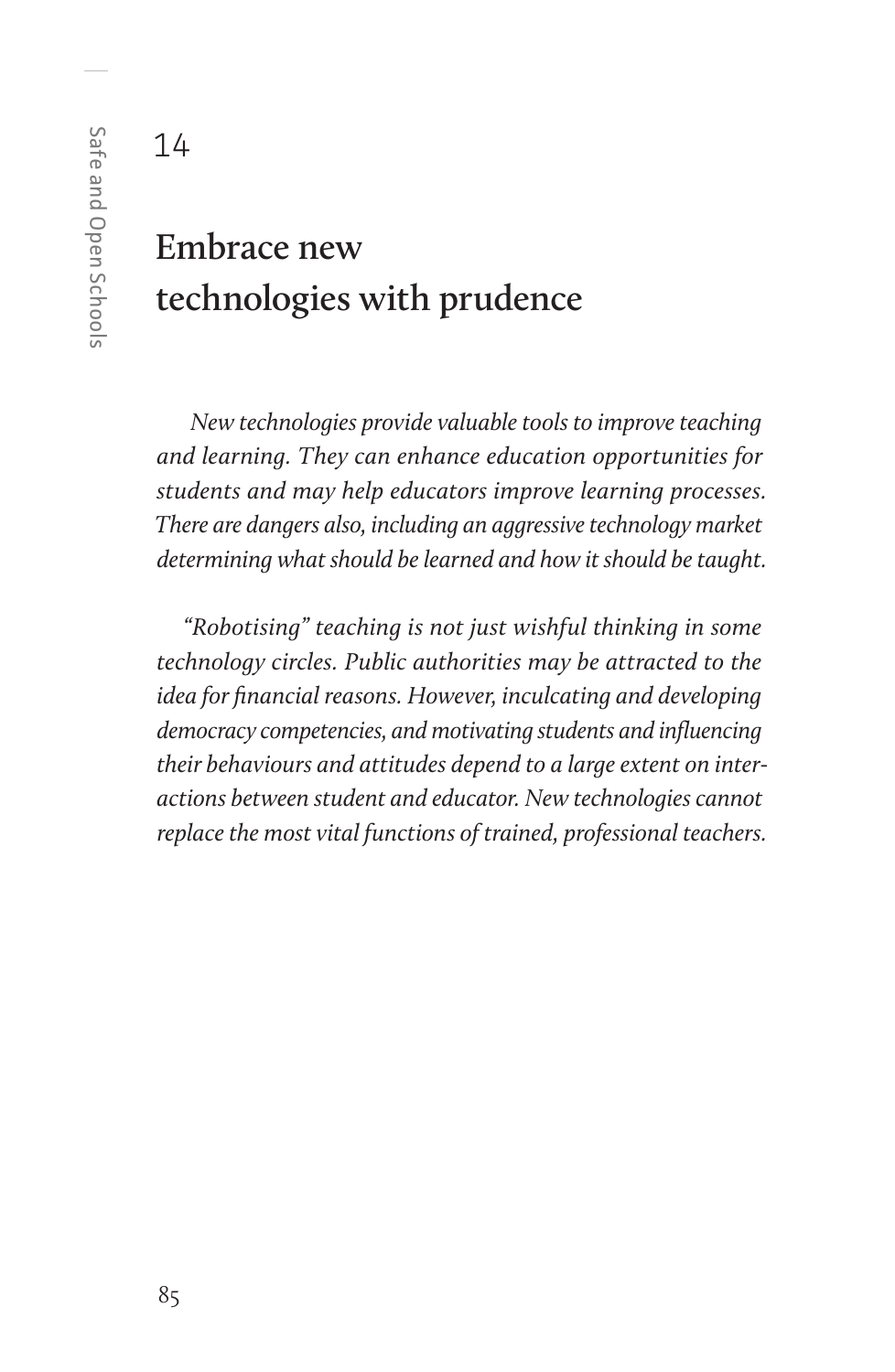14

# Embrace new technologies with prudence

*New technologies provide valuable tools to improve teaching and learning. They can enhance education opportunities for students and may help educators improve learning processes. There are dangers also, including an aggressive technology market determining what should be learned and how it should be taught.*

*"Robotising" teaching is not just wishful thinking in some technology circles. Public authorities may be attracted to the idea for financial reasons. However, inculcating and developing democracy competencies, and motivating students and influencing their behaviours and attitudes depend to a large extent on interactions between student and educator. New technologies cannot replace the most vital functions of trained, professional teachers.*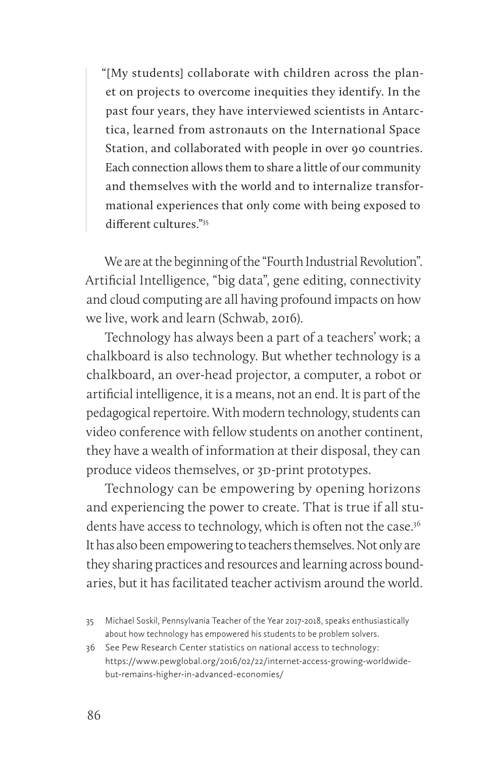> "[My students] collaborate with children across the planet on projects to overcome inequities they identify. In the past four years, they have interviewed scientists in Antarctica, learned from astronauts on the International Space Station, and collaborated with people in over 90 countries. Each connection allows them to share a little of our community and themselves with the world and to internalize transformational experiences that only come with being exposed to different cultures."[35]

We are at the beginning of the "Fourth Industrial Revolution". Artificial Intelligence, "big data", gene editing, connectivity and cloud computing are all having profound impacts on how we live, work and learn (Schwab, 2016).

Technology has always been a part of a teachers' work; a chalkboard is also technology. But whether technology is a chalkboard, an over-head projector, a computer, a robot or artificial intelligence, it is a means, not an end. It is part of the pedagogical repertoire. With modern technology, students can video conference with fellow students on another continent, they have a wealth of information at their disposal, they can produce videos themselves, or 3D-print prototypes.

Technology can be empowering by opening horizons and experiencing the power to create. That is true if all students have access to technology, which is often not the case.[36] It has also been empowering to teachers themselves. Not only are they sharing practices and resources and learning across boundaries, but it has facilitated teacher activism around the world.

35 Michael Soskil, Pennsylvania Teacher of the Year 2017-2018, speaks enthusiastically about how technology has empowered his students to be problem solvers.

36 See Pew Research Center statistics on national access to technology: https://www.pewglobal.org/2016/02/22/internet-access-growing-worldwide-but-remains-higher-in-advanced-economies/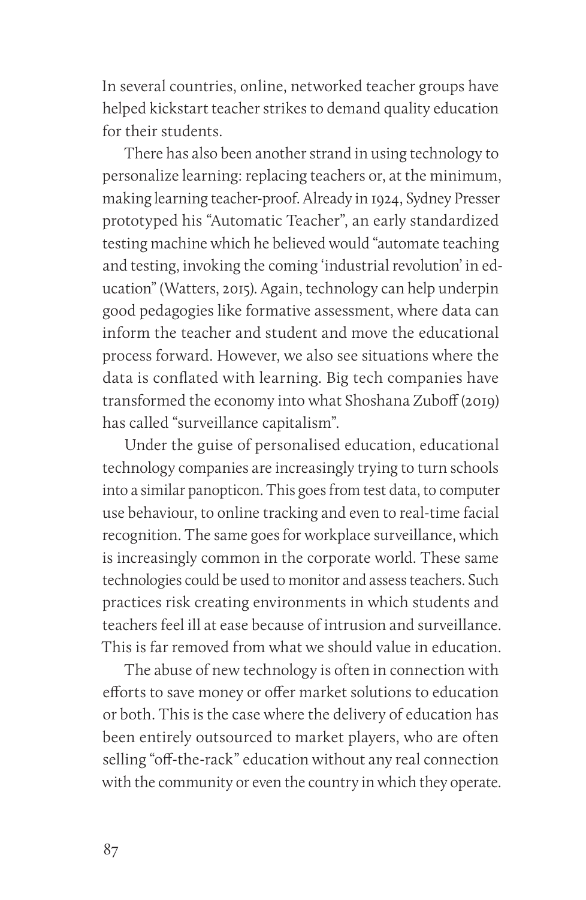In several countries, online, networked teacher groups have helped kickstart teacher strikes to demand quality education for their students.

There has also been another strand in using technology to personalize learning: replacing teachers or, at the minimum, making learning teacher-proof. Already in 1924, Sydney Presser prototyped his "Automatic Teacher", an early standardized testing machine which he believed would "automate teaching and testing, invoking the coming 'industrial revolution' in education" (Watters, 2015). Again, technology can help underpin good pedagogies like formative assessment, where data can inform the teacher and student and move the educational process forward. However, we also see situations where the data is conflated with learning. Big tech companies have transformed the economy into what Shoshana Zuboff (2019) has called "surveillance capitalism".

Under the guise of personalised education, educational technology companies are increasingly trying to turn schools into a similar panopticon. This goes from test data, to computer use behaviour, to online tracking and even to real-time facial recognition. The same goes for workplace surveillance, which is increasingly common in the corporate world. These same technologies could be used to monitor and assess teachers. Such practices risk creating environments in which students and teachers feel ill at ease because of intrusion and surveillance. This is far removed from what we should value in education.

The abuse of new technology is often in connection with efforts to save money or offer market solutions to education or both. This is the case where the delivery of education has been entirely outsourced to market players, who are often selling "off-the-rack" education without any real connection with the community or even the country in which they operate.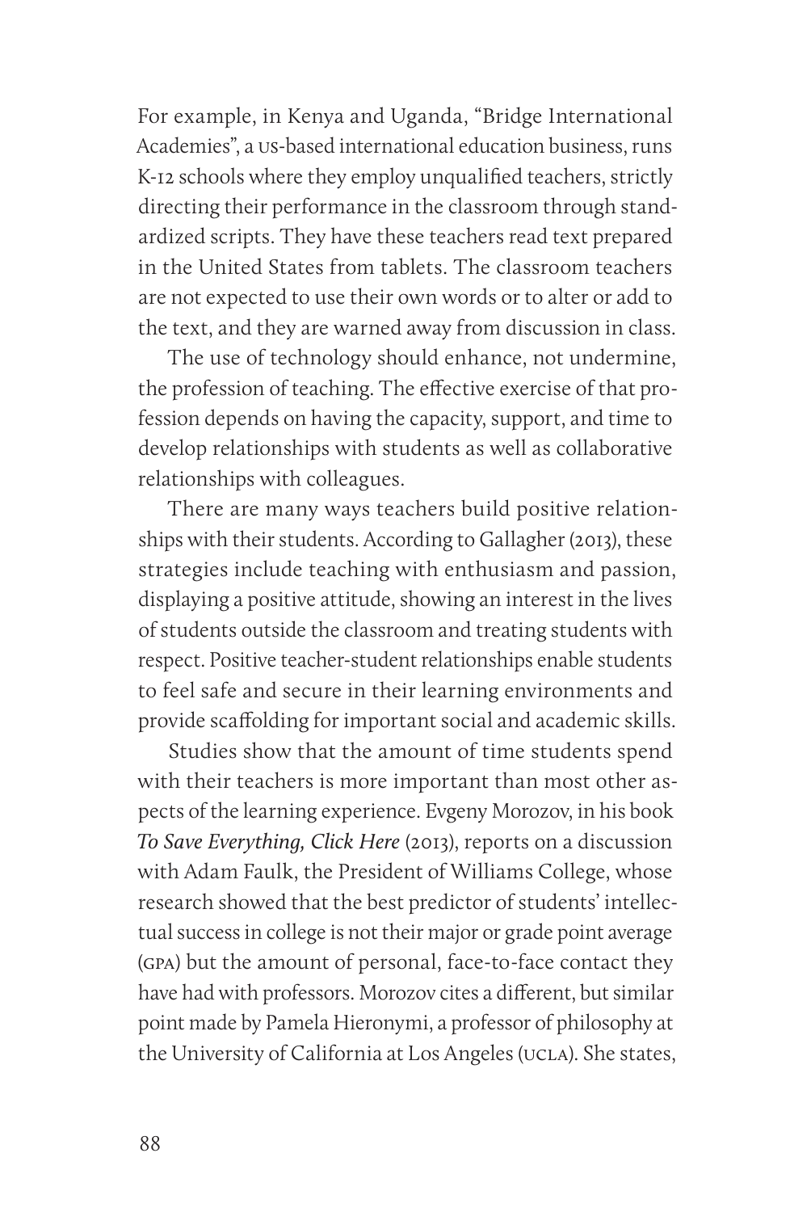For example, in Kenya and Uganda, "Bridge International Academies", a US-based international education business, runs K-12 schools where they employ unqualified teachers, strictly directing their performance in the classroom through standardized scripts. They have these teachers read text prepared in the United States from tablets. The classroom teachers are not expected to use their own words or to alter or add to the text, and they are warned away from discussion in class.

The use of technology should enhance, not undermine, the profession of teaching. The effective exercise of that profession depends on having the capacity, support, and time to develop relationships with students as well as collaborative relationships with colleagues.

There are many ways teachers build positive relationships with their students. According to Gallagher (2013), these strategies include teaching with enthusiasm and passion, displaying a positive attitude, showing an interest in the lives of students outside the classroom and treating students with respect. Positive teacher-student relationships enable students to feel safe and secure in their learning environments and provide scaffolding for important social and academic skills.

Studies show that the amount of time students spend with their teachers is more important than most other aspects of the learning experience. Evgeny Morozov, in his book *To Save Everything, Click Here* (2013), reports on a discussion with Adam Faulk, the President of Williams College, whose research showed that the best predictor of students' intellectual success in college is not their major or grade point average (GPA) but the amount of personal, face-to-face contact they have had with professors. Morozov cites a different, but similar point made by Pamela Hieronymi, a professor of philosophy at the University of California at Los Angeles (UCLA). She states,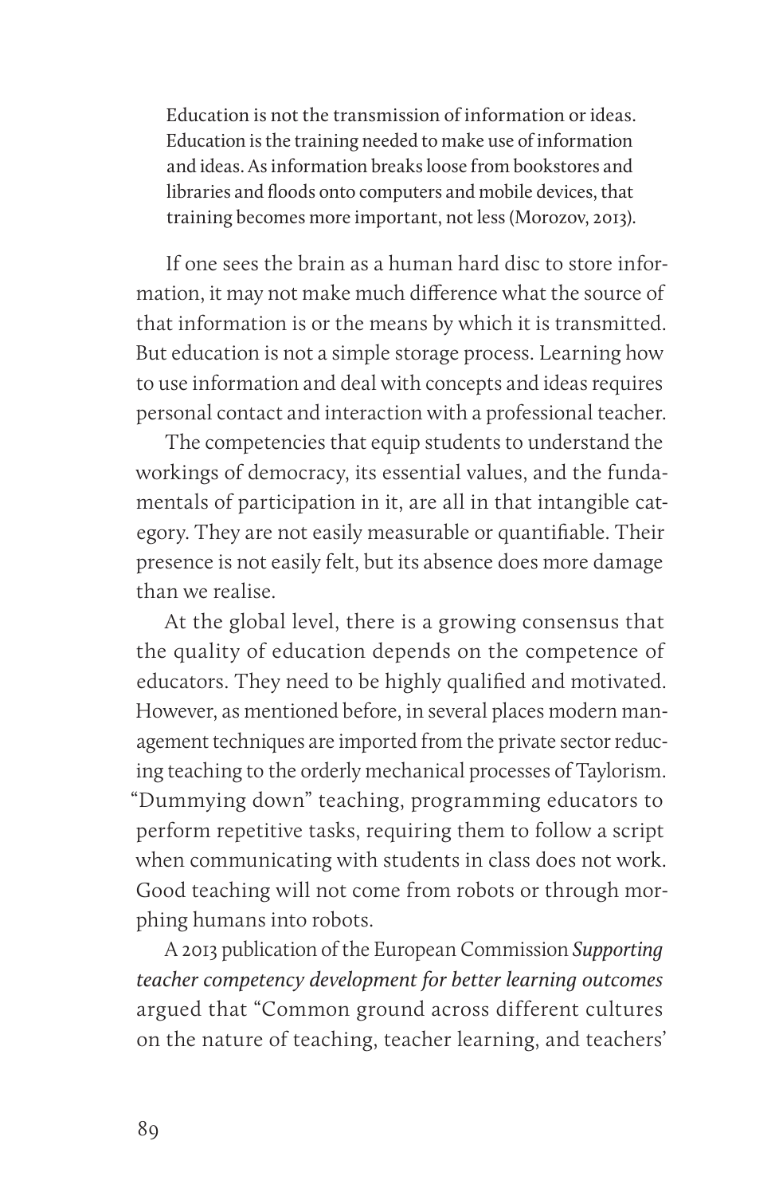> Education is not the transmission of information or ideas. Education is the training needed to make use of information and ideas. As information breaks loose from bookstores and libraries and floods onto computers and mobile devices, that training becomes more important, not less (Morozov, 2013).

If one sees the brain as a human hard disc to store information, it may not make much difference what the source of that information is or the means by which it is transmitted. But education is not a simple storage process. Learning how to use information and deal with concepts and ideas requires personal contact and interaction with a professional teacher.

The competencies that equip students to understand the workings of democracy, its essential values, and the fundamentals of participation in it, are all in that intangible category. They are not easily measurable or quantifiable. Their presence is not easily felt, but its absence does more damage than we realise.

At the global level, there is a growing consensus that the quality of education depends on the competence of educators. They need to be highly qualified and motivated. However, as mentioned before, in several places modern management techniques are imported from the private sector reducing teaching to the orderly mechanical processes of Taylorism. "Dummying down" teaching, programming educators to perform repetitive tasks, requiring them to follow a script when communicating with students in class does not work. Good teaching will not come from robots or through morphing humans into robots.

A 2013 publication of the European Commission *Supporting teacher competency development for better learning outcomes* argued that "Common ground across different cultures on the nature of teaching, teacher learning, and teachers'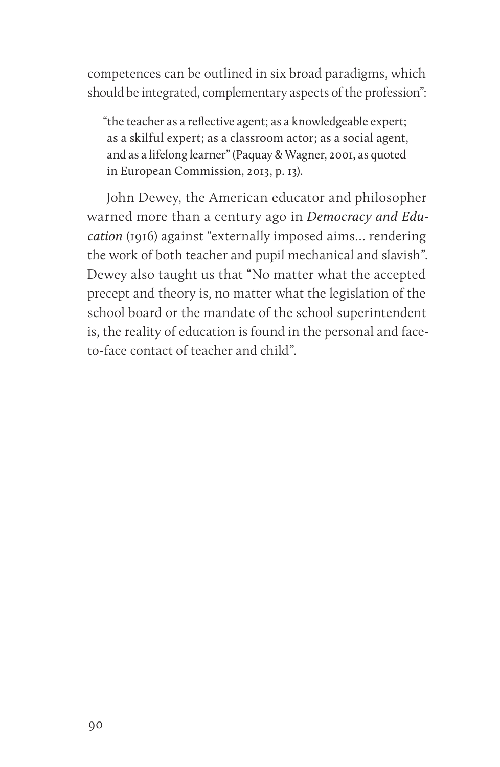competences can be outlined in six broad paradigms, which should be integrated, complementary aspects of the profession":

> "the teacher as a reflective agent; as a knowledgeable expert; as a skilful expert; as a classroom actor; as a social agent, and as a lifelong learner" (Paquay & Wagner, 2001, as quoted in European Commission, 2013, p. 13).

John Dewey, the American educator and philosopher warned more than a century ago in *Democracy and Education* (1916) against "externally imposed aims... rendering the work of both teacher and pupil mechanical and slavish". Dewey also taught us that "No matter what the accepted precept and theory is, no matter what the legislation of the school board or the mandate of the school superintendent is, the reality of education is found in the personal and face-to-face contact of teacher and child".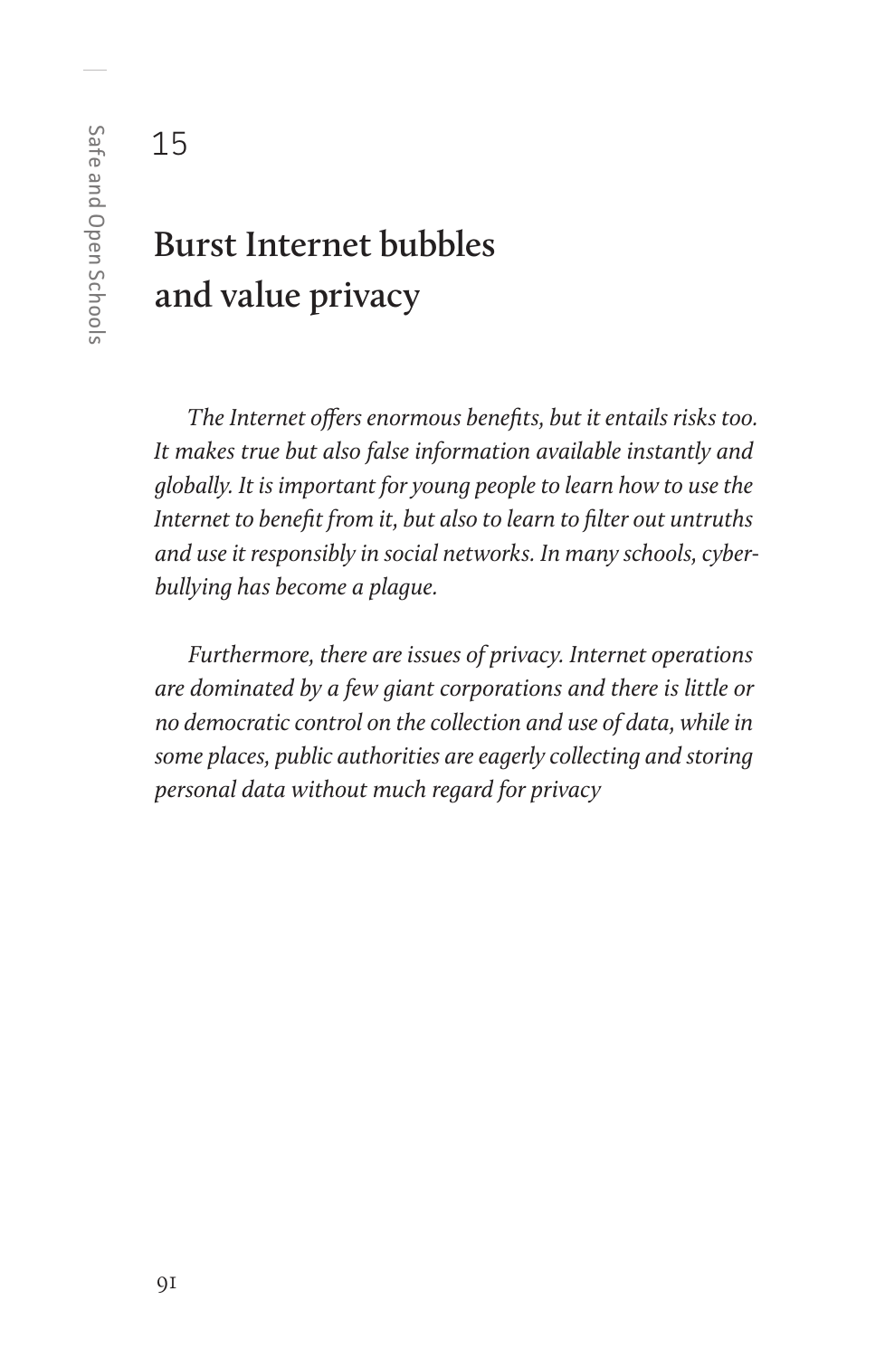15

# Burst Internet bubbles and value privacy

*The Internet offers enormous benefits, but it entails risks too. It makes true but also false information available instantly and globally. It is important for young people to learn how to use the Internet to benefit from it, but also to learn to filter out untruths and use it responsibly in social networks. In many schools, cyber-bullying has become a plague.*

*Furthermore, there are issues of privacy. Internet operations are dominated by a few giant corporations and there is little or no democratic control on the collection and use of data, while in some places, public authorities are eagerly collecting and storing personal data without much regard for privacy*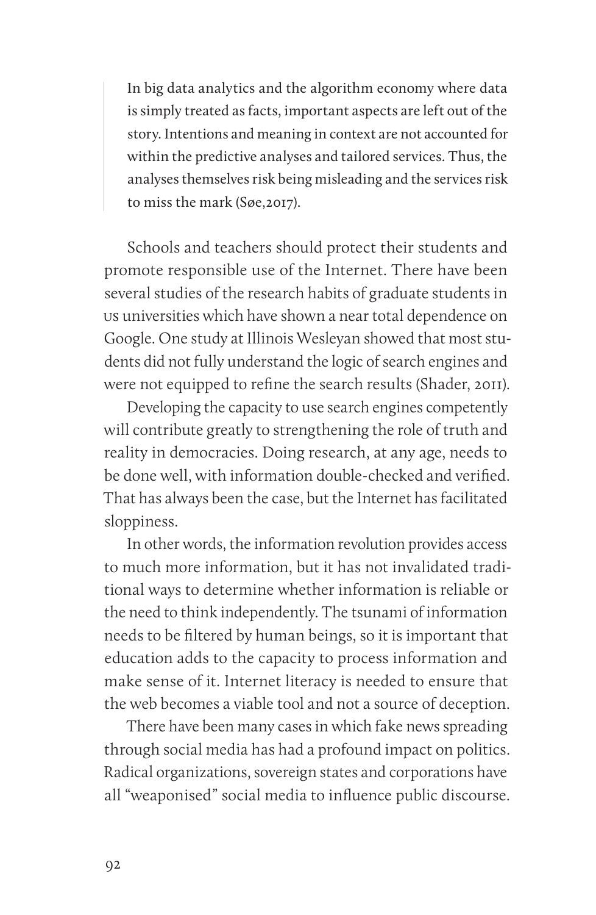> In big data analytics and the algorithm economy where data is simply treated as facts, important aspects are left out of the story. Intentions and meaning in context are not accounted for within the predictive analyses and tailored services. Thus, the analyses themselves risk being misleading and the services risk to miss the mark (Søe,2017).

Schools and teachers should protect their students and promote responsible use of the Internet. There have been several studies of the research habits of graduate students in US universities which have shown a near total dependence on Google. One study at Illinois Wesleyan showed that most students did not fully understand the logic of search engines and were not equipped to refine the search results (Shader, 2011).

Developing the capacity to use search engines competently will contribute greatly to strengthening the role of truth and reality in democracies. Doing research, at any age, needs to be done well, with information double-checked and verified. That has always been the case, but the Internet has facilitated sloppiness.

In other words, the information revolution provides access to much more information, but it has not invalidated traditional ways to determine whether information is reliable or the need to think independently. The tsunami of information needs to be filtered by human beings, so it is important that education adds to the capacity to process information and make sense of it. Internet literacy is needed to ensure that the web becomes a viable tool and not a source of deception.

There have been many cases in which fake news spreading through social media has had a profound impact on politics. Radical organizations, sovereign states and corporations have all "weaponised" social media to influence public discourse.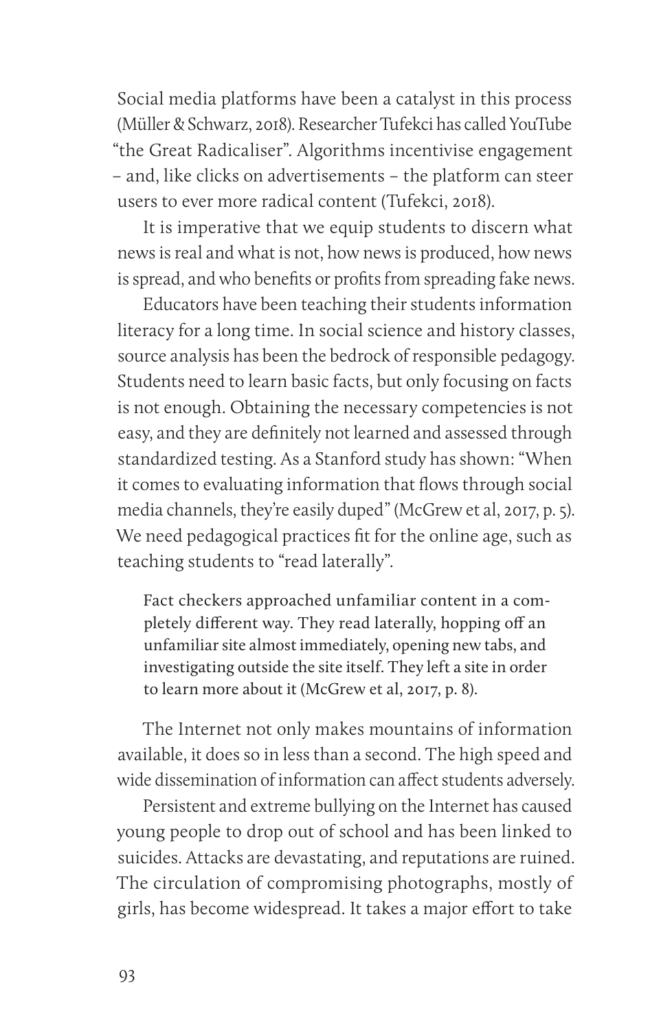Social media platforms have been a catalyst in this process (Müller & Schwarz, 2018). Researcher Tufekci has called YouTube "the Great Radicaliser". Algorithms incentivise engagement – and, like clicks on advertisements – the platform can steer users to ever more radical content (Tufekci, 2018).

It is imperative that we equip students to discern what news is real and what is not, how news is produced, how news is spread, and who benefits or profits from spreading fake news.

Educators have been teaching their students information literacy for a long time. In social science and history classes, source analysis has been the bedrock of responsible pedagogy. Students need to learn basic facts, but only focusing on facts is not enough. Obtaining the necessary competencies is not easy, and they are definitely not learned and assessed through standardized testing. As a Stanford study has shown: "When it comes to evaluating information that flows through social media channels, they're easily duped" (McGrew et al, 2017, p. 5). We need pedagogical practices fit for the online age, such as teaching students to "read laterally".

> Fact checkers approached unfamiliar content in a completely different way. They read laterally, hopping off an unfamiliar site almost immediately, opening new tabs, and investigating outside the site itself. They left a site in order to learn more about it (McGrew et al, 2017, p. 8).

The Internet not only makes mountains of information available, it does so in less than a second. The high speed and wide dissemination of information can affect students adversely.

Persistent and extreme bullying on the Internet has caused young people to drop out of school and has been linked to suicides. Attacks are devastating, and reputations are ruined. The circulation of compromising photographs, mostly of girls, has become widespread. It takes a major effort to take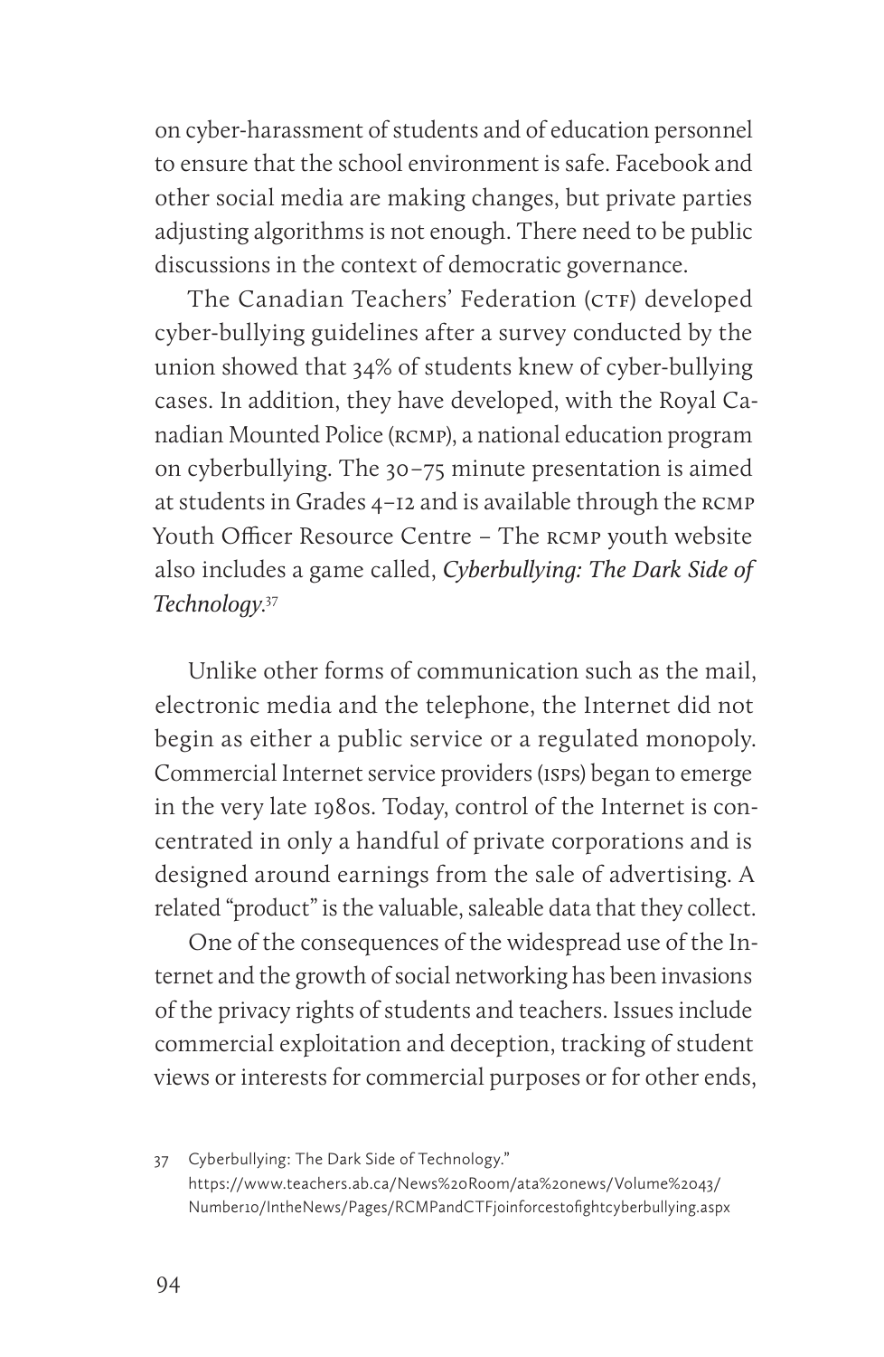on cyber-harassment of students and of education personnel to ensure that the school environment is safe. Facebook and other social media are making changes, but private parties adjusting algorithms is not enough. There need to be public discussions in the context of democratic governance.

The Canadian Teachers' Federation (CTF) developed cyber-bullying guidelines after a survey conducted by the union showed that 34% of students knew of cyber-bullying cases. In addition, they have developed, with the Royal Canadian Mounted Police (RCMP), a national education program on cyberbullying. The 30–75 minute presentation is aimed at students in Grades 4–12 and is available through the RCMP Youth Officer Resource Centre – The RCMP youth website also includes a game called, *Cyberbullying: The Dark Side of Technology*.[37]

Unlike other forms of communication such as the mail, electronic media and the telephone, the Internet did not begin as either a public service or a regulated monopoly. Commercial Internet service providers (ISPs) began to emerge in the very late 1980s. Today, control of the Internet is concentrated in only a handful of private corporations and is designed around earnings from the sale of advertising. A related "product" is the valuable, saleable data that they collect.

One of the consequences of the widespread use of the Internet and the growth of social networking has been invasions of the privacy rights of students and teachers. Issues include commercial exploitation and deception, tracking of student views or interests for commercial purposes or for other ends,

37 Cyberbullying: The Dark Side of Technology." https://www.teachers.ab.ca/News%20Room/ata%20news/Volume%2043/Number10/IntheNews/Pages/RCMPandCTFjoinforcestofightcyberbullying.aspx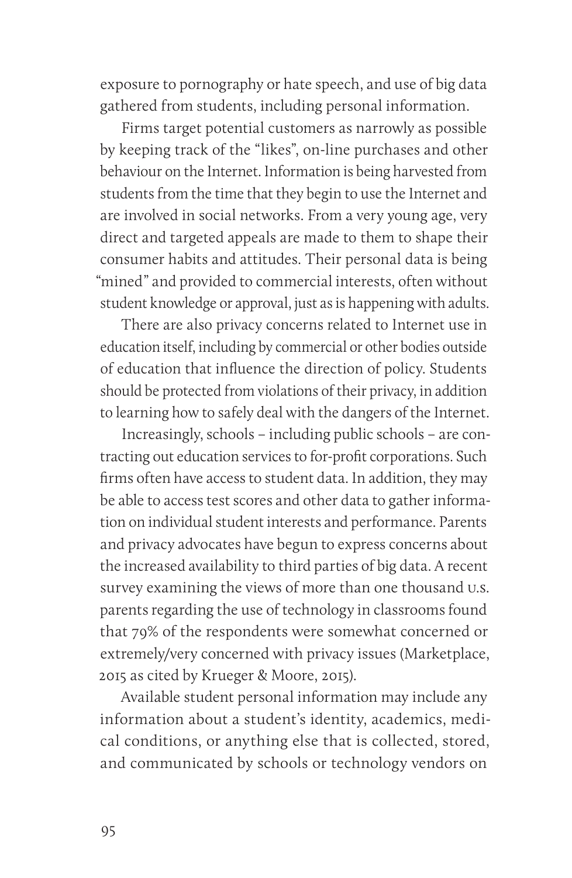exposure to pornography or hate speech, and use of big data gathered from students, including personal information.

Firms target potential customers as narrowly as possible by keeping track of the "likes", on-line purchases and other behaviour on the Internet. Information is being harvested from students from the time that they begin to use the Internet and are involved in social networks. From a very young age, very direct and targeted appeals are made to them to shape their consumer habits and attitudes. Their personal data is being "mined" and provided to commercial interests, often without student knowledge or approval, just as is happening with adults.

There are also privacy concerns related to Internet use in education itself, including by commercial or other bodies outside of education that influence the direction of policy. Students should be protected from violations of their privacy, in addition to learning how to safely deal with the dangers of the Internet.

Increasingly, schools – including public schools – are contracting out education services to for-profit corporations. Such firms often have access to student data. In addition, they may be able to access test scores and other data to gather information on individual student interests and performance. Parents and privacy advocates have begun to express concerns about the increased availability to third parties of big data. A recent survey examining the views of more than one thousand U.S. parents regarding the use of technology in classrooms found that 79% of the respondents were somewhat concerned or extremely/very concerned with privacy issues (Marketplace, 2015 as cited by Krueger & Moore, 2015).

Available student personal information may include any information about a student's identity, academics, medical conditions, or anything else that is collected, stored, and communicated by schools or technology vendors on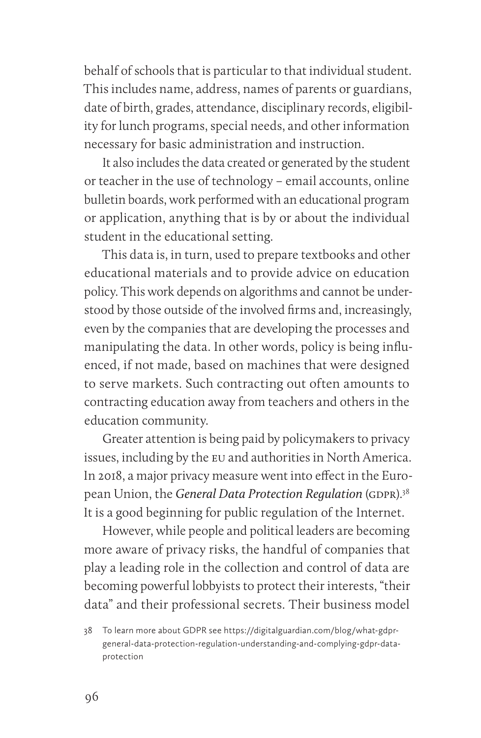behalf of schools that is particular to that individual student. This includes name, address, names of parents or guardians, date of birth, grades, attendance, disciplinary records, eligibility for lunch programs, special needs, and other information necessary for basic administration and instruction.

It also includes the data created or generated by the student or teacher in the use of technology – email accounts, online bulletin boards, work performed with an educational program or application, anything that is by or about the individual student in the educational setting.

This data is, in turn, used to prepare textbooks and other educational materials and to provide advice on education policy. This work depends on algorithms and cannot be understood by those outside of the involved firms and, increasingly, even by the companies that are developing the processes and manipulating the data. In other words, policy is being influenced, if not made, based on machines that were designed to serve markets. Such contracting out often amounts to contracting education away from teachers and others in the education community.

Greater attention is being paid by policymakers to privacy issues, including by the EU and authorities in North America. In 2018, a major privacy measure went into effect in the European Union, the *General Data Protection Regulation* (GDPR).[38] It is a good beginning for public regulation of the Internet.

However, while people and political leaders are becoming more aware of privacy risks, the handful of companies that play a leading role in the collection and control of data are becoming powerful lobbyists to protect their interests, "their data" and their professional secrets. Their business model

38 To learn more about GDPR see https://digitalguardian.com/blog/what-gdpr-general-data-protection-regulation-understanding-and-complying-gdpr-data-protection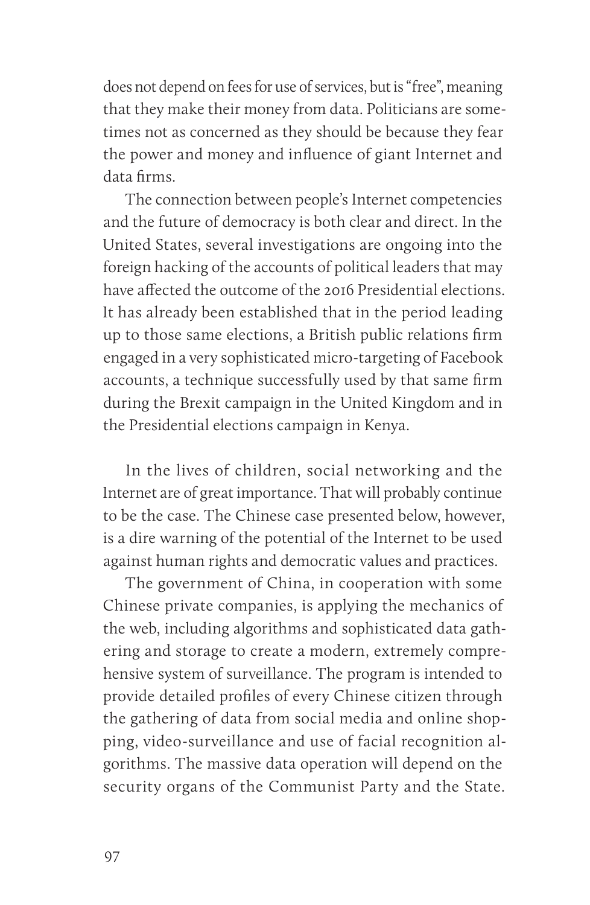does not depend on fees for use of services, but is "free", meaning that they make their money from data. Politicians are sometimes not as concerned as they should be because they fear the power and money and influence of giant Internet and data firms.

The connection between people's Internet competencies and the future of democracy is both clear and direct. In the United States, several investigations are ongoing into the foreign hacking of the accounts of political leaders that may have affected the outcome of the 2016 Presidential elections. It has already been established that in the period leading up to those same elections, a British public relations firm engaged in a very sophisticated micro-targeting of Facebook accounts, a technique successfully used by that same firm during the Brexit campaign in the United Kingdom and in the Presidential elections campaign in Kenya.

In the lives of children, social networking and the Internet are of great importance. That will probably continue to be the case. The Chinese case presented below, however, is a dire warning of the potential of the Internet to be used against human rights and democratic values and practices.

The government of China, in cooperation with some Chinese private companies, is applying the mechanics of the web, including algorithms and sophisticated data gathering and storage to create a modern, extremely comprehensive system of surveillance. The program is intended to provide detailed profiles of every Chinese citizen through the gathering of data from social media and online shopping, video-surveillance and use of facial recognition algorithms. The massive data operation will depend on the security organs of the Communist Party and the State.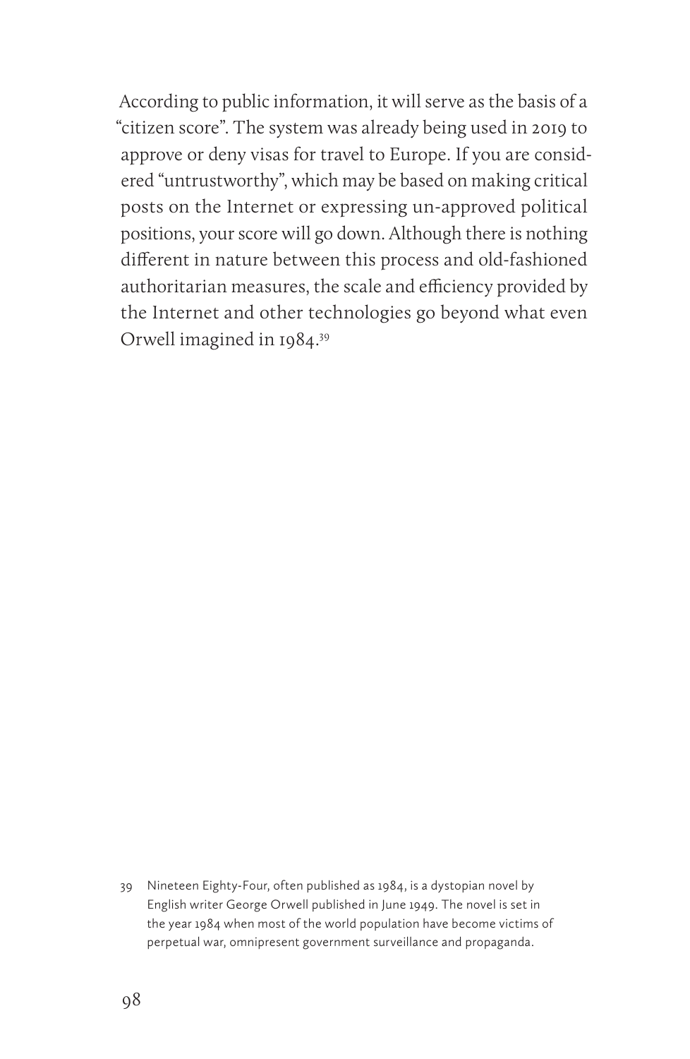According to public information, it will serve as the basis of a "citizen score". The system was already being used in 2019 to approve or deny visas for travel to Europe. If you are considered "untrustworthy", which may be based on making critical posts on the Internet or expressing un-approved political positions, your score will go down. Although there is nothing different in nature between this process and old-fashioned authoritarian measures, the scale and efficiency provided by the Internet and other technologies go beyond what even Orwell imagined in 1984.[39]

39 Nineteen Eighty-Four, often published as 1984, is a dystopian novel by English writer George Orwell published in June 1949. The novel is set in the year 1984 when most of the world population have become victims of perpetual war, omnipresent government surveillance and propaganda.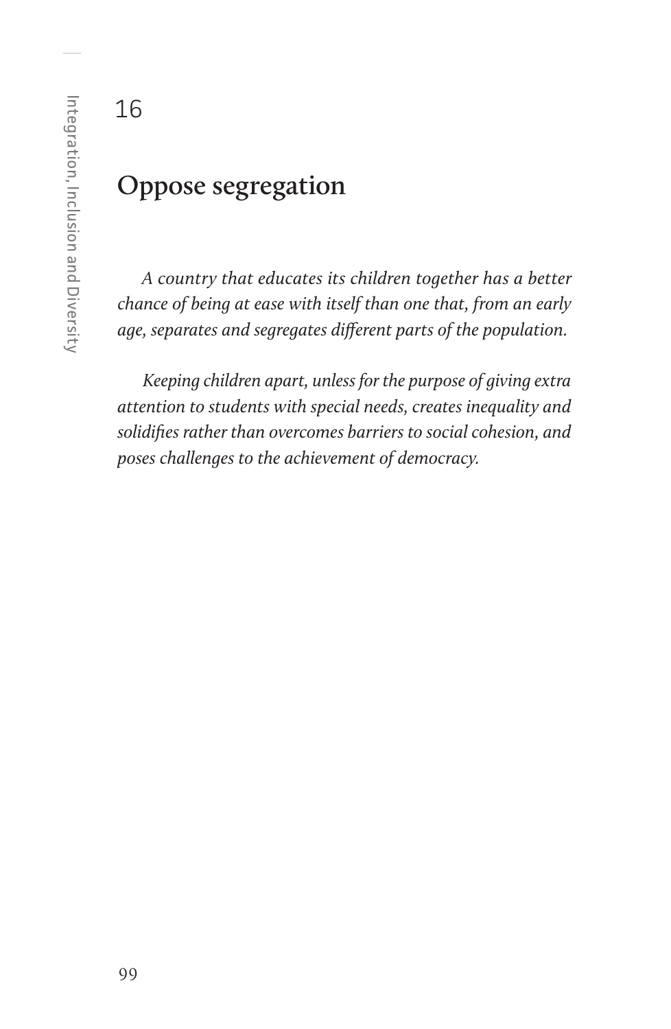16

## Oppose segregation

*A country that educates its children together has a better chance of being at ease with itself than one that, from an early age, separates and segregates different parts of the population.*

*Keeping children apart, unless for the purpose of giving extra attention to students with special needs, creates inequality and solidifies rather than overcomes barriers to social cohesion, and poses challenges to the achievement of democracy.*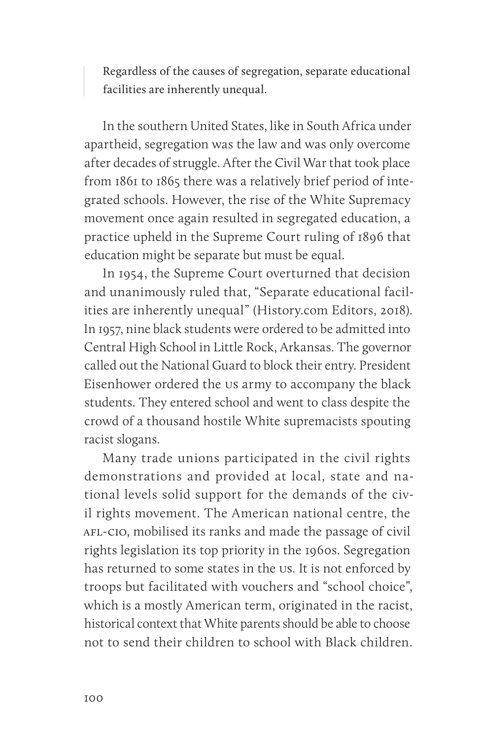> Regardless of the causes of segregation, separate educational facilities are inherently unequal.

In the southern United States, like in South Africa under apartheid, segregation was the law and was only overcome after decades of struggle. After the Civil War that took place from 1861 to 1865 there was a relatively brief period of integrated schools. However, the rise of the White Supremacy movement once again resulted in segregated education, a practice upheld in the Supreme Court ruling of 1896 that education might be separate but must be equal.

In 1954, the Supreme Court overturned that decision and unanimously ruled that, "Separate educational facilities are inherently unequal" (History.com Editors, 2018). In 1957, nine black students were ordered to be admitted into Central High School in Little Rock, Arkansas. The governor called out the National Guard to block their entry. President Eisenhower ordered the US army to accompany the black students. They entered school and went to class despite the crowd of a thousand hostile White supremacists spouting racist slogans.

Many trade unions participated in the civil rights demonstrations and provided at local, state and national levels solid support for the demands of the civil rights movement. The American national centre, the AFL-CIO, mobilised its ranks and made the passage of civil rights legislation its top priority in the 1960s. Segregation has returned to some states in the US. It is not enforced by troops but facilitated with vouchers and "school choice", which is a mostly American term, originated in the racist, historical context that White parents should be able to choose not to send their children to school with Black children.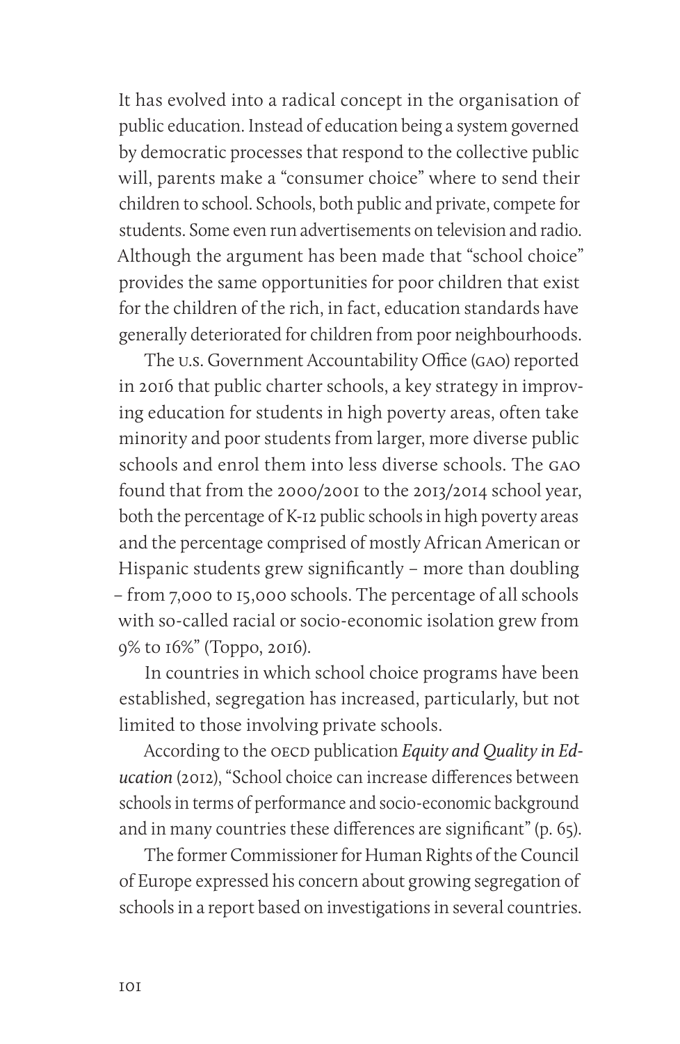It has evolved into a radical concept in the organisation of public education. Instead of education being a system governed by democratic processes that respond to the collective public will, parents make a "consumer choice" where to send their children to school. Schools, both public and private, compete for students. Some even run advertisements on television and radio. Although the argument has been made that "school choice" provides the same opportunities for poor children that exist for the children of the rich, in fact, education standards have generally deteriorated for children from poor neighbourhoods.

The U.S. Government Accountability Office (GAO) reported in 2016 that public charter schools, a key strategy in improving education for students in high poverty areas, often take minority and poor students from larger, more diverse public schools and enrol them into less diverse schools. The GAO found that from the 2000/2001 to the 2013/2014 school year, both the percentage of K-12 public schools in high poverty areas and the percentage comprised of mostly African American or Hispanic students grew significantly – more than doubling – from 7,000 to 15,000 schools. The percentage of all schools with so-called racial or socio-economic isolation grew from 9% to 16%" (Toppo, 2016).

In countries in which school choice programs have been established, segregation has increased, particularly, but not limited to those involving private schools.

According to the OECD publication *Equity and Quality in Education* (2012), "School choice can increase differences between schools in terms of performance and socio-economic background and in many countries these differences are significant" (p. 65).

The former Commissioner for Human Rights of the Council of Europe expressed his concern about growing segregation of schools in a report based on investigations in several countries.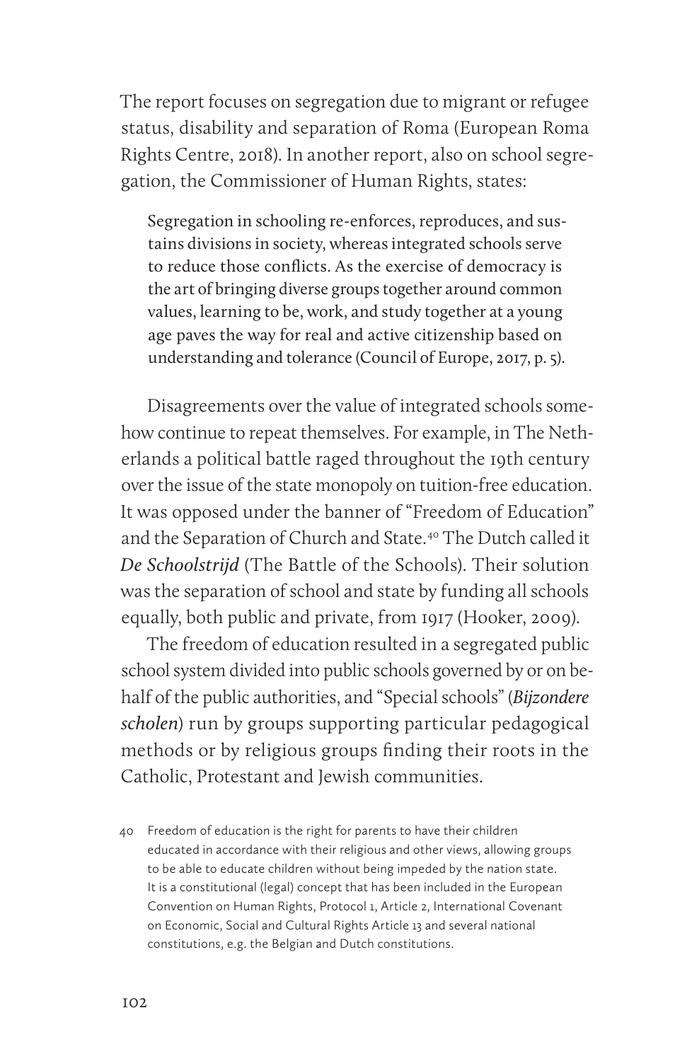The report focuses on segregation due to migrant or refugee status, disability and separation of Roma (European Roma Rights Centre, 2018). In another report, also on school segregation, the Commissioner of Human Rights, states:

> Segregation in schooling re-enforces, reproduces, and sustains divisions in society, whereas integrated schools serve to reduce those conflicts. As the exercise of democracy is the art of bringing diverse groups together around common values, learning to be, work, and study together at a young age paves the way for real and active citizenship based on understanding and tolerance (Council of Europe, 2017, p. 5).

Disagreements over the value of integrated schools somehow continue to repeat themselves. For example, in The Netherlands a political battle raged throughout the 19th century over the issue of the state monopoly on tuition-free education. It was opposed under the banner of "Freedom of Education" and the Separation of Church and State.[40] The Dutch called it ***De Schoolstrijd*** (The Battle of the Schools). Their solution was the separation of school and state by funding all schools equally, both public and private, from 1917 (Hooker, 2009).

The freedom of education resulted in a segregated public school system divided into public schools governed by or on behalf of the public authorities, and "Special schools" (***Bijzondere scholen***) run by groups supporting particular pedagogical methods or by religious groups finding their roots in the Catholic, Protestant and Jewish communities.

40 Freedom of education is the right for parents to have their children educated in accordance with their religious and other views, allowing groups to be able to educate children without being impeded by the nation state. It is a constitutional (legal) concept that has been included in the European Convention on Human Rights, Protocol 1, Article 2, International Covenant on Economic, Social and Cultural Rights Article 13 and several national constitutions, e.g. the Belgian and Dutch constitutions.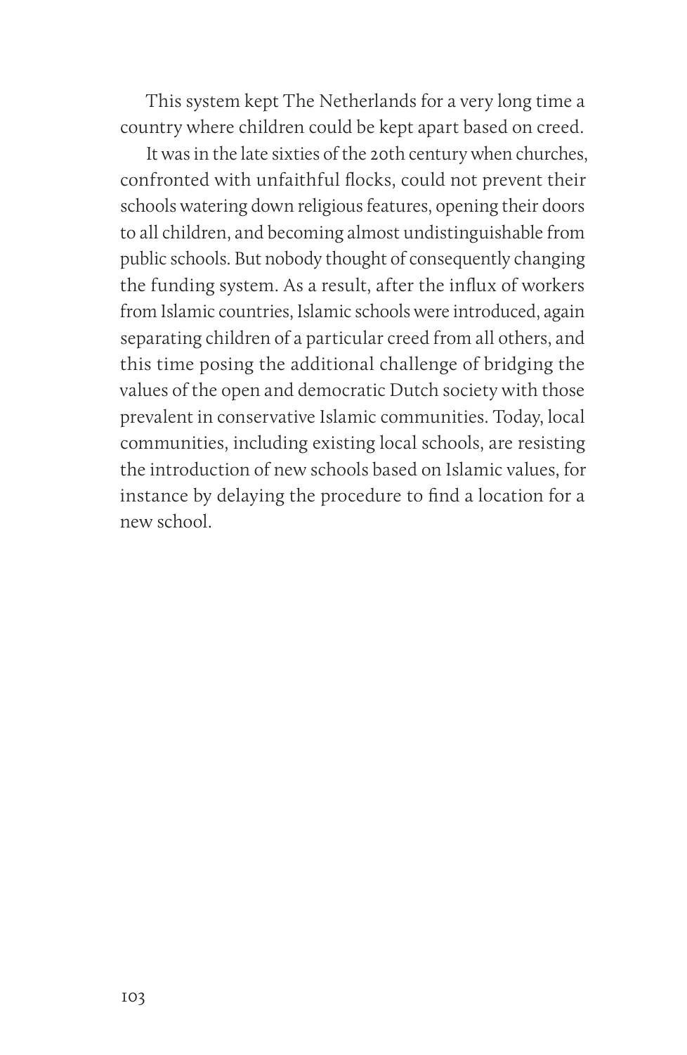This system kept The Netherlands for a very long time a country where children could be kept apart based on creed.

It was in the late sixties of the 20th century when churches, confronted with unfaithful flocks, could not prevent their schools watering down religious features, opening their doors to all children, and becoming almost undistinguishable from public schools. But nobody thought of consequently changing the funding system. As a result, after the influx of workers from Islamic countries, Islamic schools were introduced, again separating children of a particular creed from all others, and this time posing the additional challenge of bridging the values of the open and democratic Dutch society with those prevalent in conservative Islamic communities. Today, local communities, including existing local schools, are resisting the introduction of new schools based on Islamic values, for instance by delaying the procedure to find a location for a new school.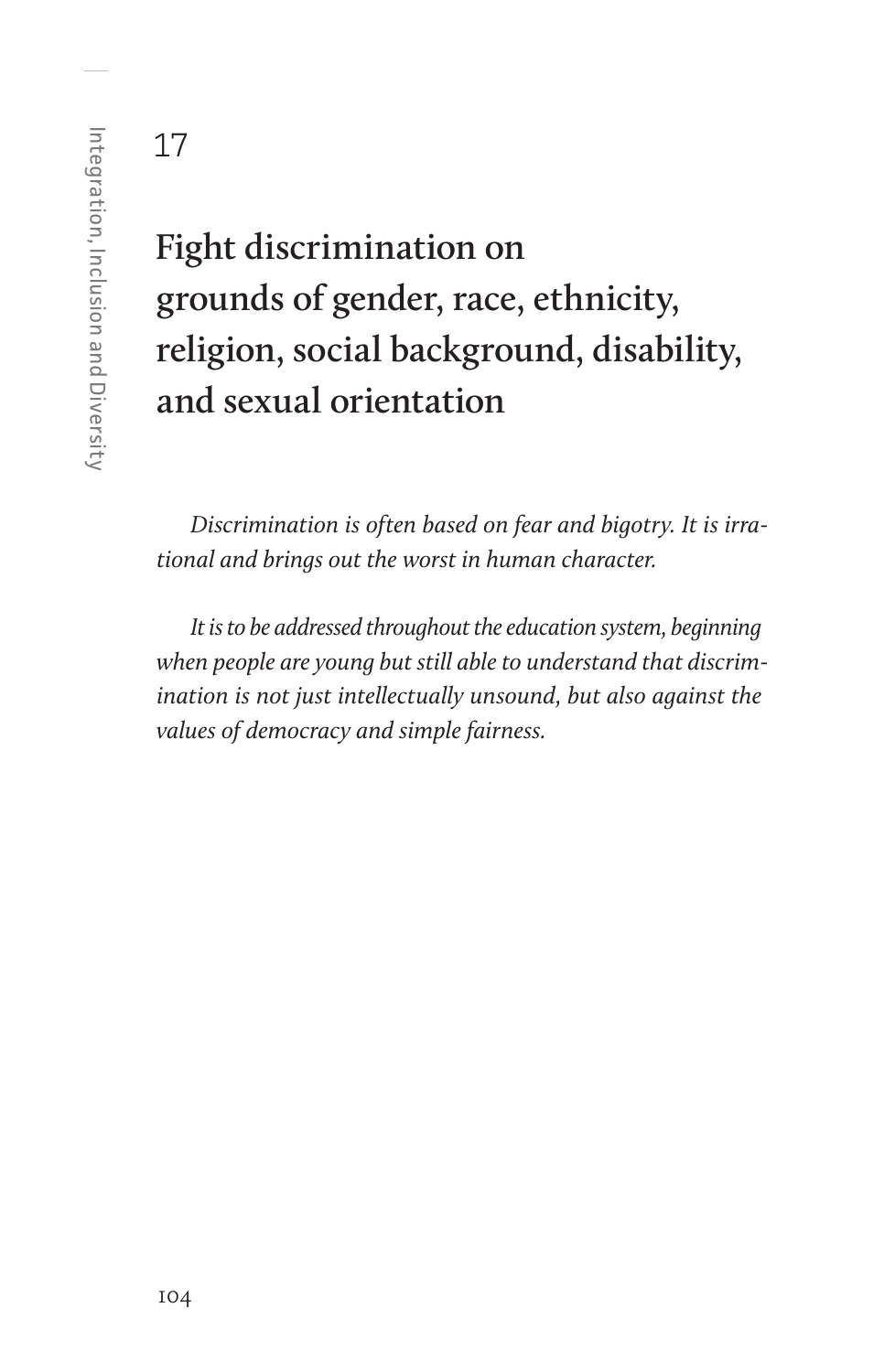17

# Fight discrimination on grounds of gender, race, ethnicity, religion, social background, disability, and sexual orientation

*Discrimination is often based on fear and bigotry. It is irrational and brings out the worst in human character.*

*It is to be addressed throughout the education system, beginning when people are young but still able to understand that discrimination is not just intellectually unsound, but also against the values of democracy and simple fairness.*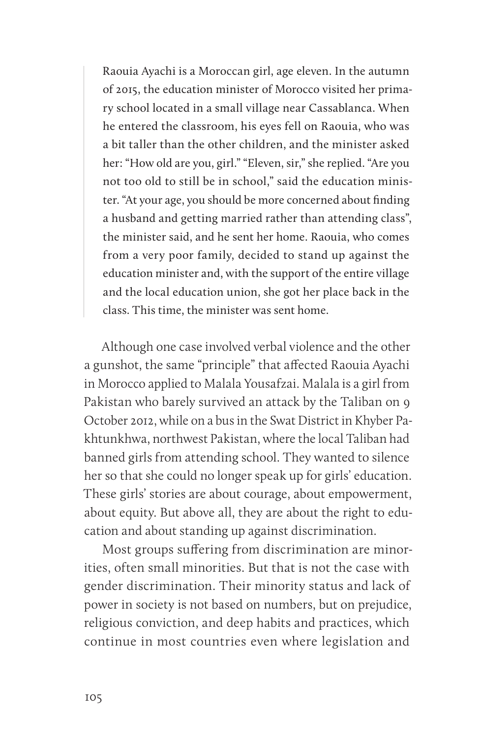> Raouia Ayachi is a Moroccan girl, age eleven. In the autumn of 2015, the education minister of Morocco visited her primary school located in a small village near Cassablanca. When he entered the classroom, his eyes fell on Raouia, who was a bit taller than the other children, and the minister asked her: "How old are you, girl." "Eleven, sir," she replied. "Are you not too old to still be in school," said the education minister. "At your age, you should be more concerned about finding a husband and getting married rather than attending class", the minister said, and he sent her home. Raouia, who comes from a very poor family, decided to stand up against the education minister and, with the support of the entire village and the local education union, she got her place back in the class. This time, the minister was sent home.

Although one case involved verbal violence and the other a gunshot, the same "principle" that affected Raouia Ayachi in Morocco applied to Malala Yousafzai. Malala is a girl from Pakistan who barely survived an attack by the Taliban on 9 October 2012, while on a bus in the Swat District in Khyber Pakhtunkhwa, northwest Pakistan, where the local Taliban had banned girls from attending school. They wanted to silence her so that she could no longer speak up for girls' education. These girls' stories are about courage, about empowerment, about equity. But above all, they are about the right to education and about standing up against discrimination.

Most groups suffering from discrimination are minorities, often small minorities. But that is not the case with gender discrimination. Their minority status and lack of power in society is not based on numbers, but on prejudice, religious conviction, and deep habits and practices, which continue in most countries even where legislation and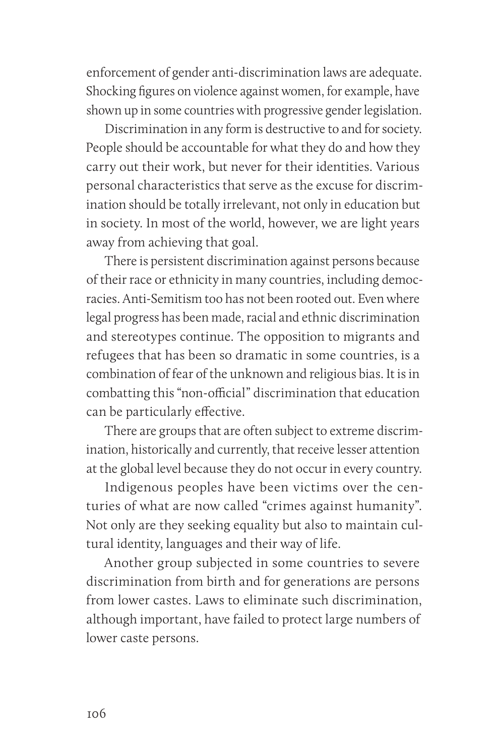enforcement of gender anti-discrimination laws are adequate. Shocking figures on violence against women, for example, have shown up in some countries with progressive gender legislation.

Discrimination in any form is destructive to and for society. People should be accountable for what they do and how they carry out their work, but never for their identities. Various personal characteristics that serve as the excuse for discrimination should be totally irrelevant, not only in education but in society. In most of the world, however, we are light years away from achieving that goal.

There is persistent discrimination against persons because of their race or ethnicity in many countries, including democracies. Anti-Semitism too has not been rooted out. Even where legal progress has been made, racial and ethnic discrimination and stereotypes continue. The opposition to migrants and refugees that has been so dramatic in some countries, is a combination of fear of the unknown and religious bias. It is in combatting this "non-official" discrimination that education can be particularly effective.

There are groups that are often subject to extreme discrimination, historically and currently, that receive lesser attention at the global level because they do not occur in every country.

Indigenous peoples have been victims over the centuries of what are now called "crimes against humanity". Not only are they seeking equality but also to maintain cultural identity, languages and their way of life.

Another group subjected in some countries to severe discrimination from birth and for generations are persons from lower castes. Laws to eliminate such discrimination, although important, have failed to protect large numbers of lower caste persons.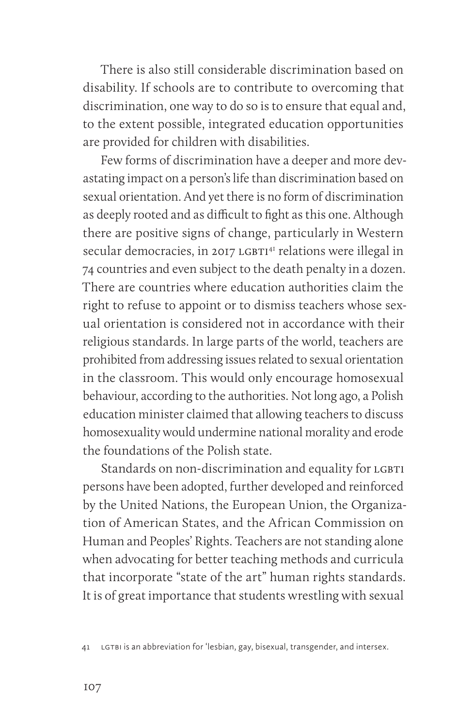There is also still considerable discrimination based on disability. If schools are to contribute to overcoming that discrimination, one way to do so is to ensure that equal and, to the extent possible, integrated education opportunities are provided for children with disabilities.

Few forms of discrimination have a deeper and more devastating impact on a person's life than discrimination based on sexual orientation. And yet there is no form of discrimination as deeply rooted and as difficult to fight as this one. Although there are positive signs of change, particularly in Western secular democracies, in 2017 LGBTI[41] relations were illegal in 74 countries and even subject to the death penalty in a dozen. There are countries where education authorities claim the right to refuse to appoint or to dismiss teachers whose sexual orientation is considered not in accordance with their religious standards. In large parts of the world, teachers are prohibited from addressing issues related to sexual orientation in the classroom. This would only encourage homosexual behaviour, according to the authorities. Not long ago, a Polish education minister claimed that allowing teachers to discuss homosexuality would undermine national morality and erode the foundations of the Polish state.

Standards on non-discrimination and equality for LGBTI persons have been adopted, further developed and reinforced by the United Nations, the European Union, the Organization of American States, and the African Commission on Human and Peoples' Rights. Teachers are not standing alone when advocating for better teaching methods and curricula that incorporate "state of the art" human rights standards. It is of great importance that students wrestling with sexual

41 LGTBI is an abbreviation for 'lesbian, gay, bisexual, transgender, and intersex.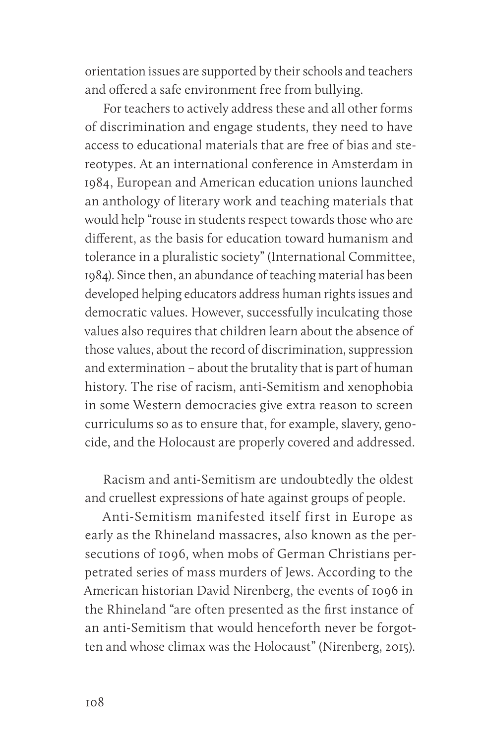orientation issues are supported by their schools and teachers and offered a safe environment free from bullying.

For teachers to actively address these and all other forms of discrimination and engage students, they need to have access to educational materials that are free of bias and stereotypes. At an international conference in Amsterdam in 1984, European and American education unions launched an anthology of literary work and teaching materials that would help "rouse in students respect towards those who are different, as the basis for education toward humanism and tolerance in a pluralistic society" (International Committee, 1984). Since then, an abundance of teaching material has been developed helping educators address human rights issues and democratic values. However, successfully inculcating those values also requires that children learn about the absence of those values, about the record of discrimination, suppression and extermination – about the brutality that is part of human history. The rise of racism, anti-Semitism and xenophobia in some Western democracies give extra reason to screen curriculums so as to ensure that, for example, slavery, genocide, and the Holocaust are properly covered and addressed.

Racism and anti-Semitism are undoubtedly the oldest and cruellest expressions of hate against groups of people.

Anti-Semitism manifested itself first in Europe as early as the Rhineland massacres, also known as the persecutions of 1096, when mobs of German Christians perpetrated series of mass murders of Jews. According to the American historian David Nirenberg, the events of 1096 in the Rhineland "are often presented as the first instance of an anti-Semitism that would henceforth never be forgotten and whose climax was the Holocaust" (Nirenberg, 2015).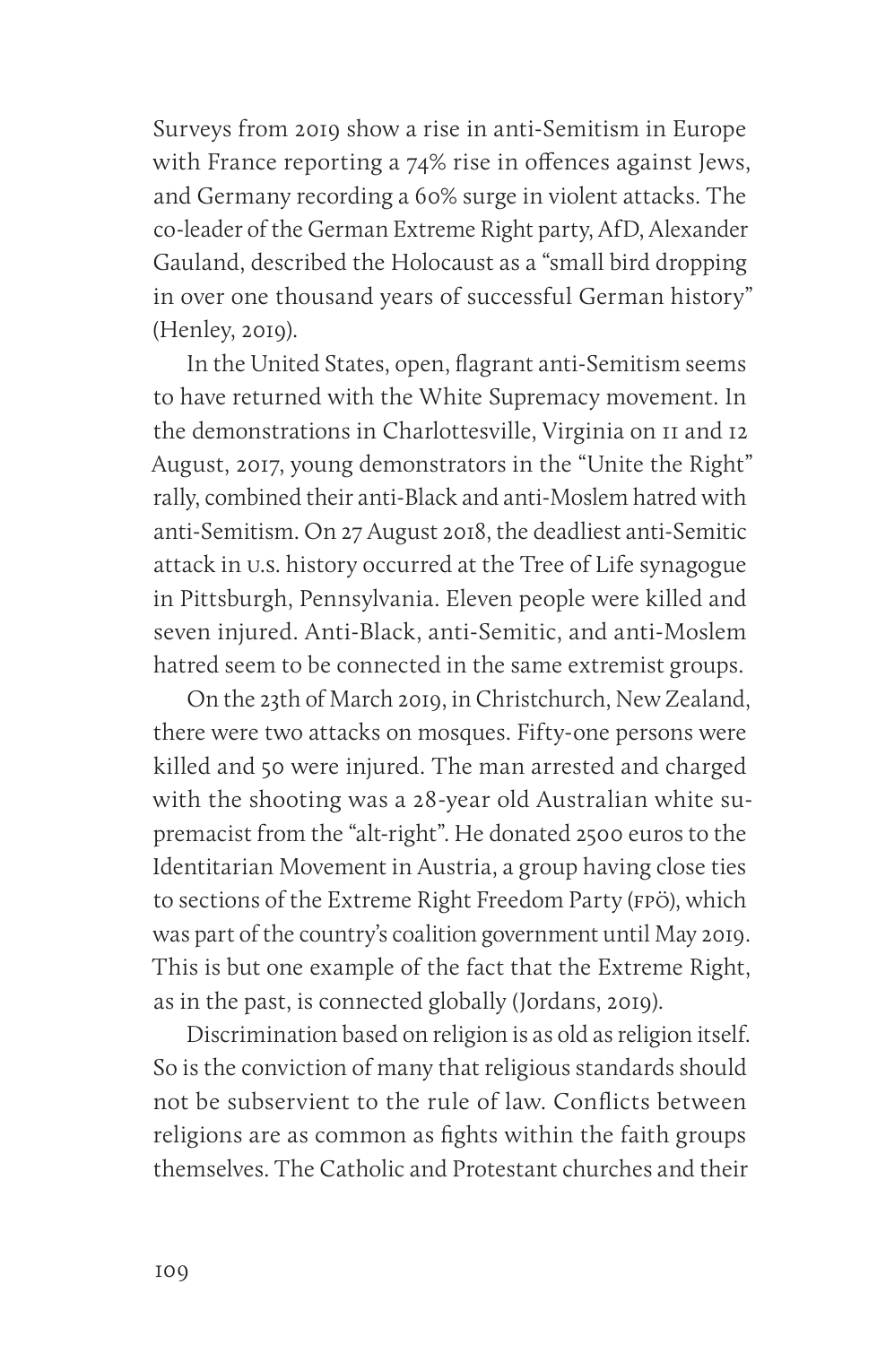Surveys from 2019 show a rise in anti-Semitism in Europe with France reporting a 74% rise in offences against Jews, and Germany recording a 60% surge in violent attacks. The co-leader of the German Extreme Right party, AfD, Alexander Gauland, described the Holocaust as a "small bird dropping in over one thousand years of successful German history" (Henley, 2019).

In the United States, open, flagrant anti-Semitism seems to have returned with the White Supremacy movement. In the demonstrations in Charlottesville, Virginia on 11 and 12 August, 2017, young demonstrators in the "Unite the Right" rally, combined their anti-Black and anti-Moslem hatred with anti-Semitism. On 27 August 2018, the deadliest anti-Semitic attack in U.S. history occurred at the Tree of Life synagogue in Pittsburgh, Pennsylvania. Eleven people were killed and seven injured. Anti-Black, anti-Semitic, and anti-Moslem hatred seem to be connected in the same extremist groups.

On the 23th of March 2019, in Christchurch, New Zealand, there were two attacks on mosques. Fifty-one persons were killed and 50 were injured. The man arrested and charged with the shooting was a 28-year old Australian white supremacist from the "alt-right". He donated 2500 euros to the Identitarian Movement in Austria, a group having close ties to sections of the Extreme Right Freedom Party (FPÖ), which was part of the country's coalition government until May 2019. This is but one example of the fact that the Extreme Right, as in the past, is connected globally (Jordans, 2019).

Discrimination based on religion is as old as religion itself. So is the conviction of many that religious standards should not be subservient to the rule of law. Conflicts between religions are as common as fights within the faith groups themselves. The Catholic and Protestant churches and their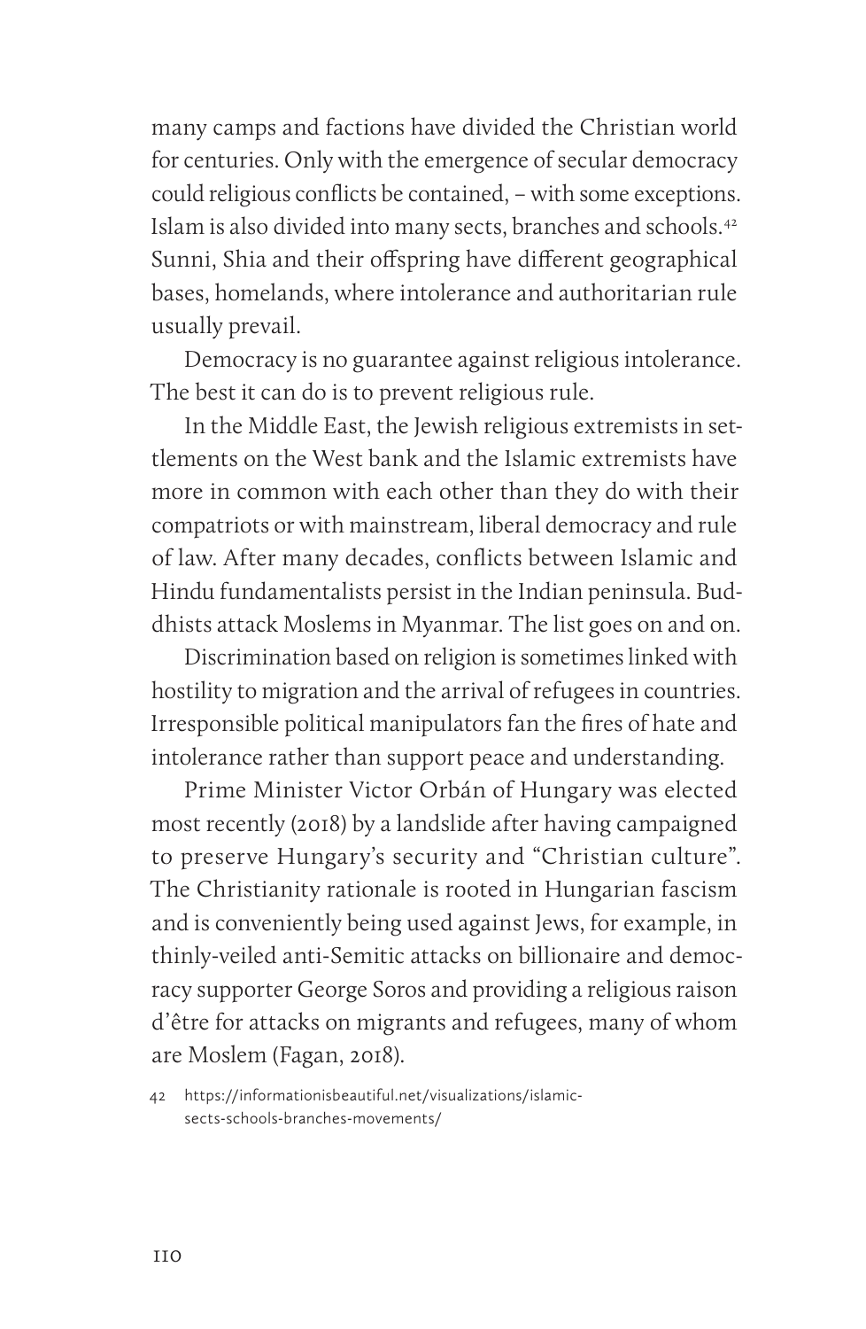many camps and factions have divided the Christian world for centuries. Only with the emergence of secular democracy could religious conflicts be contained, – with some exceptions. Islam is also divided into many sects, branches and schools.[42] Sunni, Shia and their offspring have different geographical bases, homelands, where intolerance and authoritarian rule usually prevail.

Democracy is no guarantee against religious intolerance. The best it can do is to prevent religious rule.

In the Middle East, the Jewish religious extremists in settlements on the West bank and the Islamic extremists have more in common with each other than they do with their compatriots or with mainstream, liberal democracy and rule of law. After many decades, conflicts between Islamic and Hindu fundamentalists persist in the Indian peninsula. Buddhists attack Moslems in Myanmar. The list goes on and on.

Discrimination based on religion is sometimes linked with hostility to migration and the arrival of refugees in countries. Irresponsible political manipulators fan the fires of hate and intolerance rather than support peace and understanding.

Prime Minister Victor Orbán of Hungary was elected most recently (2018) by a landslide after having campaigned to preserve Hungary's security and "Christian culture". The Christianity rationale is rooted in Hungarian fascism and is conveniently being used against Jews, for example, in thinly-veiled anti-Semitic attacks on billionaire and democracy supporter George Soros and providing a religious raison d'être for attacks on migrants and refugees, many of whom are Moslem (Fagan, 2018).

42 https://informationisbeautiful.net/visualizations/islamic-sects-schools-branches-movements/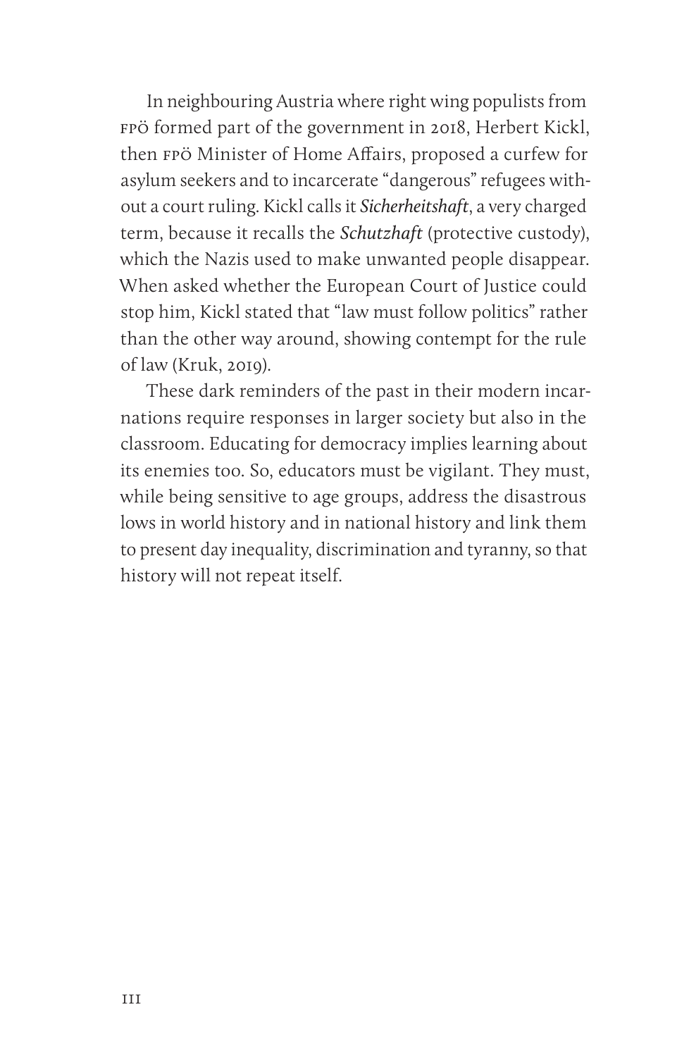In neighbouring Austria where right wing populists from FPÖ formed part of the government in 2018, Herbert Kickl, then FPÖ Minister of Home Affairs, proposed a curfew for asylum seekers and to incarcerate "dangerous" refugees without a court ruling. Kickl calls it ***Sicherheitshaft***, a very charged term, because it recalls the ***Schutzhaft*** (protective custody), which the Nazis used to make unwanted people disappear. When asked whether the European Court of Justice could stop him, Kickl stated that "law must follow politics" rather than the other way around, showing contempt for the rule of law (Kruk, 2019).

These dark reminders of the past in their modern incarnations require responses in larger society but also in the classroom. Educating for democracy implies learning about its enemies too. So, educators must be vigilant. They must, while being sensitive to age groups, address the disastrous lows in world history and in national history and link them to present day inequality, discrimination and tyranny, so that history will not repeat itself.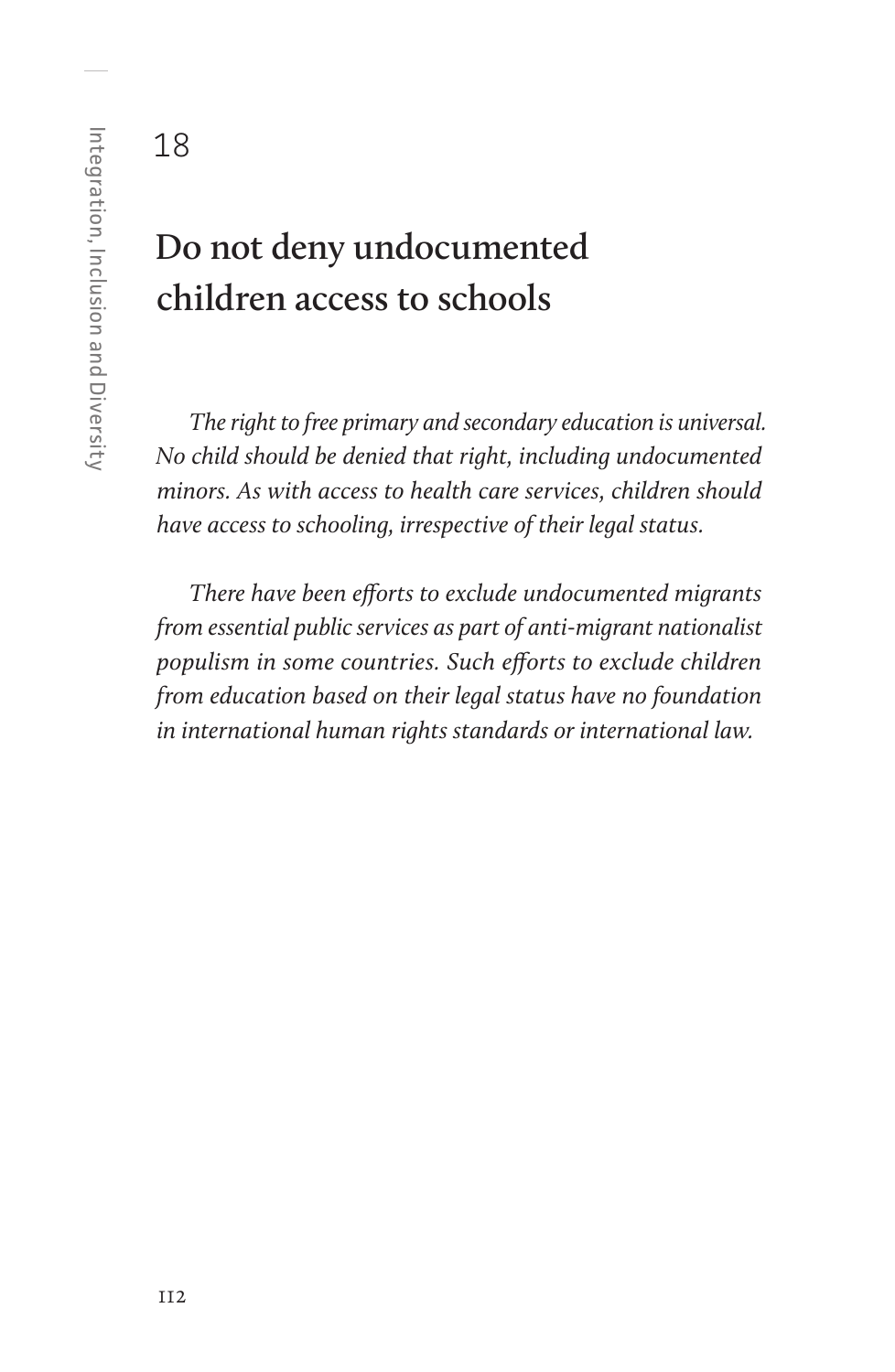18

# Do not deny undocumented children access to schools

*The right to free primary and secondary education is universal. No child should be denied that right, including undocumented minors. As with access to health care services, children should have access to schooling, irrespective of their legal status.*

*There have been efforts to exclude undocumented migrants from essential public services as part of anti-migrant nationalist populism in some countries. Such efforts to exclude children from education based on their legal status have no foundation in international human rights standards or international law.*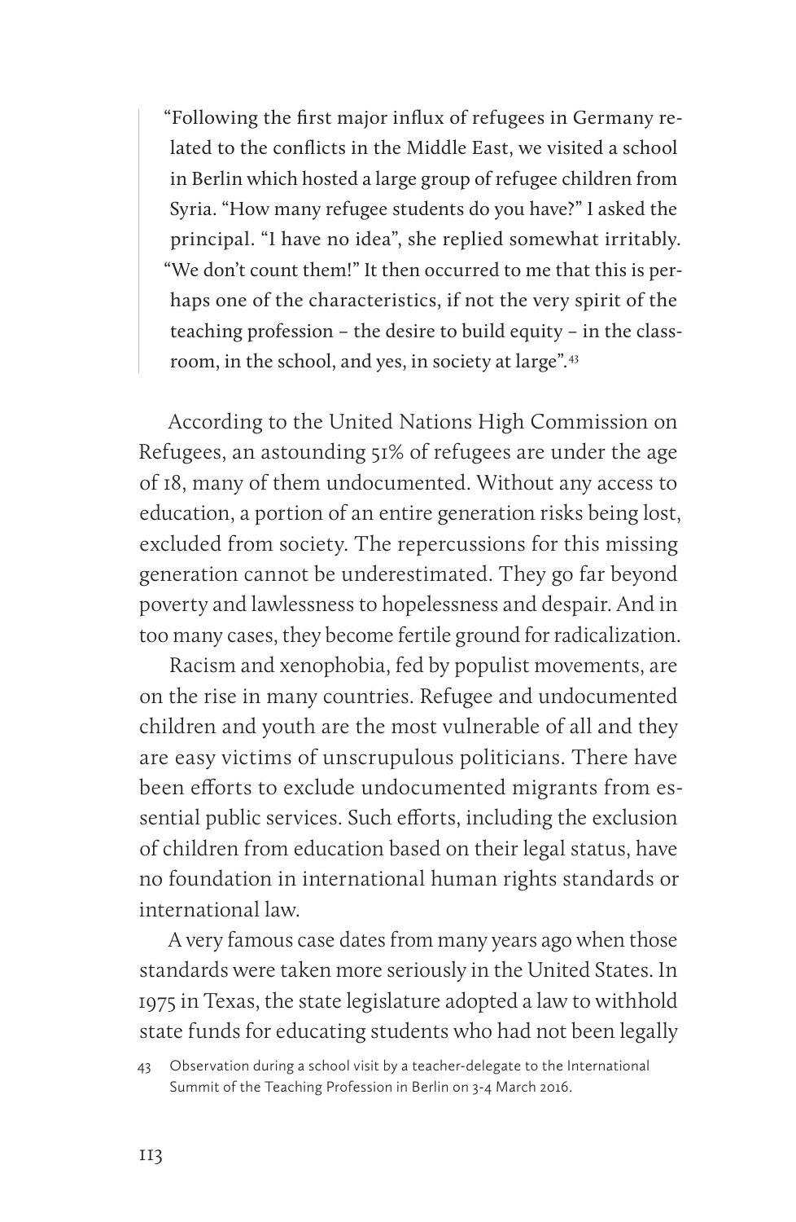> "Following the first major influx of refugees in Germany related to the conflicts in the Middle East, we visited a school in Berlin which hosted a large group of refugee children from Syria. "How many refugee students do you have?" I asked the principal. "I have no idea", she replied somewhat irritably. "We don't count them!" It then occurred to me that this is perhaps one of the characteristics, if not the very spirit of the teaching profession – the desire to build equity – in the classroom, in the school, and yes, in society at large".[43]

According to the United Nations High Commission on Refugees, an astounding 51% of refugees are under the age of 18, many of them undocumented. Without any access to education, a portion of an entire generation risks being lost, excluded from society. The repercussions for this missing generation cannot be underestimated. They go far beyond poverty and lawlessness to hopelessness and despair. And in too many cases, they become fertile ground for radicalization.

Racism and xenophobia, fed by populist movements, are on the rise in many countries. Refugee and undocumented children and youth are the most vulnerable of all and they are easy victims of unscrupulous politicians. There have been efforts to exclude undocumented migrants from essential public services. Such efforts, including the exclusion of children from education based on their legal status, have no foundation in international human rights standards or international law.

A very famous case dates from many years ago when those standards were taken more seriously in the United States. In 1975 in Texas, the state legislature adopted a law to withhold state funds for educating students who had not been legally

43 Observation during a school visit by a teacher-delegate to the International Summit of the Teaching Profession in Berlin on 3-4 March 2016.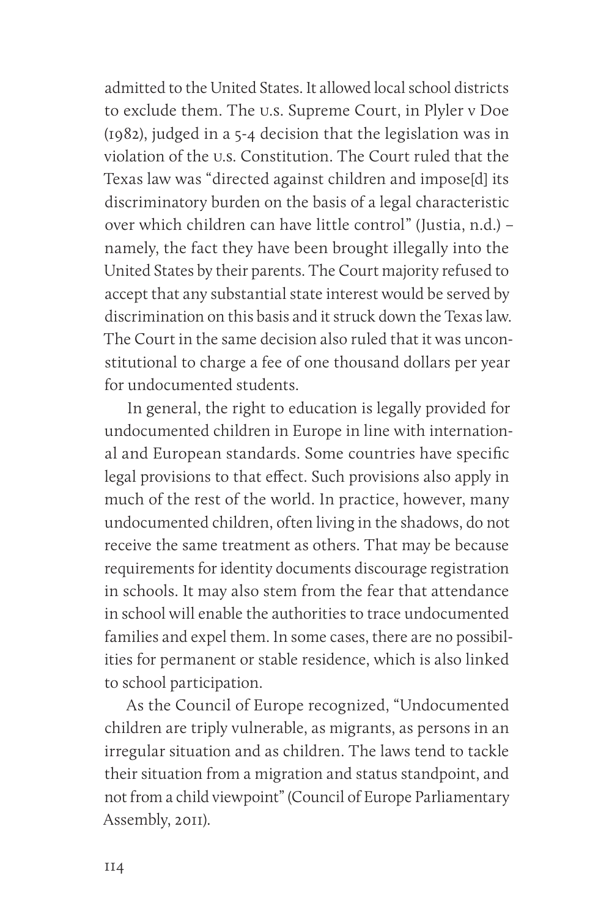admitted to the United States. It allowed local school districts to exclude them. The U.S. Supreme Court, in Plyler v Doe (1982), judged in a 5-4 decision that the legislation was in violation of the U.S. Constitution. The Court ruled that the Texas law was "directed against children and impose[d] its discriminatory burden on the basis of a legal characteristic over which children can have little control" (Justia, n.d.) – namely, the fact they have been brought illegally into the United States by their parents. The Court majority refused to accept that any substantial state interest would be served by discrimination on this basis and it struck down the Texas law. The Court in the same decision also ruled that it was unconstitutional to charge a fee of one thousand dollars per year for undocumented students.

In general, the right to education is legally provided for undocumented children in Europe in line with international and European standards. Some countries have specific legal provisions to that effect. Such provisions also apply in much of the rest of the world. In practice, however, many undocumented children, often living in the shadows, do not receive the same treatment as others. That may be because requirements for identity documents discourage registration in schools. It may also stem from the fear that attendance in school will enable the authorities to trace undocumented families and expel them. In some cases, there are no possibilities for permanent or stable residence, which is also linked to school participation.

As the Council of Europe recognized, "Undocumented children are triply vulnerable, as migrants, as persons in an irregular situation and as children. The laws tend to tackle their situation from a migration and status standpoint, and not from a child viewpoint" (Council of Europe Parliamentary Assembly, 2011).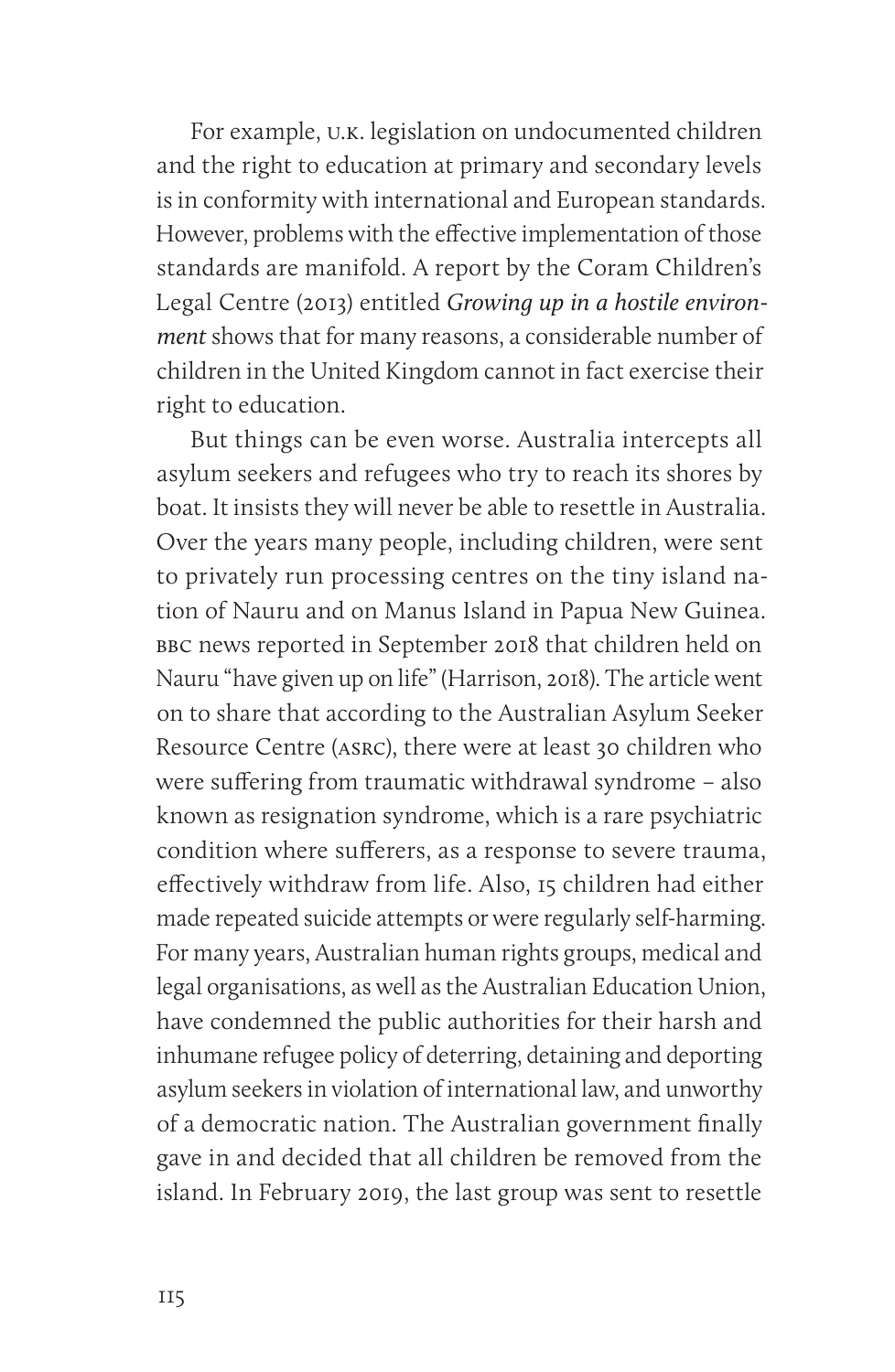For example, U.K. legislation on undocumented children and the right to education at primary and secondary levels is in conformity with international and European standards. However, problems with the effective implementation of those standards are manifold. A report by the Coram Children's Legal Centre (2013) entitled *Growing up in a hostile environment* shows that for many reasons, a considerable number of children in the United Kingdom cannot in fact exercise their right to education.

But things can be even worse. Australia intercepts all asylum seekers and refugees who try to reach its shores by boat. It insists they will never be able to resettle in Australia. Over the years many people, including children, were sent to privately run processing centres on the tiny island nation of Nauru and on Manus Island in Papua New Guinea. BBC news reported in September 2018 that children held on Nauru "have given up on life" (Harrison, 2018). The article went on to share that according to the Australian Asylum Seeker Resource Centre (ASRC), there were at least 30 children who were suffering from traumatic withdrawal syndrome – also known as resignation syndrome, which is a rare psychiatric condition where sufferers, as a response to severe trauma, effectively withdraw from life. Also, 15 children had either made repeated suicide attempts or were regularly self-harming. For many years, Australian human rights groups, medical and legal organisations, as well as the Australian Education Union, have condemned the public authorities for their harsh and inhumane refugee policy of deterring, detaining and deporting asylum seekers in violation of international law, and unworthy of a democratic nation. The Australian government finally gave in and decided that all children be removed from the island. In February 2019, the last group was sent to resettle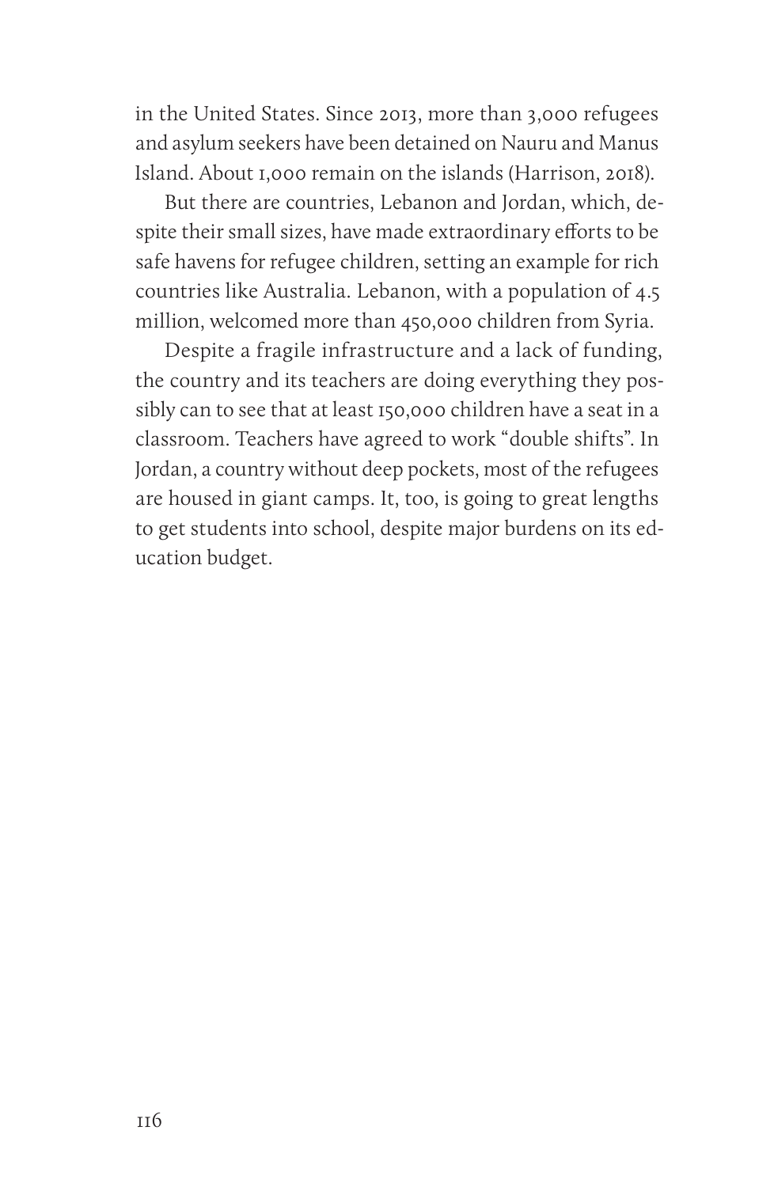in the United States. Since 2013, more than 3,000 refugees and asylum seekers have been detained on Nauru and Manus Island. About 1,000 remain on the islands (Harrison, 2018).

But there are countries, Lebanon and Jordan, which, despite their small sizes, have made extraordinary efforts to be safe havens for refugee children, setting an example for rich countries like Australia. Lebanon, with a population of 4.5 million, welcomed more than 450,000 children from Syria.

Despite a fragile infrastructure and a lack of funding, the country and its teachers are doing everything they possibly can to see that at least 150,000 children have a seat in a classroom. Teachers have agreed to work "double shifts". In Jordan, a country without deep pockets, most of the refugees are housed in giant camps. It, too, is going to great lengths to get students into school, despite major burdens on its education budget.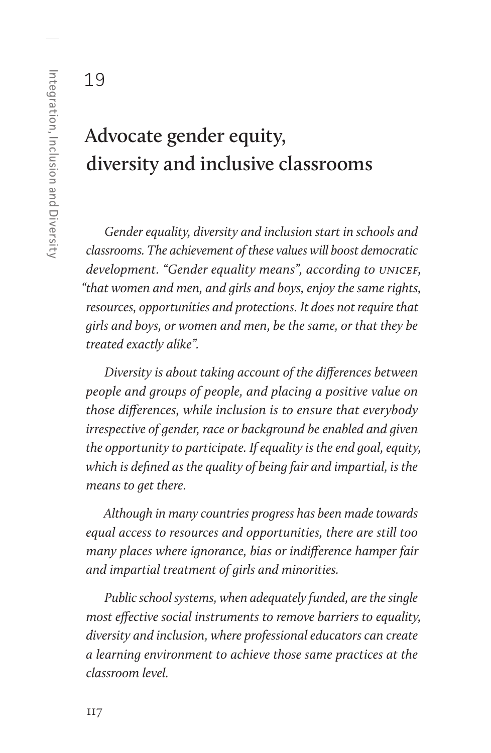19

# Advocate gender equity, diversity and inclusive classrooms

*Gender equality, diversity and inclusion start in schools and classrooms. The achievement of these values will boost democratic development. "Gender equality means", according to UNICEF, "that women and men, and girls and boys, enjoy the same rights, resources, opportunities and protections. It does not require that girls and boys, or women and men, be the same, or that they be treated exactly alike".*

*Diversity is about taking account of the differences between people and groups of people, and placing a positive value on those differences, while inclusion is to ensure that everybody irrespective of gender, race or background be enabled and given the opportunity to participate. If equality is the end goal, equity, which is defined as the quality of being fair and impartial, is the means to get there.*

*Although in many countries progress has been made towards equal access to resources and opportunities, there are still too many places where ignorance, bias or indifference hamper fair and impartial treatment of girls and minorities.*

*Public school systems, when adequately funded, are the single most effective social instruments to remove barriers to equality, diversity and inclusion, where professional educators can create a learning environment to achieve those same practices at the classroom level.*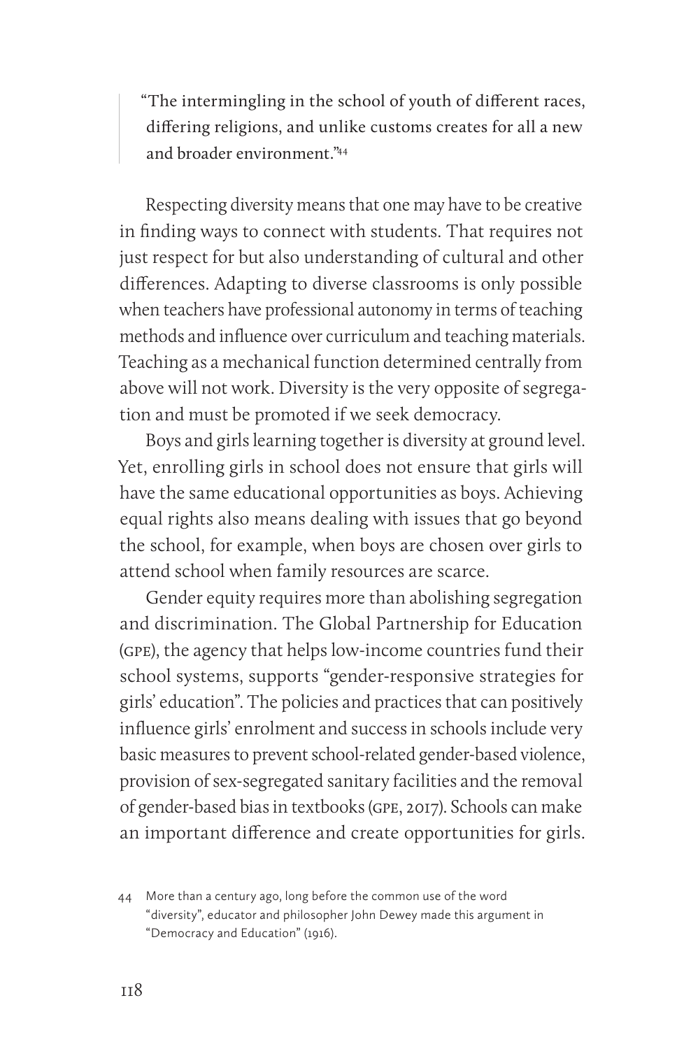> "The intermingling in the school of youth of different races, differing religions, and unlike customs creates for all a new and broader environment."[44]

Respecting diversity means that one may have to be creative in finding ways to connect with students. That requires not just respect for but also understanding of cultural and other differences. Adapting to diverse classrooms is only possible when teachers have professional autonomy in terms of teaching methods and influence over curriculum and teaching materials. Teaching as a mechanical function determined centrally from above will not work. Diversity is the very opposite of segregation and must be promoted if we seek democracy.

Boys and girls learning together is diversity at ground level. Yet, enrolling girls in school does not ensure that girls will have the same educational opportunities as boys. Achieving equal rights also means dealing with issues that go beyond the school, for example, when boys are chosen over girls to attend school when family resources are scarce.

Gender equity requires more than abolishing segregation and discrimination. The Global Partnership for Education (GPE), the agency that helps low-income countries fund their school systems, supports "gender-responsive strategies for girls' education". The policies and practices that can positively influence girls' enrolment and success in schools include very basic measures to prevent school-related gender-based violence, provision of sex-segregated sanitary facilities and the removal of gender-based bias in textbooks (GPE, 2017). Schools can make an important difference and create opportunities for girls.

44 More than a century ago, long before the common use of the word "diversity", educator and philosopher John Dewey made this argument in "Democracy and Education" (1916).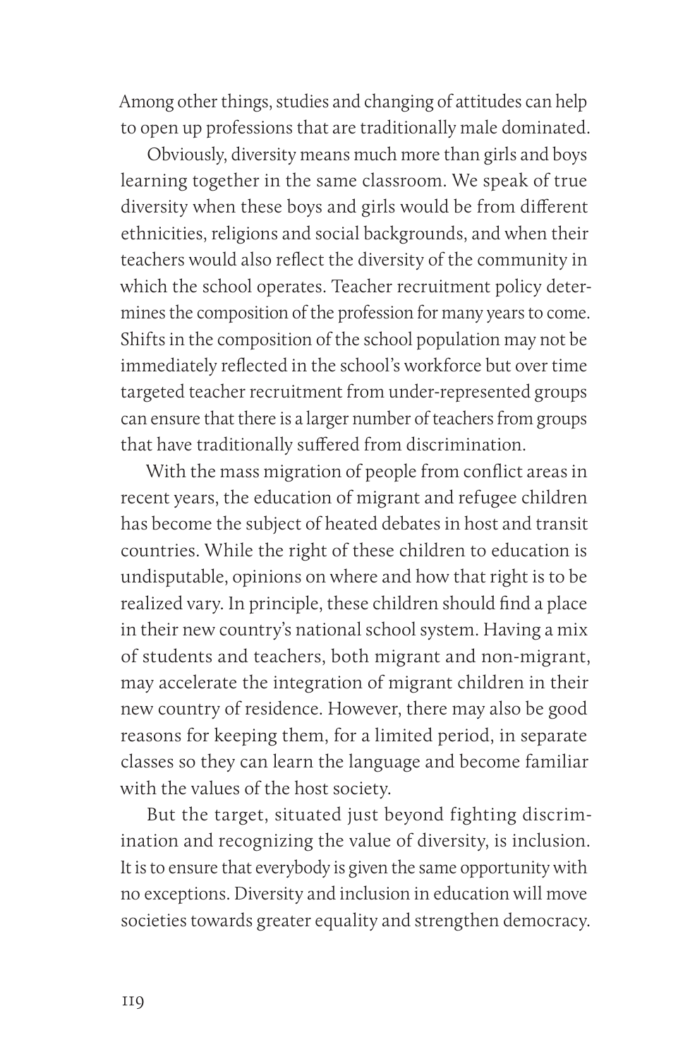Among other things, studies and changing of attitudes can help to open up professions that are traditionally male dominated.

Obviously, diversity means much more than girls and boys learning together in the same classroom. We speak of true diversity when these boys and girls would be from different ethnicities, religions and social backgrounds, and when their teachers would also reflect the diversity of the community in which the school operates. Teacher recruitment policy determines the composition of the profession for many years to come. Shifts in the composition of the school population may not be immediately reflected in the school's workforce but over time targeted teacher recruitment from under-represented groups can ensure that there is a larger number of teachers from groups that have traditionally suffered from discrimination.

With the mass migration of people from conflict areas in recent years, the education of migrant and refugee children has become the subject of heated debates in host and transit countries. While the right of these children to education is undisputable, opinions on where and how that right is to be realized vary. In principle, these children should find a place in their new country's national school system. Having a mix of students and teachers, both migrant and non-migrant, may accelerate the integration of migrant children in their new country of residence. However, there may also be good reasons for keeping them, for a limited period, in separate classes so they can learn the language and become familiar with the values of the host society.

But the target, situated just beyond fighting discrimination and recognizing the value of diversity, is inclusion. It is to ensure that everybody is given the same opportunity with no exceptions. Diversity and inclusion in education will move societies towards greater equality and strengthen democracy.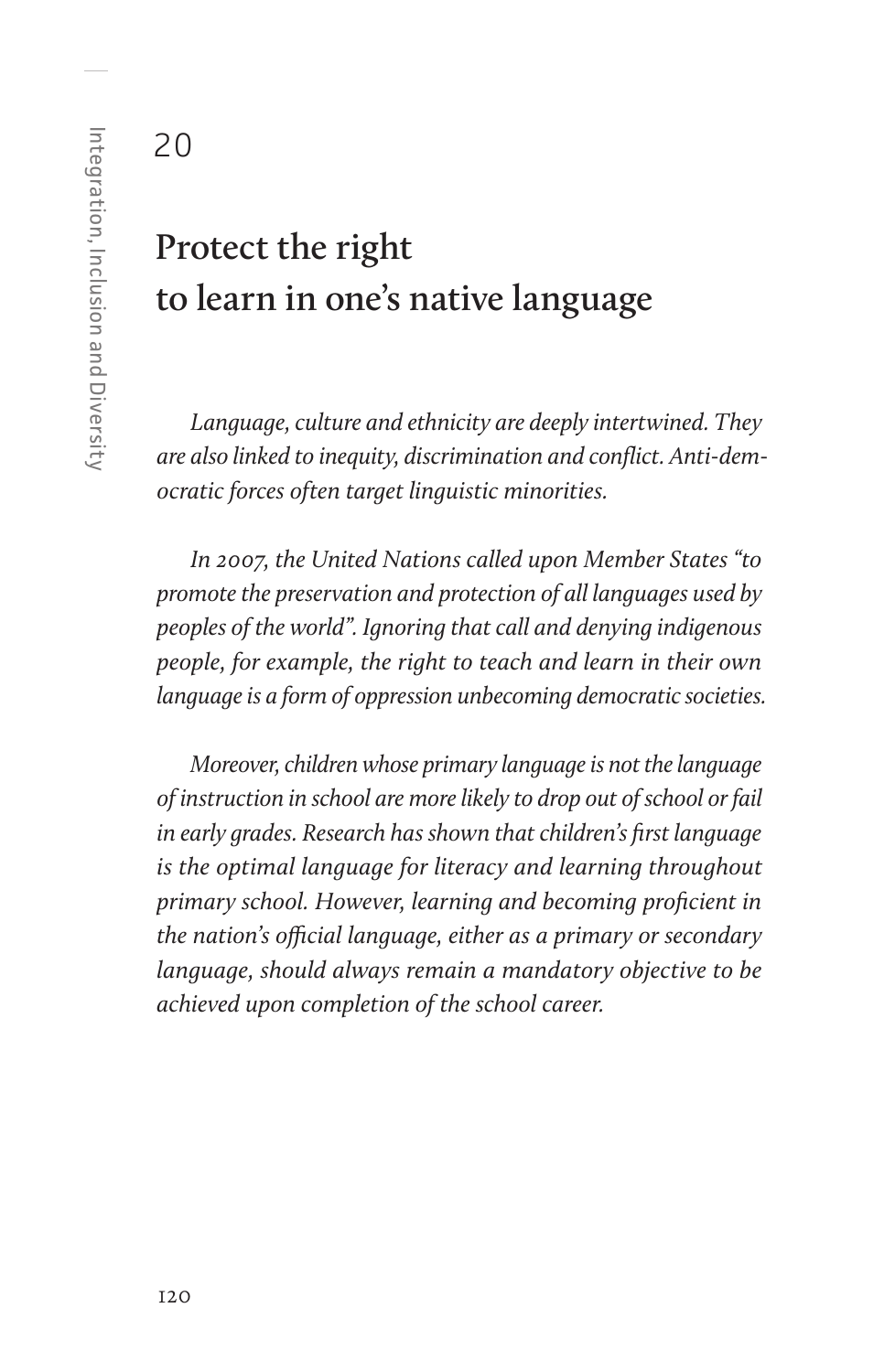20

# Protect the right to learn in one's native language

*Language, culture and ethnicity are deeply intertwined. They are also linked to inequity, discrimination and conflict. Anti-democratic forces often target linguistic minorities.*

*In 2007, the United Nations called upon Member States "to promote the preservation and protection of all languages used by peoples of the world". Ignoring that call and denying indigenous people, for example, the right to teach and learn in their own language is a form of oppression unbecoming democratic societies.*

*Moreover, children whose primary language is not the language of instruction in school are more likely to drop out of school or fail in early grades. Research has shown that children's first language is the optimal language for literacy and learning throughout primary school. However, learning and becoming proficient in the nation's official language, either as a primary or secondary language, should always remain a mandatory objective to be achieved upon completion of the school career.*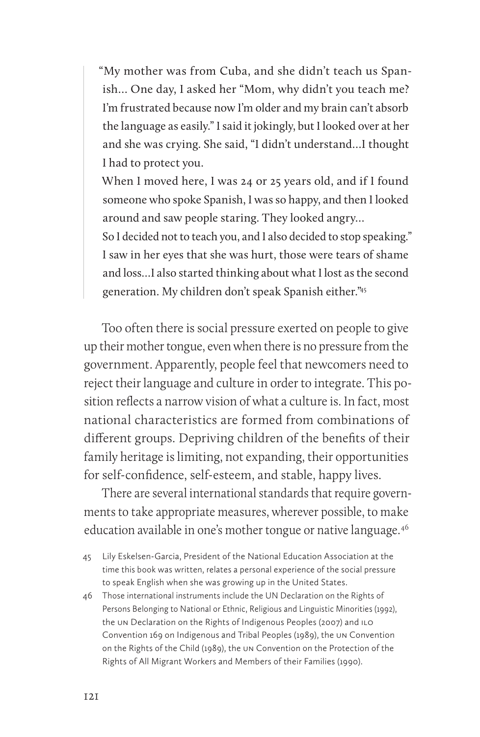> "My mother was from Cuba, and she didn't teach us Spanish... One day, I asked her "Mom, why didn't you teach me? I'm frustrated because now I'm older and my brain can't absorb the language as easily." I said it jokingly, but I looked over at her and she was crying. She said, "I didn't understand...I thought I had to protect you.
>
> When I moved here, I was 24 or 25 years old, and if I found someone who spoke Spanish, I was so happy, and then I looked around and saw people staring. They looked angry...
>
> So I decided not to teach you, and I also decided to stop speaking." I saw in her eyes that she was hurt, those were tears of shame and loss...I also started thinking about what I lost as the second generation. My children don't speak Spanish either."[45]

Too often there is social pressure exerted on people to give up their mother tongue, even when there is no pressure from the government. Apparently, people feel that newcomers need to reject their language and culture in order to integrate. This position reflects a narrow vision of what a culture is. In fact, most national characteristics are formed from combinations of different groups. Depriving children of the benefits of their family heritage is limiting, not expanding, their opportunities for self-confidence, self-esteem, and stable, happy lives.

There are several international standards that require governments to take appropriate measures, wherever possible, to make education available in one's mother tongue or native language.[46]

45 Lily Eskelsen-Garcia, President of the National Education Association at the time this book was written, relates a personal experience of the social pressure to speak English when she was growing up in the United States.

46 Those international instruments include the UN Declaration on the Rights of Persons Belonging to National or Ethnic, Religious and Linguistic Minorities (1992), the UN Declaration on the Rights of Indigenous Peoples (2007) and ILO Convention 169 on Indigenous and Tribal Peoples (1989), the UN Convention on the Rights of the Child (1989), the UN Convention on the Protection of the Rights of All Migrant Workers and Members of their Families (1990).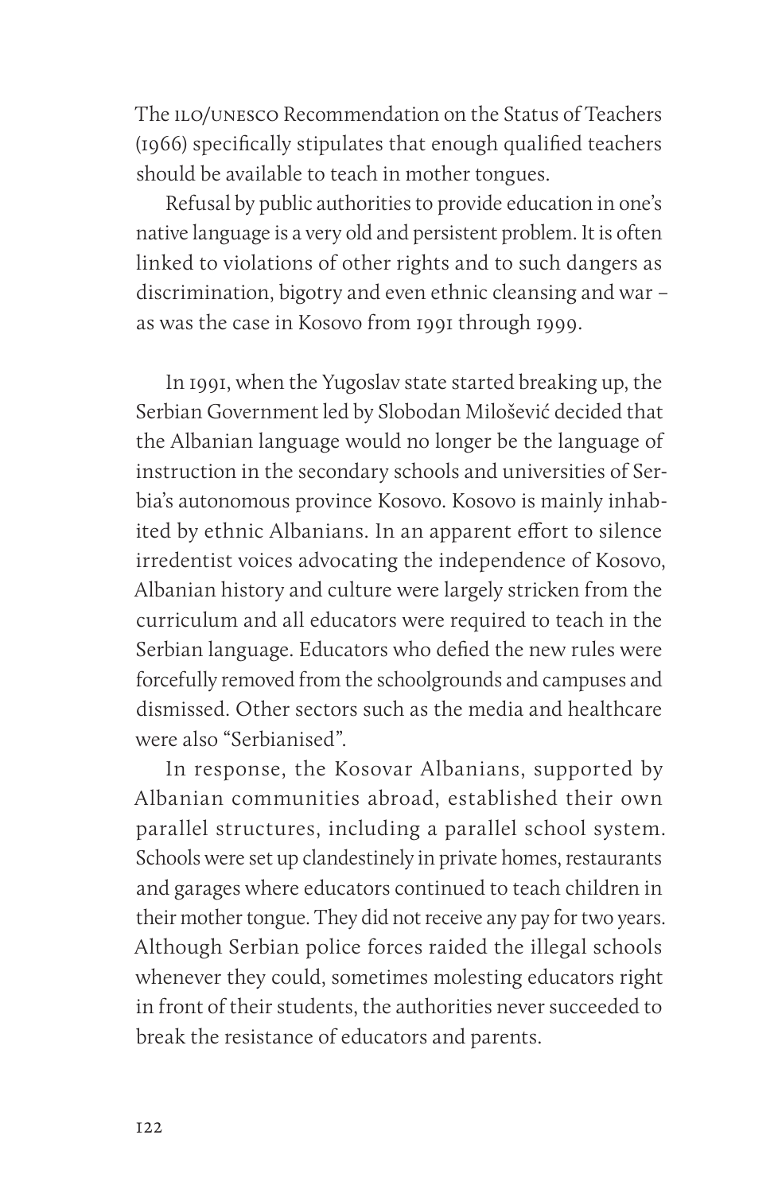The ILO/UNESCO Recommendation on the Status of Teachers (1966) specifically stipulates that enough qualified teachers should be available to teach in mother tongues.

Refusal by public authorities to provide education in one's native language is a very old and persistent problem. It is often linked to violations of other rights and to such dangers as discrimination, bigotry and even ethnic cleansing and war – as was the case in Kosovo from 1991 through 1999.

In 1991, when the Yugoslav state started breaking up, the Serbian Government led by Slobodan Milošević decided that the Albanian language would no longer be the language of instruction in the secondary schools and universities of Serbia's autonomous province Kosovo. Kosovo is mainly inhabited by ethnic Albanians. In an apparent effort to silence irredentist voices advocating the independence of Kosovo, Albanian history and culture were largely stricken from the curriculum and all educators were required to teach in the Serbian language. Educators who defied the new rules were forcefully removed from the schoolgrounds and campuses and dismissed. Other sectors such as the media and healthcare were also "Serbianised".

In response, the Kosovar Albanians, supported by Albanian communities abroad, established their own parallel structures, including a parallel school system. Schools were set up clandestinely in private homes, restaurants and garages where educators continued to teach children in their mother tongue. They did not receive any pay for two years. Although Serbian police forces raided the illegal schools whenever they could, sometimes molesting educators right in front of their students, the authorities never succeeded to break the resistance of educators and parents.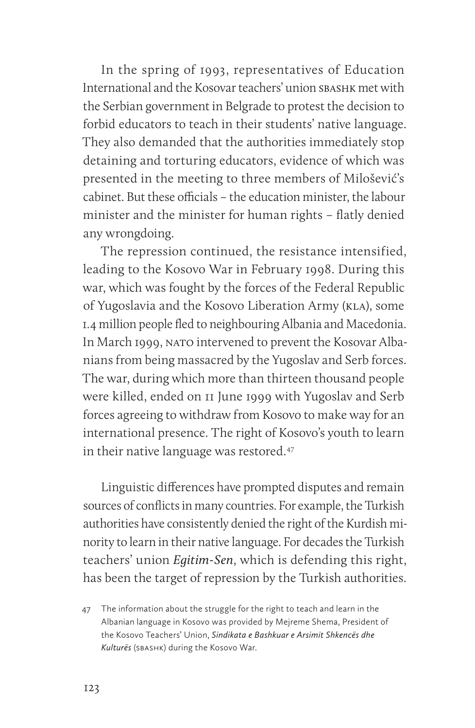In the spring of 1993, representatives of Education International and the Kosovar teachers' union SBASHK met with the Serbian government in Belgrade to protest the decision to forbid educators to teach in their students' native language. They also demanded that the authorities immediately stop detaining and torturing educators, evidence of which was presented in the meeting to three members of Milošević's cabinet. But these officials – the education minister, the labour minister and the minister for human rights – flatly denied any wrongdoing.

The repression continued, the resistance intensified, leading to the Kosovo War in February 1998. During this war, which was fought by the forces of the Federal Republic of Yugoslavia and the Kosovo Liberation Army (KLA), some 1.4 million people fled to neighbouring Albania and Macedonia. In March 1999, NATO intervened to prevent the Kosovar Albanians from being massacred by the Yugoslav and Serb forces. The war, during which more than thirteen thousand people were killed, ended on 11 June 1999 with Yugoslav and Serb forces agreeing to withdraw from Kosovo to make way for an international presence. The right of Kosovo's youth to learn in their native language was restored.[47]

Linguistic differences have prompted disputes and remain sources of conflicts in many countries. For example, the Turkish authorities have consistently denied the right of the Kurdish minority to learn in their native language. For decades the Turkish teachers' union *Egitim-Sen*, which is defending this right, has been the target of repression by the Turkish authorities.

47 The information about the struggle for the right to teach and learn in the Albanian language in Kosovo was provided by Mejreme Shema, President of the Kosovo Teachers' Union, *Sindikata e Bashkuar e Arsimit Shkencës dhe Kulturës* (SBASHK) during the Kosovo War.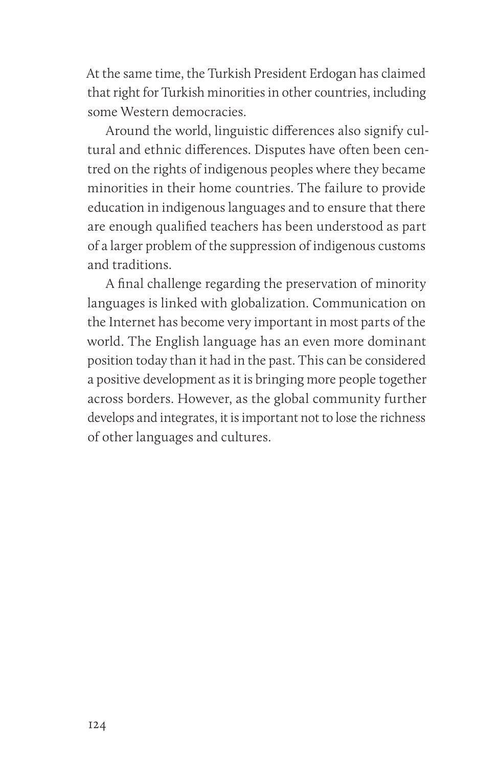At the same time, the Turkish President Erdogan has claimed that right for Turkish minorities in other countries, including some Western democracies.

Around the world, linguistic differences also signify cultural and ethnic differences. Disputes have often been centred on the rights of indigenous peoples where they became minorities in their home countries. The failure to provide education in indigenous languages and to ensure that there are enough qualified teachers has been understood as part of a larger problem of the suppression of indigenous customs and traditions.

A final challenge regarding the preservation of minority languages is linked with globalization. Communication on the Internet has become very important in most parts of the world. The English language has an even more dominant position today than it had in the past. This can be considered a positive development as it is bringing more people together across borders. However, as the global community further develops and integrates, it is important not to lose the richness of other languages and cultures.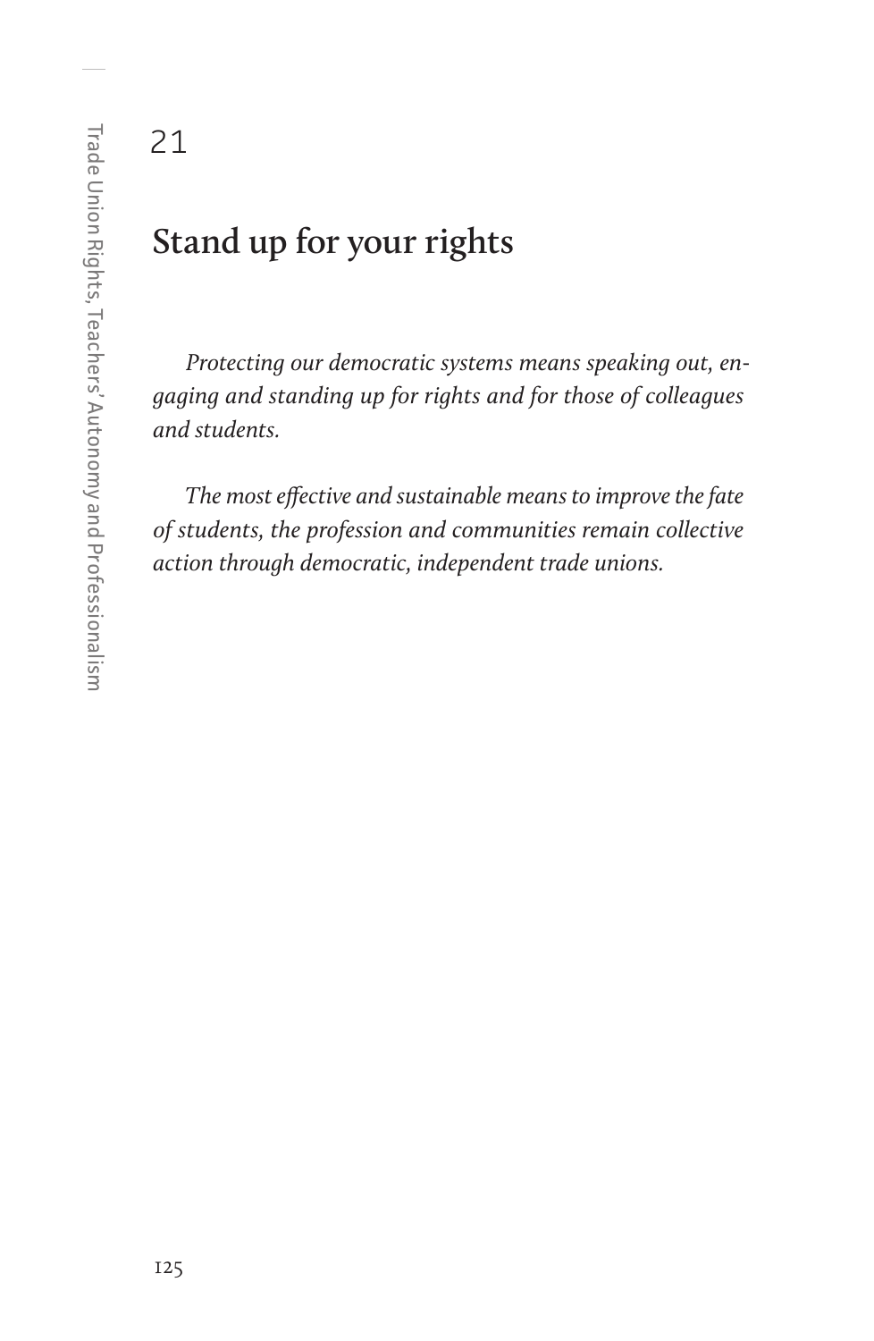21

# Stand up for your rights

*Protecting our democratic systems means speaking out, engaging and standing up for rights and for those of colleagues and students.*

*The most effective and sustainable means to improve the fate of students, the profession and communities remain collective action through democratic, independent trade unions.*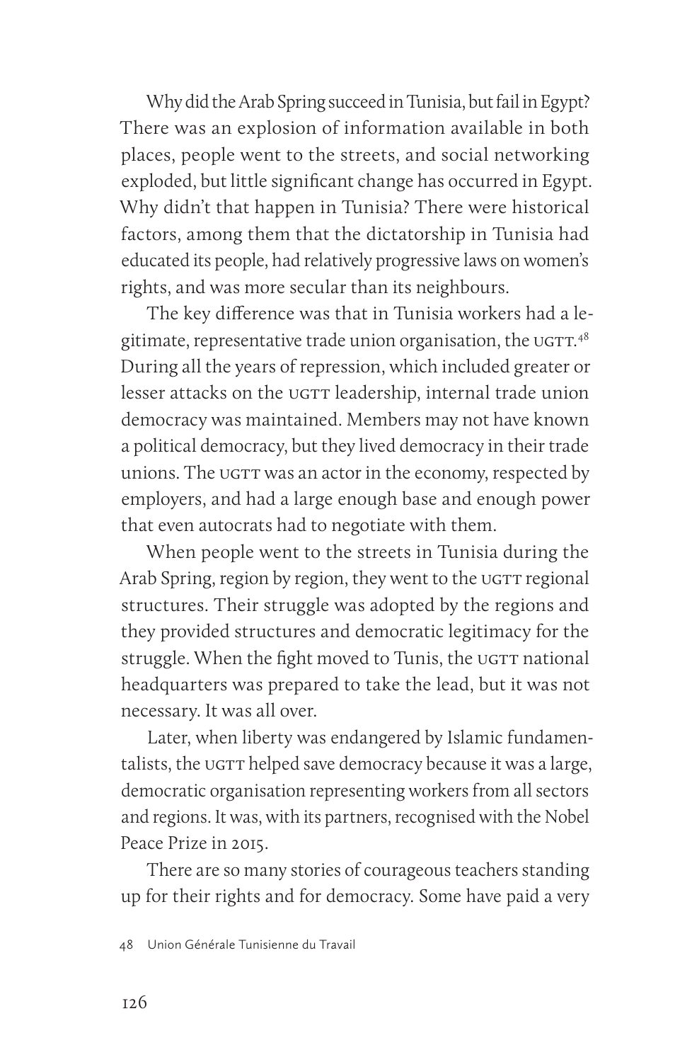Why did the Arab Spring succeed in Tunisia, but fail in Egypt? There was an explosion of information available in both places, people went to the streets, and social networking exploded, but little significant change has occurred in Egypt. Why didn't that happen in Tunisia? There were historical factors, among them that the dictatorship in Tunisia had educated its people, had relatively progressive laws on women's rights, and was more secular than its neighbours.

The key difference was that in Tunisia workers had a legitimate, representative trade union organisation, the UGTT.[48] During all the years of repression, which included greater or lesser attacks on the UGTT leadership, internal trade union democracy was maintained. Members may not have known a political democracy, but they lived democracy in their trade unions. The UGTT was an actor in the economy, respected by employers, and had a large enough base and enough power that even autocrats had to negotiate with them.

When people went to the streets in Tunisia during the Arab Spring, region by region, they went to the UGTT regional structures. Their struggle was adopted by the regions and they provided structures and democratic legitimacy for the struggle. When the fight moved to Tunis, the UGTT national headquarters was prepared to take the lead, but it was not necessary. It was all over.

Later, when liberty was endangered by Islamic fundamentalists, the UGTT helped save democracy because it was a large, democratic organisation representing workers from all sectors and regions. It was, with its partners, recognised with the Nobel Peace Prize in 2015.

There are so many stories of courageous teachers standing up for their rights and for democracy. Some have paid a very

48 Union Générale Tunisienne du Travail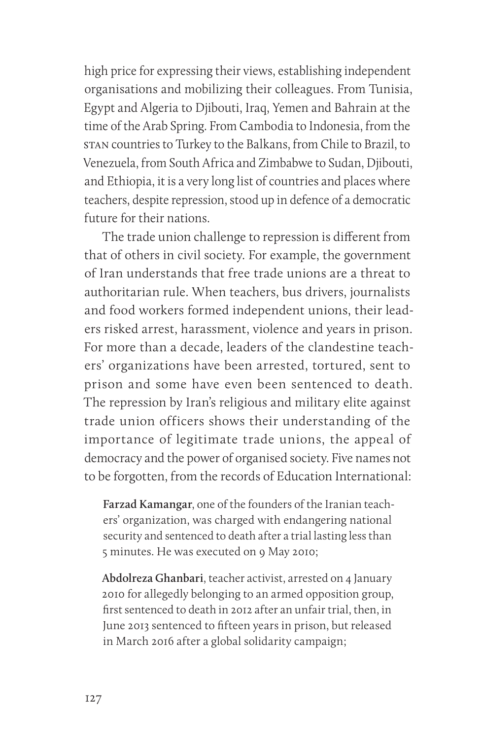high price for expressing their views, establishing independent organisations and mobilizing their colleagues. From Tunisia, Egypt and Algeria to Djibouti, Iraq, Yemen and Bahrain at the time of the Arab Spring. From Cambodia to Indonesia, from the STAN countries to Turkey to the Balkans, from Chile to Brazil, to Venezuela, from South Africa and Zimbabwe to Sudan, Djibouti, and Ethiopia, it is a very long list of countries and places where teachers, despite repression, stood up in defence of a democratic future for their nations.

The trade union challenge to repression is different from that of others in civil society. For example, the government of Iran understands that free trade unions are a threat to authoritarian rule. When teachers, bus drivers, journalists and food workers formed independent unions, their leaders risked arrest, harassment, violence and years in prison. For more than a decade, leaders of the clandestine teachers' organizations have been arrested, tortured, sent to prison and some have even been sentenced to death. The repression by Iran's religious and military elite against trade union officers shows their understanding of the importance of legitimate trade unions, the appeal of democracy and the power of organised society. Five names not to be forgotten, from the records of Education International:

> **Farzad Kamangar**, one of the founders of the Iranian teachers' organization, was charged with endangering national security and sentenced to death after a trial lasting less than 5 minutes. He was executed on 9 May 2010;
>
> **Abdolreza Ghanbari**, teacher activist, arrested on 4 January 2010 for allegedly belonging to an armed opposition group, first sentenced to death in 2012 after an unfair trial, then, in June 2013 sentenced to fifteen years in prison, but released in March 2016 after a global solidarity campaign;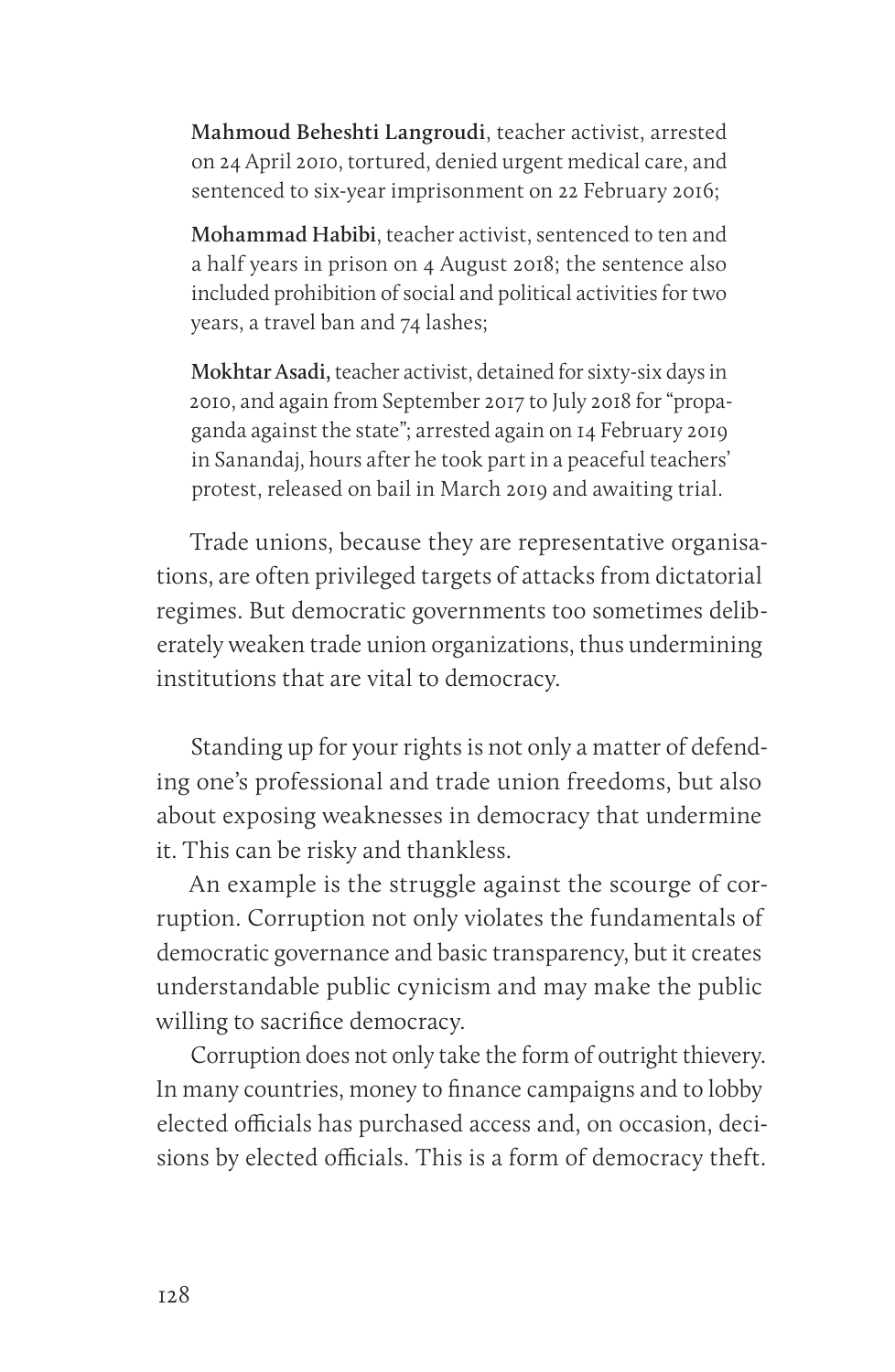**Mahmoud Beheshti Langroudi**, teacher activist, arrested on 24 April 2010, tortured, denied urgent medical care, and sentenced to six-year imprisonment on 22 February 2016;

**Mohammad Habibi**, teacher activist, sentenced to ten and a half years in prison on 4 August 2018; the sentence also included prohibition of social and political activities for two years, a travel ban and 74 lashes;

**Mokhtar Asadi**, teacher activist, detained for sixty-six days in 2010, and again from September 2017 to July 2018 for "propaganda against the state"; arrested again on 14 February 2019 in Sanandaj, hours after he took part in a peaceful teachers' protest, released on bail in March 2019 and awaiting trial.

Trade unions, because they are representative organisations, are often privileged targets of attacks from dictatorial regimes. But democratic governments too sometimes deliberately weaken trade union organizations, thus undermining institutions that are vital to democracy.

Standing up for your rights is not only a matter of defending one's professional and trade union freedoms, but also about exposing weaknesses in democracy that undermine it. This can be risky and thankless.

An example is the struggle against the scourge of corruption. Corruption not only violates the fundamentals of democratic governance and basic transparency, but it creates understandable public cynicism and may make the public willing to sacrifice democracy.

Corruption does not only take the form of outright thievery. In many countries, money to finance campaigns and to lobby elected officials has purchased access and, on occasion, decisions by elected officials. This is a form of democracy theft.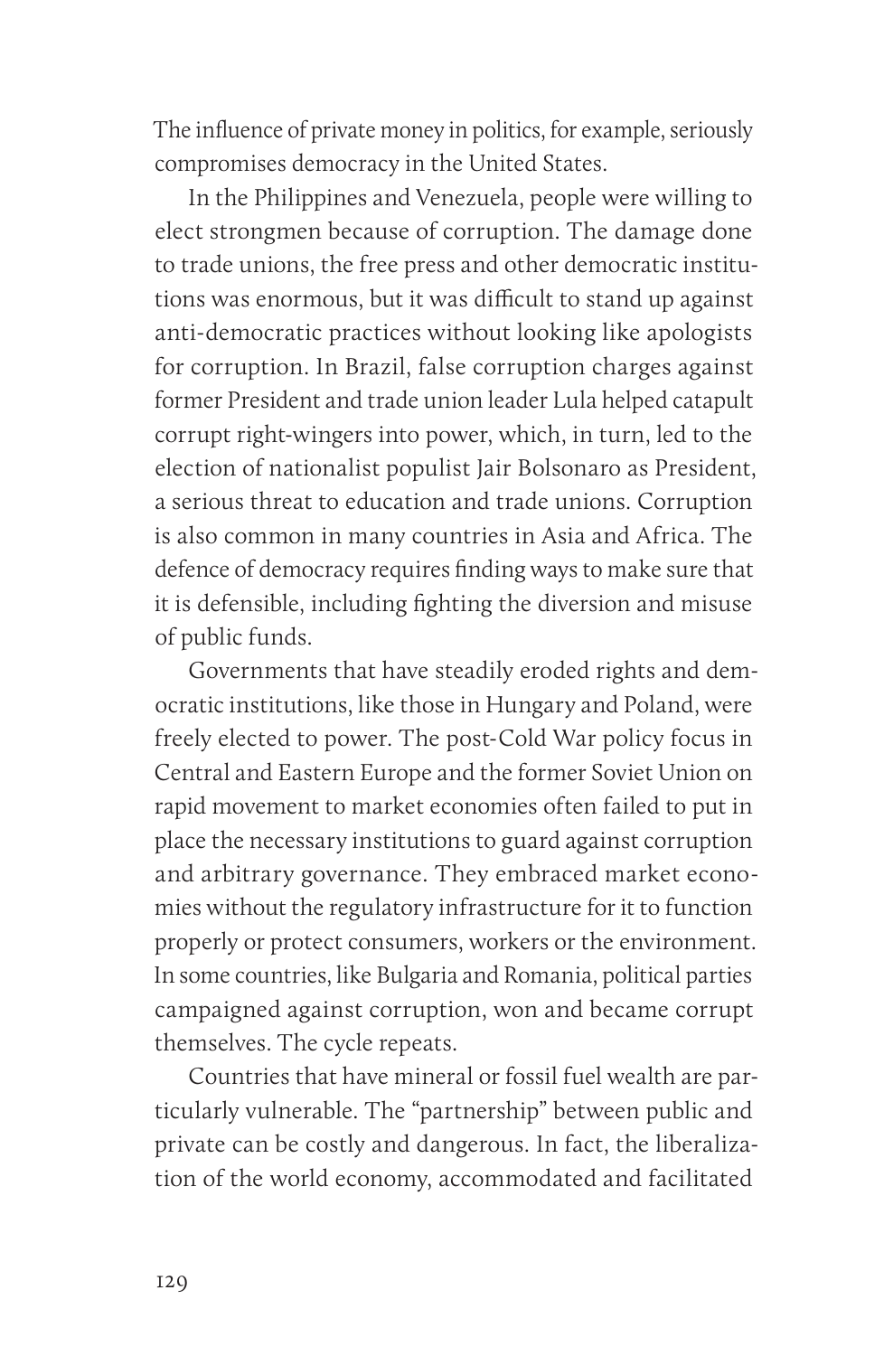The influence of private money in politics, for example, seriously compromises democracy in the United States.

In the Philippines and Venezuela, people were willing to elect strongmen because of corruption. The damage done to trade unions, the free press and other democratic institutions was enormous, but it was difficult to stand up against anti-democratic practices without looking like apologists for corruption. In Brazil, false corruption charges against former President and trade union leader Lula helped catapult corrupt right-wingers into power, which, in turn, led to the election of nationalist populist Jair Bolsonaro as President, a serious threat to education and trade unions. Corruption is also common in many countries in Asia and Africa. The defence of democracy requires finding ways to make sure that it is defensible, including fighting the diversion and misuse of public funds.

Governments that have steadily eroded rights and democratic institutions, like those in Hungary and Poland, were freely elected to power. The post-Cold War policy focus in Central and Eastern Europe and the former Soviet Union on rapid movement to market economies often failed to put in place the necessary institutions to guard against corruption and arbitrary governance. They embraced market economies without the regulatory infrastructure for it to function properly or protect consumers, workers or the environment. In some countries, like Bulgaria and Romania, political parties campaigned against corruption, won and became corrupt themselves. The cycle repeats.

Countries that have mineral or fossil fuel wealth are particularly vulnerable. The "partnership" between public and private can be costly and dangerous. In fact, the liberalization of the world economy, accommodated and facilitated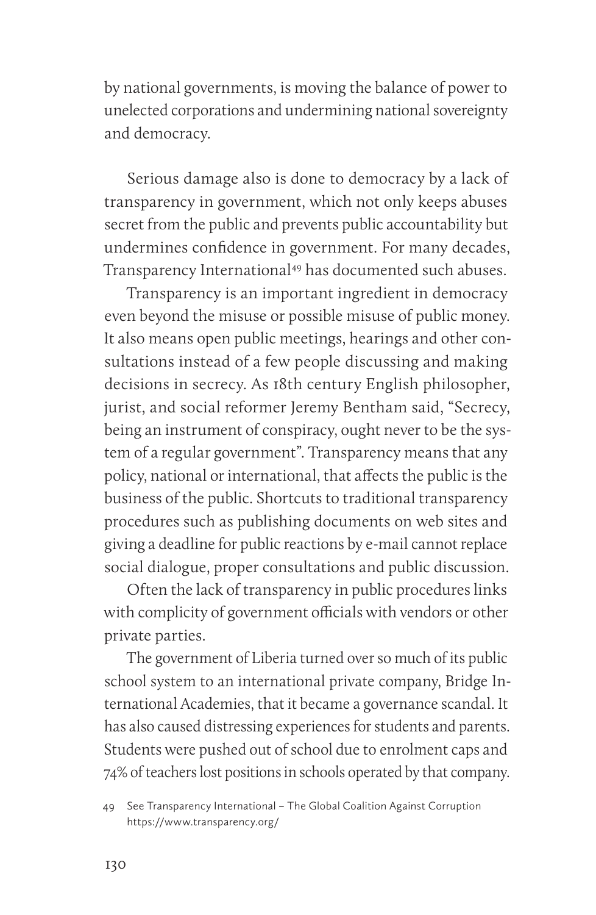by national governments, is moving the balance of power to unelected corporations and undermining national sovereignty and democracy.

Serious damage also is done to democracy by a lack of transparency in government, which not only keeps abuses secret from the public and prevents public accountability but undermines confidence in government. For many decades, Transparency International[49] has documented such abuses.

Transparency is an important ingredient in democracy even beyond the misuse or possible misuse of public money. It also means open public meetings, hearings and other consultations instead of a few people discussing and making decisions in secrecy. As 18th century English philosopher, jurist, and social reformer Jeremy Bentham said, "Secrecy, being an instrument of conspiracy, ought never to be the system of a regular government". Transparency means that any policy, national or international, that affects the public is the business of the public. Shortcuts to traditional transparency procedures such as publishing documents on web sites and giving a deadline for public reactions by e-mail cannot replace social dialogue, proper consultations and public discussion.

Often the lack of transparency in public procedures links with complicity of government officials with vendors or other private parties.

The government of Liberia turned over so much of its public school system to an international private company, Bridge International Academies, that it became a governance scandal. It has also caused distressing experiences for students and parents. Students were pushed out of school due to enrolment caps and 74% of teachers lost positions in schools operated by that company.

49 See Transparency International – The Global Coalition Against Corruption https://www.transparency.org/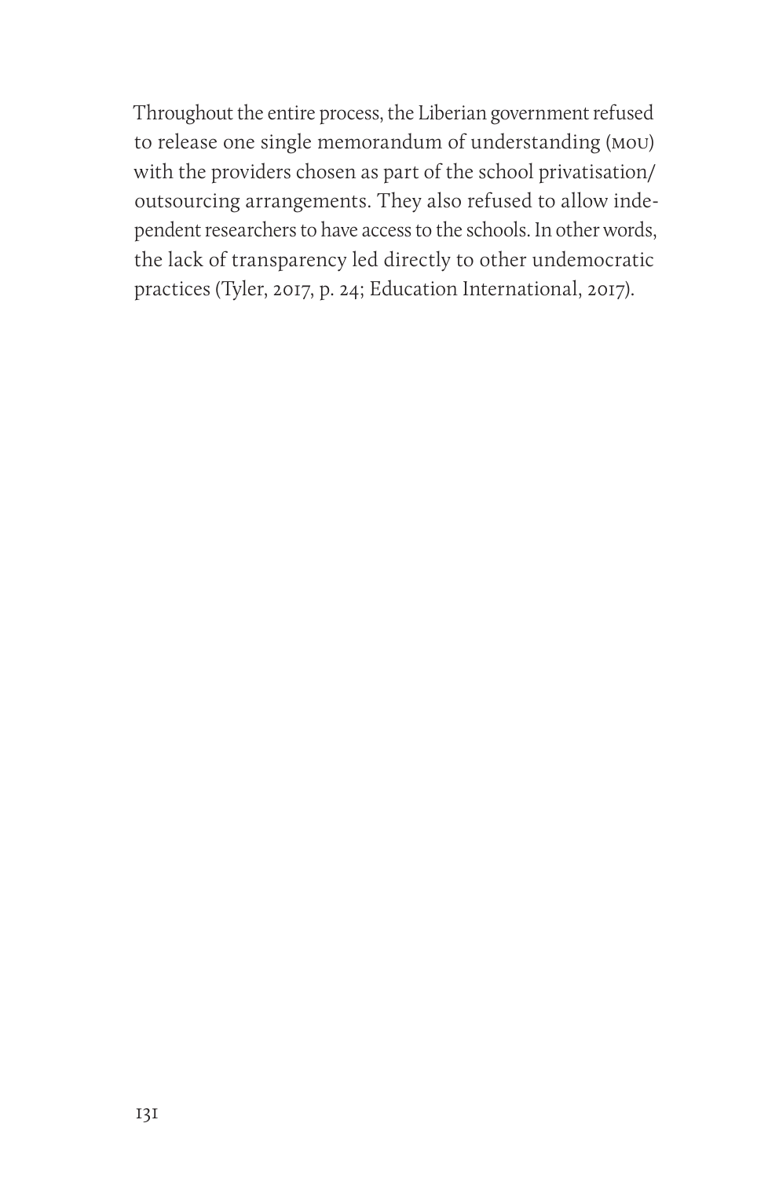Throughout the entire process, the Liberian government refused to release one single memorandum of understanding (MOU) with the providers chosen as part of the school privatisation/outsourcing arrangements. They also refused to allow independent researchers to have access to the schools. In other words, the lack of transparency led directly to other undemocratic practices (Tyler, 2017, p. 24; Education International, 2017).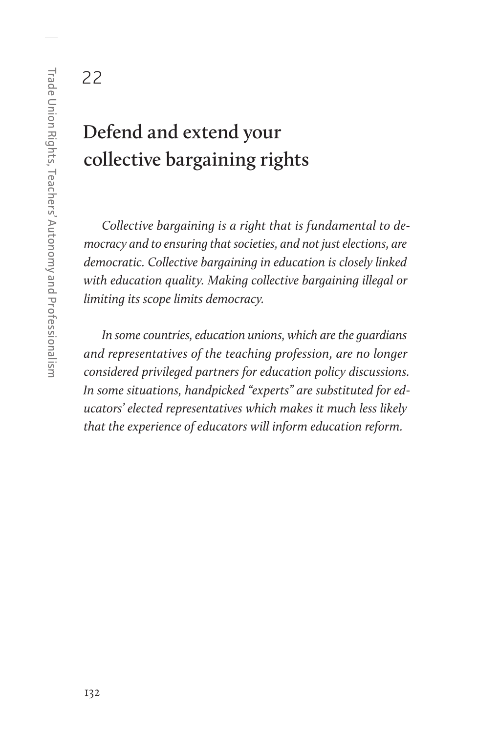22

# Defend and extend your collective bargaining rights

*Collective bargaining is a right that is fundamental to democracy and to ensuring that societies, and not just elections, are democratic. Collective bargaining in education is closely linked with education quality. Making collective bargaining illegal or limiting its scope limits democracy.*

*In some countries, education unions, which are the guardians and representatives of the teaching profession, are no longer considered privileged partners for education policy discussions. In some situations, handpicked "experts" are substituted for educators' elected representatives which makes it much less likely that the experience of educators will inform education reform.*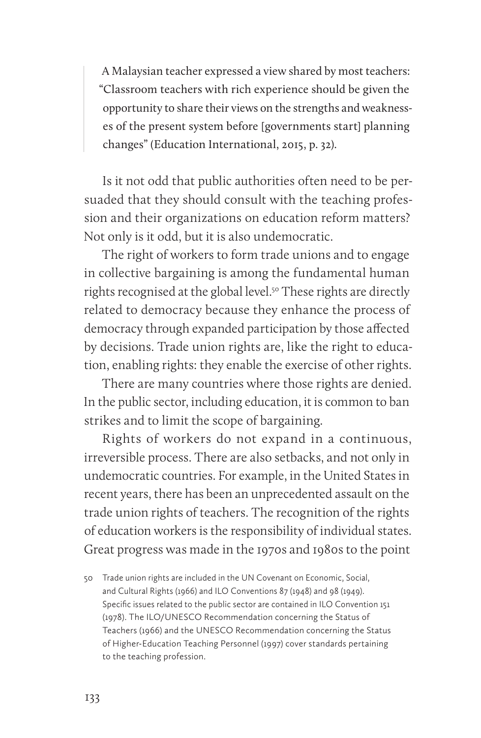> A Malaysian teacher expressed a view shared by most teachers: "Classroom teachers with rich experience should be given the opportunity to share their views on the strengths and weaknesses of the present system before [governments start] planning changes" (Education International, 2015, p. 32).

Is it not odd that public authorities often need to be persuaded that they should consult with the teaching profession and their organizations on education reform matters? Not only is it odd, but it is also undemocratic.

The right of workers to form trade unions and to engage in collective bargaining is among the fundamental human rights recognised at the global level.[50] These rights are directly related to democracy because they enhance the process of democracy through expanded participation by those affected by decisions. Trade union rights are, like the right to education, enabling rights: they enable the exercise of other rights.

There are many countries where those rights are denied. In the public sector, including education, it is common to ban strikes and to limit the scope of bargaining.

Rights of workers do not expand in a continuous, irreversible process. There are also setbacks, and not only in undemocratic countries. For example, in the United States in recent years, there has been an unprecedented assault on the trade union rights of teachers. The recognition of the rights of education workers is the responsibility of individual states. Great progress was made in the 1970s and 1980s to the point

50 Trade union rights are included in the UN Covenant on Economic, Social, and Cultural Rights (1966) and ILO Conventions 87 (1948) and 98 (1949). Specific issues related to the public sector are contained in ILO Convention 151 (1978). The ILO/UNESCO Recommendation concerning the Status of Teachers (1966) and the UNESCO Recommendation concerning the Status of Higher-Education Teaching Personnel (1997) cover standards pertaining to the teaching profession.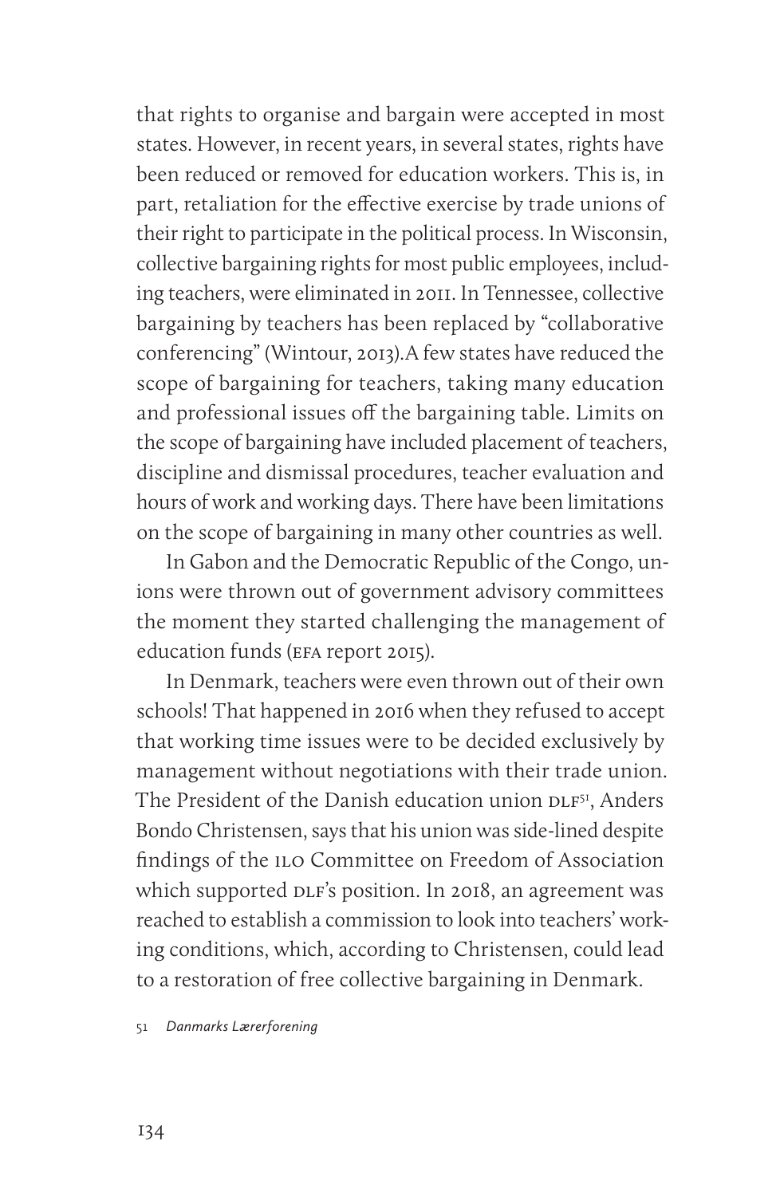that rights to organise and bargain were accepted in most states. However, in recent years, in several states, rights have been reduced or removed for education workers. This is, in part, retaliation for the effective exercise by trade unions of their right to participate in the political process. In Wisconsin, collective bargaining rights for most public employees, including teachers, were eliminated in 2011. In Tennessee, collective bargaining by teachers has been replaced by "collaborative conferencing" (Wintour, 2013).A few states have reduced the scope of bargaining for teachers, taking many education and professional issues off the bargaining table. Limits on the scope of bargaining have included placement of teachers, discipline and dismissal procedures, teacher evaluation and hours of work and working days. There have been limitations on the scope of bargaining in many other countries as well.

In Gabon and the Democratic Republic of the Congo, unions were thrown out of government advisory committees the moment they started challenging the management of education funds (EFA report 2015).

In Denmark, teachers were even thrown out of their own schools! That happened in 2016 when they refused to accept that working time issues were to be decided exclusively by management without negotiations with their trade union. The President of the Danish education union DLF[51], Anders Bondo Christensen, says that his union was side-lined despite findings of the ILO Committee on Freedom of Association which supported DLF's position. In 2018, an agreement was reached to establish a commission to look into teachers' working conditions, which, according to Christensen, could lead to a restoration of free collective bargaining in Denmark.

51 *Danmarks Lærerforening*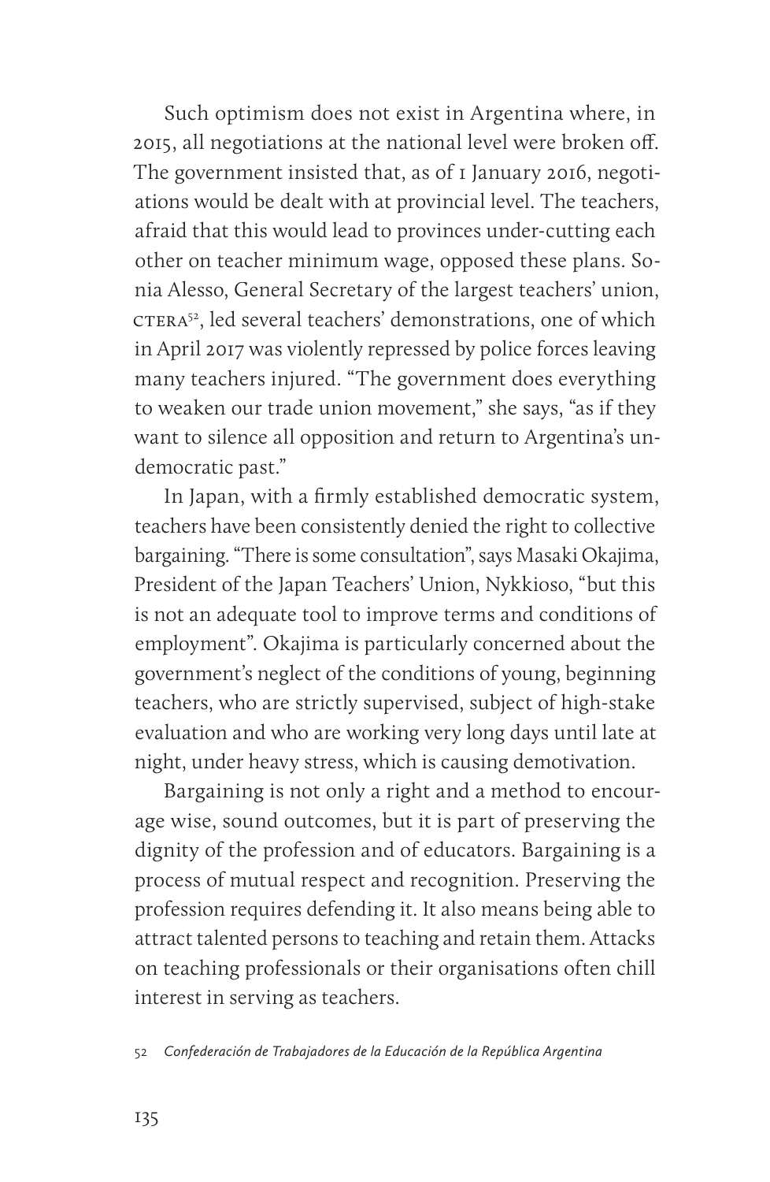Such optimism does not exist in Argentina where, in 2015, all negotiations at the national level were broken off. The government insisted that, as of 1 January 2016, negotiations would be dealt with at provincial level. The teachers, afraid that this would lead to provinces under-cutting each other on teacher minimum wage, opposed these plans. Sonia Alesso, General Secretary of the largest teachers' union, CTERA[52], led several teachers' demonstrations, one of which in April 2017 was violently repressed by police forces leaving many teachers injured. "The government does everything to weaken our trade union movement," she says, "as if they want to silence all opposition and return to Argentina's undemocratic past."

In Japan, with a firmly established democratic system, teachers have been consistently denied the right to collective bargaining. "There is some consultation", says Masaki Okajima, President of the Japan Teachers' Union, Nykkioso, "but this is not an adequate tool to improve terms and conditions of employment". Okajima is particularly concerned about the government's neglect of the conditions of young, beginning teachers, who are strictly supervised, subject of high-stake evaluation and who are working very long days until late at night, under heavy stress, which is causing demotivation.

Bargaining is not only a right and a method to encourage wise, sound outcomes, but it is part of preserving the dignity of the profession and of educators. Bargaining is a process of mutual respect and recognition. Preserving the profession requires defending it. It also means being able to attract talented persons to teaching and retain them. Attacks on teaching professionals or their organisations often chill interest in serving as teachers.

52 *Confederación de Trabajadores de la Educación de la República Argentina*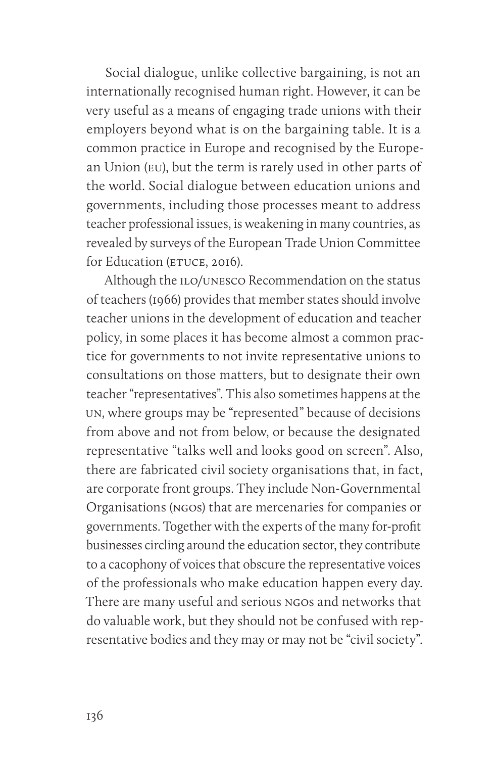Social dialogue, unlike collective bargaining, is not an internationally recognised human right. However, it can be very useful as a means of engaging trade unions with their employers beyond what is on the bargaining table. It is a common practice in Europe and recognised by the European Union (EU), but the term is rarely used in other parts of the world. Social dialogue between education unions and governments, including those processes meant to address teacher professional issues, is weakening in many countries, as revealed by surveys of the European Trade Union Committee for Education (ETUCE, 2016).

Although the ILO/UNESCO Recommendation on the status of teachers (1966) provides that member states should involve teacher unions in the development of education and teacher policy, in some places it has become almost a common practice for governments to not invite representative unions to consultations on those matters, but to designate their own teacher "representatives". This also sometimes happens at the UN, where groups may be "represented" because of decisions from above and not from below, or because the designated representative "talks well and looks good on screen". Also, there are fabricated civil society organisations that, in fact, are corporate front groups. They include Non-Governmental Organisations (NGOs) that are mercenaries for companies or governments. Together with the experts of the many for-profit businesses circling around the education sector, they contribute to a cacophony of voices that obscure the representative voices of the professionals who make education happen every day. There are many useful and serious NGOs and networks that do valuable work, but they should not be confused with representative bodies and they may or may not be "civil society".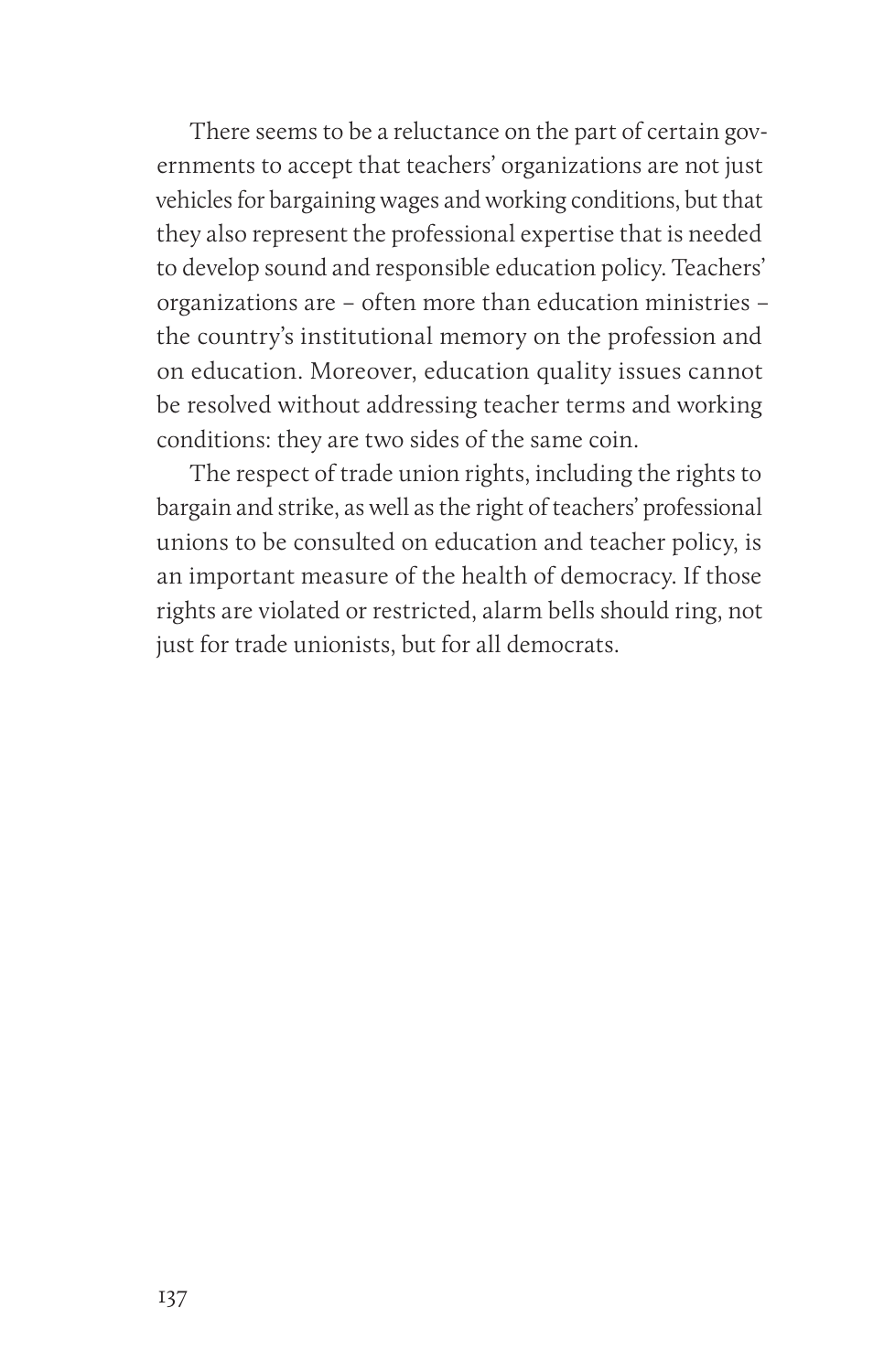There seems to be a reluctance on the part of certain governments to accept that teachers' organizations are not just vehicles for bargaining wages and working conditions, but that they also represent the professional expertise that is needed to develop sound and responsible education policy. Teachers' organizations are – often more than education ministries – the country's institutional memory on the profession and on education. Moreover, education quality issues cannot be resolved without addressing teacher terms and working conditions: they are two sides of the same coin.

The respect of trade union rights, including the rights to bargain and strike, as well as the right of teachers' professional unions to be consulted on education and teacher policy, is an important measure of the health of democracy. If those rights are violated or restricted, alarm bells should ring, not just for trade unionists, but for all democrats.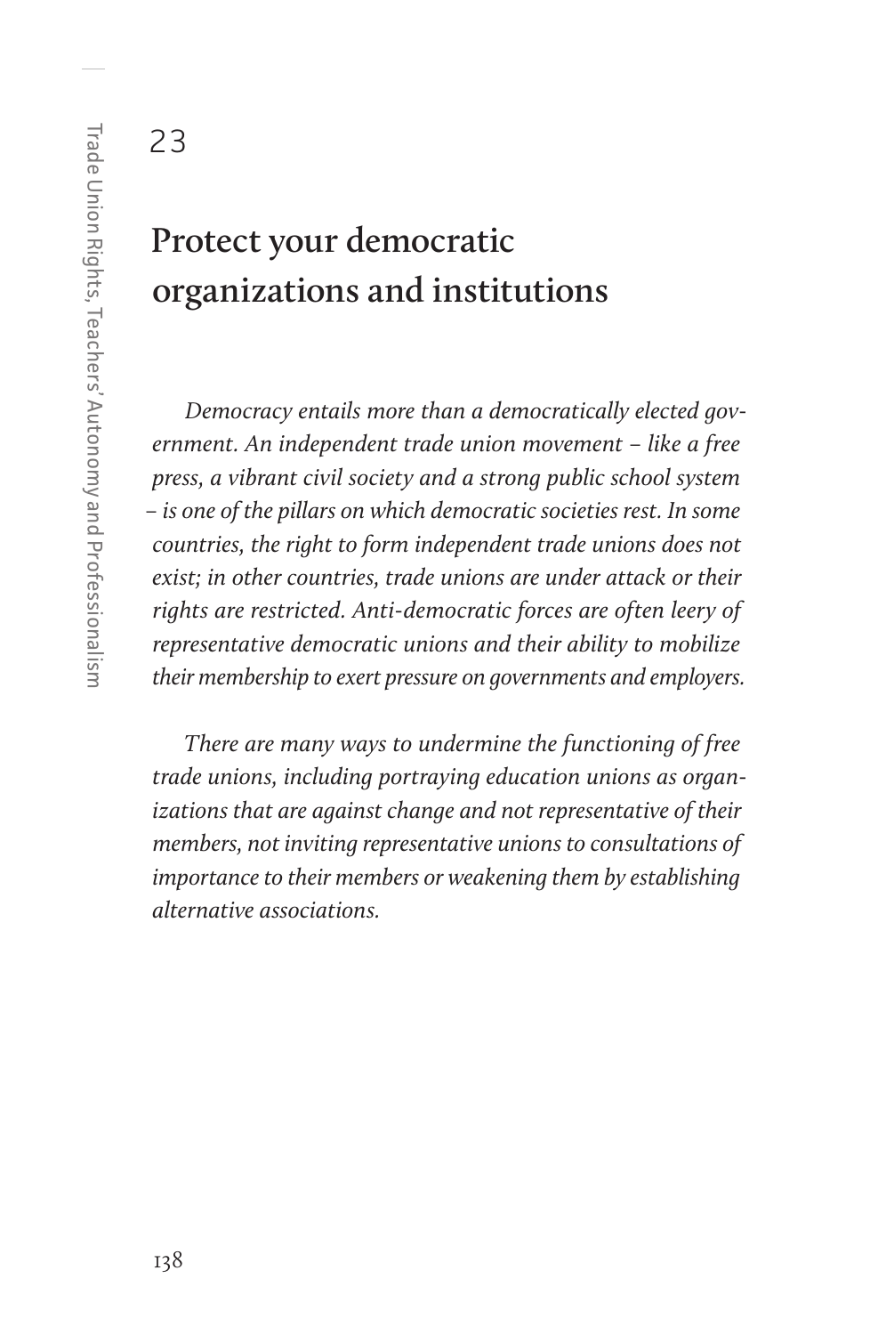23

# Protect your democratic organizations and institutions

*Democracy entails more than a democratically elected government. An independent trade union movement – like a free press, a vibrant civil society and a strong public school system – is one of the pillars on which democratic societies rest. In some countries, the right to form independent trade unions does not exist; in other countries, trade unions are under attack or their rights are restricted. Anti-democratic forces are often leery of representative democratic unions and their ability to mobilize their membership to exert pressure on governments and employers.*

*There are many ways to undermine the functioning of free trade unions, including portraying education unions as organizations that are against change and not representative of their members, not inviting representative unions to consultations of importance to their members or weakening them by establishing alternative associations.*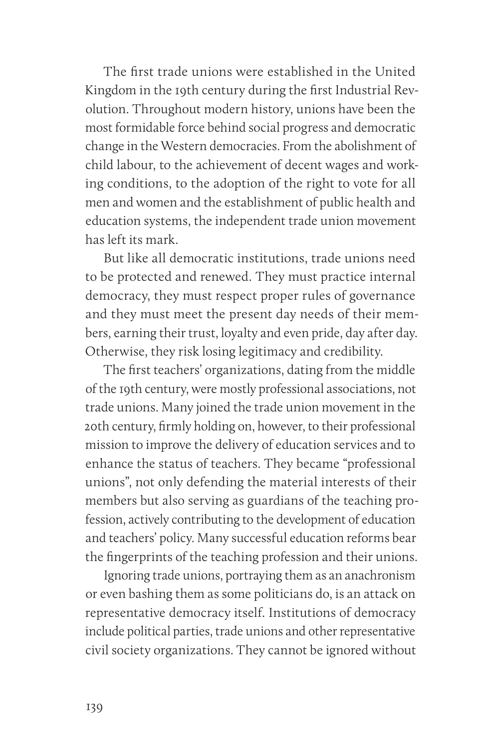The first trade unions were established in the United Kingdom in the 19th century during the first Industrial Revolution. Throughout modern history, unions have been the most formidable force behind social progress and democratic change in the Western democracies. From the abolishment of child labour, to the achievement of decent wages and working conditions, to the adoption of the right to vote for all men and women and the establishment of public health and education systems, the independent trade union movement has left its mark.

But like all democratic institutions, trade unions need to be protected and renewed. They must practice internal democracy, they must respect proper rules of governance and they must meet the present day needs of their members, earning their trust, loyalty and even pride, day after day. Otherwise, they risk losing legitimacy and credibility.

The first teachers' organizations, dating from the middle of the 19th century, were mostly professional associations, not trade unions. Many joined the trade union movement in the 20th century, firmly holding on, however, to their professional mission to improve the delivery of education services and to enhance the status of teachers. They became "professional unions", not only defending the material interests of their members but also serving as guardians of the teaching profession, actively contributing to the development of education and teachers' policy. Many successful education reforms bear the fingerprints of the teaching profession and their unions.

Ignoring trade unions, portraying them as an anachronism or even bashing them as some politicians do, is an attack on representative democracy itself. Institutions of democracy include political parties, trade unions and other representative civil society organizations. They cannot be ignored without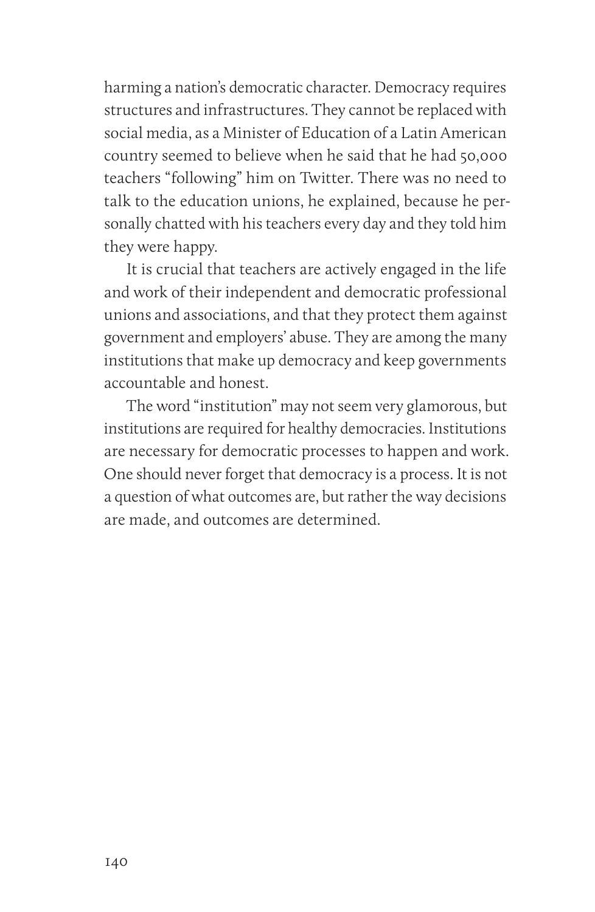harming a nation's democratic character. Democracy requires structures and infrastructures. They cannot be replaced with social media, as a Minister of Education of a Latin American country seemed to believe when he said that he had 50,000 teachers "following" him on Twitter. There was no need to talk to the education unions, he explained, because he personally chatted with his teachers every day and they told him they were happy.

It is crucial that teachers are actively engaged in the life and work of their independent and democratic professional unions and associations, and that they protect them against government and employers' abuse. They are among the many institutions that make up democracy and keep governments accountable and honest.

The word "institution" may not seem very glamorous, but institutions are required for healthy democracies. Institutions are necessary for democratic processes to happen and work. One should never forget that democracy is a process. It is not a question of what outcomes are, but rather the way decisions are made, and outcomes are determined.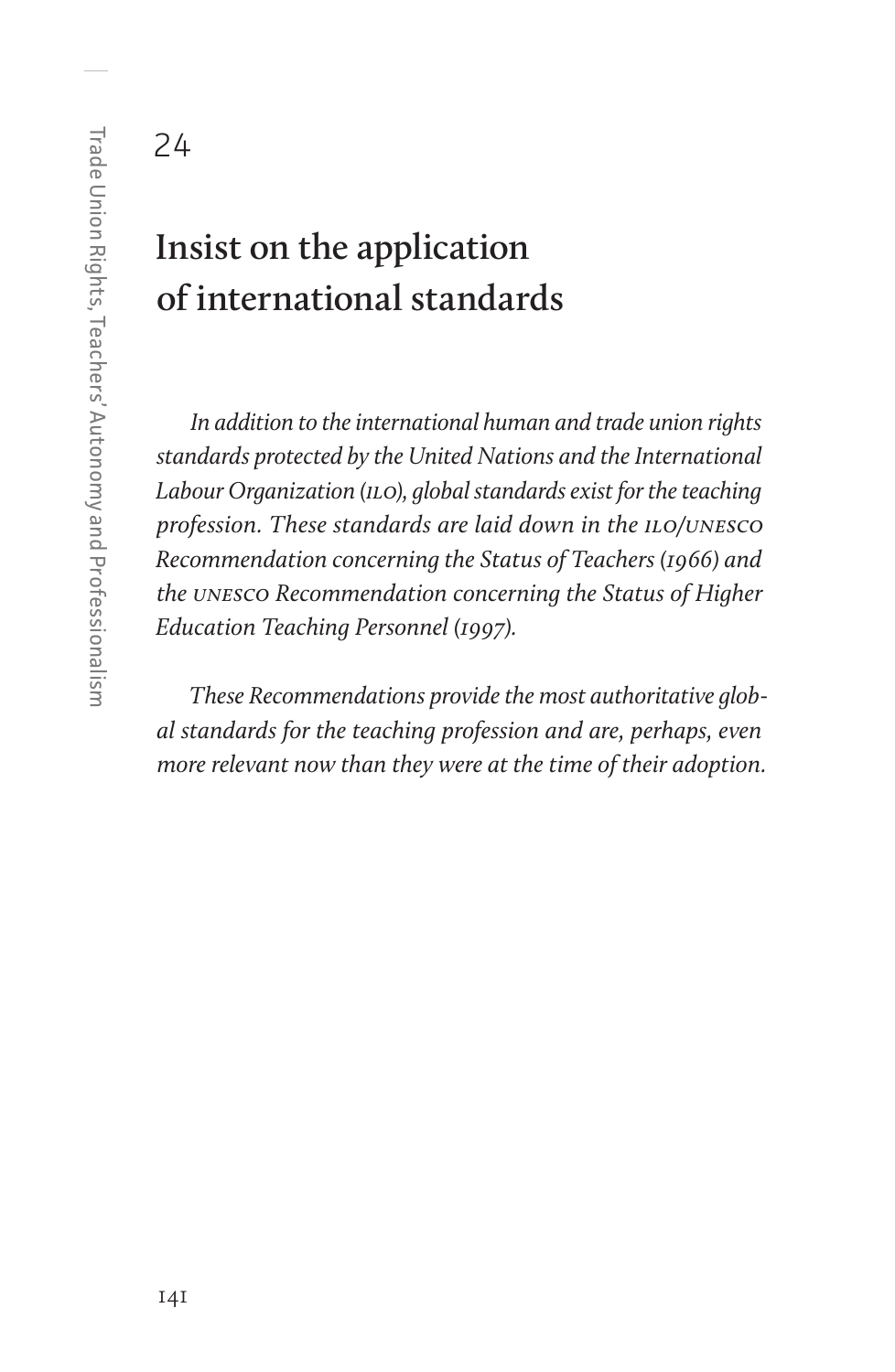24

# Insist on the application of international standards

*In addition to the international human and trade union rights standards protected by the United Nations and the International Labour Organization (ILO), global standards exist for the teaching profession. These standards are laid down in the ILO/UNESCO Recommendation concerning the Status of Teachers (1966) and the UNESCO Recommendation concerning the Status of Higher Education Teaching Personnel (1997).*

*These Recommendations provide the most authoritative global standards for the teaching profession and are, perhaps, even more relevant now than they were at the time of their adoption.*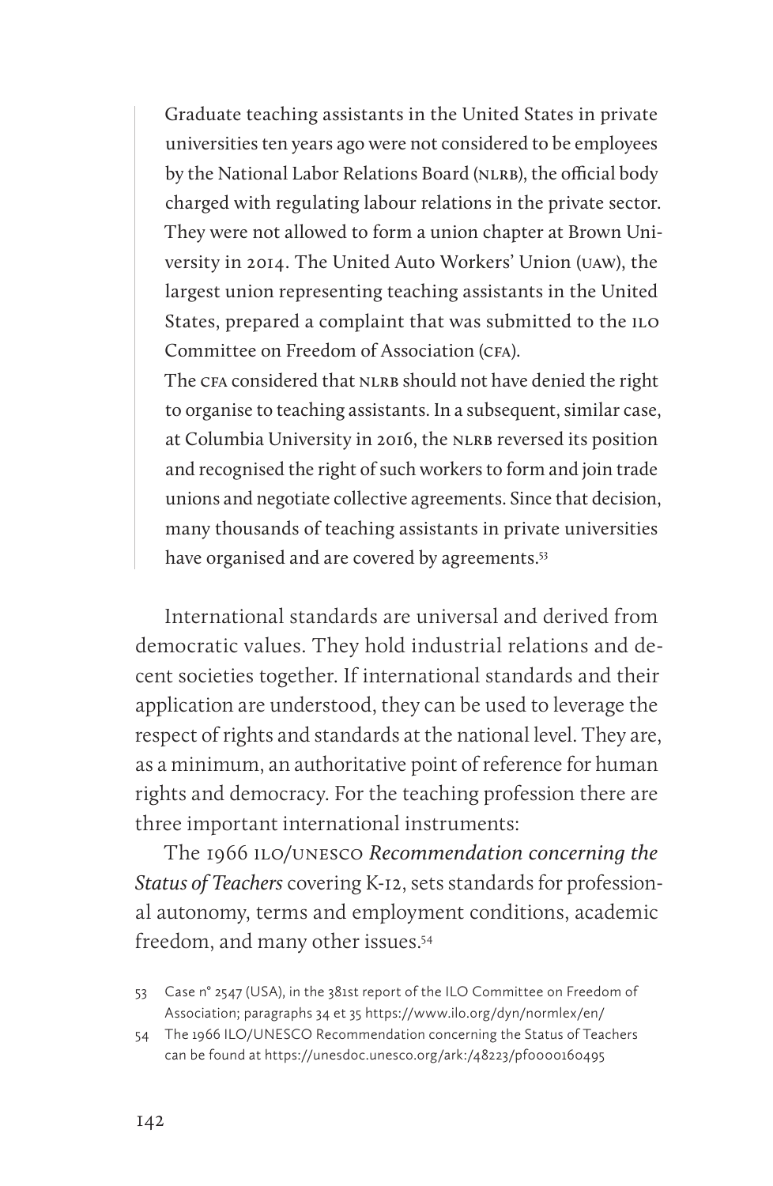> Graduate teaching assistants in the United States in private universities ten years ago were not considered to be employees by the National Labor Relations Board (NLRB), the official body charged with regulating labour relations in the private sector. They were not allowed to form a union chapter at Brown University in 2014. The United Auto Workers' Union (UAW), the largest union representing teaching assistants in the United States, prepared a complaint that was submitted to the ILO Committee on Freedom of Association (CFA).
>
> The CFA considered that NLRB should not have denied the right to organise to teaching assistants. In a subsequent, similar case, at Columbia University in 2016, the NLRB reversed its position and recognised the right of such workers to form and join trade unions and negotiate collective agreements. Since that decision, many thousands of teaching assistants in private universities have organised and are covered by agreements.[53]

International standards are universal and derived from democratic values. They hold industrial relations and decent societies together. If international standards and their application are understood, they can be used to leverage the respect of rights and standards at the national level. They are, as a minimum, an authoritative point of reference for human rights and democracy. For the teaching profession there are three important international instruments:

The 1966 ILO/UNESCO *Recommendation concerning the Status of Teachers* covering K-12, sets standards for professional autonomy, terms and employment conditions, academic freedom, and many other issues.[54]

53 Case n° 2547 (USA), in the 381st report of the ILO Committee on Freedom of Association; paragraphs 34 et 35 https://www.ilo.org/dyn/normlex/en/

54 The 1966 ILO/UNESCO Recommendation concerning the Status of Teachers can be found at https://unesdoc.unesco.org/ark:/48223/pf0000160495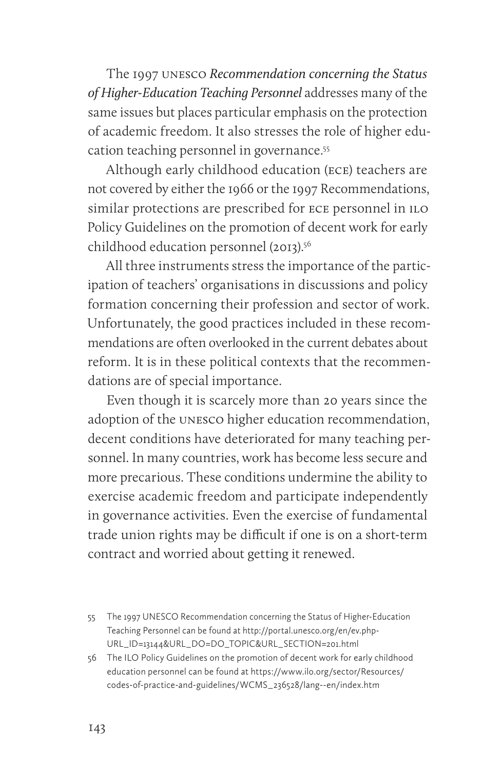The 1997 UNESCO *Recommendation concerning the Status of Higher-Education Teaching Personnel* addresses many of the same issues but places particular emphasis on the protection of academic freedom. It also stresses the role of higher education teaching personnel in governance.[55]

Although early childhood education (ECE) teachers are not covered by either the 1966 or the 1997 Recommendations, similar protections are prescribed for ECE personnel in ILO Policy Guidelines on the promotion of decent work for early childhood education personnel (2013).[56]

All three instruments stress the importance of the participation of teachers' organisations in discussions and policy formation concerning their profession and sector of work. Unfortunately, the good practices included in these recommendations are often overlooked in the current debates about reform. It is in these political contexts that the recommendations are of special importance.

Even though it is scarcely more than 20 years since the adoption of the UNESCO higher education recommendation, decent conditions have deteriorated for many teaching personnel. In many countries, work has become less secure and more precarious. These conditions undermine the ability to exercise academic freedom and participate independently in governance activities. Even the exercise of fundamental trade union rights may be difficult if one is on a short-term contract and worried about getting it renewed.

55 The 1997 UNESCO Recommendation concerning the Status of Higher-Education Teaching Personnel can be found at http://portal.unesco.org/en/ev.php-URL_ID=13144&URL_DO=DO_TOPIC&URL_SECTION=201.html

56 The ILO Policy Guidelines on the promotion of decent work for early childhood education personnel can be found at https://www.ilo.org/sector/Resources/codes-of-practice-and-guidelines/WCMS_236528/lang--en/index.htm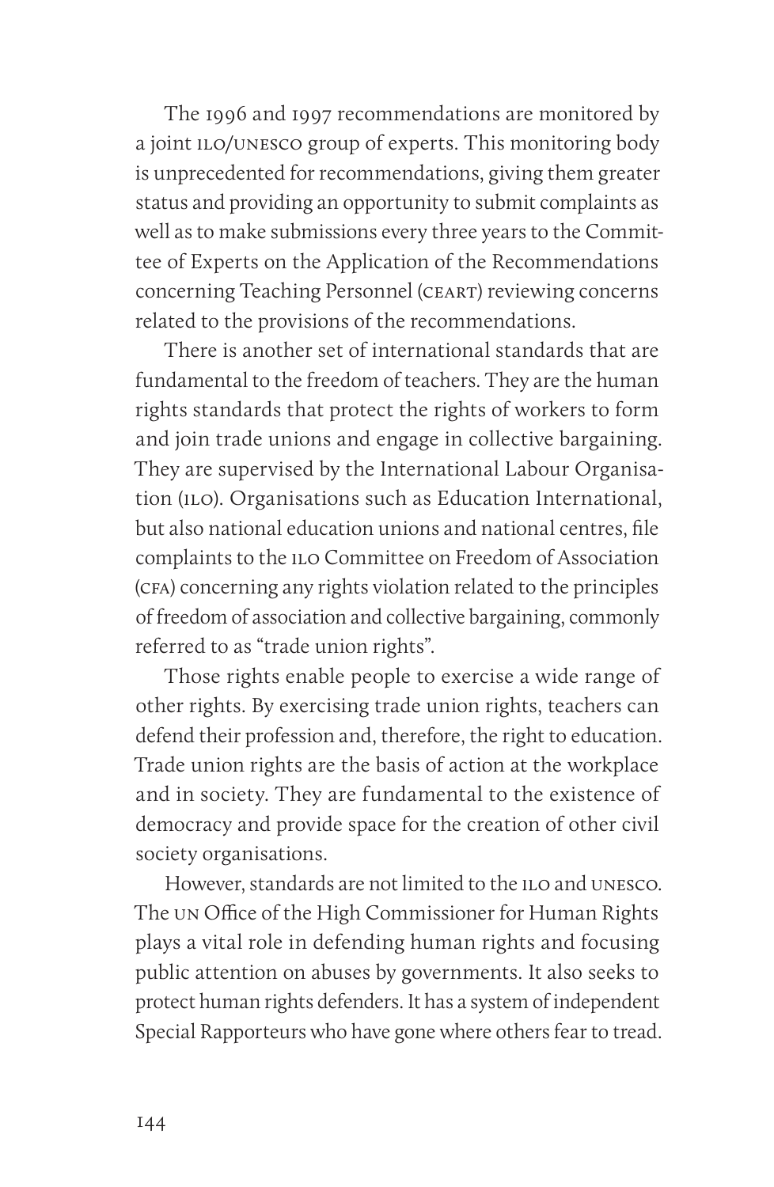The 1996 and 1997 recommendations are monitored by a joint ILO/UNESCO group of experts. This monitoring body is unprecedented for recommendations, giving them greater status and providing an opportunity to submit complaints as well as to make submissions every three years to the Committee of Experts on the Application of the Recommendations concerning Teaching Personnel (CEART) reviewing concerns related to the provisions of the recommendations.

There is another set of international standards that are fundamental to the freedom of teachers. They are the human rights standards that protect the rights of workers to form and join trade unions and engage in collective bargaining. They are supervised by the International Labour Organisation (ILO). Organisations such as Education International, but also national education unions and national centres, file complaints to the ILO Committee on Freedom of Association (CFA) concerning any rights violation related to the principles of freedom of association and collective bargaining, commonly referred to as "trade union rights".

Those rights enable people to exercise a wide range of other rights. By exercising trade union rights, teachers can defend their profession and, therefore, the right to education. Trade union rights are the basis of action at the workplace and in society. They are fundamental to the existence of democracy and provide space for the creation of other civil society organisations.

However, standards are not limited to the ILO and UNESCO. The UN Office of the High Commissioner for Human Rights plays a vital role in defending human rights and focusing public attention on abuses by governments. It also seeks to protect human rights defenders. It has a system of independent Special Rapporteurs who have gone where others fear to tread.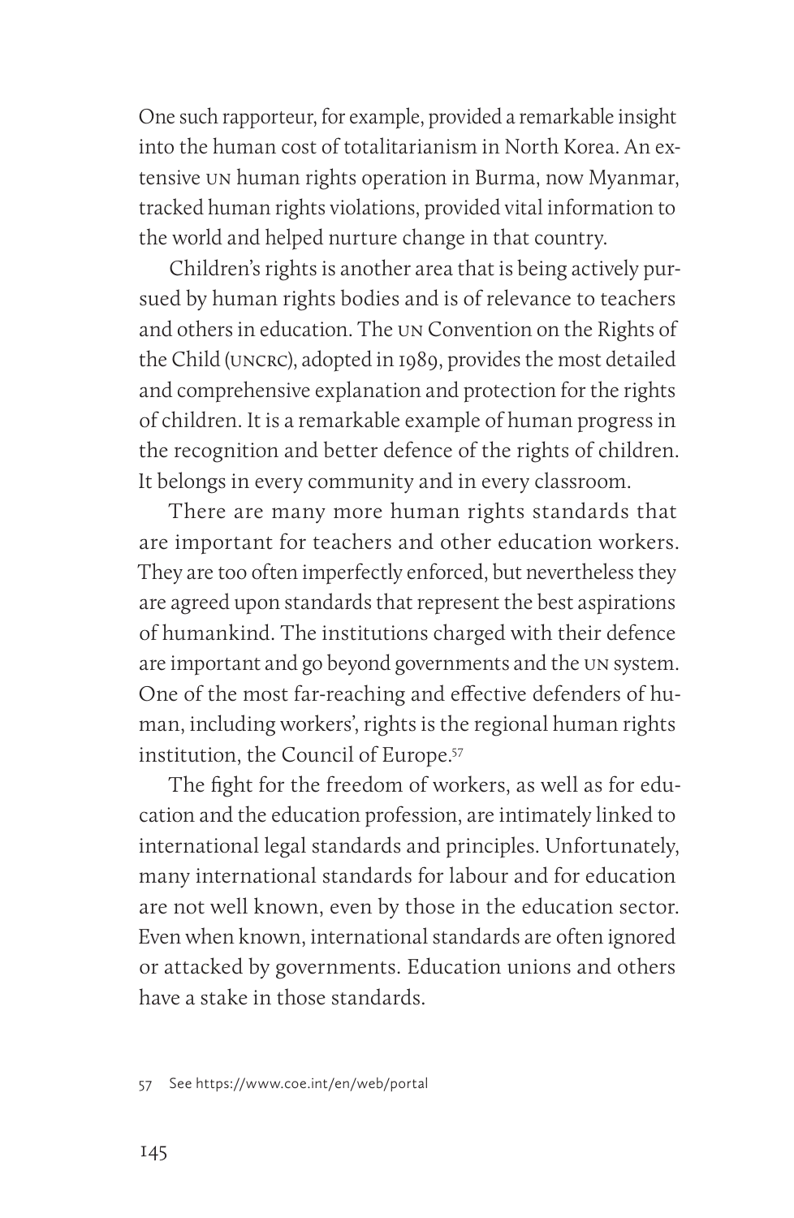One such rapporteur, for example, provided a remarkable insight into the human cost of totalitarianism in North Korea. An extensive UN human rights operation in Burma, now Myanmar, tracked human rights violations, provided vital information to the world and helped nurture change in that country.

Children's rights is another area that is being actively pursued by human rights bodies and is of relevance to teachers and others in education. The UN Convention on the Rights of the Child (UNCRC), adopted in 1989, provides the most detailed and comprehensive explanation and protection for the rights of children. It is a remarkable example of human progress in the recognition and better defence of the rights of children. It belongs in every community and in every classroom.

There are many more human rights standards that are important for teachers and other education workers. They are too often imperfectly enforced, but nevertheless they are agreed upon standards that represent the best aspirations of humankind. The institutions charged with their defence are important and go beyond governments and the UN system. One of the most far-reaching and effective defenders of human, including workers', rights is the regional human rights institution, the Council of Europe.[57]

The fight for the freedom of workers, as well as for education and the education profession, are intimately linked to international legal standards and principles. Unfortunately, many international standards for labour and for education are not well known, even by those in the education sector. Even when known, international standards are often ignored or attacked by governments. Education unions and others have a stake in those standards.

57 See https://www.coe.int/en/web/portal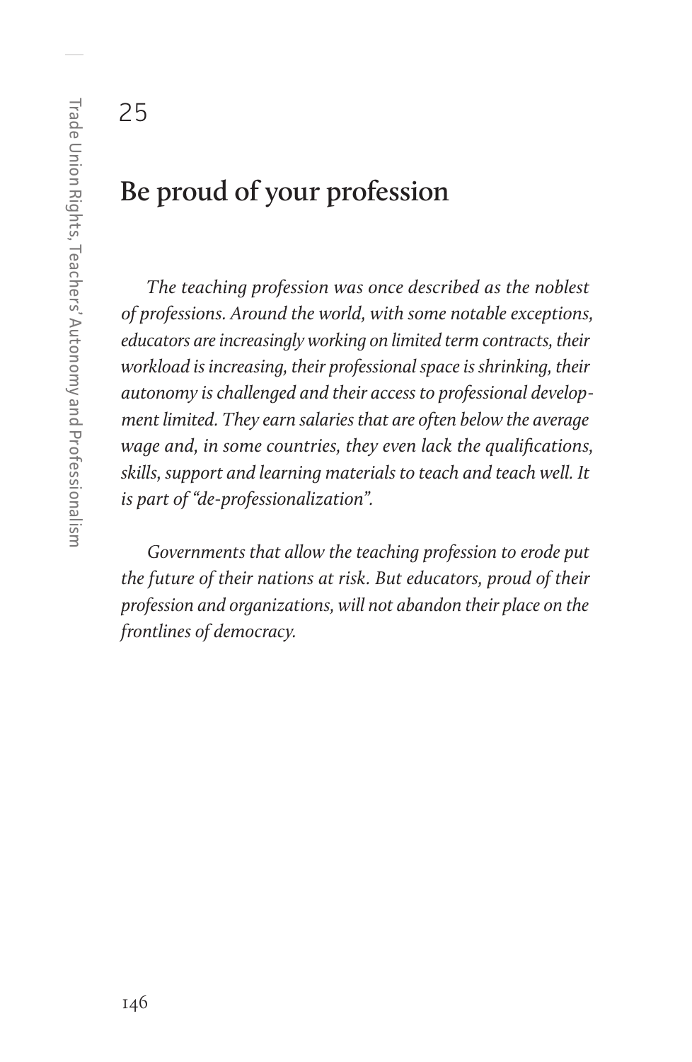25

## Be proud of your profession

*The teaching profession was once described as the noblest of professions. Around the world, with some notable exceptions, educators are increasingly working on limited term contracts, their workload is increasing, their professional space is shrinking, their autonomy is challenged and their access to professional development limited. They earn salaries that are often below the average wage and, in some countries, they even lack the qualifications, skills, support and learning materials to teach and teach well. It is part of "de-professionalization".*

*Governments that allow the teaching profession to erode put the future of their nations at risk. But educators, proud of their profession and organizations, will not abandon their place on the frontlines of democracy.*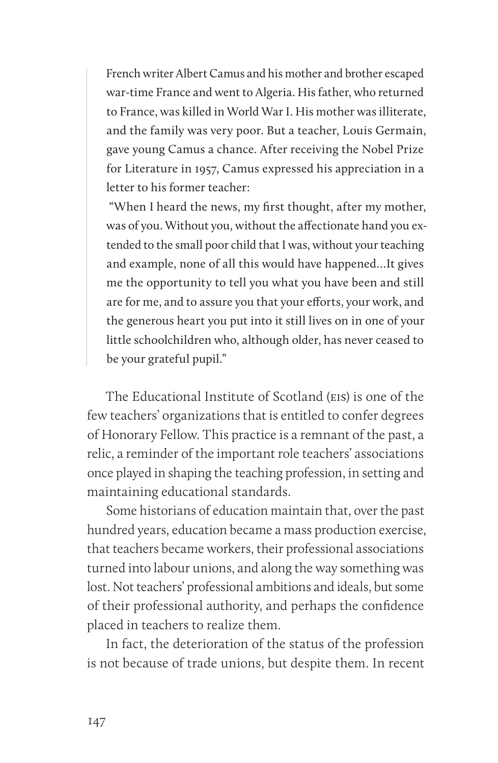> French writer Albert Camus and his mother and brother escaped war-time France and went to Algeria. His father, who returned to France, was killed in World War I. His mother was illiterate, and the family was very poor. But a teacher, Louis Germain, gave young Camus a chance. After receiving the Nobel Prize for Literature in 1957, Camus expressed his appreciation in a letter to his former teacher:
>
> "When I heard the news, my first thought, after my mother, was of you. Without you, without the affectionate hand you extended to the small poor child that I was, without your teaching and example, none of all this would have happened...It gives me the opportunity to tell you what you have been and still are for me, and to assure you that your efforts, your work, and the generous heart you put into it still lives on in one of your little schoolchildren who, although older, has never ceased to be your grateful pupil."

The Educational Institute of Scotland (EIS) is one of the few teachers' organizations that is entitled to confer degrees of Honorary Fellow. This practice is a remnant of the past, a relic, a reminder of the important role teachers' associations once played in shaping the teaching profession, in setting and maintaining educational standards.

Some historians of education maintain that, over the past hundred years, education became a mass production exercise, that teachers became workers, their professional associations turned into labour unions, and along the way something was lost. Not teachers' professional ambitions and ideals, but some of their professional authority, and perhaps the confidence placed in teachers to realize them.

In fact, the deterioration of the status of the profession is not because of trade unions, but despite them. In recent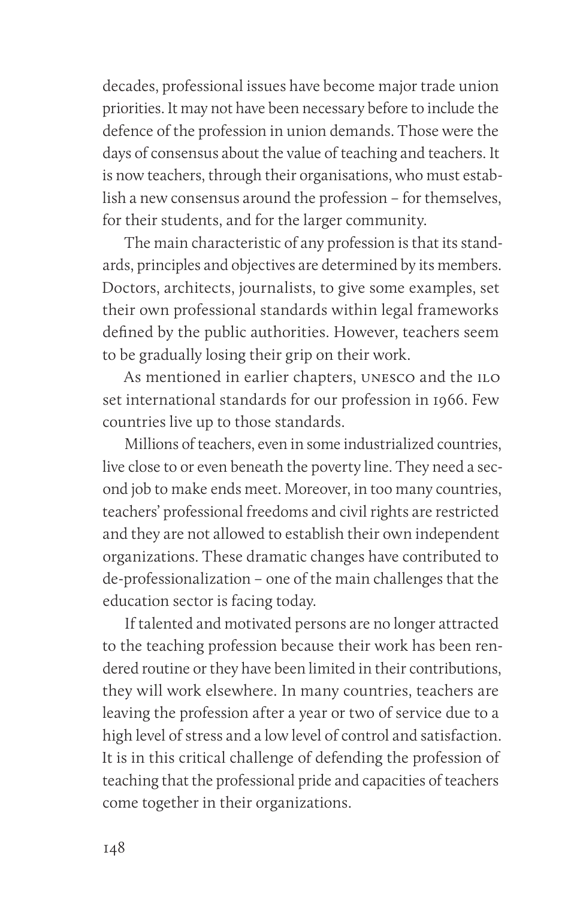decades, professional issues have become major trade union priorities. It may not have been necessary before to include the defence of the profession in union demands. Those were the days of consensus about the value of teaching and teachers. It is now teachers, through their organisations, who must establish a new consensus around the profession – for themselves, for their students, and for the larger community.

The main characteristic of any profession is that its standards, principles and objectives are determined by its members. Doctors, architects, journalists, to give some examples, set their own professional standards within legal frameworks defined by the public authorities. However, teachers seem to be gradually losing their grip on their work.

As mentioned in earlier chapters, UNESCO and the ILO set international standards for our profession in 1966. Few countries live up to those standards.

Millions of teachers, even in some industrialized countries, live close to or even beneath the poverty line. They need a second job to make ends meet. Moreover, in too many countries, teachers' professional freedoms and civil rights are restricted and they are not allowed to establish their own independent organizations. These dramatic changes have contributed to de-professionalization – one of the main challenges that the education sector is facing today.

If talented and motivated persons are no longer attracted to the teaching profession because their work has been rendered routine or they have been limited in their contributions, they will work elsewhere. In many countries, teachers are leaving the profession after a year or two of service due to a high level of stress and a low level of control and satisfaction. It is in this critical challenge of defending the profession of teaching that the professional pride and capacities of teachers come together in their organizations.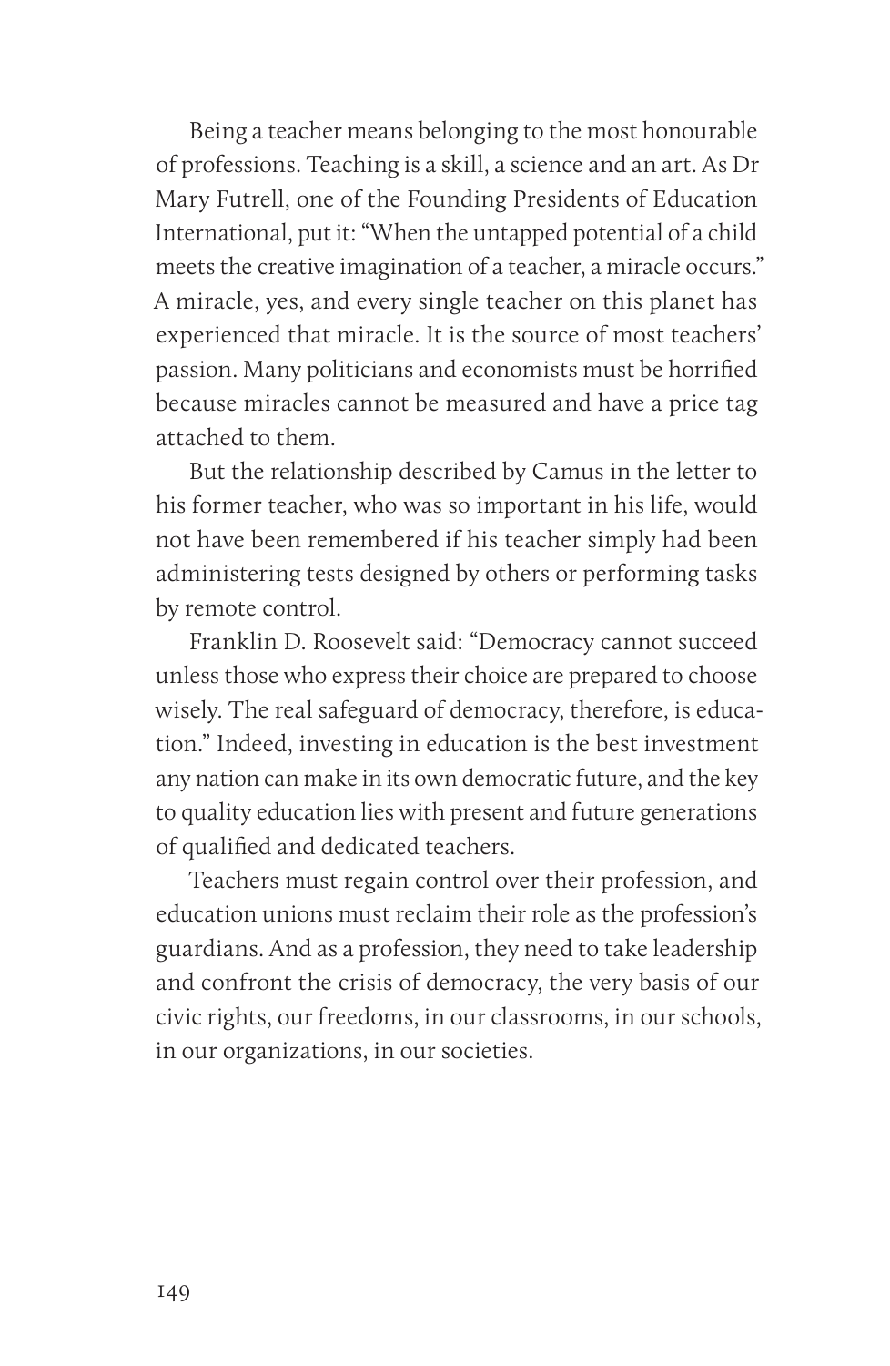Being a teacher means belonging to the most honourable of professions. Teaching is a skill, a science and an art. As Dr Mary Futrell, one of the Founding Presidents of Education International, put it: "When the untapped potential of a child meets the creative imagination of a teacher, a miracle occurs." A miracle, yes, and every single teacher on this planet has experienced that miracle. It is the source of most teachers' passion. Many politicians and economists must be horrified because miracles cannot be measured and have a price tag attached to them.

But the relationship described by Camus in the letter to his former teacher, who was so important in his life, would not have been remembered if his teacher simply had been administering tests designed by others or performing tasks by remote control.

Franklin D. Roosevelt said: "Democracy cannot succeed unless those who express their choice are prepared to choose wisely. The real safeguard of democracy, therefore, is education." Indeed, investing in education is the best investment any nation can make in its own democratic future, and the key to quality education lies with present and future generations of qualified and dedicated teachers.

Teachers must regain control over their profession, and education unions must reclaim their role as the profession's guardians. And as a profession, they need to take leadership and confront the crisis of democracy, the very basis of our civic rights, our freedoms, in our classrooms, in our schools, in our organizations, in our societies.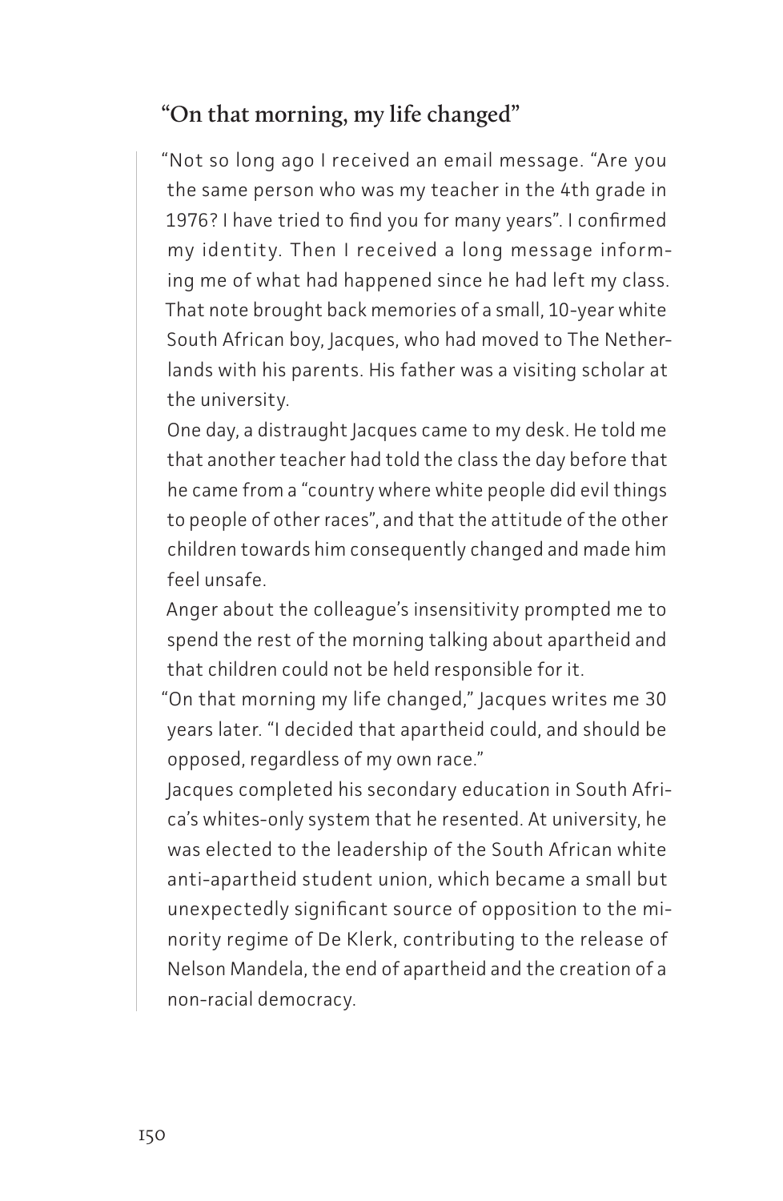## "On that morning, my life changed"

"Not so long ago I received an email message. "Are you the same person who was my teacher in the 4th grade in 1976? I have tried to find you for many years". I confirmed my identity. Then I received a long message informing me of what had happened since he had left my class. That note brought back memories of a small, 10-year white South African boy, Jacques, who had moved to The Netherlands with his parents. His father was a visiting scholar at the university.

One day, a distraught Jacques came to my desk. He told me that another teacher had told the class the day before that he came from a "country where white people did evil things to people of other races", and that the attitude of the other children towards him consequently changed and made him feel unsafe.

Anger about the colleague's insensitivity prompted me to spend the rest of the morning talking about apartheid and that children could not be held responsible for it.

"On that morning my life changed," Jacques writes me 30 years later. "I decided that apartheid could, and should be opposed, regardless of my own race."

Jacques completed his secondary education in South Africa's whites-only system that he resented. At university, he was elected to the leadership of the South African white anti-apartheid student union, which became a small but unexpectedly significant source of opposition to the minority regime of De Klerk, contributing to the release of Nelson Mandela, the end of apartheid and the creation of a non-racial democracy.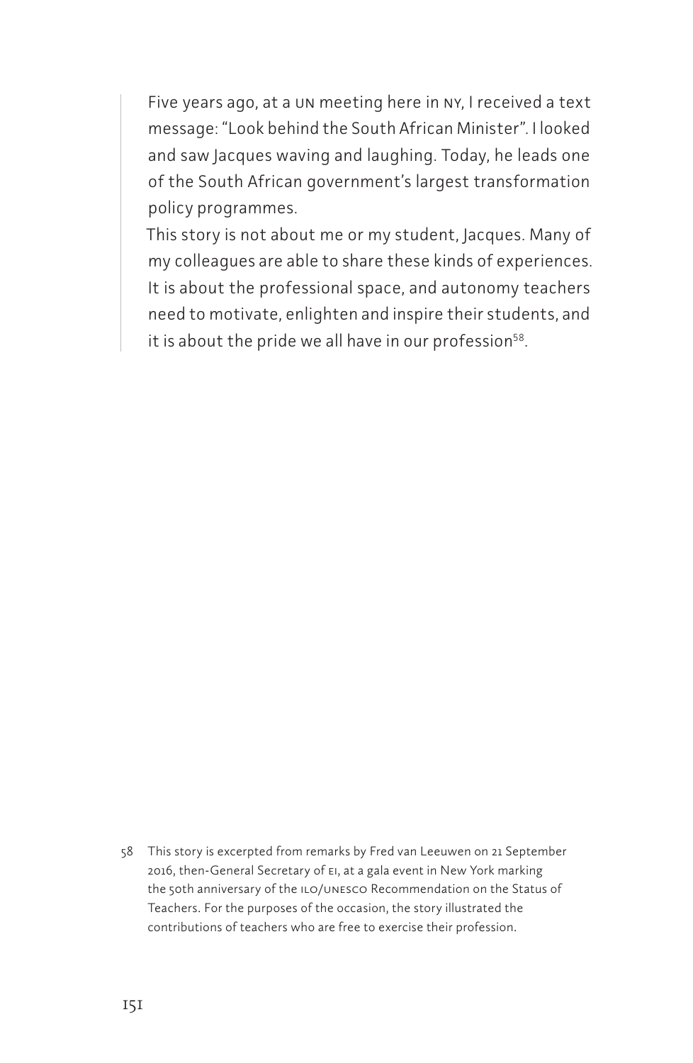> Five years ago, at a UN meeting here in NY, I received a text message: "Look behind the South African Minister". I looked and saw Jacques waving and laughing. Today, he leads one of the South African government's largest transformation policy programmes.
>
> This story is not about me or my student, Jacques. Many of my colleagues are able to share these kinds of experiences. It is about the professional space, and autonomy teachers need to motivate, enlighten and inspire their students, and it is about the pride we all have in our profession[58].

58 This story is excerpted from remarks by Fred van Leeuwen on 21 September 2016, then-General Secretary of EI, at a gala event in New York marking the 50th anniversary of the ILO/UNESCO Recommendation on the Status of Teachers. For the purposes of the occasion, the story illustrated the contributions of teachers who are free to exercise their profession.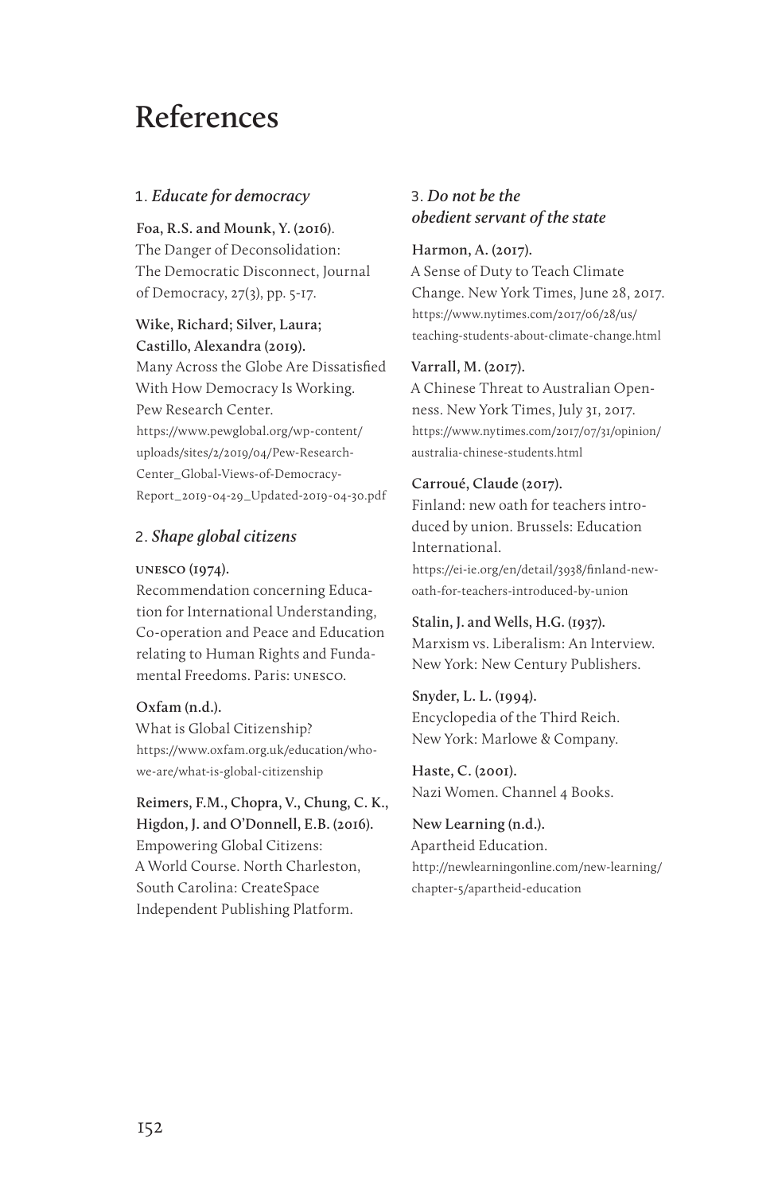# References

## 1. *Educate for democracy*

**Foa, R.S. and Mounk, Y. (2016).** The Danger of Deconsolidation: The Democratic Disconnect, Journal of Democracy, 27(3), pp. 5-17.

**Wike, Richard; Silver, Laura; Castillo, Alexandra (2019).** Many Across the Globe Are Dissatisfied With How Democracy Is Working. Pew Research Center. https://www.pewglobal.org/wp-content/uploads/sites/2/2019/04/Pew-Research-Center_Global-Views-of-Democracy-Report_2019-04-29_Updated-2019-04-30.pdf

## 2. *Shape global citizens*

**UNESCO (1974).** Recommendation concerning Education for International Understanding, Co-operation and Peace and Education relating to Human Rights and Fundamental Freedoms. Paris: UNESCO.

**Oxfam (n.d.).** What is Global Citizenship? https://www.oxfam.org.uk/education/who-we-are/what-is-global-citizenship

**Reimers, F.M., Chopra, V., Chung, C. K., Higdon, J. and O'Donnell, E.B. (2016).** Empowering Global Citizens: A World Course. North Charleston, South Carolina: CreateSpace Independent Publishing Platform.

## 3. *Do not be the obedient servant of the state*

**Harmon, A. (2017).** A Sense of Duty to Teach Climate Change. New York Times, June 28, 2017. https://www.nytimes.com/2017/06/28/us/teaching-students-about-climate-change.html

**Varrall, M. (2017).** A Chinese Threat to Australian Openness. New York Times, July 31, 2017. https://www.nytimes.com/2017/07/31/opinion/australia-chinese-students.html

**Carroué, Claude (2017).** Finland: new oath for teachers introduced by union. Brussels: Education International. https://ei-ie.org/en/detail/3938/finland-new-oath-for-teachers-introduced-by-union

**Stalin, J. and Wells, H.G. (1937).** Marxism vs. Liberalism: An Interview. New York: New Century Publishers.

**Snyder, L. L. (1994).** Encyclopedia of the Third Reich. New York: Marlowe & Company.

**Haste, C. (2001).** Nazi Women. Channel 4 Books.

**New Learning (n.d.).** Apartheid Education. http://newlearningonline.com/new-learning/chapter-5/apartheid-education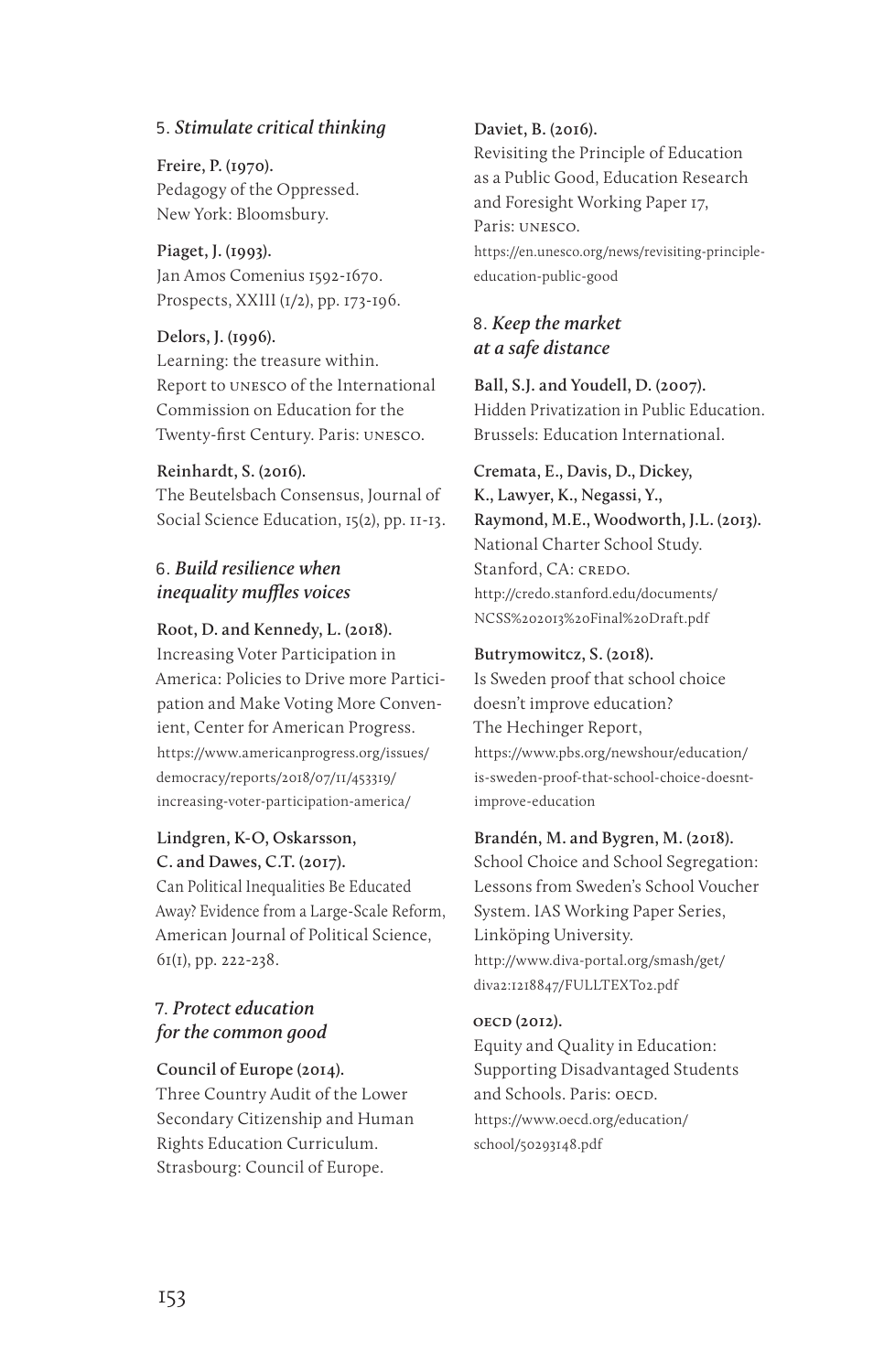### 5. *Stimulate critical thinking*

**Freire, P. (1970).**
Pedagogy of the Oppressed. New York: Bloomsbury.

**Piaget, J. (1993).**
Jan Amos Comenius 1592-1670. Prospects, XXIII (1/2), pp. 173-196.

**Delors, J. (1996).**
Learning: the treasure within. Report to UNESCO of the International Commission on Education for the Twenty-first Century. Paris: UNESCO.

**Reinhardt, S. (2016).**
The Beutelsbach Consensus, Journal of Social Science Education, 15(2), pp. 11-13.

### 6. *Build resilience when inequality muffles voices*

**Root, D. and Kennedy, L. (2018).**
Increasing Voter Participation in America: Policies to Drive more Participation and Make Voting More Convenient, Center for American Progress.
https://www.americanprogress.org/issues/democracy/reports/2018/07/11/453319/increasing-voter-participation-america/

**Lindgren, K-O, Oskarsson, C. and Dawes, C.T. (2017).**
Can Political Inequalities Be Educated Away? Evidence from a Large-Scale Reform, American Journal of Political Science, 61(1), pp. 222-238.

### 7. *Protect education for the common good*

**Council of Europe (2014).**
Three Country Audit of the Lower Secondary Citizenship and Human Rights Education Curriculum. Strasbourg: Council of Europe.

**Daviet, B. (2016).**
Revisiting the Principle of Education as a Public Good, Education Research and Foresight Working Paper 17, Paris: UNESCO.
https://en.unesco.org/news/revisiting-principle-education-public-good

### 8. *Keep the market at a safe distance*

**Ball, S.J. and Youdell, D. (2007).**
Hidden Privatization in Public Education. Brussels: Education International.

**Cremata, E., Davis, D., Dickey, K., Lawyer, K., Negassi, Y., Raymond, M.E., Woodworth, J.L. (2013).**
National Charter School Study. Stanford, CA: CREDO.
http://credo.stanford.edu/documents/NCSS%202013%20Final%20Draft.pdf

**Butrymowitcz, S. (2018).**
Is Sweden proof that school choice doesn't improve education? The Hechinger Report,
https://www.pbs.org/newshour/education/is-sweden-proof-that-school-choice-doesnt-improve-education

**Brandén, M. and Bygren, M. (2018).**
School Choice and School Segregation: Lessons from Sweden's School Voucher System. IAS Working Paper Series, Linköping University.
http://www.diva-portal.org/smash/get/diva2:1218847/FULLTEXT02.pdf

**OECD (2012).**
Equity and Quality in Education: Supporting Disadvantaged Students and Schools. Paris: OECD.
https://www.oecd.org/education/school/50293148.pdf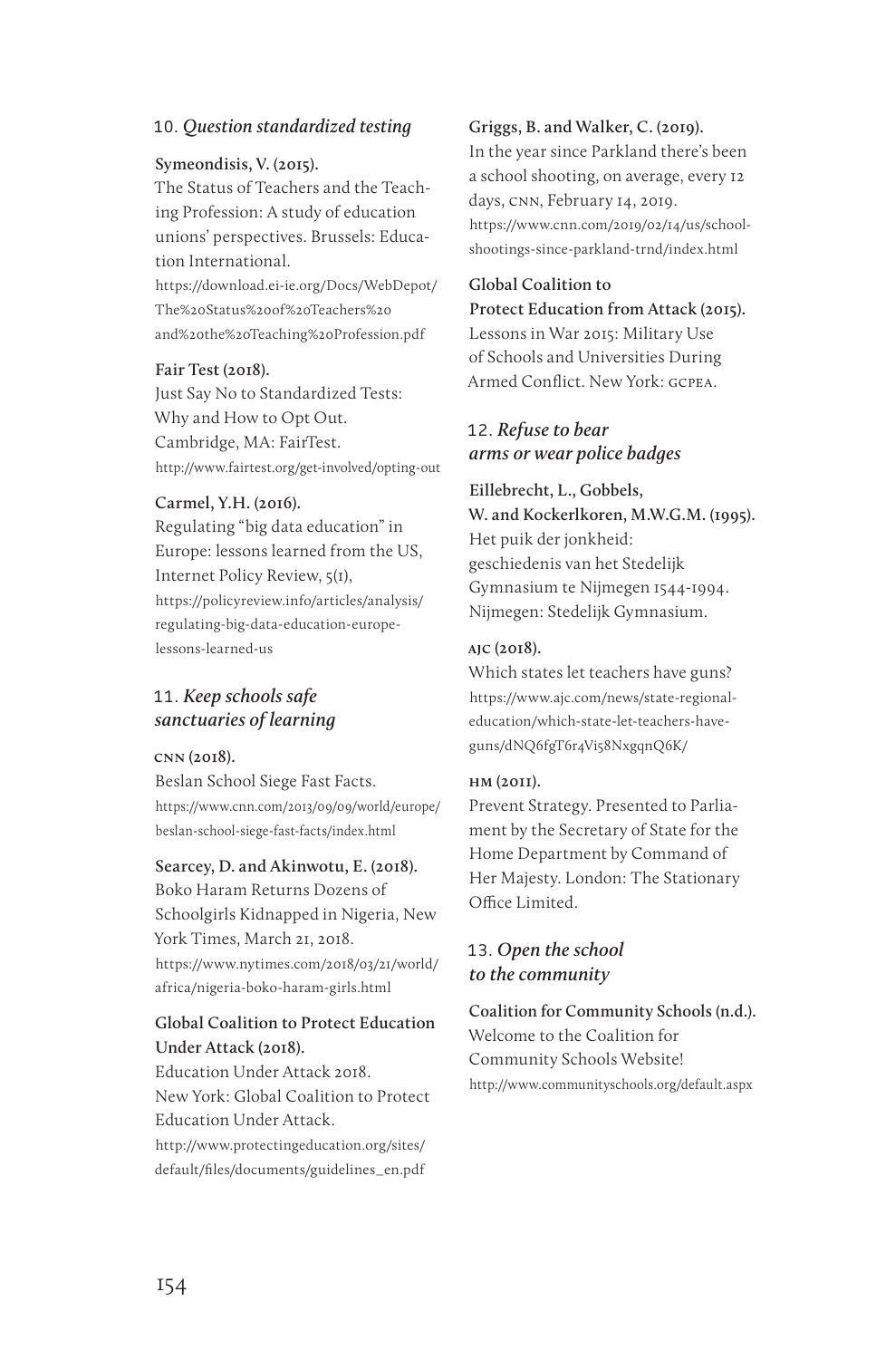### 10. *Question standardized testing*

**Symeondisis, V. (2015).**
The Status of Teachers and the Teaching Profession: A study of education unions' perspectives. Brussels: Education International.
https://download.ei-ie.org/Docs/WebDepot/The%20Status%20of%20Teachers%20and%20the%20Teaching%20Profession.pdf

**Fair Test (2018).**
Just Say No to Standardized Tests: Why and How to Opt Out. Cambridge, MA: FairTest.
http://www.fairtest.org/get-involved/opting-out

**Carmel, Y.H. (2016).**
Regulating "big data education" in Europe: lessons learned from the US, Internet Policy Review, 5(1),
https://policyreview.info/articles/analysis/regulating-big-data-education-europe-lessons-learned-us

### 11. *Keep schools safe sanctuaries of learning*

**CNN (2018).**
Beslan School Siege Fast Facts.
https://www.cnn.com/2013/09/09/world/europe/beslan-school-siege-fast-facts/index.html

**Searcey, D. and Akinwotu, E. (2018).**
Boko Haram Returns Dozens of Schoolgirls Kidnapped in Nigeria, New York Times, March 21, 2018.
https://www.nytimes.com/2018/03/21/world/africa/nigeria-boko-haram-girls.html

**Global Coalition to Protect Education Under Attack (2018).**
Education Under Attack 2018. New York: Global Coalition to Protect Education Under Attack.
http://www.protectingeducation.org/sites/default/files/documents/guidelines_en.pdf

**Griggs, B. and Walker, C. (2019).**
In the year since Parkland there's been a school shooting, on average, every 12 days, CNN, February 14, 2019.
https://www.cnn.com/2019/02/14/us/school-shootings-since-parkland-trnd/index.html

**Global Coalition to Protect Education from Attack (2015).**
Lessons in War 2015: Military Use of Schools and Universities During Armed Conflict. New York: GCPEA.

### 12. *Refuse to bear arms or wear police badges*

**Eillebrecht, L., Gobbels, W. and Kockerlkoren, M.W.G.M. (1995).**
Het puik der jonkheid: geschiedenis van het Stedelijk Gymnasium te Nijmegen 1544-1994. Nijmegen: Stedelijk Gymnasium.

**AJC (2018).**
Which states let teachers have guns?
https://www.ajc.com/news/state-regional-education/which-state-let-teachers-have-guns/dNQ6fgT6r4Vi58NxgqnQ6K/

**HM (2011).**
Prevent Strategy. Presented to Parliament by the Secretary of State for the Home Department by Command of Her Majesty. London: The Stationary Office Limited.

### 13. *Open the school to the community*

**Coalition for Community Schools (n.d.).**
Welcome to the Coalition for Community Schools Website!
http://www.communityschools.org/default.aspx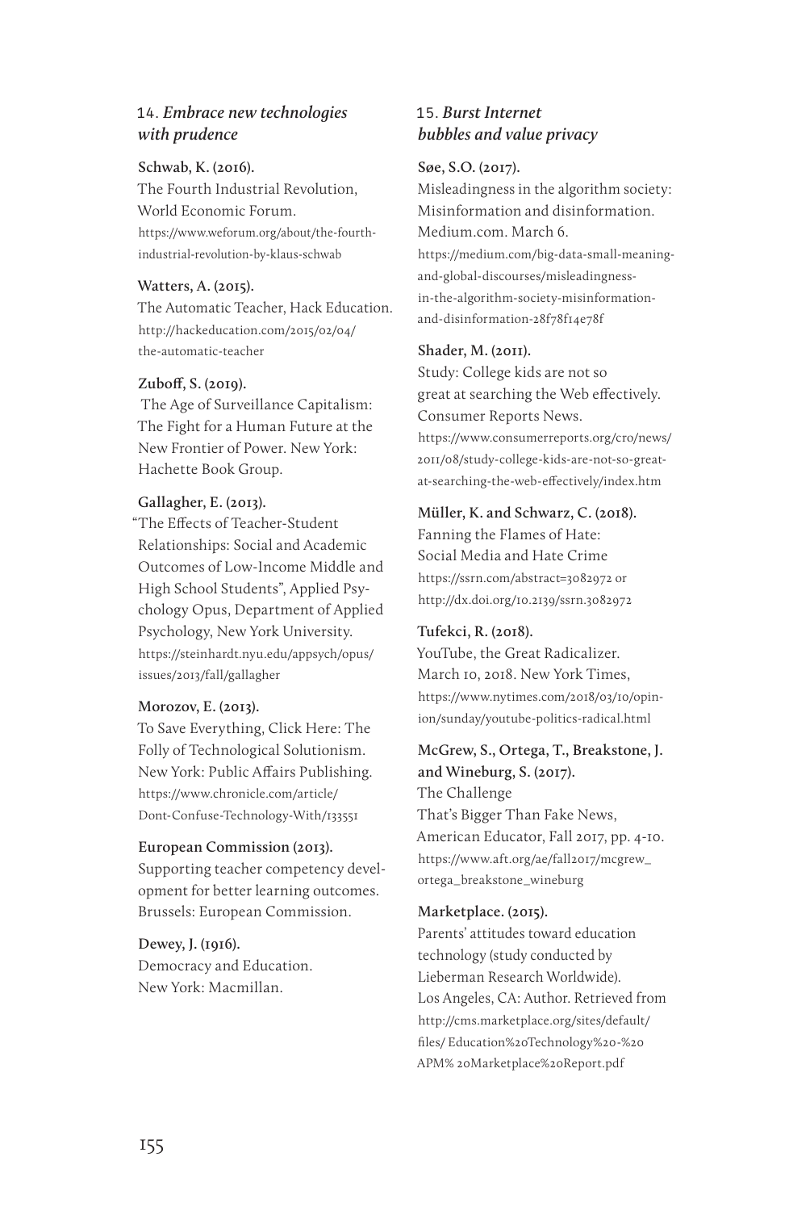### 14. *Embrace new technologies with prudence*

**Schwab, K. (2016).**
The Fourth Industrial Revolution, World Economic Forum.
https://www.weforum.org/about/the-fourth-industrial-revolution-by-klaus-schwab

**Watters, A. (2015).**
The Automatic Teacher, Hack Education.
http://hackeducation.com/2015/02/04/the-automatic-teacher

**Zuboff, S. (2019).**
The Age of Surveillance Capitalism: The Fight for a Human Future at the New Frontier of Power. New York: Hachette Book Group.

**Gallagher, E. (2013).**
"The Effects of Teacher-Student Relationships: Social and Academic Outcomes of Low-Income Middle and High School Students", Applied Psychology Opus, Department of Applied Psychology, New York University.
https://steinhardt.nyu.edu/appsych/opus/issues/2013/fall/gallagher

**Morozov, E. (2013).**
To Save Everything, Click Here: The Folly of Technological Solutionism. New York: Public Affairs Publishing.
https://www.chronicle.com/article/Dont-Confuse-Technology-With/133551

**European Commission (2013).**
Supporting teacher competency development for better learning outcomes. Brussels: European Commission.

**Dewey, J. (1916).**
Democracy and Education. New York: Macmillan.

### 15. *Burst Internet bubbles and value privacy*

**Søe, S.O. (2017).**
Misleadingness in the algorithm society: Misinformation and disinformation. Medium.com. March 6.
https://medium.com/big-data-small-meaning-and-global-discourses/misleadingness-in-the-algorithm-society-misinformation-and-disinformation-28f78f14e78f

**Shader, M. (2011).**
Study: College kids are not so great at searching the Web effectively. Consumer Reports News.
https://www.consumerreports.org/cro/news/2011/08/study-college-kids-are-not-so-great-at-searching-the-web-effectively/index.htm

**Müller, K. and Schwarz, C. (2018).**
Fanning the Flames of Hate: Social Media and Hate Crime
https://ssrn.com/abstract=3082972 or http://dx.doi.org/10.2139/ssrn.3082972

**Tufekci, R. (2018).**
YouTube, the Great Radicalizer. March 10, 2018. New York Times,
https://www.nytimes.com/2018/03/10/opinion/sunday/youtube-politics-radical.html

**McGrew, S., Ortega, T., Breakstone, J. and Wineburg, S. (2017).**
The Challenge That's Bigger Than Fake News, American Educator, Fall 2017, pp. 4-10.
https://www.aft.org/ae/fall2017/mcgrew_ortega_breakstone_wineburg

**Marketplace. (2015).**
Parents' attitudes toward education technology (study conducted by Lieberman Research Worldwide). Los Angeles, CA: Author. Retrieved from http://cms.marketplace.org/sites/default/files/ Education%20Technology%20-%20APM% 20Marketplace%20Report.pdf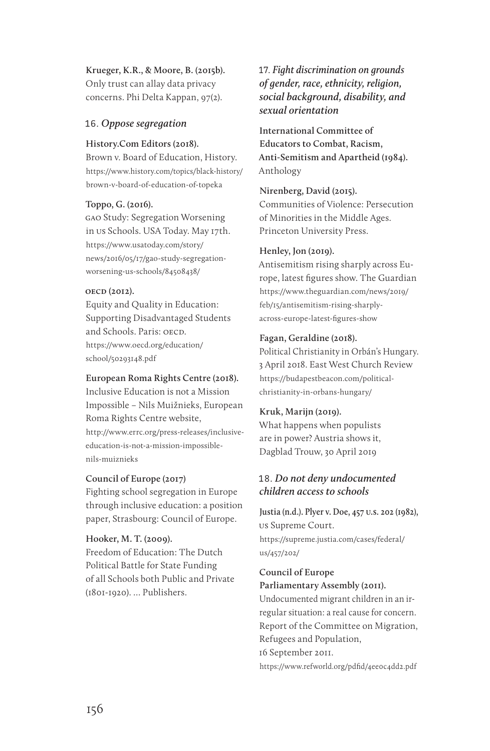**Krueger, K.R., & Moore, B. (2015b).**
Only trust can allay data privacy concerns. Phi Delta Kappan, 97(2).

### 16. *Oppose segregation*

**History.Com Editors (2018).**
Brown v. Board of Education, History. https://www.history.com/topics/black-history/brown-v-board-of-education-of-topeka

**Toppo, G. (2016).**
GAO Study: Segregation Worsening in US Schools. USA Today. May 17th. https://www.usatoday.com/story/news/2016/05/17/gao-study-segregation-worsening-us-schools/84508438/

**OECD (2012).**
Equity and Quality in Education: Supporting Disadvantaged Students and Schools. Paris: OECD. https://www.oecd.org/education/school/50293148.pdf

**European Roma Rights Centre (2018).**
Inclusive Education is not a Mission Impossible – Nils Muižnieks, European Roma Rights Centre website, http://www.errc.org/press-releases/inclusive-education-is-not-a-mission-impossible-nils-muiznieks

**Council of Europe (2017)**
Fighting school segregation in Europe through inclusive education: a position paper, Strasbourg: Council of Europe.

**Hooker, M. T. (2009).**
Freedom of Education: The Dutch Political Battle for State Funding of all Schools both Public and Private (1801-1920). ... Publishers.

### 17. *Fight discrimination on grounds of gender, race, ethnicity, religion, social background, disability, and sexual orientation*

**International Committee of Educators to Combat, Racism, Anti-Semitism and Apartheid (1984).**
Anthology

**Nirenberg, David (2015).**
Communities of Violence: Persecution of Minorities in the Middle Ages. Princeton University Press.

**Henley, Jon (2019).**
Antisemitism rising sharply across Europe, latest figures show. The Guardian https://www.theguardian.com/news/2019/feb/15/antisemitism-rising-sharply-across-europe-latest-figures-show

**Fagan, Geraldine (2018).**
Political Christianity in Orbán's Hungary. 3 April 2018. East West Church Review https://budapestbeacon.com/political-christianity-in-orbans-hungary/

**Kruk, Marijn (2019).**
What happens when populists are in power? Austria shows it, Dagblad Trouw, 30 April 2019

### 18. *Do not deny undocumented children access to schools*

**Justia (n.d.). Plyer v. Doe, 457 U.S. 202 (1982),** US Supreme Court. https://supreme.justia.com/cases/federal/us/457/202/

**Council of Europe Parliamentary Assembly (2011).**
Undocumented migrant children in an irregular situation: a real cause for concern. Report of the Committee on Migration, Refugees and Population, 16 September 2011. https://www.refworld.org/pdfid/4ee0c4dd2.pdf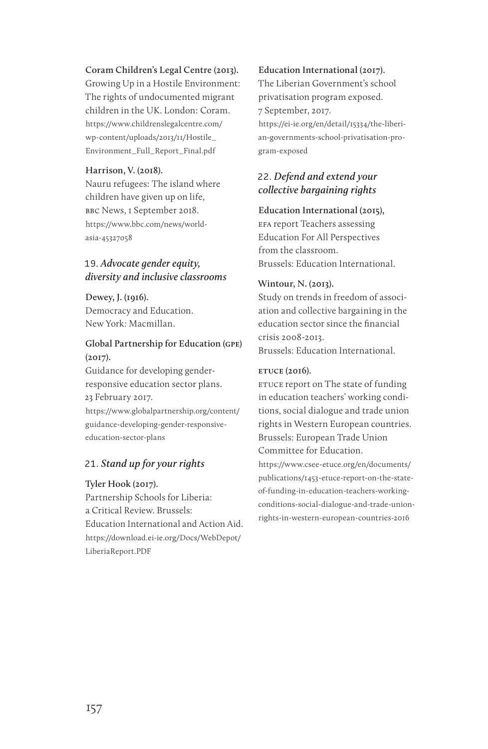**Coram Children's Legal Centre (2013).**
Growing Up in a Hostile Environment: The rights of undocumented migrant children in the UK. London: Coram.
https://www.childrenslegalcentre.com/wp-content/uploads/2013/11/Hostile_Environment_Full_Report_Final.pdf

**Harrison, V. (2018).**
Nauru refugees: The island where children have given up on life, BBC News, 1 September 2018.
https://www.bbc.com/news/world-asia-45327058

### 19. *Advocate gender equity, diversity and inclusive classrooms*

**Dewey, J. (1916).**
Democracy and Education.
New York: Macmillan.

**Global Partnership for Education (GPE) (2017).**
Guidance for developing gender-responsive education sector plans.
23 February 2017.
https://www.globalpartnership.org/content/guidance-developing-gender-responsive-education-sector-plans

### 21. *Stand up for your rights*

**Tyler Hook (2017).**
Partnership Schools for Liberia: a Critical Review. Brussels: Education International and Action Aid.
https://download.ei-ie.org/Docs/WebDepot/LiberiaReport.PDF

**Education International (2017).**
The Liberian Government's school privatisation program exposed.
7 September, 2017.
https://ei-ie.org/en/detail/15334/the-liberian-governments-school-privatisation-program-exposed

### 22. *Defend and extend your collective bargaining rights*

**Education International (2015),**
EFA report Teachers assessing Education For All Perspectives from the classroom.
Brussels: Education International.

**Wintour, N. (2013).**
Study on trends in freedom of association and collective bargaining in the education sector since the financial crisis 2008-2013.
Brussels: Education International.

**ETUCE (2016).**
ETUCE report on The state of funding in education teachers' working conditions, social dialogue and trade union rights in Western European countries.
Brussels: European Trade Union Committee for Education.
https://www.csee-etuce.org/en/documents/publications/1453-etuce-report-on-the-state-of-funding-in-education-teachers-working-conditions-social-dialogue-and-trade-union-rights-in-western-european-countries-2016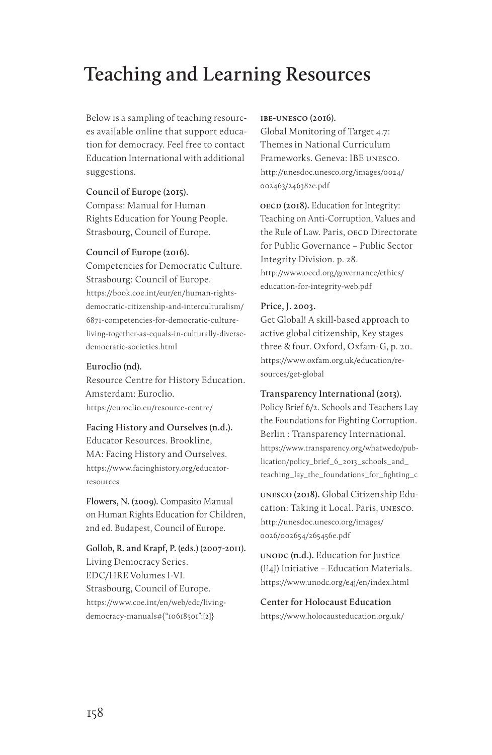# Teaching and Learning Resources

Below is a sampling of teaching resources available online that support education for democracy. Feel free to contact Education International with additional suggestions.

**Council of Europe (2015).**
Compass: Manual for Human Rights Education for Young People. Strasbourg, Council of Europe.

**Council of Europe (2016).**
Competencies for Democratic Culture. Strasbourg: Council of Europe.
https://book.coe.int/eur/en/human-rights-democratic-citizenship-and-interculturalism/6871-competencies-for-democratic-culture-living-together-as-equals-in-culturally-diverse-democratic-societies.html

**Euroclio (nd).**
Resource Centre for History Education. Amsterdam: Euroclio.
https://euroclio.eu/resource-centre/

**Facing History and Ourselves (n.d.).**
Educator Resources. Brookline, MA: Facing History and Ourselves.
https://www.facinghistory.org/educator-resources

**Flowers, N. (2009).** Compasito Manual on Human Rights Education for Children, 2nd ed. Budapest, Council of Europe.

**Gollob, R. and Krapf, P. (eds.) (2007-2011).**
Living Democracy Series.
EDC/HRE Volumes I-VI.
Strasbourg, Council of Europe.
https://www.coe.int/en/web/edc/living-democracy-manuals#{"10618501":[2]}

**IBE-UNESCO (2016).**
Global Monitoring of Target 4.7: Themes in National Curriculum Frameworks. Geneva: IBE UNESCO.
http://unesdoc.unesco.org/images/0024/002463/246382e.pdf

**OECD (2018).** Education for Integrity: Teaching on Anti-Corruption, Values and the Rule of Law. Paris, OECD Directorate for Public Governance – Public Sector Integrity Division. p. 28.
http://www.oecd.org/governance/ethics/education-for-integrity-web.pdf

**Price, J. 2003.**
Get Global! A skill-based approach to active global citizenship, Key stages three & four. Oxford, Oxfam-G, p. 20.
https://www.oxfam.org.uk/education/resources/get-global

**Transparency International (2013).**
Policy Brief 6/2. Schools and Teachers Lay the Foundations for Fighting Corruption. Berlin : Transparency International.
https://www.transparency.org/whatwedo/publication/policy_brief_6_2013_schools_and_teaching_lay_the_foundations_for_fighting_c

**UNESCO (2018).** Global Citizenship Education: Taking it Local. Paris, UNESCO.
http://unesdoc.unesco.org/images/0026/002654/265456e.pdf

**UNODC (n.d.).** Education for Justice (E4J) Initiative – Education Materials.
https://www.unodc.org/e4j/en/index.html

**Center for Holocaust Education**
https://www.holocausteducation.org.uk/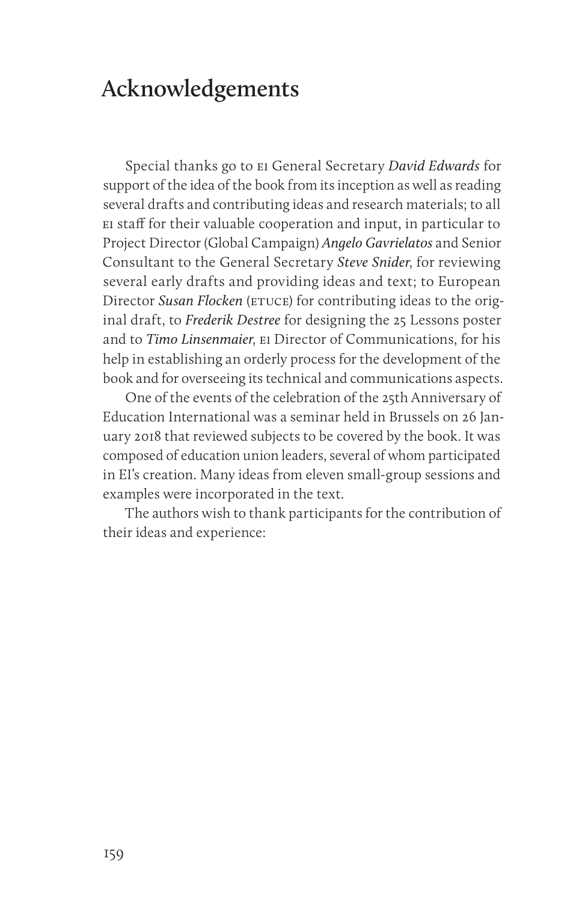# Acknowledgements

Special thanks go to EI General Secretary *David Edwards* for support of the idea of the book from its inception as well as reading several drafts and contributing ideas and research materials; to all EI staff for their valuable cooperation and input, in particular to Project Director (Global Campaign) *Angelo Gavrielatos* and Senior Consultant to the General Secretary *Steve Snider*, for reviewing several early drafts and providing ideas and text; to European Director *Susan Flocken* (ETUCE) for contributing ideas to the original draft, to *Frederik Destree* for designing the 25 Lessons poster and to *Timo Linsenmaier*, EI Director of Communications, for his help in establishing an orderly process for the development of the book and for overseeing its technical and communications aspects.

One of the events of the celebration of the 25th Anniversary of Education International was a seminar held in Brussels on 26 January 2018 that reviewed subjects to be covered by the book. It was composed of education union leaders, several of whom participated in EI's creation. Many ideas from eleven small-group sessions and examples were incorporated in the text.

The authors wish to thank participants for the contribution of their ideas and experience: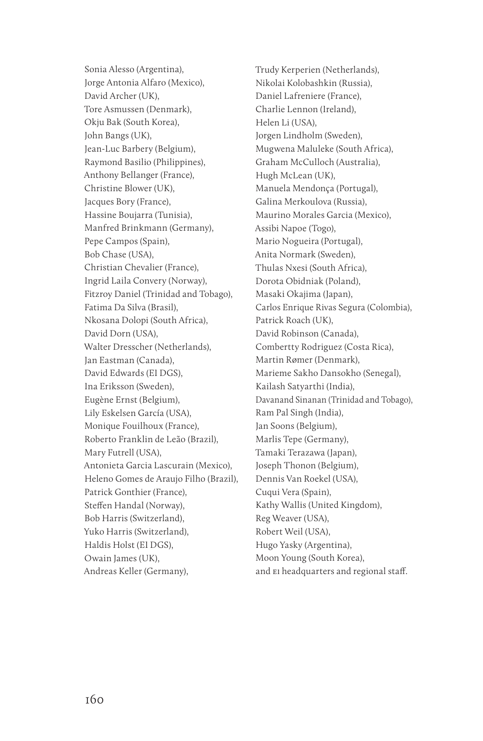Sonia Alesso (Argentina),
Jorge Antonia Alfaro (Mexico),
David Archer (UK),
Tore Asmussen (Denmark),
Okju Bak (South Korea),
John Bangs (UK),
Jean-Luc Barbery (Belgium),
Raymond Basilio (Philippines),
Anthony Bellanger (France),
Christine Blower (UK),
Jacques Bory (France),
Hassine Boujarra (Tunisia),
Manfred Brinkmann (Germany),
Pepe Campos (Spain),
Bob Chase (USA),
Christian Chevalier (France),
Ingrid Laila Convery (Norway),
Fitzroy Daniel (Trinidad and Tobago),
Fatima Da Silva (Brasil),
Nkosana Dolopi (South Africa),
David Dorn (USA),
Walter Dresscher (Netherlands),
Jan Eastman (Canada),
David Edwards (EI DGS),
Ina Eriksson (Sweden),
Eugène Ernst (Belgium),
Lily Eskelsen García (USA),
Monique Fouilhoux (France),
Roberto Franklin de Leão (Brazil),
Mary Futrell (USA),
Antonieta Garcia Lascurain (Mexico),
Heleno Gomes de Araujo Filho (Brazil),
Patrick Gonthier (France),
Steffen Handal (Norway),
Bob Harris (Switzerland),
Yuko Harris (Switzerland),
Haldis Holst (EI DGS),
Owain James (UK),
Andreas Keller (Germany),
Trudy Kerperien (Netherlands),
Nikolai Kolobashkin (Russia),
Daniel Lafreniere (France),
Charlie Lennon (Ireland),
Helen Li (USA),
Jorgen Lindholm (Sweden),
Mugwena Maluleke (South Africa),
Graham McCulloch (Australia),
Hugh McLean (UK),
Manuela Mendonça (Portugal),
Galina Merkoulova (Russia),
Maurino Morales Garcia (Mexico),
Assibi Napoe (Togo),
Mario Nogueira (Portugal),
Anita Normark (Sweden),
Thulas Nxesi (South Africa),
Dorota Obidniak (Poland),
Masaki Okajima (Japan),
Carlos Enrique Rivas Segura (Colombia),
Patrick Roach (UK),
David Robinson (Canada),
Combertty Rodriguez (Costa Rica),
Martin Rømer (Denmark),
Marieme Sakho Dansokho (Senegal),
Kailash Satyarthi (India),
Davanand Sinanan (Trinidad and Tobago),
Ram Pal Singh (India),
Jan Soons (Belgium),
Marlis Tepe (Germany),
Tamaki Terazawa (Japan),
Joseph Thonon (Belgium),
Dennis Van Roekel (USA),
Cuqui Vera (Spain),
Kathy Wallis (United Kingdom),
Reg Weaver (USA),
Robert Weil (USA),
Hugo Yasky (Argentina),
Moon Young (South Korea),
and EI headquarters and regional staff.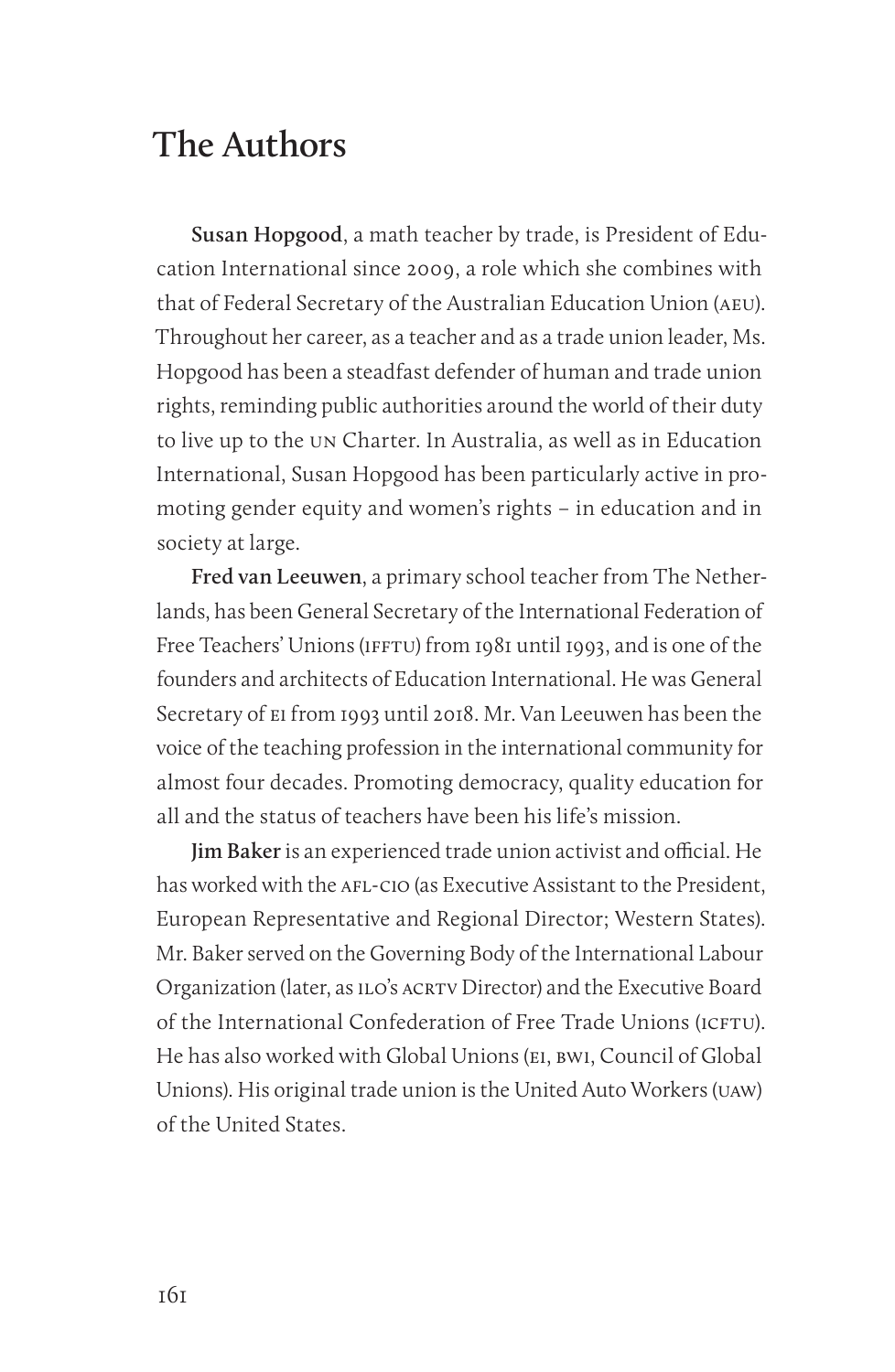# The Authors

**Susan Hopgood**, a math teacher by trade, is President of Education International since 2009, a role which she combines with that of Federal Secretary of the Australian Education Union (AEU). Throughout her career, as a teacher and as a trade union leader, Ms. Hopgood has been a steadfast defender of human and trade union rights, reminding public authorities around the world of their duty to live up to the UN Charter. In Australia, as well as in Education International, Susan Hopgood has been particularly active in promoting gender equity and women's rights – in education and in society at large.

**Fred van Leeuwen**, a primary school teacher from The Netherlands, has been General Secretary of the International Federation of Free Teachers' Unions (IFFTU) from 1981 until 1993, and is one of the founders and architects of Education International. He was General Secretary of EI from 1993 until 2018. Mr. Van Leeuwen has been the voice of the teaching profession in the international community for almost four decades. Promoting democracy, quality education for all and the status of teachers have been his life's mission.

**Jim Baker** is an experienced trade union activist and official. He has worked with the AFL-CIO (as Executive Assistant to the President, European Representative and Regional Director; Western States). Mr. Baker served on the Governing Body of the International Labour Organization (later, as ILO's ACRTV Director) and the Executive Board of the International Confederation of Free Trade Unions (ICFTU). He has also worked with Global Unions (EI, BWI, Council of Global Unions). His original trade union is the United Auto Workers (UAW) of the United States.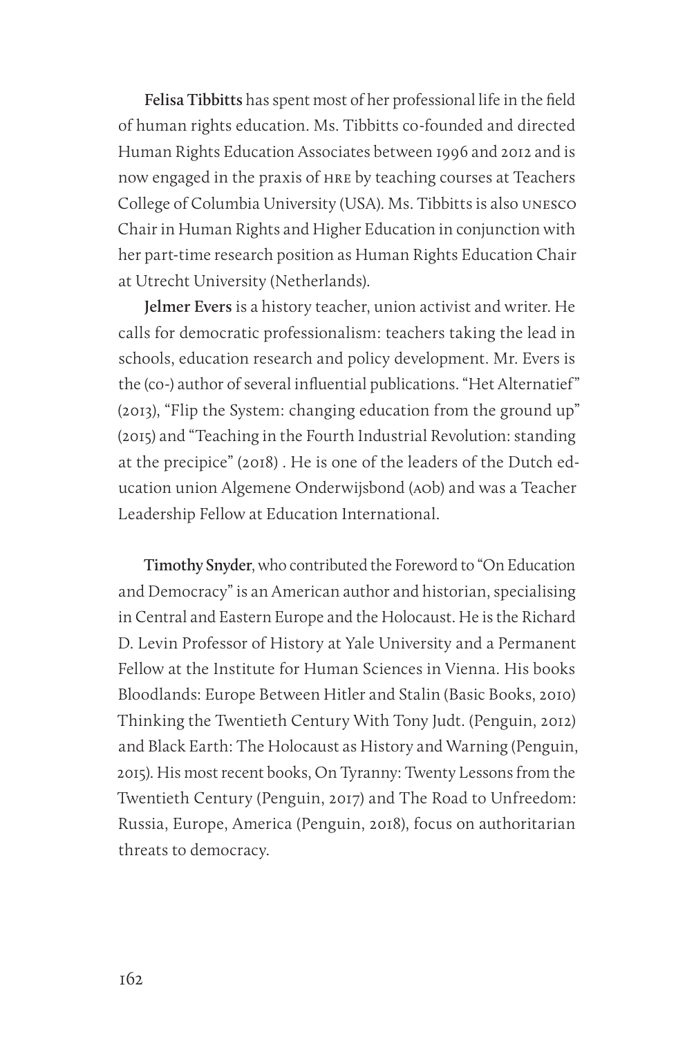**Felisa Tibbitts** has spent most of her professional life in the field of human rights education. Ms. Tibbitts co-founded and directed Human Rights Education Associates between 1996 and 2012 and is now engaged in the praxis of HRE by teaching courses at Teachers College of Columbia University (USA). Ms. Tibbitts is also UNESCO Chair in Human Rights and Higher Education in conjunction with her part-time research position as Human Rights Education Chair at Utrecht University (Netherlands).

**Jelmer Evers** is a history teacher, union activist and writer. He calls for democratic professionalism: teachers taking the lead in schools, education research and policy development. Mr. Evers is the (co-) author of several influential publications. "Het Alternatief" (2013), "Flip the System: changing education from the ground up" (2015) and "Teaching in the Fourth Industrial Revolution: standing at the precipice" (2018) . He is one of the leaders of the Dutch education union Algemene Onderwijsbond (AOb) and was a Teacher Leadership Fellow at Education International.

**Timothy Snyder**, who contributed the Foreword to "On Education and Democracy" is an American author and historian, specialising in Central and Eastern Europe and the Holocaust. He is the Richard D. Levin Professor of History at Yale University and a Permanent Fellow at the Institute for Human Sciences in Vienna. His books Bloodlands: Europe Between Hitler and Stalin (Basic Books, 2010) Thinking the Twentieth Century With Tony Judt. (Penguin, 2012) and Black Earth: The Holocaust as History and Warning (Penguin, 2015). His most recent books, On Tyranny: Twenty Lessons from the Twentieth Century (Penguin, 2017) and The Road to Unfreedom: Russia, Europe, America (Penguin, 2018), focus on authoritarian threats to democracy.